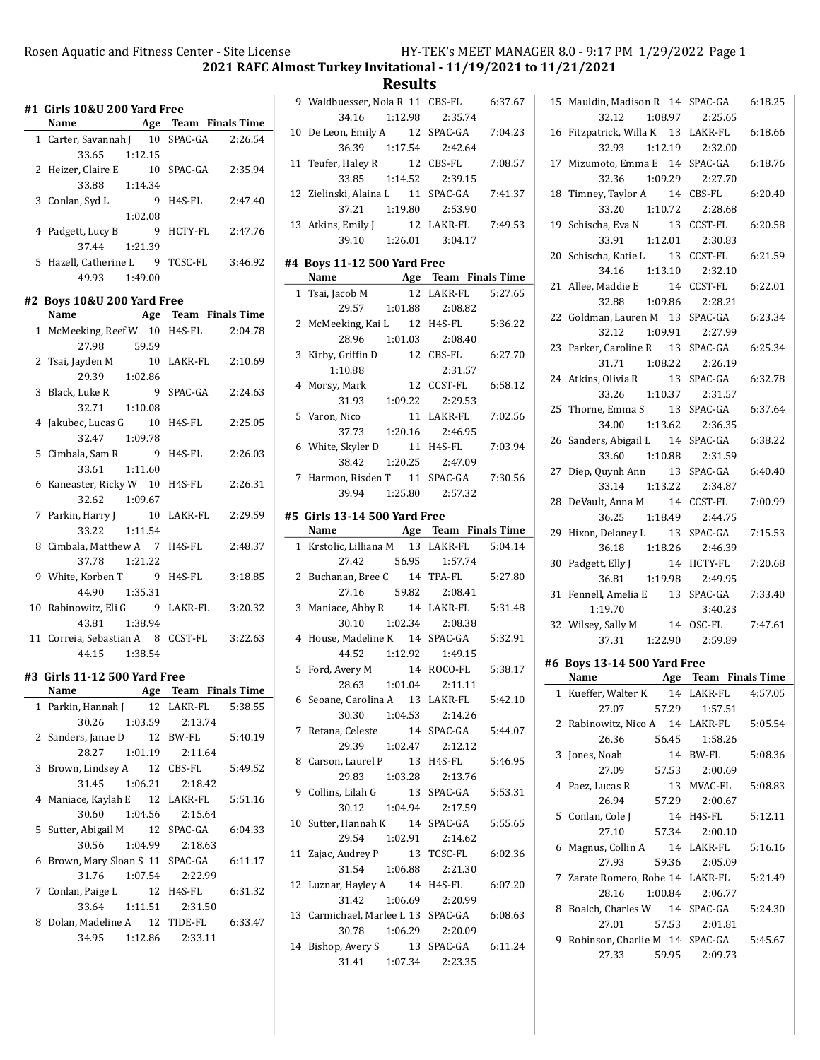## 2021 RAFC Almost Turkey Invitational - 11/19/2021 to 11/21/2021

## Results

### #1 Girls 10&U 200 Yard Free

| | Name | Age | Team | Finals Time |
|---|---|---|---|---|
| 1 | Carter, Savannah J | 10 | SPAC-GA | 2:26.54 |
| | 33.65 1:12.15 | | | |
| 2 | Heizer, Claire E | 10 | SPAC-GA | 2:35.94 |
| | 33.88 1:14.34 | | | |
| 3 | Conlan, Syd L | 9 | H4S-FL | 2:47.40 |
| | 1:02.08 | | | |
| 4 | Padgett, Lucy B | 9 | HCTY-FL | 2:47.76 |
| | 37.44 1:21.39 | | | |
| 5 | Hazell, Catherine L | 9 | TCSC-FL | 3:46.92 |
| | 49.93 1:49.00 | | | |

### #2 Boys 10&U 200 Yard Free

| | Name | Age | Team | Finals Time |
|---|---|---|---|---|
| 1 | McMeeking, Reef W | 10 | H4S-FL | 2:04.78 |
| | 27.98 59.59 | | | |
| 2 | Tsai, Jayden M | 10 | LAKR-FL | 2:10.69 |
| | 29.39 1:02.86 | | | |
| 3 | Black, Luke R | 9 | SPAC-GA | 2:24.63 |
| | 32.71 1:10.08 | | | |
| 4 | Jakubec, Lucas G | 10 | H4S-FL | 2:25.05 |
| | 32.47 1:09.78 | | | |
| 5 | Cimbala, Sam R | 9 | H4S-FL | 2:26.03 |
| | 33.61 1:11.60 | | | |
| 6 | Kaneaster, Ricky W | 10 | H4S-FL | 2:26.31 |
| | 32.62 1:09.67 | | | |
| 7 | Parkin, Harry J | 10 | LAKR-FL | 2:29.59 |
| | 33.22 1:11.54 | | | |
| 8 | Cimbala, Matthew A | 7 | H4S-FL | 2:48.37 |
| | 37.78 1:21.22 | | | |
| 9 | White, Korben T | 9 | H4S-FL | 3:18.85 |
| | 44.90 1:35.31 | | | |
| 10 | Rabinowitz, Eli G | 9 | LAKR-FL | 3:20.32 |
| | 43.81 1:38.94 | | | |
| 11 | Correia, Sebastian A | 8 | CCST-FL | 3:22.63 |
| | 44.15 1:38.54 | | | |

### #3 Girls 11-12 500 Yard Free

| | Name | Age | Team | Finals Time |
|---|---|---|---|---|
| 1 | Parkin, Hannah J | 12 | LAKR-FL | 5:38.55 |
| | 30.26 1:03.59 2:13.74 | | | |
| 2 | Sanders, Janae D | 12 | BW-FL | 5:40.19 |
| | 28.27 1:01.19 2:11.64 | | | |
| 3 | Brown, Lindsey A | 12 | CBS-FL | 5:49.52 |
| | 31.45 1:06.21 2:18.42 | | | |
| 4 | Maniace, Kaylah E | 12 | LAKR-FL | 5:51.16 |
| | 30.60 1:04.56 2:15.64 | | | |
| 5 | Sutter, Abigail M | 12 | SPAC-GA | 6:04.33 |
| | 30.56 1:04.99 2:18.63 | | | |
| 6 | Brown, Mary Sloan S | 11 | SPAC-GA | 6:11.17 |
| | 31.76 1:07.54 2:22.99 | | | |
| 7 | Conlan, Paige L | 12 | H4S-FL | 6:31.32 |
| | 33.64 1:11.51 2:31.50 | | | |
| 8 | Dolan, Madeline A | 12 | TIDE-FL | 6:33.47 |
| | 34.95 1:12.86 2:33.11 | | | |
| 9 | Waldbuesser, Nola R | 11 | CBS-FL | 6:37.67 |
| | 34.16 1:12.98 2:35.74 | | | |
| 10 | De Leon, Emily A | 12 | SPAC-GA | 7:04.23 |
| | 36.39 1:17.54 2:42.64 | | | |
| 11 | Teufer, Haley R | 12 | CBS-FL | 7:08.57 |
| | 33.85 1:14.52 2:39.15 | | | |
| 12 | Zielinski, Alaina L | 11 | SPAC-GA | 7:41.37 |
| | 37.21 1:19.80 2:53.90 | | | |
| 13 | Atkins, Emily J | 12 | LAKR-FL | 7:49.53 |
| | 39.10 1:26.01 3:04.17 | | | |

### #4 Boys 11-12 500 Yard Free

| | Name | Age | Team | Finals Time |
|---|---|---|---|---|
| 1 | Tsai, Jacob M | 12 | LAKR-FL | 5:27.65 |
| | 29.57 1:01.88 2:08.82 | | | |
| 2 | McMeeking, Kai L | 12 | H4S-FL | 5:36.22 |
| | 28.96 1:01.03 2:08.40 | | | |
| 3 | Kirby, Griffin D | 12 | CBS-FL | 6:27.70 |
| | 1:10.88 2:31.57 | | | |
| 4 | Morsy, Mark | 12 | CCST-FL | 6:58.12 |
| | 31.93 1:09.22 2:29.53 | | | |
| 5 | Varon, Nico | 11 | LAKR-FL | 7:02.56 |
| | 37.73 1:20.16 2:46.95 | | | |
| 6 | White, Skyler D | 11 | H4S-FL | 7:03.94 |
| | 38.42 1:20.25 2:47.09 | | | |
| 7 | Harmon, Risden T | 11 | SPAC-GA | 7:30.56 |
| | 39.94 1:25.80 2:57.32 | | | |

### #5 Girls 13-14 500 Yard Free

| | Name | Age | Team | Finals Time |
|---|---|---|---|---|
| 1 | Krstolic, Lilliana M | 13 | LAKR-FL | 5:04.14 |
| | 27.42 56.95 1:57.74 | | | |
| 2 | Buchanan, Bree C | 14 | TPA-FL | 5:27.80 |
| | 27.16 59.82 2:08.41 | | | |
| 3 | Maniace, Abby R | 14 | LAKR-FL | 5:31.48 |
| | 30.10 1:02.34 2:08.38 | | | |
| 4 | House, Madeline K | 14 | SPAC-GA | 5:32.91 |
| | 44.52 1:12.92 1:49.15 | | | |
| 5 | Ford, Avery M | 14 | ROCO-FL | 5:38.17 |
| | 28.63 1:01.04 2:11.11 | | | |
| 6 | Seoane, Carolina A | 13 | LAKR-FL | 5:42.10 |
| | 30.30 1:04.53 2:14.26 | | | |
| 7 | Retana, Celeste | 14 | SPAC-GA | 5:44.07 |
| | 29.39 1:02.47 2:12.12 | | | |
| 8 | Carson, Laurel P | 13 | H4S-FL | 5:46.95 |
| | 29.83 1:03.28 2:13.76 | | | |
| 9 | Collins, Lilah G | 13 | SPAC-GA | 5:53.31 |
| | 30.12 1:04.94 2:17.59 | | | |
| 10 | Sutter, Hannah K | 14 | SPAC-GA | 5:55.65 |
| | 29.54 1:02.91 2:14.62 | | | |
| 11 | Zajac, Audrey P | 13 | TCSC-FL | 6:02.36 |
| | 31.54 1:06.88 2:21.30 | | | |
| 12 | Luznar, Hayley A | 14 | H4S-FL | 6:07.20 |
| | 31.42 1:06.69 2:20.99 | | | |
| 13 | Carmichael, Marlee L | 13 | SPAC-GA | 6:08.63 |
| | 30.78 1:06.29 2:20.09 | | | |
| 14 | Bishop, Avery S | 13 | SPAC-GA | 6:11.24 |
| | 31.41 1:07.34 2:23.35 | | | |
| 15 | Mauldin, Madison R | 14 | SPAC-GA | 6:18.25 |
| | 32.12 1:08.97 2:25.65 | | | |
| 16 | Fitzpatrick, Willa K | 13 | LAKR-FL | 6:18.66 |
| | 32.93 1:12.19 2:32.00 | | | |
| 17 | Mizumoto, Emma E | 14 | SPAC-GA | 6:18.76 |
| | 32.36 1:09.29 2:27.70 | | | |
| 18 | Timney, Taylor A | 14 | CBS-FL | 6:20.40 |
| | 33.20 1:10.72 2:28.68 | | | |
| 19 | Schischa, Eva N | 13 | CCST-FL | 6:20.58 |
| | 33.91 1:12.01 2:30.83 | | | |
| 20 | Schischa, Katie L | 13 | CCST-FL | 6:21.59 |
| | 34.16 1:13.10 2:32.10 | | | |
| 21 | Allee, Maddie E | 14 | CCST-FL | 6:22.01 |
| | 32.88 1:09.86 2:28.21 | | | |
| 22 | Goldman, Lauren M | 13 | SPAC-GA | 6:23.34 |
| | 32.12 1:09.91 2:27.99 | | | |
| 23 | Parker, Caroline R | 13 | SPAC-GA | 6:25.34 |
| | 31.71 1:08.22 2:26.19 | | | |
| 24 | Atkins, Olivia R | 13 | SPAC-GA | 6:32.78 |
| | 33.26 1:10.37 2:31.57 | | | |
| 25 | Thorne, Emma S | 13 | SPAC-GA | 6:37.64 |
| | 34.00 1:13.62 2:36.35 | | | |
| 26 | Sanders, Abigail L | 14 | SPAC-GA | 6:38.22 |
| | 33.60 1:10.88 2:31.59 | | | |
| 27 | Diep, Quynh Ann | 13 | SPAC-GA | 6:40.40 |
| | 33.14 1:13.22 2:34.87 | | | |
| 28 | DeVault, Anna M | 14 | CCST-FL | 7:00.99 |
| | 36.25 1:18.49 2:44.75 | | | |
| 29 | Hixon, Delaney L | 13 | SPAC-GA | 7:15.53 |
| | 36.18 1:18.26 2:46.39 | | | |
| 30 | Padgett, Elly J | 14 | HCTY-FL | 7:20.68 |
| | 36.81 1:19.98 2:49.95 | | | |
| 31 | Fennell, Amelia E | 13 | SPAC-GA | 7:33.40 |
| | 1:19.70 3:40.23 | | | |
| 32 | Wilsey, Sally M | 14 | OSC-FL | 7:47.61 |
| | 37.31 1:22.90 2:59.89 | | | |

### #6 Boys 13-14 500 Yard Free

| | Name | Age | Team | Finals Time |
|---|---|---|---|---|
| 1 | Kueffer, Walter K | 14 | LAKR-FL | 4:57.05 |
| | 27.07 57.29 1:57.51 | | | |
| 2 | Rabinowitz, Nico A | 14 | LAKR-FL | 5:05.54 |
| | 26.36 56.45 1:58.26 | | | |
| 3 | Jones, Noah | 14 | BW-FL | 5:08.36 |
| | 27.09 57.53 2:00.69 | | | |
| 4 | Paez, Lucas R | 13 | MVAC-FL | 5:08.83 |
| | 26.94 57.29 2:00.67 | | | |
| 5 | Conlan, Cole J | 14 | H4S-FL | 5:12.11 |
| | 27.10 57.34 2:00.10 | | | |
| 6 | Magnus, Collin A | 14 | LAKR-FL | 5:16.16 |
| | 27.93 59.36 2:05.09 | | | |
| 7 | Zarate Romero, Robe | 14 | LAKR-FL | 5:21.49 |
| | 28.16 1:00.84 2:06.77 | | | |
| 8 | Boalch, Charles W | 14 | SPAC-GA | 5:24.30 |
| | 27.01 57.53 2:01.81 | | | |
| 9 | Robinson, Charlie M | 14 | SPAC-GA | 5:45.67 |
| | 27.33 59.95 2:09.73 | | | |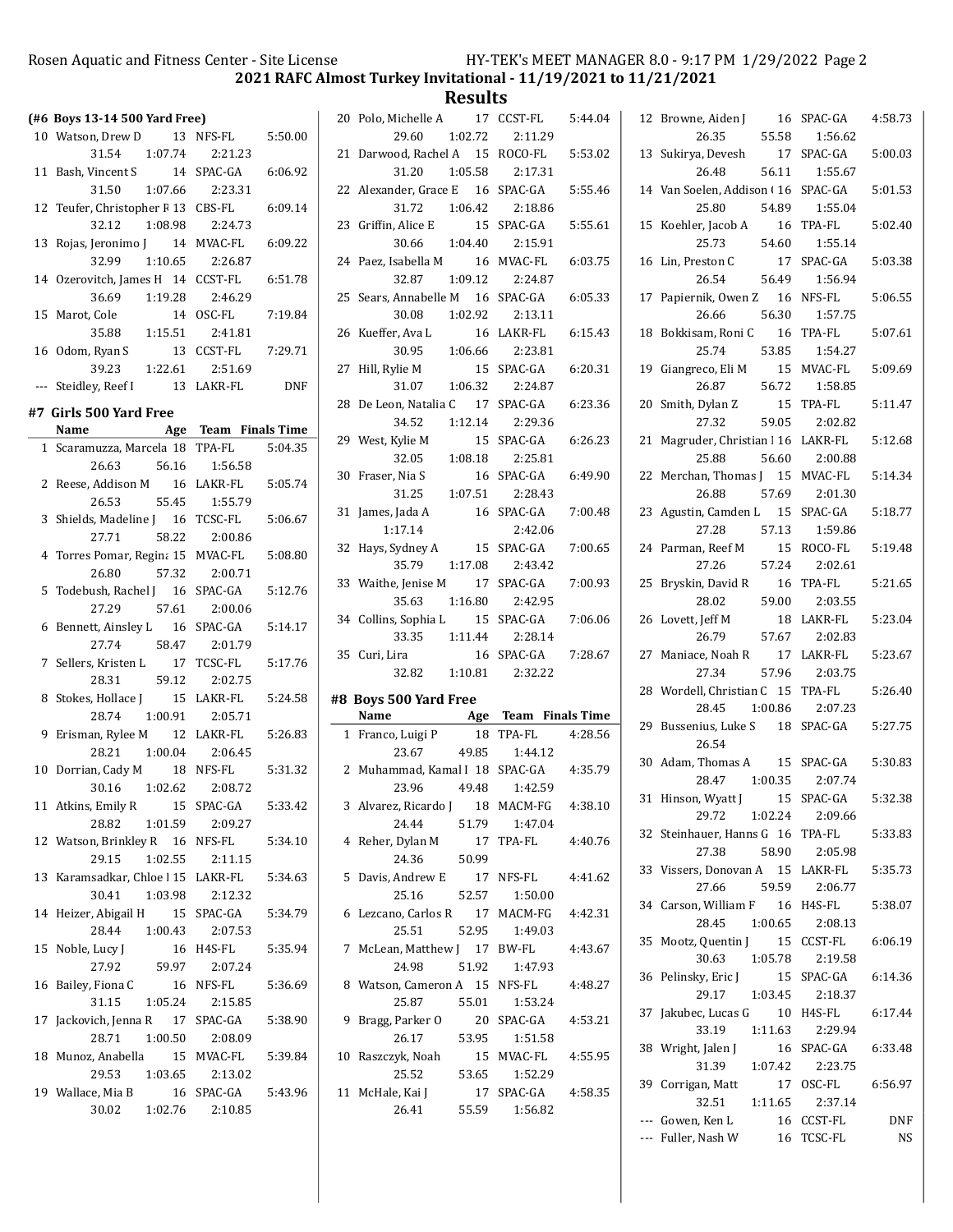**2021 RAFC Almost Turkey Invitational - 11/19/2021 to 11/21/2021**

**Results**

### (#6 Boys 13-14 500 Yard Free)

| | Name | Age | Team | Finals Time |
|---|---|---|---|---|
| 10 | Watson, Drew D | 13 | NFS-FL | 5:50.00 |
| | 31.54 | 1:07.74 | 2:21.23 | |
| 11 | Bash, Vincent S | 14 | SPAC-GA | 6:06.92 |
| | 31.50 | 1:07.66 | 2:23.31 | |
| 12 | Teufer, Christopher F | 13 | CBS-FL | 6:09.14 |
| | 32.12 | 1:08.98 | 2:24.73 | |
| 13 | Rojas, Jeronimo J | 14 | MVAC-FL | 6:09.22 |
| | 32.99 | 1:10.65 | 2:26.87 | |
| 14 | Ozerovitch, James H | 14 | CCST-FL | 6:51.78 |
| | 36.69 | 1:19.28 | 2:46.29 | |
| 15 | Marot, Cole | 14 | OSC-FL | 7:19.84 |
| | 35.88 | 1:15.51 | 2:41.81 | |
| 16 | Odom, Ryan S | 13 | CCST-FL | 7:29.71 |
| | 39.23 | 1:22.61 | 2:51.69 | |
| --- | Steidley, Reef I | 13 | LAKR-FL | DNF |

### #7 Girls 500 Yard Free

| | Name | Age | Team | Finals Time |
|---|---|---|---|---|
| 1 | Scaramuzza, Marcela | 18 | TPA-FL | 5:04.35 |
| | 26.63 | 56.16 | 1:56.58 | |
| 2 | Reese, Addison M | 16 | LAKR-FL | 5:05.74 |
| | 26.53 | 55.45 | 1:55.79 | |
| 3 | Shields, Madeline J | 16 | TCSC-FL | 5:06.67 |
| | 27.71 | 58.22 | 2:00.86 | |
| 4 | Torres Pomar, Regina | 15 | MVAC-FL | 5:08.80 |
| | 26.80 | 57.32 | 2:00.71 | |
| 5 | Todebush, Rachel J | 16 | SPAC-GA | 5:12.76 |
| | 27.29 | 57.61 | 2:00.06 | |
| 6 | Bennett, Ainsley L | 16 | SPAC-GA | 5:14.17 |
| | 27.74 | 58.47 | 2:01.79 | |
| 7 | Sellers, Kristen L | 17 | TCSC-FL | 5:17.76 |
| | 28.31 | 59.12 | 2:02.75 | |
| 8 | Stokes, Hollace J | 15 | LAKR-FL | 5:24.58 |
| | 28.74 | 1:00.91 | 2:05.71 | |
| 9 | Erisman, Rylee M | 12 | LAKR-FL | 5:26.83 |
| | 28.21 | 1:00.04 | 2:06.45 | |
| 10 | Dorrian, Cady M | 18 | NFS-FL | 5:31.32 |
| | 30.16 | 1:02.62 | 2:08.72 | |
| 11 | Atkins, Emily R | 15 | SPAC-GA | 5:33.42 |
| | 28.82 | 1:01.59 | 2:09.27 | |
| 12 | Watson, Brinkley R | 16 | NFS-FL | 5:34.10 |
| | 29.15 | 1:02.55 | 2:11.15 | |
| 13 | Karamsadkar, Chloe I | 15 | LAKR-FL | 5:34.63 |
| | 30.41 | 1:03.98 | 2:12.32 | |
| 14 | Heizer, Abigail H | 15 | SPAC-GA | 5:34.79 |
| | 28.44 | 1:00.43 | 2:07.53 | |
| 15 | Noble, Lucy J | 16 | H4S-FL | 5:35.94 |
| | 27.92 | 59.97 | 2:07.24 | |
| 16 | Bailey, Fiona C | 16 | NFS-FL | 5:36.69 |
| | 31.15 | 1:05.24 | 2:15.85 | |
| 17 | Jackovich, Jenna R | 17 | SPAC-GA | 5:38.90 |
| | 28.71 | 1:00.50 | 2:08.09 | |
| 18 | Munoz, Anabella | 15 | MVAC-FL | 5:39.84 |
| | 29.53 | 1:03.65 | 2:13.02 | |
| 19 | Wallace, Mia B | 16 | SPAC-GA | 5:43.96 |
| | 30.02 | 1:02.76 | 2:10.85 | |
| 20 | Polo, Michelle A | 17 | CCST-FL | 5:44.04 |
| | 29.60 | 1:02.72 | 2:11.29 | |
| 21 | Darwood, Rachel A | 15 | ROCO-FL | 5:53.02 |
| | 31.20 | 1:05.58 | 2:17.31 | |
| 22 | Alexander, Grace E | 16 | SPAC-GA | 5:55.46 |
| | 31.72 | 1:06.42 | 2:18.86 | |
| 23 | Griffin, Alice E | 15 | SPAC-GA | 5:55.61 |
| | 30.66 | 1:04.40 | 2:15.91 | |
| 24 | Paez, Isabella M | 16 | MVAC-FL | 6:03.75 |
| | 32.87 | 1:09.12 | 2:24.87 | |
| 25 | Sears, Annabelle M | 16 | SPAC-GA | 6:05.33 |
| | 30.08 | 1:02.92 | 2:13.11 | |
| 26 | Kueffer, Ava L | 16 | LAKR-FL | 6:15.43 |
| | 30.95 | 1:06.66 | 2:23.81 | |
| 27 | Hill, Rylie M | 15 | SPAC-GA | 6:20.31 |
| | 31.07 | 1:06.32 | 2:24.87 | |
| 28 | De Leon, Natalia C | 17 | SPAC-GA | 6:23.36 |
| | 34.52 | 1:12.14 | 2:29.36 | |
| 29 | West, Kylie M | 15 | SPAC-GA | 6:26.23 |
| | 32.05 | 1:08.18 | 2:25.81 | |
| 30 | Fraser, Nia S | 16 | SPAC-GA | 6:49.90 |
| | 31.25 | 1:07.51 | 2:28.43 | |
| 31 | James, Jada A | 16 | SPAC-GA | 7:00.48 |
| | 1:17.14 | | 2:42.06 | |
| 32 | Hays, Sydney A | 15 | SPAC-GA | 7:00.65 |
| | 35.79 | 1:17.08 | 2:43.42 | |
| 33 | Waithe, Jenise M | 17 | SPAC-GA | 7:00.93 |
| | 35.63 | 1:16.80 | 2:42.95 | |
| 34 | Collins, Sophia L | 15 | SPAC-GA | 7:06.06 |
| | 33.35 | 1:11.44 | 2:28.14 | |
| 35 | Curi, Lira | 16 | SPAC-GA | 7:28.67 |
| | 32.82 | 1:10.81 | 2:32.22 | |

### #8 Boys 500 Yard Free

| | Name | Age | Team | Finals Time |
|---|---|---|---|---|
| 1 | Franco, Luigi P | 18 | TPA-FL | 4:28.56 |
| | 23.67 | 49.85 | 1:44.12 | |
| 2 | Muhammad, Kamal I | 18 | SPAC-GA | 4:35.79 |
| | 23.96 | 49.48 | 1:42.59 | |
| 3 | Alvarez, Ricardo J | 18 | MACM-FG | 4:38.10 |
| | 24.44 | 51.79 | 1:47.04 | |
| 4 | Reher, Dylan M | 17 | TPA-FL | 4:40.76 |
| | 24.36 | 50.99 | | |
| 5 | Davis, Andrew E | 17 | NFS-FL | 4:41.62 |
| | 25.16 | 52.57 | 1:50.00 | |
| 6 | Lezcano, Carlos R | 17 | MACM-FG | 4:42.31 |
| | 25.51 | 52.95 | 1:49.03 | |
| 7 | McLean, Matthew J | 17 | BW-FL | 4:43.67 |
| | 24.98 | 51.92 | 1:47.93 | |
| 8 | Watson, Cameron A | 15 | NFS-FL | 4:48.27 |
| | 25.87 | 55.01 | 1:53.24 | |
| 9 | Bragg, Parker O | 20 | SPAC-GA | 4:53.21 |
| | 26.17 | 53.95 | 1:51.58 | |
| 10 | Raszczyk, Noah | 15 | MVAC-FL | 4:55.95 |
| | 25.52 | 53.65 | 1:52.29 | |
| 11 | McHale, Kai J | 17 | SPAC-GA | 4:58.35 |
| | 26.41 | 55.59 | 1:56.82 | |
| 12 | Browne, Aiden J | 16 | SPAC-GA | 4:58.73 |
| | 26.35 | 55.58 | 1:56.62 | |
| 13 | Sukirya, Devesh | 17 | SPAC-GA | 5:00.03 |
| | 26.48 | 56.11 | 1:55.67 | |
| 14 | Van Soelen, Addison ( | 16 | SPAC-GA | 5:01.53 |
| | 25.80 | 54.89 | 1:55.04 | |
| 15 | Koehler, Jacob A | 16 | TPA-FL | 5:02.40 |
| | 25.73 | 54.60 | 1:55.14 | |
| 16 | Lin, Preston C | 17 | SPAC-GA | 5:03.38 |
| | 26.54 | 56.49 | 1:56.94 | |
| 17 | Papiernik, Owen Z | 16 | NFS-FL | 5:06.55 |
| | 26.66 | 56.30 | 1:57.75 | |
| 18 | Bokkisam, Roni C | 16 | TPA-FL | 5:07.61 |
| | 25.74 | 53.85 | 1:54.27 | |
| 19 | Giangreco, Eli M | 15 | MVAC-FL | 5:09.69 |
| | 26.87 | 56.72 | 1:58.85 | |
| 20 | Smith, Dylan Z | 15 | TPA-FL | 5:11.47 |
| | 27.32 | 59.05 | 2:02.82 | |
| 21 | Magruder, Christian I | 16 | LAKR-FL | 5:12.68 |
| | 25.88 | 56.60 | 2:00.88 | |
| 22 | Merchan, Thomas J | 15 | MVAC-FL | 5:14.34 |
| | 26.88 | 57.69 | 2:01.30 | |
| 23 | Agustin, Camden L | 15 | SPAC-GA | 5:18.77 |
| | 27.28 | 57.13 | 1:59.86 | |
| 24 | Parman, Reef M | 15 | ROCO-FL | 5:19.48 |
| | 27.26 | 57.24 | 2:02.61 | |
| 25 | Bryskin, David R | 16 | TPA-FL | 5:21.65 |
| | 28.02 | 59.00 | 2:03.55 | |
| 26 | Lovett, Jeff M | 18 | LAKR-FL | 5:23.04 |
| | 26.79 | 57.67 | 2:02.83 | |
| 27 | Maniace, Noah R | 17 | LAKR-FL | 5:23.67 |
| | 27.34 | 57.96 | 2:03.75 | |
| 28 | Wordell, Christian C | 15 | TPA-FL | 5:26.40 |
| | 28.45 | 1:00.86 | 2:07.23 | |
| 29 | Bussenius, Luke S | 18 | SPAC-GA | 5:27.75 |
| | 26.54 | | | |
| 30 | Adam, Thomas A | 15 | SPAC-GA | 5:30.83 |
| | 28.47 | 1:00.35 | 2:07.74 | |
| 31 | Hinson, Wyatt J | 15 | SPAC-GA | 5:32.38 |
| | 29.72 | 1:02.24 | 2:09.66 | |
| 32 | Steinhauer, Hanns G | 16 | TPA-FL | 5:33.83 |
| | 27.38 | 58.90 | 2:05.98 | |
| 33 | Vissers, Donovan A | 15 | LAKR-FL | 5:35.73 |
| | 27.66 | 59.59 | 2:06.77 | |
| 34 | Carson, William F | 16 | H4S-FL | 5:38.07 |
| | 28.45 | 1:00.65 | 2:08.13 | |
| 35 | Mootz, Quentin J | 15 | CCST-FL | 6:06.19 |
| | 30.63 | 1:05.78 | 2:19.58 | |
| 36 | Pelinsky, Eric J | 15 | SPAC-GA | 6:14.36 |
| | 29.17 | 1:03.45 | 2:18.37 | |
| 37 | Jakubec, Lucas G | 10 | H4S-FL | 6:17.44 |
| | 33.19 | 1:11.63 | 2:29.94 | |
| 38 | Wright, Jalen J | 16 | SPAC-GA | 6:33.48 |
| | 31.39 | 1:07.42 | 2:23.75 | |
| 39 | Corrigan, Matt | 17 | OSC-FL | 6:56.97 |
| | 32.51 | 1:11.65 | 2:37.14 | |
| --- | Gowen, Ken L | 16 | CCST-FL | DNF |
| --- | Fuller, Nash W | 16 | TCSC-FL | NS |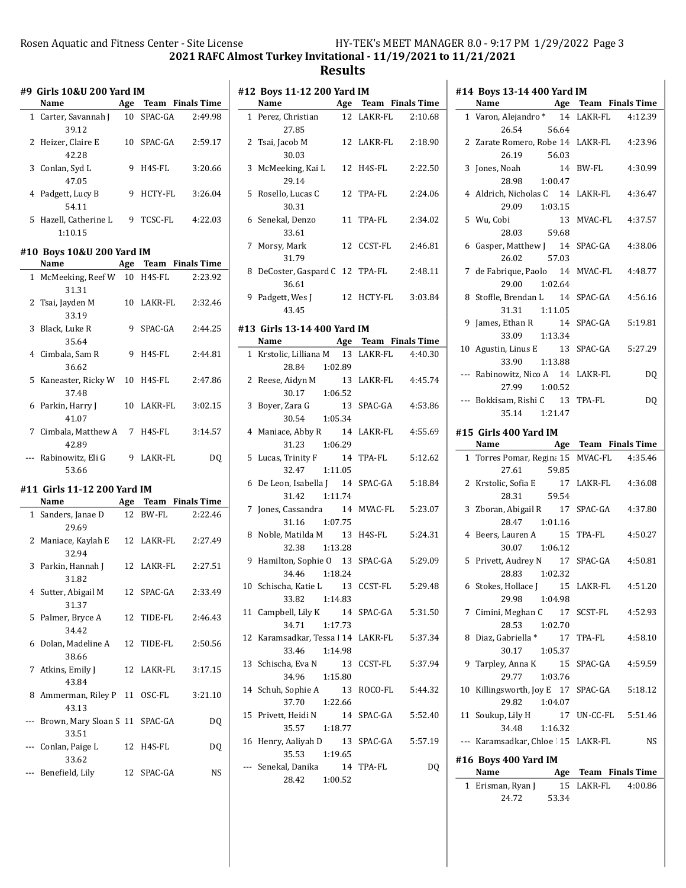## 2021 RAFC Almost Turkey Invitational - 11/19/2021 to 11/21/2021

## Results

### #9 Girls 10&U 200 Yard IM

| | Name | Age | Team | Finals Time |
|---|---|---|---|---|
| 1 | Carter, Savannah J | 10 | SPAC-GA | 2:49.98 |
| | 39.12 | | | |
| 2 | Heizer, Claire E | 10 | SPAC-GA | 2:59.17 |
| | 42.28 | | | |
| 3 | Conlan, Syd L | 9 | H4S-FL | 3:20.66 |
| | 47.05 | | | |
| 4 | Padgett, Lucy B | 9 | HCTY-FL | 3:26.04 |
| | 54.11 | | | |
| 5 | Hazell, Catherine L | 9 | TCSC-FL | 4:22.03 |
| | 1:10.15 | | | |

### #10 Boys 10&U 200 Yard IM

| | Name | Age | Team | Finals Time |
|---|---|---|---|---|
| 1 | McMeeking, Reef W | 10 | H4S-FL | 2:23.92 |
| | 31.31 | | | |
| 2 | Tsai, Jayden M | 10 | LAKR-FL | 2:32.46 |
| | 33.19 | | | |
| 3 | Black, Luke R | 9 | SPAC-GA | 2:44.25 |
| | 35.64 | | | |
| 4 | Cimbala, Sam R | 9 | H4S-FL | 2:44.81 |
| | 36.62 | | | |
| 5 | Kaneaster, Ricky W | 10 | H4S-FL | 2:47.86 |
| | 37.48 | | | |
| 6 | Parkin, Harry J | 10 | LAKR-FL | 3:02.15 |
| | 41.07 | | | |
| 7 | Cimbala, Matthew A | 7 | H4S-FL | 3:14.57 |
| | 42.89 | | | |
| --- | Rabinowitz, Eli G | 9 | LAKR-FL | DQ |
| | 53.66 | | | |

### #11 Girls 11-12 200 Yard IM

| | Name | Age | Team | Finals Time |
|---|---|---|---|---|
| 1 | Sanders, Janae D | 12 | BW-FL | 2:22.46 |
| | 29.69 | | | |
| 2 | Maniace, Kaylah E | 12 | LAKR-FL | 2:27.49 |
| | 32.94 | | | |
| 3 | Parkin, Hannah J | 12 | LAKR-FL | 2:27.51 |
| | 31.82 | | | |
| 4 | Sutter, Abigail M | 12 | SPAC-GA | 2:33.49 |
| | 31.37 | | | |
| 5 | Palmer, Bryce A | 12 | TIDE-FL | 2:46.43 |
| | 34.42 | | | |
| 6 | Dolan, Madeline A | 12 | TIDE-FL | 2:50.56 |
| | 38.66 | | | |
| 7 | Atkins, Emily J | 12 | LAKR-FL | 3:17.15 |
| | 43.84 | | | |
| 8 | Ammerman, Riley P | 11 | OSC-FL | 3:21.10 |
| | 43.13 | | | |
| --- | Brown, Mary Sloan S | 11 | SPAC-GA | DQ |
| | 33.51 | | | |
| --- | Conlan, Paige L | 12 | H4S-FL | DQ |
| | 33.62 | | | |
| --- | Benefield, Lily | 12 | SPAC-GA | NS |

### #12 Boys 11-12 200 Yard IM

| | Name | Age | Team | Finals Time |
|---|---|---|---|---|
| 1 | Perez, Christian | 12 | LAKR-FL | 2:10.68 |
| | 27.85 | | | |
| 2 | Tsai, Jacob M | 12 | LAKR-FL | 2:18.90 |
| | 30.03 | | | |
| 3 | McMeeking, Kai L | 12 | H4S-FL | 2:22.50 |
| | 29.14 | | | |
| 5 | Rosello, Lucas C | 12 | TPA-FL | 2:24.06 |
| | 30.31 | | | |
| 6 | Senekal, Denzo | 11 | TPA-FL | 2:34.02 |
| | 33.61 | | | |
| 7 | Morsy, Mark | 12 | CCST-FL | 2:46.81 |
| | 31.79 | | | |
| 8 | DeCoster, Gaspard C | 12 | TPA-FL | 2:48.11 |
| | 36.61 | | | |
| 9 | Padgett, Wes J | 12 | HCTY-FL | 3:03.84 |
| | 43.45 | | | |

### #13 Girls 13-14 400 Yard IM

| | Name | | Age | Team | Finals Time |
|---|---|---|---|---|---|
| 1 | Krstolic, Lilliana M | | 13 | LAKR-FL | 4:40.30 |
| | 28.84 | 1:02.89 | | | |
| 2 | Reese, Aidyn M | | 13 | LAKR-FL | 4:45.74 |
| | 30.17 | 1:06.52 | | | |
| 3 | Boyer, Zara G | | 13 | SPAC-GA | 4:53.86 |
| | 30.54 | 1:05.34 | | | |
| 4 | Maniace, Abby R | | 14 | LAKR-FL | 4:55.69 |
| | 31.23 | 1:06.29 | | | |
| 5 | Lucas, Trinity F | | 14 | TPA-FL | 5:12.62 |
| | 32.47 | 1:11.05 | | | |
| 6 | De Leon, Isabella J | | 14 | SPAC-GA | 5:18.84 |
| | 31.42 | 1:11.74 | | | |
| 7 | Jones, Cassandra | | 14 | MVAC-FL | 5:23.07 |
| | 31.16 | 1:07.75 | | | |
| 8 | Noble, Matilda M | | 13 | H4S-FL | 5:24.31 |
| | 32.38 | 1:13.28 | | | |
| 9 | Hamilton, Sophie O | | 13 | SPAC-GA | 5:29.09 |
| | 34.46 | 1:18.24 | | | |
| 10 | Schischa, Katie L | | 13 | CCST-FL | 5:29.48 |
| | 33.82 | 1:14.83 | | | |
| 11 | Campbell, Lily K | | 14 | SPAC-GA | 5:31.50 |
| | 34.71 | 1:17.73 | | | |
| 12 | Karamsadkar, Tessa I | | 14 | LAKR-FL | 5:37.34 |
| | 33.46 | 1:14.98 | | | |
| 13 | Schischa, Eva N | | 13 | CCST-FL | 5:37.94 |
| | 34.96 | 1:15.80 | | | |
| 14 | Schuh, Sophie A | | 13 | ROCO-FL | 5:44.32 |
| | 37.70 | 1:22.66 | | | |
| 15 | Privett, Heidi N | | 14 | SPAC-GA | 5:52.40 |
| | 35.57 | 1:18.77 | | | |
| 16 | Henry, Aaliyah D | | 13 | SPAC-GA | 5:57.19 |
| | 35.53 | 1:19.65 | | | |
| --- | Senekal, Danika | | 14 | TPA-FL | DQ |
| | 28.42 | 1:00.52 | | | |

### #14 Boys 13-14 400 Yard IM

| | Name | | Age | Team | Finals Time |
|---|---|---|---|---|---|
| 1 | Varon, Alejandro * | | 14 | LAKR-FL | 4:12.39 |
| | 26.54 | 56.64 | | | |
| 2 | Zarate Romero, Robe | | 14 | LAKR-FL | 4:23.96 |
| | 26.19 | 56.03 | | | |
| 3 | Jones, Noah | | 14 | BW-FL | 4:30.99 |
| | 28.98 | 1:00.47 | | | |
| 4 | Aldrich, Nicholas C | | 14 | LAKR-FL | 4:36.47 |
| | 29.09 | 1:03.15 | | | |
| 5 | Wu, Cobi | | 13 | MVAC-FL | 4:37.57 |
| | 28.03 | 59.68 | | | |
| 6 | Gasper, Matthew J | | 14 | SPAC-GA | 4:38.06 |
| | 26.02 | 57.03 | | | |
| 7 | de Fabrique, Paolo | | 14 | MVAC-FL | 4:48.77 |
| | 29.00 | 1:02.64 | | | |
| 8 | Stoffle, Brendan L | | 14 | SPAC-GA | 4:56.16 |
| | 31.31 | 1:11.05 | | | |
| 9 | James, Ethan R | | 14 | SPAC-GA | 5:19.81 |
| | 33.09 | 1:13.34 | | | |
| 10 | Agustin, Linus E | | 13 | SPAC-GA | 5:27.29 |
| | 33.90 | 1:13.88 | | | |
| --- | Rabinowitz, Nico A | | 14 | LAKR-FL | DQ |
| | 27.99 | 1:00.52 | | | |
| --- | Bokkisam, Rishi C | | 13 | TPA-FL | DQ |
| | 35.14 | 1:21.47 | | | |

### #15 Girls 400 Yard IM

| | Name | | Age | Team | Finals Time |
|---|---|---|---|---|---|
| 1 | Torres Pomar, Regina | | 15 | MVAC-FL | 4:35.46 |
| | 27.61 | 59.85 | | | |
| 2 | Krstolic, Sofia E | | 17 | LAKR-FL | 4:36.08 |
| | 28.31 | 59.54 | | | |
| 3 | Zboran, Abigail R | | 17 | SPAC-GA | 4:37.80 |
| | 28.47 | 1:01.16 | | | |
| 4 | Beers, Lauren A | | 15 | TPA-FL | 4:50.27 |
| | 30.07 | 1:06.12 | | | |
| 5 | Privett, Audrey N | | 17 | SPAC-GA | 4:50.81 |
| | 28.83 | 1:02.32 | | | |
| 6 | Stokes, Hollace J | | 15 | LAKR-FL | 4:51.20 |
| | 29.98 | 1:04.98 | | | |
| 7 | Cimini, Meghan C | | 17 | SCST-FL | 4:52.93 |
| | 28.53 | 1:02.70 | | | |
| 8 | Diaz, Gabriella * | | 17 | TPA-FL | 4:58.10 |
| | 30.17 | 1:05.37 | | | |
| 9 | Tarpley, Anna K | | 15 | SPAC-GA | 4:59.59 |
| | 29.77 | 1:03.76 | | | |
| 10 | Killingsworth, Joy E | | 17 | SPAC-GA | 5:18.12 |
| | 29.82 | 1:04.07 | | | |
| 11 | Soukup, Lily H | | 17 | UN-CC-FL | 5:51.46 |
| | 34.48 | 1:16.32 | | | |
| --- | Karamsadkar, Chloe I | | 15 | LAKR-FL | NS |

### #16 Boys 400 Yard IM

| | Name | | Age | Team | Finals Time |
|---|---|---|---|---|---|
| 1 | Erisman, Ryan J | | 15 | LAKR-FL | 4:00.86 |
| | 24.72 | 53.34 | | | |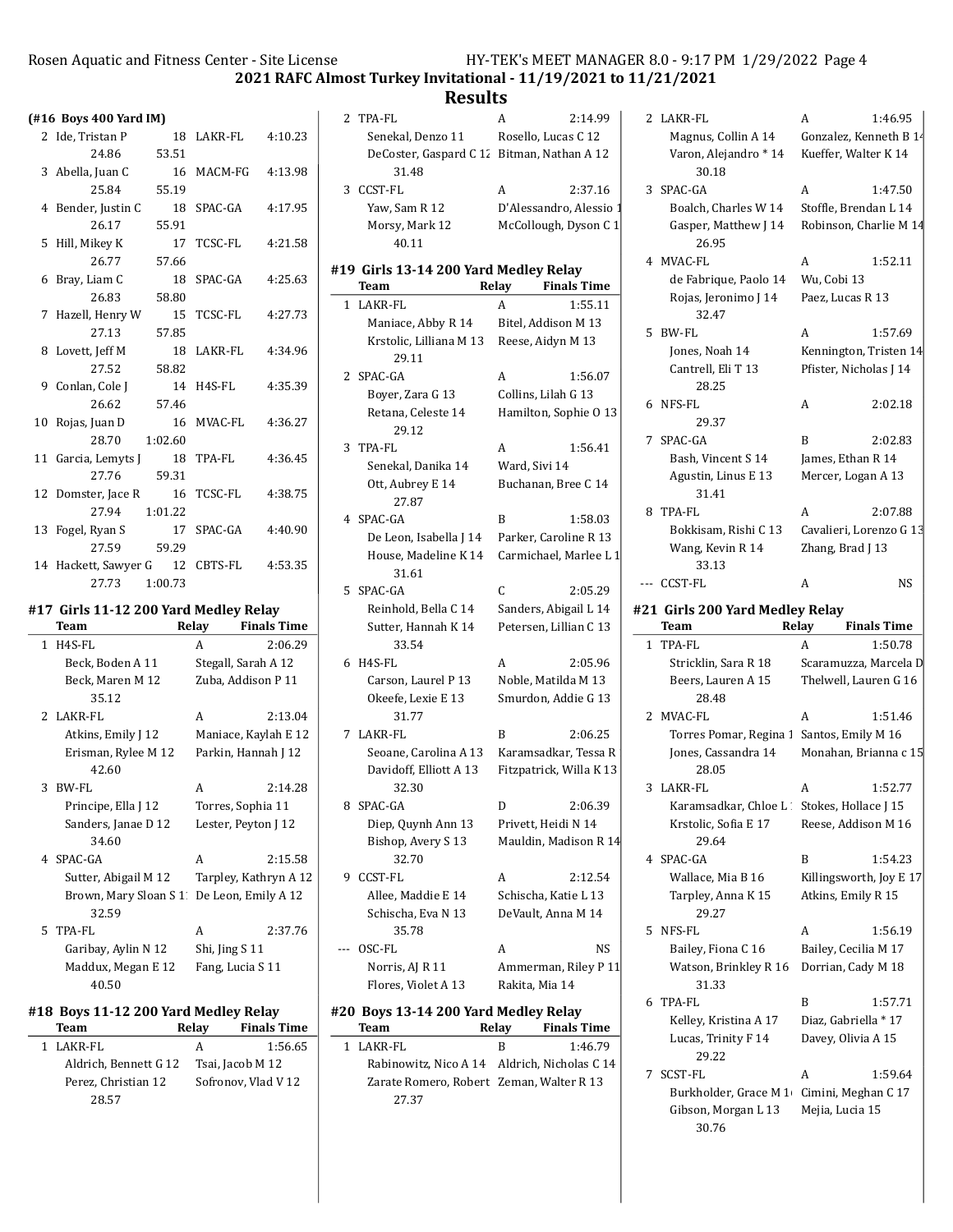## 2021 RAFC Almost Turkey Invitational - 11/19/2021 to 11/21/2021

## Results

### (#16 Boys 400 Yard IM)

| | Name | Age | Team | Finals Time |
|---|---|---|---|---|
| 2 | Ide, Tristan P | 18 | LAKR-FL | 4:10.23 |
| | 24.86 | 53.51 | | |
| 3 | Abella, Juan C | 16 | MACM-FG | 4:13.98 |
| | 25.84 | 55.19 | | |
| 4 | Bender, Justin C | 18 | SPAC-GA | 4:17.95 |
| | 26.17 | 55.91 | | |
| 5 | Hill, Mikey K | 17 | TCSC-FL | 4:21.58 |
| | 26.77 | 57.66 | | |
| 6 | Bray, Liam C | 18 | SPAC-GA | 4:25.63 |
| | 26.83 | 58.80 | | |
| 7 | Hazell, Henry W | 15 | TCSC-FL | 4:27.73 |
| | 27.13 | 57.85 | | |
| 8 | Lovett, Jeff M | 18 | LAKR-FL | 4:34.96 |
| | 27.52 | 58.82 | | |
| 9 | Conlan, Cole J | 14 | H4S-FL | 4:35.39 |
| | 26.62 | 57.46 | | |
| 10 | Rojas, Juan D | 16 | MVAC-FL | 4:36.27 |
| | 28.70 | 1:02.60 | | |
| 11 | Garcia, Lemyts J | 18 | TPA-FL | 4:36.45 |
| | 27.76 | 59.31 | | |
| 12 | Domster, Jace R | 16 | TCSC-FL | 4:38.75 |
| | 27.94 | 1:01.22 | | |
| 13 | Fogel, Ryan S | 17 | SPAC-GA | 4:40.90 |
| | 27.59 | 59.29 | | |
| 14 | Hackett, Sawyer G | 12 | CBTS-FL | 4:53.35 |
| | 27.73 | 1:00.73 | | |

### #17 Girls 11-12 200 Yard Medley Relay

| | Team | Relay | Finals Time |
|---|---|---|---|
| 1 | H4S-FL | A | 2:06.29 |
| | Beck, Boden A 11 | Stegall, Sarah A 12 | |
| | Beck, Maren M 12 | Zuba, Addison P 11 | |
| | 35.12 | | |
| 2 | LAKR-FL | A | 2:13.04 |
| | Atkins, Emily J 12 | Maniace, Kaylah E 12 | |
| | Erisman, Rylee M 12 | Parkin, Hannah J 12 | |
| | 42.60 | | |
| 3 | BW-FL | A | 2:14.28 |
| | Principe, Ella J 12 | Torres, Sophia 11 | |
| | Sanders, Janae D 12 | Lester, Peyton J 12 | |
| | 34.60 | | |
| 4 | SPAC-GA | A | 2:15.58 |
| | Sutter, Abigail M 12 | Tarpley, Kathryn A 12 | |
| | Brown, Mary Sloan S 1 | De Leon, Emily A 12 | |
| | 32.59 | | |
| 5 | TPA-FL | A | 2:37.76 |
| | Garibay, Aylin N 12 | Shi, Jing S 11 | |
| | Maddux, Megan E 12 | Fang, Lucia S 11 | |
| | 40.50 | | |

### #18 Boys 11-12 200 Yard Medley Relay

| | Team | Relay | Finals Time |
|---|---|---|---|
| 1 | LAKR-FL | A | 1:56.65 |
| | Aldrich, Bennett G 12 | Tsai, Jacob M 12 | |
| | Perez, Christian 12 | Sofronov, Vlad V 12 | |
| | 28.57 | | |
| 2 | TPA-FL | A | 2:14.99 |
| | Senekal, Denzo 11 | Rosello, Lucas C 12 | |
| | DeCoster, Gaspard C 12 | Bitman, Nathan A 12 | |
| | 31.48 | | |
| 3 | CCST-FL | A | 2:37.16 |
| | Yaw, Sam R 12 | D'Alessandro, Alessio 1 | |
| | Morsy, Mark 12 | McCollough, Dyson C 1 | |
| | 40.11 | | |

### #19 Girls 13-14 200 Yard Medley Relay

| | Team | Relay | Finals Time |
|---|---|---|---|
| 1 | LAKR-FL | A | 1:55.11 |
| | Maniace, Abby R 14 | Bitel, Addison M 13 | |
| | Krstolic, Lilliana M 13 | Reese, Aidyn M 13 | |
| | 29.11 | | |
| 2 | SPAC-GA | A | 1:56.07 |
| | Boyer, Zara G 13 | Collins, Lilah G 13 | |
| | Retana, Celeste 14 | Hamilton, Sophie O 13 | |
| | 29.12 | | |
| 3 | TPA-FL | A | 1:56.41 |
| | Senekal, Danika 14 | Ward, Sivi 14 | |
| | Ott, Aubrey E 14 | Buchanan, Bree C 14 | |
| | 27.87 | | |
| 4 | SPAC-GA | B | 1:58.03 |
| | De Leon, Isabella J 14 | Parker, Caroline R 13 | |
| | House, Madeline K 14 | Carmichael, Marlee L 1 | |
| | 31.61 | | |
| 5 | SPAC-GA | C | 2:05.29 |
| | Reinhold, Bella C 14 | Sanders, Abigail L 14 | |
| | Sutter, Hannah K 14 | Petersen, Lillian C 13 | |
| | 33.54 | | |
| 6 | H4S-FL | A | 2:05.96 |
| | Carson, Laurel P 13 | Noble, Matilda M 13 | |
| | Okeefe, Lexie E 13 | Smurdon, Addie G 13 | |
| | 31.77 | | |
| 7 | LAKR-FL | B | 2:06.25 |
| | Seoane, Carolina A 13 | Karamsadkar, Tessa R | |
| | Davidoff, Elliott A 13 | Fitzpatrick, Willa K 13 | |
| | 32.30 | | |
| 8 | SPAC-GA | D | 2:06.39 |
| | Diep, Quynh Ann 13 | Privett, Heidi N 14 | |
| | Bishop, Avery S 13 | Mauldin, Madison R 14 | |
| | 32.70 | | |
| 9 | CCST-FL | A | 2:12.54 |
| | Allee, Maddie E 14 | Schischa, Katie L 13 | |
| | Schischa, Eva N 13 | DeVault, Anna M 14 | |
| | 35.78 | | |
| --- | OSC-FL | A | NS |
| | Norris, AJ R 11 | Ammerman, Riley P 11 | |
| | Flores, Violet A 13 | Rakita, Mia 14 | |

### #20 Boys 13-14 200 Yard Medley Relay

| | Team | Relay | Finals Time |
|---|---|---|---|
| 1 | LAKR-FL | B | 1:46.79 |
| | Rabinowitz, Nico A 14 | Aldrich, Nicholas C 14 | |
| | Zarate Romero, Robert | Zeman, Walter R 13 | |
| | 27.37 | | |
| 2 | LAKR-FL | A | 1:46.95 |
| | Magnus, Collin A 14 | Gonzalez, Kenneth B 14 | |
| | Varon, Alejandro * 14 | Kueffer, Walter K 14 | |
| | 30.18 | | |
| 3 | SPAC-GA | A | 1:47.50 |
| | Boalch, Charles W 14 | Stoffle, Brendan L 14 | |
| | Gasper, Matthew J 14 | Robinson, Charlie M 14 | |
| | 26.95 | | |
| 4 | MVAC-FL | A | 1:52.11 |
| | de Fabrique, Paolo 14 | Wu, Cobi 13 | |
| | Rojas, Jeronimo J 14 | Paez, Lucas R 13 | |
| | 32.47 | | |
| 5 | BW-FL | A | 1:57.69 |
| | Jones, Noah 14 | Kennington, Tristen 14 | |
| | Cantrell, Eli T 13 | Pfister, Nicholas J 14 | |
| | 28.25 | | |
| 6 | NFS-FL | A | 2:02.18 |
| | 29.37 | | |
| 7 | SPAC-GA | B | 2:02.83 |
| | Bash, Vincent S 14 | James, Ethan R 14 | |
| | Agustin, Linus E 13 | Mercer, Logan A 13 | |
| | 31.41 | | |
| 8 | TPA-FL | A | 2:07.88 |
| | Bokkisam, Rishi C 13 | Cavalieri, Lorenzo G 13 | |
| | Wang, Kevin R 14 | Zhang, Brad J 13 | |
| | 33.13 | | |
| --- | CCST-FL | A | NS |

### #21 Girls 200 Yard Medley Relay

| | Team | Relay | Finals Time |
|---|---|---|---|
| 1 | TPA-FL | A | 1:50.78 |
| | Stricklin, Sara R 18 | Scaramuzza, Marcela D | |
| | Beers, Lauren A 15 | Thelwell, Lauren G 16 | |
| | 28.48 | | |
| 2 | MVAC-FL | A | 1:51.46 |
| | Torres Pomar, Regina 1 | Santos, Emily M 16 | |
| | Jones, Cassandra 14 | Monahan, Brianna c 15 | |
| | 28.05 | | |
| 3 | LAKR-FL | A | 1:52.77 |
| | Karamsadkar, Chloe L 1 | Stokes, Hollace J 15 | |
| | Krstolic, Sofia E 17 | Reese, Addison M 16 | |
| | 29.64 | | |
| 4 | SPAC-GA | B | 1:54.23 |
| | Wallace, Mia B 16 | Killingsworth, Joy E 17 | |
| | Tarpley, Anna K 15 | Atkins, Emily R 15 | |
| | 29.27 | | |
| 5 | NFS-FL | A | 1:56.19 |
| | Bailey, Fiona C 16 | Bailey, Cecilia M 17 | |
| | Watson, Brinkley R 16 | Dorrian, Cady M 18 | |
| | 31.33 | | |
| 6 | TPA-FL | B | 1:57.71 |
| | Kelley, Kristina A 17 | Diaz, Gabriella * 17 | |
| | Lucas, Trinity F 14 | Davey, Olivia A 15 | |
| | 29.22 | | |
| 7 | SCST-FL | A | 1:59.64 |
| | Burkholder, Grace M 1 | Cimini, Meghan C 17 | |
| | Gibson, Morgan L 13 | Mejia, Lucia 15 | |
| | 30.76 | | |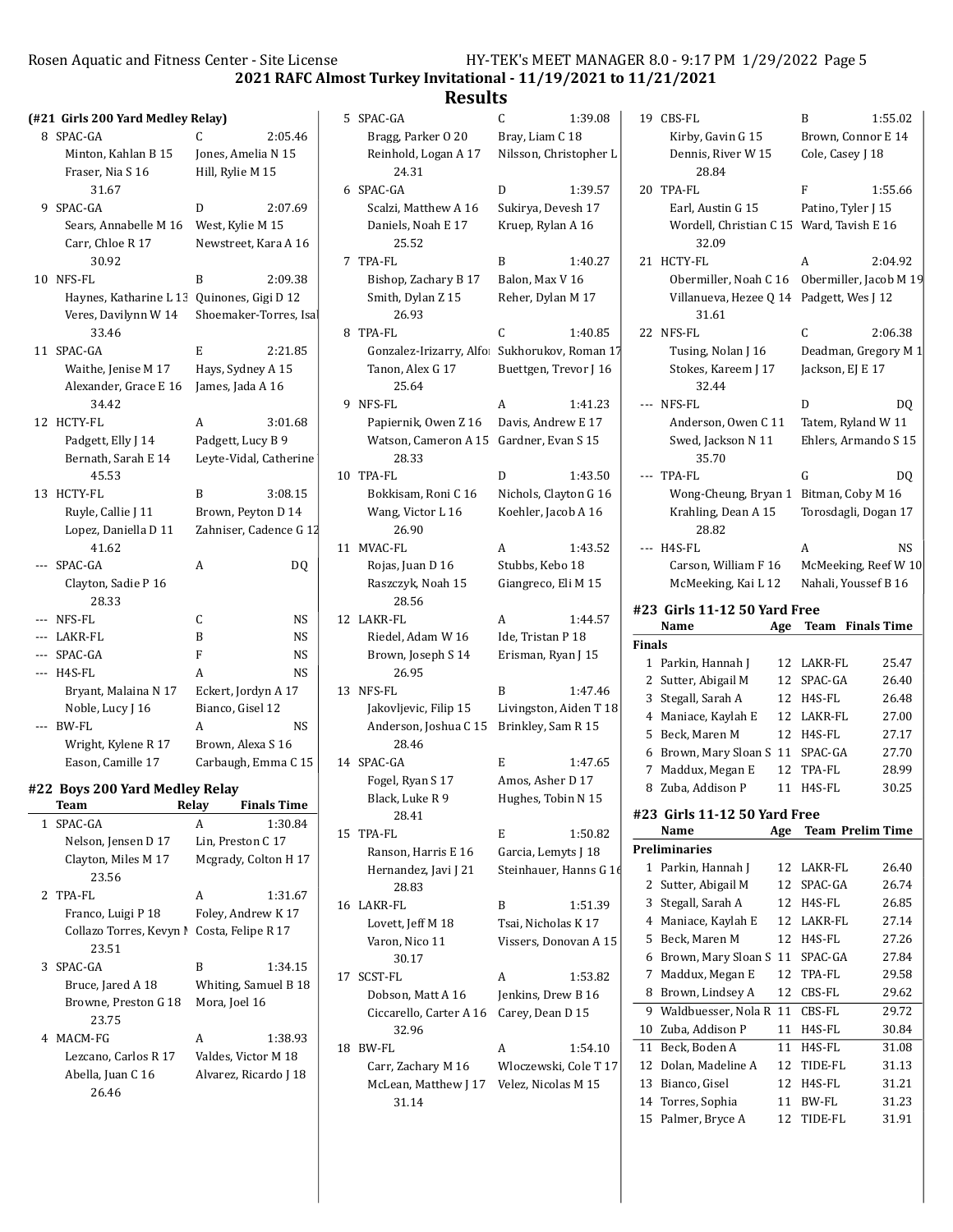## 2021 RAFC Almost Turkey Invitational - 11/19/2021 to 11/21/2021

## Results

### (#21 Girls 200 Yard Medley Relay)

| Place | Team | Relay | Finals Time |
|---|---|---|---|
| 8 | SPAC-GA | C | 2:05.46 |
| | Minton, Kahlan B 15 | Jones, Amelia N 15 | |
| | Fraser, Nia S 16 | Hill, Rylie M 15 | |
| | 31.67 | | |
| 9 | SPAC-GA | D | 2:07.69 |
| | Sears, Annabelle M 16 | West, Kylie M 15 | |
| | Carr, Chloe R 17 | Newstreet, Kara A 16 | |
| | 30.92 | | |
| 10 | NFS-FL | B | 2:09.38 |
| | Haynes, Katharine L 13 | Quinones, Gigi D 12 | |
| | Veres, Davilynn W 14 | Shoemaker-Torres, Isal | |
| | 33.46 | | |
| 11 | SPAC-GA | E | 2:21.85 |
| | Waithe, Jenise M 17 | Hays, Sydney A 15 | |
| | Alexander, Grace E 16 | James, Jada A 16 | |
| | 34.42 | | |
| 12 | HCTY-FL | A | 3:01.68 |
| | Padgett, Elly J 14 | Padgett, Lucy B 9 | |
| | Bernath, Sarah E 14 | Leyte-Vidal, Catherine | |
| | 45.53 | | |
| 13 | HCTY-FL | B | 3:08.15 |
| | Ruyle, Callie J 11 | Brown, Peyton D 14 | |
| | Lopez, Daniella D 11 | Zahniser, Cadence G 12 | |
| | 41.62 | | |
| --- | SPAC-GA | A | DQ |
| | Clayton, Sadie P 16 | | |
| | 28.33 | | |
| --- | NFS-FL | C | NS |
| --- | LAKR-FL | B | NS |
| --- | SPAC-GA | F | NS |
| --- | H4S-FL | A | NS |
| | Bryant, Malaina N 17 | Eckert, Jordyn A 17 | |
| | Noble, Lucy J 16 | Bianco, Gisel 12 | |
| --- | BW-FL | A | NS |
| | Wright, Kylene R 17 | Brown, Alexa S 16 | |
| | Eason, Camille 17 | Carbaugh, Emma C 15 | |

### #22 Boys 200 Yard Medley Relay

| Place | Team | Relay | Finals Time |
|---|---|---|---|
| 1 | SPAC-GA | A | 1:30.84 |
| | Nelson, Jensen D 17 | Lin, Preston C 17 | |
| | Clayton, Miles M 17 | Mcgrady, Colton H 17 | |
| | 23.56 | | |
| 2 | TPA-FL | A | 1:31.67 |
| | Franco, Luigi P 18 | Foley, Andrew K 17 | |
| | Collazo Torres, Kevyn M | Costa, Felipe R 17 | |
| | 23.51 | | |
| 3 | SPAC-GA | B | 1:34.15 |
| | Bruce, Jared A 18 | Whiting, Samuel B 18 | |
| | Browne, Preston G 18 | Mora, Joel 16 | |
| | 23.75 | | |
| 4 | MACM-FG | A | 1:38.93 |
| | Lezcano, Carlos R 17 | Valdes, Victor M 18 | |
| | Abella, Juan C 16 | Alvarez, Ricardo J 18 | |
| | 26.46 | | |
| 5 | SPAC-GA | C | 1:39.08 |
| | Bragg, Parker O 20 | Bray, Liam C 18 | |
| | Reinhold, Logan A 17 | Nilsson, Christopher L | |
| | 24.31 | | |
| 6 | SPAC-GA | D | 1:39.57 |
| | Scalzi, Matthew A 16 | Sukirya, Devesh 17 | |
| | Daniels, Noah E 17 | Kruep, Rylan A 16 | |
| | 25.52 | | |
| 7 | TPA-FL | B | 1:40.27 |
| | Bishop, Zachary B 17 | Balon, Max V 16 | |
| | Smith, Dylan Z 15 | Reher, Dylan M 17 | |
| | 26.93 | | |
| 8 | TPA-FL | C | 1:40.85 |
| | Gonzalez-Irizarry, Alfor | Sukhorukov, Roman 17 | |
| | Tanon, Alex G 17 | Buettgen, Trevor J 16 | |
| | 25.64 | | |
| 9 | NFS-FL | A | 1:41.23 |
| | Papiernik, Owen Z 16 | Davis, Andrew E 17 | |
| | Watson, Cameron A 15 | Gardner, Evan S 15 | |
| | 28.33 | | |
| 10 | TPA-FL | D | 1:43.50 |
| | Bokkisam, Roni C 16 | Nichols, Clayton G 16 | |
| | Wang, Victor L 16 | Koehler, Jacob A 16 | |
| | 26.90 | | |
| 11 | MVAC-FL | A | 1:43.52 |
| | Rojas, Juan D 16 | Stubbs, Kebo 18 | |
| | Raszczyk, Noah 15 | Giangreco, Eli M 15 | |
| | 28.56 | | |
| 12 | LAKR-FL | A | 1:44.57 |
| | Riedel, Adam W 16 | Ide, Tristan P 18 | |
| | Brown, Joseph S 14 | Erisman, Ryan J 15 | |
| | 26.95 | | |
| 13 | NFS-FL | B | 1:47.46 |
| | Jakovljevic, Filip 15 | Livingston, Aiden T 18 | |
| | Anderson, Joshua C 15 | Brinkley, Sam R 15 | |
| | 28.46 | | |
| 14 | SPAC-GA | E | 1:47.65 |
| | Fogel, Ryan S 17 | Amos, Asher D 17 | |
| | Black, Luke R 9 | Hughes, Tobin N 15 | |
| | 28.41 | | |
| 15 | TPA-FL | E | 1:50.82 |
| | Ranson, Harris E 16 | Garcia, Lemyts J 18 | |
| | Hernandez, Javi J 21 | Steinhauer, Hanns G 16 | |
| | 28.83 | | |
| 16 | LAKR-FL | B | 1:51.39 |
| | Lovett, Jeff M 18 | Tsai, Nicholas K 17 | |
| | Varon, Nico 11 | Vissers, Donovan A 15 | |
| | 30.17 | | |
| 17 | SCST-FL | A | 1:53.82 |
| | Dobson, Matt A 16 | Jenkins, Drew B 16 | |
| | Ciccarello, Carter A 16 | Carey, Dean D 15 | |
| | 32.96 | | |
| 18 | BW-FL | A | 1:54.10 |
| | Carr, Zachary M 16 | Wloczewski, Cole T 17 | |
| | McLean, Matthew J 17 | Velez, Nicolas M 15 | |
| | 31.14 | | |
| 19 | CBS-FL | B | 1:55.02 |
| | Kirby, Gavin G 15 | Brown, Connor E 14 | |
| | Dennis, River W 15 | Cole, Casey J 18 | |
| | 28.84 | | |
| 20 | TPA-FL | F | 1:55.66 |
| | Earl, Austin G 15 | Patino, Tyler J 15 | |
| | Wordell, Christian C 15 | Ward, Tavish E 16 | |
| | 32.09 | | |
| 21 | HCTY-FL | A | 2:04.92 |
| | Obermiller, Noah C 16 | Obermiller, Jacob M 19 | |
| | Villanueva, Hezee Q 14 | Padgett, Wes J 12 | |
| | 31.61 | | |
| 22 | NFS-FL | C | 2:06.38 |
| | Tusing, Nolan J 16 | Deadman, Gregory M 1 | |
| | Stokes, Kareem J 17 | Jackson, EJ E 17 | |
| | 32.44 | | |
| --- | NFS-FL | D | DQ |
| | Anderson, Owen C 11 | Tatem, Ryland W 11 | |
| | Swed, Jackson N 11 | Ehlers, Armando S 15 | |
| | 35.70 | | |
| --- | TPA-FL | G | DQ |
| | Wong-Cheung, Bryan 1 | Bitman, Coby M 16 | |
| | Krahling, Dean A 15 | Torosdagli, Dogan 17 | |
| | 28.82 | | |
| --- | H4S-FL | A | NS |
| | Carson, William F 16 | McMeeking, Reef W 10 | |
| | McMeeking, Kai L 12 | Nahali, Youssef B 16 | |

### #23 Girls 11-12 50 Yard Free

| | Name | Age | Team | Finals Time |
|---|---|---|---|---|
| **Finals** | | | | |
| 1 | Parkin, Hannah J | 12 | LAKR-FL | 25.47 |
| 2 | Sutter, Abigail M | 12 | SPAC-GA | 26.40 |
| 3 | Stegall, Sarah A | 12 | H4S-FL | 26.48 |
| 4 | Maniace, Kaylah E | 12 | LAKR-FL | 27.00 |
| 5 | Beck, Maren M | 12 | H4S-FL | 27.17 |
| 6 | Brown, Mary Sloan S | 11 | SPAC-GA | 27.70 |
| 7 | Maddux, Megan E | 12 | TPA-FL | 28.99 |
| 8 | Zuba, Addison P | 11 | H4S-FL | 30.25 |

### #23 Girls 11-12 50 Yard Free

| | Name | Age | Team | Prelim Time |
|---|---|---|---|---|
| **Preliminaries** | | | | |
| 1 | Parkin, Hannah J | 12 | LAKR-FL | 26.40 |
| 2 | Sutter, Abigail M | 12 | SPAC-GA | 26.74 |
| 3 | Stegall, Sarah A | 12 | H4S-FL | 26.85 |
| 4 | Maniace, Kaylah E | 12 | LAKR-FL | 27.14 |
| 5 | Beck, Maren M | 12 | H4S-FL | 27.26 |
| 6 | Brown, Mary Sloan S | 11 | SPAC-GA | 27.84 |
| 7 | Maddux, Megan E | 12 | TPA-FL | 29.58 |
| 8 | Brown, Lindsey A | 12 | CBS-FL | 29.62 |
| 9 | Waldbuesser, Nola R | 11 | CBS-FL | 29.72 |
| 10 | Zuba, Addison P | 11 | H4S-FL | 30.84 |
| 11 | Beck, Boden A | 11 | H4S-FL | 31.08 |
| 12 | Dolan, Madeline A | 12 | TIDE-FL | 31.13 |
| 13 | Bianco, Gisel | 12 | H4S-FL | 31.21 |
| 14 | Torres, Sophia | 11 | BW-FL | 31.23 |
| 15 | Palmer, Bryce A | 12 | TIDE-FL | 31.91 |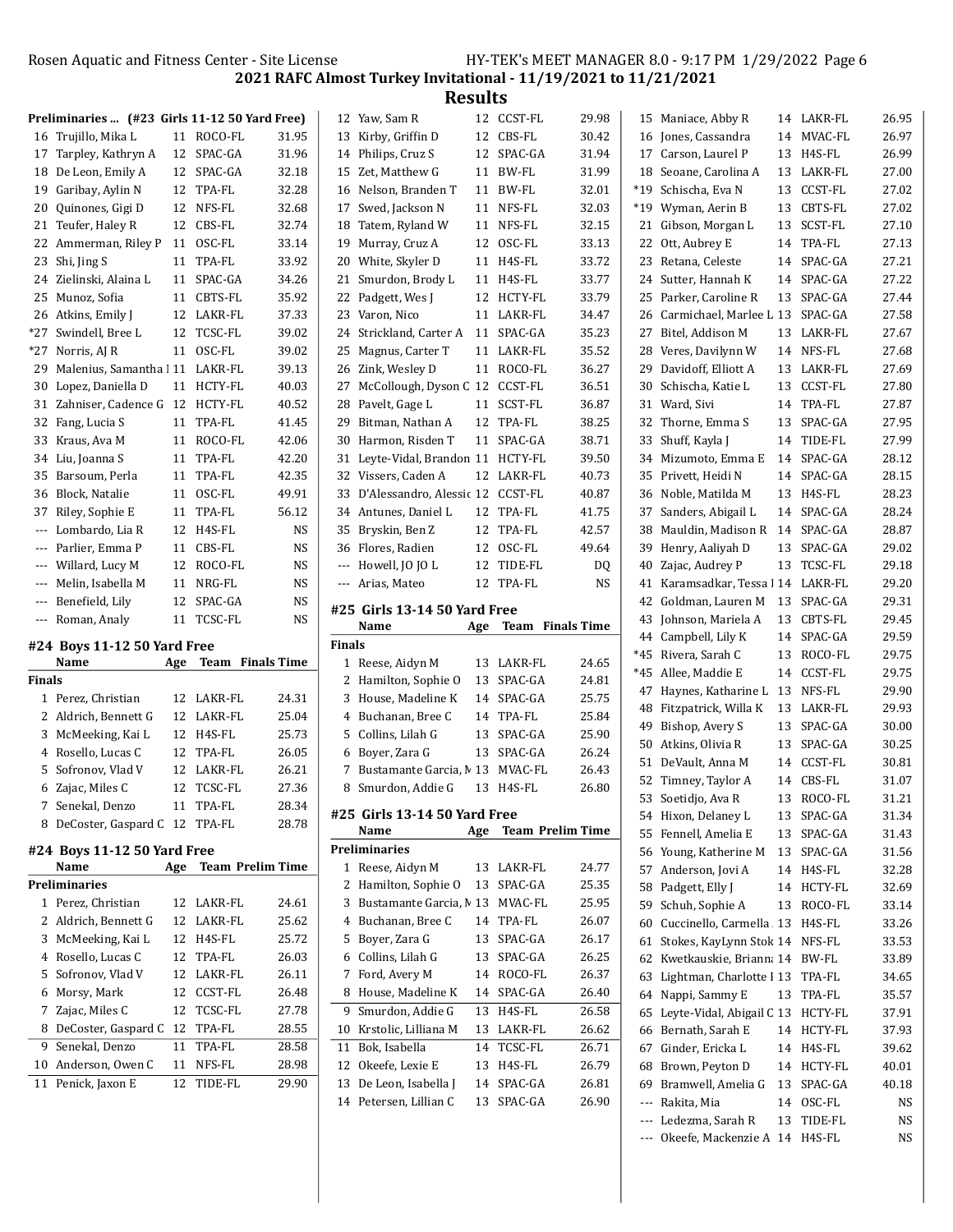## 2021 RAFC Almost Turkey Invitational - 11/19/2021 to 11/21/2021

## Results

### Preliminaries ... (#23 Girls 11-12 50 Yard Free)

| Place | Name | Age | Team | Prelim Time |
|---|---|---|---|---|
| 16 | Trujillo, Mika L | 11 | ROCO-FL | 31.95 |
| 17 | Tarpley, Kathryn A | 12 | SPAC-GA | 31.96 |
| 18 | De Leon, Emily A | 12 | SPAC-GA | 32.18 |
| 19 | Garibay, Aylin N | 12 | TPA-FL | 32.28 |
| 20 | Quinones, Gigi D | 12 | NFS-FL | 32.68 |
| 21 | Teufer, Haley R | 12 | CBS-FL | 32.74 |
| 22 | Ammerman, Riley P | 11 | OSC-FL | 33.14 |
| 23 | Shi, Jing S | 11 | TPA-FL | 33.92 |
| 24 | Zielinski, Alaina L | 11 | SPAC-GA | 34.26 |
| 25 | Munoz, Sofia | 11 | CBTS-FL | 35.92 |
| 26 | Atkins, Emily J | 12 | LAKR-FL | 37.33 |
| *27 | Swindell, Bree L | 12 | TCSC-FL | 39.02 |
| *27 | Norris, AJ R | 11 | OSC-FL | 39.02 |
| 29 | Malenius, Samantha I | 11 | LAKR-FL | 39.13 |
| 30 | Lopez, Daniella D | 11 | HCTY-FL | 40.03 |
| 31 | Zahniser, Cadence G | 12 | HCTY-FL | 40.52 |
| 32 | Fang, Lucia S | 11 | TPA-FL | 41.45 |
| 33 | Kraus, Ava M | 11 | ROCO-FL | 42.06 |
| 34 | Liu, Joanna S | 11 | TPA-FL | 42.20 |
| 35 | Barsoum, Perla | 11 | TPA-FL | 42.35 |
| 36 | Block, Natalie | 11 | OSC-FL | 49.91 |
| 37 | Riley, Sophie E | 11 | TPA-FL | 56.12 |
| --- | Lombardo, Lia R | 12 | H4S-FL | NS |
| --- | Parlier, Emma P | 11 | CBS-FL | NS |
| --- | Willard, Lucy M | 12 | ROCO-FL | NS |
| --- | Melin, Isabella M | 11 | NRG-FL | NS |
| --- | Benefield, Lily | 12 | SPAC-GA | NS |
| --- | Roman, Analy | 11 | TCSC-FL | NS |

### #24 Boys 11-12 50 Yard Free

| Place | Name | Age | Team | Finals Time |
|---|---|---|---|---|
| **Finals** | | | | |
| 1 | Perez, Christian | 12 | LAKR-FL | 24.31 |
| 2 | Aldrich, Bennett G | 12 | LAKR-FL | 25.04 |
| 3 | McMeeking, Kai L | 12 | H4S-FL | 25.73 |
| 4 | Rosello, Lucas C | 12 | TPA-FL | 26.05 |
| 5 | Sofronov, Vlad V | 12 | LAKR-FL | 26.21 |
| 6 | Zajac, Miles C | 12 | TCSC-FL | 27.36 |
| 7 | Senekal, Denzo | 11 | TPA-FL | 28.34 |
| 8 | DeCoster, Gaspard C | 12 | TPA-FL | 28.78 |

### #24 Boys 11-12 50 Yard Free

| Place | Name | Age | Team | Prelim Time |
|---|---|---|---|---|
| **Preliminaries** | | | | |
| 1 | Perez, Christian | 12 | LAKR-FL | 24.61 |
| 2 | Aldrich, Bennett G | 12 | LAKR-FL | 25.62 |
| 3 | McMeeking, Kai L | 12 | H4S-FL | 25.72 |
| 4 | Rosello, Lucas C | 12 | TPA-FL | 26.03 |
| 5 | Sofronov, Vlad V | 12 | LAKR-FL | 26.11 |
| 6 | Morsy, Mark | 12 | CCST-FL | 26.48 |
| 7 | Zajac, Miles C | 12 | TCSC-FL | 27.78 |
| 8 | DeCoster, Gaspard C | 12 | TPA-FL | 28.55 |
| 9 | Senekal, Denzo | 11 | TPA-FL | 28.58 |
| 10 | Anderson, Owen C | 11 | NFS-FL | 28.98 |
| 11 | Penick, Jaxon E | 12 | TIDE-FL | 29.90 |
| 12 | Yaw, Sam R | 12 | CCST-FL | 29.98 |
| 13 | Kirby, Griffin D | 12 | CBS-FL | 30.42 |
| 14 | Philips, Cruz S | 12 | SPAC-GA | 31.94 |
| 15 | Zet, Matthew G | 11 | BW-FL | 31.99 |
| 16 | Nelson, Branden T | 11 | BW-FL | 32.01 |
| 17 | Swed, Jackson N | 11 | NFS-FL | 32.03 |
| 18 | Tatem, Ryland W | 11 | NFS-FL | 32.15 |
| 19 | Murray, Cruz A | 12 | OSC-FL | 33.13 |
| 20 | White, Skyler D | 11 | H4S-FL | 33.72 |
| 21 | Smurdon, Brody L | 11 | H4S-FL | 33.77 |
| 22 | Padgett, Wes J | 12 | HCTY-FL | 33.79 |
| 23 | Varon, Nico | 11 | LAKR-FL | 34.47 |
| 24 | Strickland, Carter A | 11 | SPAC-GA | 35.23 |
| 25 | Magnus, Carter T | 11 | LAKR-FL | 35.52 |
| 26 | Zink, Wesley D | 11 | ROCO-FL | 36.27 |
| 27 | McCollough, Dyson C | 12 | CCST-FL | 36.51 |
| 28 | Pavelt, Gage L | 11 | SCST-FL | 36.87 |
| 29 | Bitman, Nathan A | 12 | TPA-FL | 38.25 |
| 30 | Harmon, Risden T | 11 | SPAC-GA | 38.71 |
| 31 | Leyte-Vidal, Brandon | 11 | HCTY-FL | 39.50 |
| 32 | Vissers, Caden A | 12 | LAKR-FL | 40.73 |
| 33 | D'Alessandro, Alessic | 12 | CCST-FL | 40.87 |
| 34 | Antunes, Daniel L | 12 | TPA-FL | 41.75 |
| 35 | Bryskin, Ben Z | 12 | TPA-FL | 42.57 |
| 36 | Flores, Radien | 12 | OSC-FL | 49.64 |
| --- | Howell, JO JO L | 12 | TIDE-FL | DQ |
| --- | Arias, Mateo | 12 | TPA-FL | NS |

### #25 Girls 13-14 50 Yard Free

| Place | Name | Age | Team | Finals Time |
|---|---|---|---|---|
| **Finals** | | | | |
| 1 | Reese, Aidyn M | 13 | LAKR-FL | 24.65 |
| 2 | Hamilton, Sophie O | 13 | SPAC-GA | 24.81 |
| 3 | House, Madeline K | 14 | SPAC-GA | 25.75 |
| 4 | Buchanan, Bree C | 14 | TPA-FL | 25.84 |
| 5 | Collins, Lilah G | 13 | SPAC-GA | 25.90 |
| 6 | Boyer, Zara G | 13 | SPAC-GA | 26.24 |
| 7 | Bustamante Garcia, M | 13 | MVAC-FL | 26.43 |
| 8 | Smurdon, Addie G | 13 | H4S-FL | 26.80 |

### #25 Girls 13-14 50 Yard Free

| Place | Name | Age | Team | Prelim Time |
|---|---|---|---|---|
| **Preliminaries** | | | | |
| 1 | Reese, Aidyn M | 13 | LAKR-FL | 24.77 |
| 2 | Hamilton, Sophie O | 13 | SPAC-GA | 25.35 |
| 3 | Bustamante Garcia, M | 13 | MVAC-FL | 25.95 |
| 4 | Buchanan, Bree C | 14 | TPA-FL | 26.07 |
| 5 | Boyer, Zara G | 13 | SPAC-GA | 26.17 |
| 6 | Collins, Lilah G | 13 | SPAC-GA | 26.25 |
| 7 | Ford, Avery M | 14 | ROCO-FL | 26.37 |
| 8 | House, Madeline K | 14 | SPAC-GA | 26.40 |
| 9 | Smurdon, Addie G | 13 | H4S-FL | 26.58 |
| 10 | Krstolic, Lilliana M | 13 | LAKR-FL | 26.62 |
| 11 | Bok, Isabella | 14 | TCSC-FL | 26.71 |
| 12 | Okeefe, Lexie E | 13 | H4S-FL | 26.79 |
| 13 | De Leon, Isabella J | 14 | SPAC-GA | 26.81 |
| 14 | Petersen, Lillian C | 13 | SPAC-GA | 26.90 |
| 15 | Maniace, Abby R | 14 | LAKR-FL | 26.95 |
| 16 | Jones, Cassandra | 14 | MVAC-FL | 26.97 |
| 17 | Carson, Laurel P | 13 | H4S-FL | 26.99 |
| 18 | Seoane, Carolina A | 13 | LAKR-FL | 27.00 |
| *19 | Schischa, Eva N | 13 | CCST-FL | 27.02 |
| *19 | Wyman, Aerin B | 13 | CBTS-FL | 27.02 |
| 21 | Gibson, Morgan L | 13 | SCST-FL | 27.10 |
| 22 | Ott, Aubrey E | 14 | TPA-FL | 27.13 |
| 23 | Retana, Celeste | 14 | SPAC-GA | 27.21 |
| 24 | Sutter, Hannah K | 14 | SPAC-GA | 27.22 |
| 25 | Parker, Caroline R | 13 | SPAC-GA | 27.44 |
| 26 | Carmichael, Marlee L | 13 | SPAC-GA | 27.58 |
| 27 | Bitel, Addison M | 13 | LAKR-FL | 27.67 |
| 28 | Veres, Davilynn W | 14 | NFS-FL | 27.68 |
| 29 | Davidoff, Elliott A | 13 | LAKR-FL | 27.69 |
| 30 | Schischa, Katie L | 13 | CCST-FL | 27.80 |
| 31 | Ward, Sivi | 14 | TPA-FL | 27.87 |
| 32 | Thorne, Emma S | 13 | SPAC-GA | 27.95 |
| 33 | Shuff, Kayla J | 14 | TIDE-FL | 27.99 |
| 34 | Mizumoto, Emma E | 14 | SPAC-GA | 28.12 |
| 35 | Privett, Heidi N | 14 | SPAC-GA | 28.15 |
| 36 | Noble, Matilda M | 13 | H4S-FL | 28.23 |
| 37 | Sanders, Abigail L | 14 | SPAC-GA | 28.24 |
| 38 | Mauldin, Madison R | 14 | SPAC-GA | 28.87 |
| 39 | Henry, Aaliyah D | 13 | SPAC-GA | 29.02 |
| 40 | Zajac, Audrey P | 13 | TCSC-FL | 29.18 |
| 41 | Karamsadkar, Tessa I | 14 | LAKR-FL | 29.20 |
| 42 | Goldman, Lauren M | 13 | SPAC-GA | 29.31 |
| 43 | Johnson, Mariela A | 13 | CBTS-FL | 29.45 |
| 44 | Campbell, Lily K | 14 | SPAC-GA | 29.59 |
| *45 | Rivera, Sarah C | 13 | ROCO-FL | 29.75 |
| *45 | Allee, Maddie E | 14 | CCST-FL | 29.75 |
| 47 | Haynes, Katharine L | 13 | NFS-FL | 29.90 |
| 48 | Fitzpatrick, Willa K | 13 | LAKR-FL | 29.93 |
| 49 | Bishop, Avery S | 13 | SPAC-GA | 30.00 |
| 50 | Atkins, Olivia R | 13 | SPAC-GA | 30.25 |
| 51 | DeVault, Anna M | 14 | CCST-FL | 30.81 |
| 52 | Timney, Taylor A | 14 | CBS-FL | 31.07 |
| 53 | Soetidjo, Ava R | 13 | ROCO-FL | 31.21 |
| 54 | Hixon, Delaney L | 13 | SPAC-GA | 31.34 |
| 55 | Fennell, Amelia E | 13 | SPAC-GA | 31.43 |
| 56 | Young, Katherine M | 13 | SPAC-GA | 31.56 |
| 57 | Anderson, Jovi A | 14 | H4S-FL | 32.28 |
| 58 | Padgett, Elly J | 14 | HCTY-FL | 32.69 |
| 59 | Schuh, Sophie A | 13 | ROCO-FL | 33.14 |
| 60 | Cuccinello, Carmella | 13 | H4S-FL | 33.26 |
| 61 | Stokes, KayLynn Stok | 14 | NFS-FL | 33.53 |
| 62 | Kwetkauskie, Brianna | 14 | BW-FL | 33.89 |
| 63 | Lightman, Charlotte I | 13 | TPA-FL | 34.65 |
| 64 | Nappi, Sammy E | 13 | TPA-FL | 35.57 |
| 65 | Leyte-Vidal, Abigail C | 13 | HCTY-FL | 37.91 |
| 66 | Bernath, Sarah E | 14 | HCTY-FL | 37.93 |
| 67 | Ginder, Ericka L | 14 | H4S-FL | 39.62 |
| 68 | Brown, Peyton D | 14 | HCTY-FL | 40.01 |
| 69 | Bramwell, Amelia G | 13 | SPAC-GA | 40.18 |
| --- | Rakita, Mia | 14 | OSC-FL | NS |
| --- | Ledezma, Sarah R | 13 | TIDE-FL | NS |
| --- | Okeefe, Mackenzie A | 14 | H4S-FL | NS |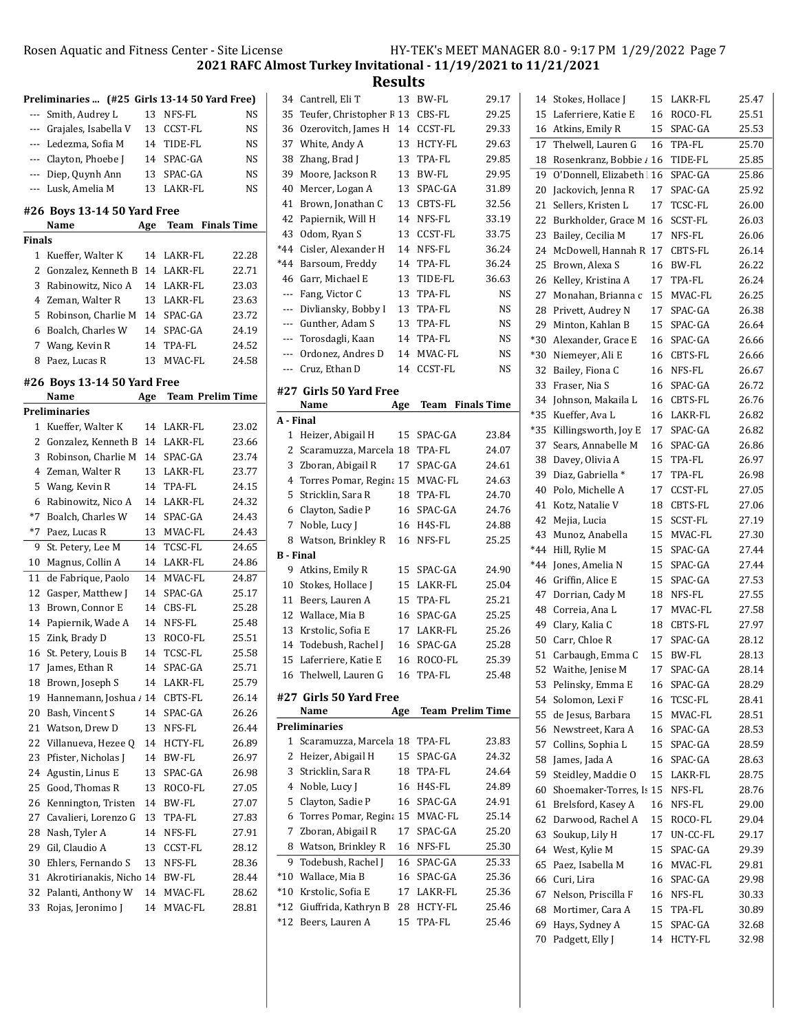**2021 RAFC Almost Turkey Invitational - 11/19/2021 to 11/21/2021**

## Results

### Preliminaries ... (#25 Girls 13-14 50 Yard Free)

| | Name | Age | Team | Time |
|---|---|---|---|---|
| --- | Smith, Audrey L | 13 | NFS-FL | NS |
| --- | Grajales, Isabella V | 13 | CCST-FL | NS |
| --- | Ledezma, Sofia M | 14 | TIDE-FL | NS |
| --- | Clayton, Phoebe J | 14 | SPAC-GA | NS |
| --- | Diep, Quynh Ann | 13 | SPAC-GA | NS |
| --- | Lusk, Amelia M | 13 | LAKR-FL | NS |

### #26 Boys 13-14 50 Yard Free

| | Name | Age | Team | Finals Time |
|---|---|---|---|---|
| **Finals** | | | | |
| 1 | Kueffer, Walter K | 14 | LAKR-FL | 22.28 |
| 2 | Gonzalez, Kenneth B | 14 | LAKR-FL | 22.71 |
| 3 | Rabinowitz, Nico A | 14 | LAKR-FL | 23.03 |
| 4 | Zeman, Walter R | 13 | LAKR-FL | 23.63 |
| 5 | Robinson, Charlie M | 14 | SPAC-GA | 23.72 |
| 6 | Boalch, Charles W | 14 | SPAC-GA | 24.19 |
| 7 | Wang, Kevin R | 14 | TPA-FL | 24.52 |
| 8 | Paez, Lucas R | 13 | MVAC-FL | 24.58 |

### #26 Boys 13-14 50 Yard Free

| | Name | Age | Team | Prelim Time |
|---|---|---|---|---|
| **Preliminaries** | | | | |
| 1 | Kueffer, Walter K | 14 | LAKR-FL | 23.02 |
| 2 | Gonzalez, Kenneth B | 14 | LAKR-FL | 23.66 |
| 3 | Robinson, Charlie M | 14 | SPAC-GA | 23.74 |
| 4 | Zeman, Walter R | 13 | LAKR-FL | 23.77 |
| 5 | Wang, Kevin R | 14 | TPA-FL | 24.15 |
| 6 | Rabinowitz, Nico A | 14 | LAKR-FL | 24.32 |
| *7 | Boalch, Charles W | 14 | SPAC-GA | 24.43 |
| *7 | Paez, Lucas R | 13 | MVAC-FL | 24.43 |
| 9 | St. Petery, Lee M | 14 | TCSC-FL | 24.65 |
| 10 | Magnus, Collin A | 14 | LAKR-FL | 24.86 |
| 11 | de Fabrique, Paolo | 14 | MVAC-FL | 24.87 |
| 12 | Gasper, Matthew J | 14 | SPAC-GA | 25.17 |
| 13 | Brown, Connor E | 14 | CBS-FL | 25.28 |
| 14 | Papiernik, Wade A | 14 | NFS-FL | 25.48 |
| 15 | Zink, Brady D | 13 | ROCO-FL | 25.51 |
| 16 | St. Petery, Louis B | 14 | TCSC-FL | 25.58 |
| 17 | James, Ethan R | 14 | SPAC-GA | 25.71 |
| 18 | Brown, Joseph S | 14 | LAKR-FL | 25.79 |
| 19 | Hannemann, Joshua A | 14 | CBTS-FL | 26.14 |
| 20 | Bash, Vincent S | 14 | SPAC-GA | 26.26 |
| 21 | Watson, Drew D | 13 | NFS-FL | 26.44 |
| 22 | Villanueva, Hezee Q | 14 | HCTY-FL | 26.89 |
| 23 | Pfister, Nicholas J | 14 | BW-FL | 26.97 |
| 24 | Agustin, Linus E | 13 | SPAC-GA | 26.98 |
| 25 | Good, Thomas R | 13 | ROCO-FL | 27.05 |
| 26 | Kennington, Tristen | 14 | BW-FL | 27.07 |
| 27 | Cavalieri, Lorenzo G | 13 | TPA-FL | 27.83 |
| 28 | Nash, Tyler A | 14 | NFS-FL | 27.91 |
| 29 | Gil, Claudio A | 13 | CCST-FL | 28.12 |
| 30 | Ehlers, Fernando S | 13 | NFS-FL | 28.36 |
| 31 | Akrotirianakis, Nicho | 14 | BW-FL | 28.44 |
| 32 | Palanti, Anthony W | 14 | MVAC-FL | 28.62 |
| 33 | Rojas, Jeronimo J | 14 | MVAC-FL | 28.81 |
| 34 | Cantrell, Eli T | 13 | BW-FL | 29.17 |
| 35 | Teufer, Christopher R | 13 | CBS-FL | 29.25 |
| 36 | Ozerovitch, James H | 14 | CCST-FL | 29.33 |
| 37 | White, Andy A | 13 | HCTY-FL | 29.63 |
| 38 | Zhang, Brad J | 13 | TPA-FL | 29.85 |
| 39 | Moore, Jackson R | 13 | BW-FL | 29.95 |
| 40 | Mercer, Logan A | 13 | SPAC-GA | 31.89 |
| 41 | Brown, Jonathan C | 13 | CBTS-FL | 32.56 |
| 42 | Papiernik, Will H | 14 | NFS-FL | 33.19 |
| 43 | Odom, Ryan S | 13 | CCST-FL | 33.75 |
| *44 | Cisler, Alexander H | 14 | NFS-FL | 36.24 |
| *44 | Barsoum, Freddy | 14 | TPA-FL | 36.24 |
| 46 | Garr, Michael E | 13 | TIDE-FL | 36.63 |
| --- | Fang, Victor C | 13 | TPA-FL | NS |
| --- | Divliansky, Bobby I | 13 | TPA-FL | NS |
| --- | Gunther, Adam S | 13 | TPA-FL | NS |
| --- | Torosdagli, Kaan | 14 | TPA-FL | NS |
| --- | Ordonez, Andres D | 14 | MVAC-FL | NS |
| --- | Cruz, Ethan D | 14 | CCST-FL | NS |

### #27 Girls 50 Yard Free

| | Name | Age | Team | Finals Time |
|---|---|---|---|---|
| **A - Final** | | | | |
| 1 | Heizer, Abigail H | 15 | SPAC-GA | 23.84 |
| 2 | Scaramuzza, Marcela | 18 | TPA-FL | 24.07 |
| 3 | Zboran, Abigail R | 17 | SPAC-GA | 24.61 |
| 4 | Torres Pomar, Regina | 15 | MVAC-FL | 24.63 |
| 5 | Stricklin, Sara R | 18 | TPA-FL | 24.70 |
| 6 | Clayton, Sadie P | 16 | SPAC-GA | 24.76 |
| 7 | Noble, Lucy J | 16 | H4S-FL | 24.88 |
| 8 | Watson, Brinkley R | 16 | NFS-FL | 25.25 |
| **B - Final** | | | | |
| 9 | Atkins, Emily R | 15 | SPAC-GA | 24.90 |
| 10 | Stokes, Hollace J | 15 | LAKR-FL | 25.04 |
| 11 | Beers, Lauren A | 15 | TPA-FL | 25.21 |
| 12 | Wallace, Mia B | 16 | SPAC-GA | 25.25 |
| 13 | Krstolic, Sofia E | 17 | LAKR-FL | 25.26 |
| 14 | Todebush, Rachel J | 16 | SPAC-GA | 25.28 |
| 15 | Laferriere, Katie E | 16 | ROCO-FL | 25.39 |
| 16 | Thelwell, Lauren G | 16 | TPA-FL | 25.48 |

### #27 Girls 50 Yard Free

| | Name | Age | Team | Prelim Time |
|---|---|---|---|---|
| **Preliminaries** | | | | |
| 1 | Scaramuzza, Marcela | 18 | TPA-FL | 23.83 |
| 2 | Heizer, Abigail H | 15 | SPAC-GA | 24.32 |
| 3 | Stricklin, Sara R | 18 | TPA-FL | 24.64 |
| 4 | Noble, Lucy J | 16 | H4S-FL | 24.89 |
| 5 | Clayton, Sadie P | 16 | SPAC-GA | 24.91 |
| 6 | Torres Pomar, Regina | 15 | MVAC-FL | 25.14 |
| 7 | Zboran, Abigail R | 17 | SPAC-GA | 25.20 |
| 8 | Watson, Brinkley R | 16 | NFS-FL | 25.30 |
| 9 | Todebush, Rachel J | 16 | SPAC-GA | 25.33 |
| *10 | Wallace, Mia B | 16 | SPAC-GA | 25.36 |
| *10 | Krstolic, Sofia E | 17 | LAKR-FL | 25.36 |
| *12 | Giuffrida, Kathryn B | 28 | HCTY-FL | 25.46 |
| *12 | Beers, Lauren A | 15 | TPA-FL | 25.46 |
| 14 | Stokes, Hollace J | 15 | LAKR-FL | 25.47 |
| 15 | Laferriere, Katie E | 16 | ROCO-FL | 25.51 |
| 16 | Atkins, Emily R | 15 | SPAC-GA | 25.53 |
| 17 | Thelwell, Lauren G | 16 | TPA-FL | 25.70 |
| 18 | Rosenkranz, Bobbie A | 16 | TIDE-FL | 25.85 |
| 19 | O'Donnell, Elizabeth | 16 | SPAC-GA | 25.86 |
| 20 | Jackovich, Jenna R | 17 | SPAC-GA | 25.92 |
| 21 | Sellers, Kristen L | 17 | TCSC-FL | 26.00 |
| 22 | Burkholder, Grace M | 16 | SCST-FL | 26.03 |
| 23 | Bailey, Cecilia M | 17 | NFS-FL | 26.06 |
| 24 | McDowell, Hannah R | 17 | CBTS-FL | 26.14 |
| 25 | Brown, Alexa S | 16 | BW-FL | 26.22 |
| 26 | Kelley, Kristina A | 17 | TPA-FL | 26.24 |
| 27 | Monahan, Brianna c | 15 | MVAC-FL | 26.25 |
| 28 | Privett, Audrey N | 17 | SPAC-GA | 26.38 |
| 29 | Minton, Kahlan B | 15 | SPAC-GA | 26.64 |
| *30 | Alexander, Grace E | 16 | SPAC-GA | 26.66 |
| *30 | Niemeyer, Ali E | 16 | CBTS-FL | 26.66 |
| 32 | Bailey, Fiona C | 16 | NFS-FL | 26.67 |
| 33 | Fraser, Nia S | 16 | SPAC-GA | 26.72 |
| 34 | Johnson, Makaila L | 16 | CBTS-FL | 26.76 |
| *35 | Kueffer, Ava L | 16 | LAKR-FL | 26.82 |
| *35 | Killingsworth, Joy E | 17 | SPAC-GA | 26.82 |
| 37 | Sears, Annabelle M | 16 | SPAC-GA | 26.86 |
| 38 | Davey, Olivia A | 15 | TPA-FL | 26.97 |
| 39 | Diaz, Gabriella * | 17 | TPA-FL | 26.98 |
| 40 | Polo, Michelle A | 17 | CCST-FL | 27.05 |
| 41 | Kotz, Natalie V | 18 | CBTS-FL | 27.06 |
| 42 | Mejia, Lucia | 15 | SCST-FL | 27.19 |
| 43 | Munoz, Anabella | 15 | MVAC-FL | 27.30 |
| *44 | Hill, Rylie M | 15 | SPAC-GA | 27.44 |
| *44 | Jones, Amelia N | 15 | SPAC-GA | 27.44 |
| 46 | Griffin, Alice E | 15 | SPAC-GA | 27.53 |
| 47 | Dorrian, Cady M | 18 | NFS-FL | 27.55 |
| 48 | Correia, Ana L | 17 | MVAC-FL | 27.58 |
| 49 | Clary, Kalia C | 18 | CBTS-FL | 27.97 |
| 50 | Carr, Chloe R | 17 | SPAC-GA | 28.12 |
| 51 | Carbaugh, Emma C | 15 | BW-FL | 28.13 |
| 52 | Waithe, Jenise M | 17 | SPAC-GA | 28.14 |
| 53 | Pelinsky, Emma E | 16 | SPAC-GA | 28.29 |
| 54 | Solomon, Lexi F | 16 | TCSC-FL | 28.41 |
| 55 | de Jesus, Barbara | 15 | MVAC-FL | 28.51 |
| 56 | Newstreet, Kara A | 16 | SPAC-GA | 28.53 |
| 57 | Collins, Sophia L | 15 | SPAC-GA | 28.59 |
| 58 | James, Jada A | 16 | SPAC-GA | 28.63 |
| 59 | Steidley, Maddie O | 15 | LAKR-FL | 28.75 |
| 60 | Shoemaker-Torres, Is | 15 | NFS-FL | 28.76 |
| 61 | Brelsford, Kasey A | 16 | NFS-FL | 29.00 |
| 62 | Darwood, Rachel A | 15 | ROCO-FL | 29.04 |
| 63 | Soukup, Lily H | 17 | UN-CC-FL | 29.17 |
| 64 | West, Kylie M | 15 | SPAC-GA | 29.39 |
| 65 | Paez, Isabella M | 16 | MVAC-FL | 29.81 |
| 66 | Curi, Lira | 16 | SPAC-GA | 29.98 |
| 67 | Nelson, Priscilla F | 16 | NFS-FL | 30.33 |
| 68 | Mortimer, Cara A | 15 | TPA-FL | 30.89 |
| 69 | Hays, Sydney A | 15 | SPAC-GA | 32.68 |
| 70 | Padgett, Elly J | 14 | HCTY-FL | 32.98 |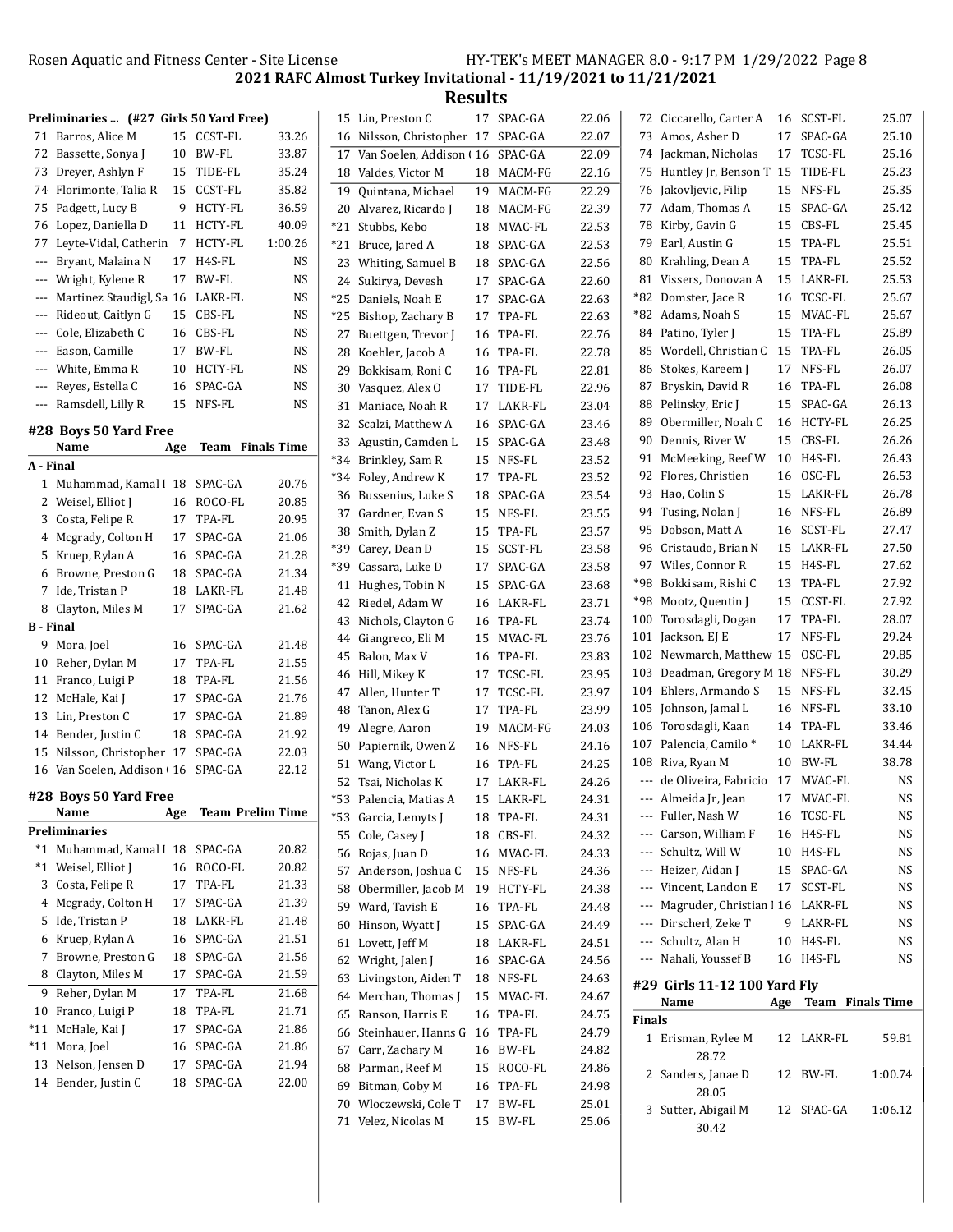## Results

**Preliminaries ... (#27 Girls 50 Yard Free)**

| Place | Name | Age | Team | Time |
|---|---|---|---|---|
| 71 | Barros, Alice M | 15 | CCST-FL | 33.26 |
| 72 | Bassette, Sonya J | 10 | BW-FL | 33.87 |
| 73 | Dreyer, Ashlyn F | 15 | TIDE-FL | 35.24 |
| 74 | Florimonte, Talia R | 15 | CCST-FL | 35.82 |
| 75 | Padgett, Lucy B | 9 | HCTY-FL | 36.59 |
| 76 | Lopez, Daniella D | 11 | HCTY-FL | 40.09 |
| 77 | Leyte-Vidal, Catherin | 7 | HCTY-FL | 1:00.26 |
| --- | Bryant, Malaina N | 17 | H4S-FL | NS |
| --- | Wright, Kylene R | 17 | BW-FL | NS |
| --- | Martinez Staudigl, Sa | 16 | LAKR-FL | NS |
| --- | Rideout, Caitlyn G | 15 | CBS-FL | NS |
| --- | Cole, Elizabeth C | 16 | CBS-FL | NS |
| --- | Eason, Camille | 17 | BW-FL | NS |
| --- | White, Emma R | 10 | HCTY-FL | NS |
| --- | Reyes, Estella C | 16 | SPAC-GA | NS |
| --- | Ramsdell, Lilly R | 15 | NFS-FL | NS |

### #28 Boys 50 Yard Free

| Place | Name | Age | Team | Finals Time |
|---|---|---|---|---|
| **A - Final** | | | | |
| 1 | Muhammad, Kamal I | 18 | SPAC-GA | 20.76 |
| 2 | Weisel, Elliot J | 16 | ROCO-FL | 20.85 |
| 3 | Costa, Felipe R | 17 | TPA-FL | 20.95 |
| 4 | Mcgrady, Colton H | 17 | SPAC-GA | 21.06 |
| 5 | Kruep, Rylan A | 16 | SPAC-GA | 21.28 |
| 6 | Browne, Preston G | 18 | SPAC-GA | 21.34 |
| 7 | Ide, Tristan P | 18 | LAKR-FL | 21.48 |
| 8 | Clayton, Miles M | 17 | SPAC-GA | 21.62 |
| **B - Final** | | | | |
| 9 | Mora, Joel | 16 | SPAC-GA | 21.48 |
| 10 | Reher, Dylan M | 17 | TPA-FL | 21.55 |
| 11 | Franco, Luigi P | 18 | TPA-FL | 21.56 |
| 12 | McHale, Kai J | 17 | SPAC-GA | 21.76 |
| 13 | Lin, Preston C | 17 | SPAC-GA | 21.89 |
| 14 | Bender, Justin C | 18 | SPAC-GA | 21.92 |
| 15 | Nilsson, Christopher | 17 | SPAC-GA | 22.03 |
| 16 | Van Soelen, Addison ( | 16 | SPAC-GA | 22.12 |

### #28 Boys 50 Yard Free

| Place | Name | Age | Team | Prelim Time |
|---|---|---|---|---|
| **Preliminaries** | | | | |
| *1 | Muhammad, Kamal I | 18 | SPAC-GA | 20.82 |
| *1 | Weisel, Elliot J | 16 | ROCO-FL | 20.82 |
| 3 | Costa, Felipe R | 17 | TPA-FL | 21.33 |
| 4 | Mcgrady, Colton H | 17 | SPAC-GA | 21.39 |
| 5 | Ide, Tristan P | 18 | LAKR-FL | 21.48 |
| 6 | Kruep, Rylan A | 16 | SPAC-GA | 21.51 |
| 7 | Browne, Preston G | 18 | SPAC-GA | 21.56 |
| 8 | Clayton, Miles M | 17 | SPAC-GA | 21.59 |
| 9 | Reher, Dylan M | 17 | TPA-FL | 21.68 |
| 10 | Franco, Luigi P | 18 | TPA-FL | 21.71 |
| *11 | McHale, Kai J | 17 | SPAC-GA | 21.86 |
| *11 | Mora, Joel | 16 | SPAC-GA | 21.86 |
| 13 | Nelson, Jensen D | 17 | SPAC-GA | 21.94 |
| 14 | Bender, Justin C | 18 | SPAC-GA | 22.00 |
| 15 | Lin, Preston C | 17 | SPAC-GA | 22.06 |
| 16 | Nilsson, Christopher | 17 | SPAC-GA | 22.07 |
| 17 | Van Soelen, Addison ( | 16 | SPAC-GA | 22.09 |
| 18 | Valdes, Victor M | 18 | MACM-FG | 22.16 |
| 19 | Quintana, Michael | 19 | MACM-FG | 22.29 |
| 20 | Alvarez, Ricardo J | 18 | MACM-FG | 22.39 |
| *21 | Stubbs, Kebo | 18 | MVAC-FL | 22.53 |
| *21 | Bruce, Jared A | 18 | SPAC-GA | 22.53 |
| 23 | Whiting, Samuel B | 18 | SPAC-GA | 22.56 |
| 24 | Sukirya, Devesh | 17 | SPAC-GA | 22.60 |
| *25 | Daniels, Noah E | 17 | SPAC-GA | 22.63 |
| *25 | Bishop, Zachary B | 17 | TPA-FL | 22.63 |
| 27 | Buettgen, Trevor J | 16 | TPA-FL | 22.76 |
| 28 | Koehler, Jacob A | 16 | TPA-FL | 22.78 |
| 29 | Bokkisam, Roni C | 16 | TPA-FL | 22.81 |
| 30 | Vasquez, Alex O | 17 | TIDE-FL | 22.96 |
| 31 | Maniace, Noah R | 17 | LAKR-FL | 23.04 |
| 32 | Scalzi, Matthew A | 16 | SPAC-GA | 23.46 |
| 33 | Agustin, Camden L | 15 | SPAC-GA | 23.48 |
| *34 | Brinkley, Sam R | 15 | NFS-FL | 23.52 |
| *34 | Foley, Andrew K | 17 | TPA-FL | 23.52 |
| 36 | Bussenius, Luke S | 18 | SPAC-GA | 23.54 |
| 37 | Gardner, Evan S | 15 | NFS-FL | 23.55 |
| 38 | Smith, Dylan Z | 15 | TPA-FL | 23.57 |
| *39 | Carey, Dean D | 15 | SCST-FL | 23.58 |
| *39 | Cassara, Luke D | 17 | SPAC-GA | 23.58 |
| 41 | Hughes, Tobin N | 15 | SPAC-GA | 23.68 |
| 42 | Riedel, Adam W | 16 | LAKR-FL | 23.71 |
| 43 | Nichols, Clayton G | 16 | TPA-FL | 23.74 |
| 44 | Giangreco, Eli M | 15 | MVAC-FL | 23.76 |
| 45 | Balon, Max V | 16 | TPA-FL | 23.83 |
| 46 | Hill, Mikey K | 17 | TCSC-FL | 23.95 |
| 47 | Allen, Hunter T | 17 | TCSC-FL | 23.97 |
| 48 | Tanon, Alex G | 17 | TPA-FL | 23.99 |
| 49 | Alegre, Aaron | 19 | MACM-FG | 24.03 |
| 50 | Papiernik, Owen Z | 16 | NFS-FL | 24.16 |
| 51 | Wang, Victor L | 16 | TPA-FL | 24.25 |
| 52 | Tsai, Nicholas K | 17 | LAKR-FL | 24.26 |
| *53 | Palencia, Matias A | 15 | LAKR-FL | 24.31 |
| *53 | Garcia, Lemyts J | 18 | TPA-FL | 24.31 |
| 55 | Cole, Casey J | 18 | CBS-FL | 24.32 |
| 56 | Rojas, Juan D | 16 | MVAC-FL | 24.33 |
| 57 | Anderson, Joshua C | 15 | NFS-FL | 24.36 |
| 58 | Obermiller, Jacob M | 19 | HCTY-FL | 24.38 |
| 59 | Ward, Tavish E | 16 | TPA-FL | 24.48 |
| 60 | Hinson, Wyatt J | 15 | SPAC-GA | 24.49 |
| 61 | Lovett, Jeff M | 18 | LAKR-FL | 24.51 |
| 62 | Wright, Jalen J | 16 | SPAC-GA | 24.56 |
| 63 | Livingston, Aiden T | 18 | NFS-FL | 24.63 |
| 64 | Merchan, Thomas J | 15 | MVAC-FL | 24.67 |
| 65 | Ranson, Harris E | 16 | TPA-FL | 24.75 |
| 66 | Steinhauer, Hanns G | 16 | TPA-FL | 24.79 |
| 67 | Carr, Zachary M | 16 | BW-FL | 24.82 |
| 68 | Parman, Reef M | 15 | ROCO-FL | 24.86 |
| 69 | Bitman, Coby M | 16 | TPA-FL | 24.98 |
| 70 | Wloczewski, Cole T | 17 | BW-FL | 25.01 |
| 71 | Velez, Nicolas M | 15 | BW-FL | 25.06 |
| 72 | Ciccarello, Carter A | 16 | SCST-FL | 25.07 |
| 73 | Amos, Asher D | 17 | SPAC-GA | 25.10 |
| 74 | Jackman, Nicholas | 17 | TCSC-FL | 25.16 |
| 75 | Huntley Jr, Benson T | 15 | TIDE-FL | 25.23 |
| 76 | Jakovljevic, Filip | 15 | NFS-FL | 25.35 |
| 77 | Adam, Thomas A | 15 | SPAC-GA | 25.42 |
| 78 | Kirby, Gavin G | 15 | CBS-FL | 25.45 |
| 79 | Earl, Austin G | 15 | TPA-FL | 25.51 |
| 80 | Krahling, Dean A | 15 | TPA-FL | 25.52 |
| 81 | Vissers, Donovan A | 15 | LAKR-FL | 25.53 |
| *82 | Domster, Jace R | 16 | TCSC-FL | 25.67 |
| *82 | Adams, Noah S | 15 | MVAC-FL | 25.67 |
| 84 | Patino, Tyler J | 15 | TPA-FL | 25.89 |
| 85 | Wordell, Christian C | 15 | TPA-FL | 26.05 |
| 86 | Stokes, Kareem J | 17 | NFS-FL | 26.07 |
| 87 | Bryskin, David R | 16 | TPA-FL | 26.08 |
| 88 | Pelinsky, Eric J | 15 | SPAC-GA | 26.13 |
| 89 | Obermiller, Noah C | 16 | HCTY-FL | 26.25 |
| 90 | Dennis, River W | 15 | CBS-FL | 26.26 |
| 91 | McMeeking, Reef W | 10 | H4S-FL | 26.43 |
| 92 | Flores, Christien | 16 | OSC-FL | 26.53 |
| 93 | Hao, Colin S | 15 | LAKR-FL | 26.78 |
| 94 | Tusing, Nolan J | 16 | NFS-FL | 26.89 |
| 95 | Dobson, Matt A | 16 | SCST-FL | 27.47 |
| 96 | Cristaudo, Brian N | 15 | LAKR-FL | 27.50 |
| 97 | Wiles, Connor R | 15 | H4S-FL | 27.62 |
| *98 | Bokkisam, Rishi C | 13 | TPA-FL | 27.92 |
| *98 | Mootz, Quentin J | 15 | CCST-FL | 27.92 |
| 100 | Torosdagli, Dogan | 17 | TPA-FL | 28.07 |
| 101 | Jackson, EJ E | 17 | NFS-FL | 29.24 |
| 102 | Newmarch, Matthew | 15 | OSC-FL | 29.85 |
| 103 | Deadman, Gregory M | 18 | NFS-FL | 30.29 |
| 104 | Ehlers, Armando S | 15 | NFS-FL | 32.45 |
| 105 | Johnson, Jamal L | 16 | NFS-FL | 33.10 |
| 106 | Torosdagli, Kaan | 14 | TPA-FL | 33.46 |
| 107 | Palencia, Camilo * | 10 | LAKR-FL | 34.44 |
| 108 | Riva, Ryan M | 10 | BW-FL | 38.78 |
| --- | de Oliveira, Fabricio | 17 | MVAC-FL | NS |
| --- | Almeida Jr, Jean | 17 | MVAC-FL | NS |
| --- | Fuller, Nash W | 16 | TCSC-FL | NS |
| --- | Carson, William F | 16 | H4S-FL | NS |
| --- | Schultz, Will W | 10 | H4S-FL | NS |
| --- | Heizer, Aidan J | 15 | SPAC-GA | NS |
| --- | Vincent, Landon E | 17 | SCST-FL | NS |
| --- | Magruder, Christian I | 16 | LAKR-FL | NS |
| --- | Dirscherl, Zeke T | 9 | LAKR-FL | NS |
| --- | Schultz, Alan H | 10 | H4S-FL | NS |
| --- | Nahali, Youssef B | 16 | H4S-FL | NS |

### #29 Girls 11-12 100 Yard Fly

| Place | Name | Age | Team | Finals Time |
|---|---|---|---|---|
| **Finals** | | | | |
| 1 | Erisman, Rylee M | 12 | LAKR-FL | 59.81 |
| | 28.72 | | | |
| 2 | Sanders, Janae D | 12 | BW-FL | 1:00.74 |
| | 28.05 | | | |
| 3 | Sutter, Abigail M | 12 | SPAC-GA | 1:06.12 |
| | 30.42 | | | |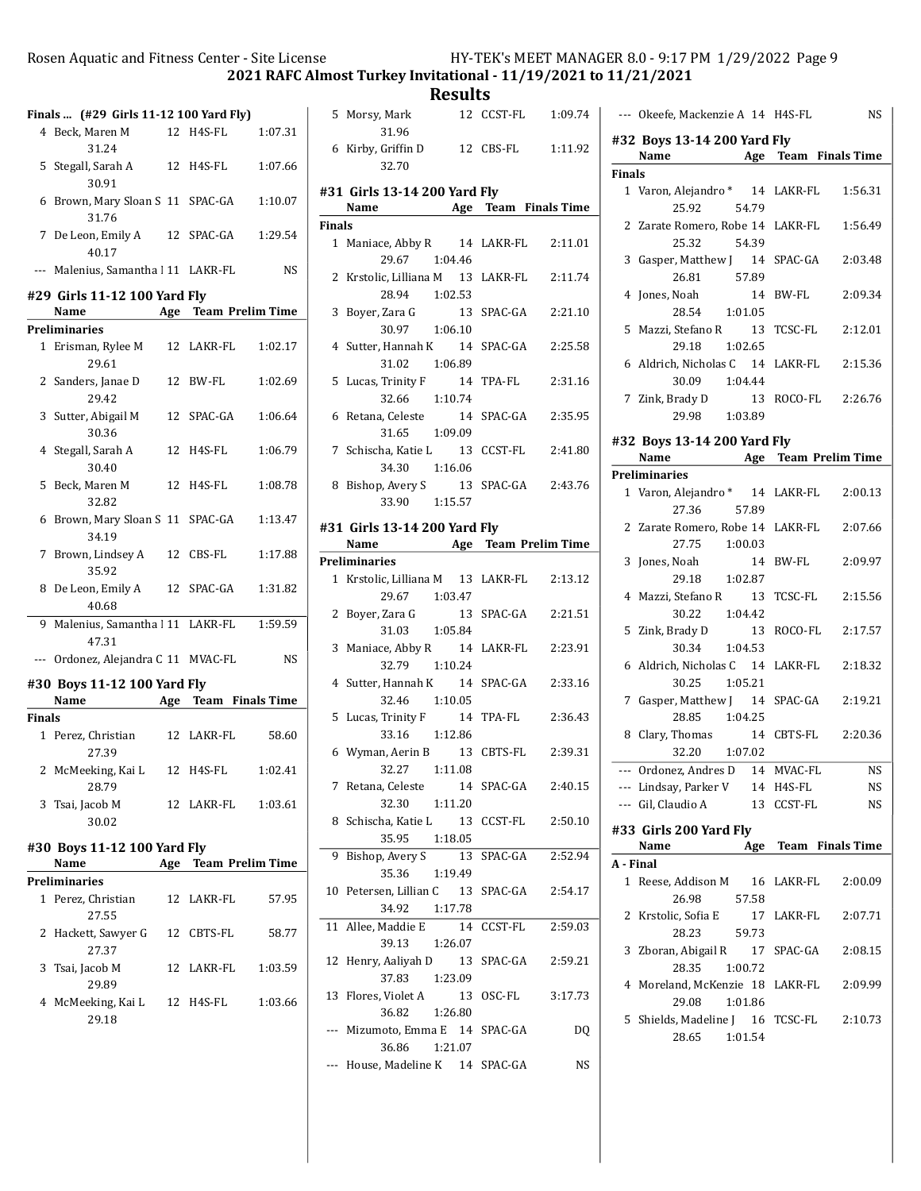## 2021 RAFC Almost Turkey Invitational - 11/19/2021 to 11/21/2021

## Results

### Finals ... (#29 Girls 11-12 100 Yard Fly)

| | Name | Age | Team | Finals Time |
|---|---|---|---|---|
| 4 | Beck, Maren M | 12 | H4S-FL | 1:07.31 |
| | 31.24 | | | |
| 5 | Stegall, Sarah A | 12 | H4S-FL | 1:07.66 |
| | 30.91 | | | |
| 6 | Brown, Mary Sloan S | 11 | SPAC-GA | 1:10.07 |
| | 31.76 | | | |
| 7 | De Leon, Emily A | 12 | SPAC-GA | 1:29.54 |
| | 40.17 | | | |
| --- | Malenius, Samantha I | 11 | LAKR-FL | NS |

### #29 Girls 11-12 100 Yard Fly

| | Name | Age | Team | Prelim Time |
|---|---|---|---|---|
| **Preliminaries** | | | | |
| 1 | Erisman, Rylee M | 12 | LAKR-FL | 1:02.17 |
| | 29.61 | | | |
| 2 | Sanders, Janae D | 12 | BW-FL | 1:02.69 |
| | 29.42 | | | |
| 3 | Sutter, Abigail M | 12 | SPAC-GA | 1:06.64 |
| | 30.36 | | | |
| 4 | Stegall, Sarah A | 12 | H4S-FL | 1:06.79 |
| | 30.40 | | | |
| 5 | Beck, Maren M | 12 | H4S-FL | 1:08.78 |
| | 32.82 | | | |
| 6 | Brown, Mary Sloan S | 11 | SPAC-GA | 1:13.47 |
| | 34.19 | | | |
| 7 | Brown, Lindsey A | 12 | CBS-FL | 1:17.88 |
| | 35.92 | | | |
| 8 | De Leon, Emily A | 12 | SPAC-GA | 1:31.82 |
| | 40.68 | | | |
| 9 | Malenius, Samantha I | 11 | LAKR-FL | 1:59.59 |
| | 47.31 | | | |
| --- | Ordonez, Alejandra C | 11 | MVAC-FL | NS |

### #30 Boys 11-12 100 Yard Fly

| | Name | Age | Team | Finals Time |
|---|---|---|---|---|
| **Finals** | | | | |
| 1 | Perez, Christian | 12 | LAKR-FL | 58.60 |
| | 27.39 | | | |
| 2 | McMeeking, Kai L | 12 | H4S-FL | 1:02.41 |
| | 28.79 | | | |
| 3 | Tsai, Jacob M | 12 | LAKR-FL | 1:03.61 |
| | 30.02 | | | |

### #30 Boys 11-12 100 Yard Fly

| | Name | Age | Team | Prelim Time |
|---|---|---|---|---|
| **Preliminaries** | | | | |
| 1 | Perez, Christian | 12 | LAKR-FL | 57.95 |
| | 27.55 | | | |
| 2 | Hackett, Sawyer G | 12 | CBTS-FL | 58.77 |
| | 27.37 | | | |
| 3 | Tsai, Jacob M | 12 | LAKR-FL | 1:03.59 |
| | 29.89 | | | |
| 4 | McMeeking, Kai L | 12 | H4S-FL | 1:03.66 |
| | 29.18 | | | |
| 5 | Morsy, Mark | 12 | CCST-FL | 1:09.74 |
| | 31.96 | | | |
| 6 | Kirby, Griffin D | 12 | CBS-FL | 1:11.92 |
| | 32.70 | | | |

### #31 Girls 13-14 200 Yard Fly

| | Name | Age | Team | Finals Time |
|---|---|---|---|---|
| **Finals** | | | | |
| 1 | Maniace, Abby R | 14 | LAKR-FL | 2:11.01 |
| | 29.67 1:04.46 | | | |
| 2 | Krstolic, Lilliana M | 13 | LAKR-FL | 2:11.74 |
| | 28.94 1:02.53 | | | |
| 3 | Boyer, Zara G | 13 | SPAC-GA | 2:21.10 |
| | 30.97 1:06.10 | | | |
| 4 | Sutter, Hannah K | 14 | SPAC-GA | 2:25.58 |
| | 31.02 1:06.89 | | | |
| 5 | Lucas, Trinity F | 14 | TPA-FL | 2:31.16 |
| | 32.66 1:10.74 | | | |
| 6 | Retana, Celeste | 14 | SPAC-GA | 2:35.95 |
| | 31.65 1:09.09 | | | |
| 7 | Schischa, Katie L | 13 | CCST-FL | 2:41.80 |
| | 34.30 1:16.06 | | | |
| 8 | Bishop, Avery S | 13 | SPAC-GA | 2:43.76 |
| | 33.90 1:15.57 | | | |

### #31 Girls 13-14 200 Yard Fly

| | Name | Age | Team | Prelim Time |
|---|---|---|---|---|
| **Preliminaries** | | | | |
| 1 | Krstolic, Lilliana M | 13 | LAKR-FL | 2:13.12 |
| | 29.67 1:03.47 | | | |
| 2 | Boyer, Zara G | 13 | SPAC-GA | 2:21.51 |
| | 31.03 1:05.84 | | | |
| 3 | Maniace, Abby R | 14 | LAKR-FL | 2:23.91 |
| | 32.79 1:10.24 | | | |
| 4 | Sutter, Hannah K | 14 | SPAC-GA | 2:33.16 |
| | 32.46 1:10.05 | | | |
| 5 | Lucas, Trinity F | 14 | TPA-FL | 2:36.43 |
| | 33.16 1:12.86 | | | |
| 6 | Wyman, Aerin B | 13 | CBTS-FL | 2:39.31 |
| | 32.27 1:11.08 | | | |
| 7 | Retana, Celeste | 14 | SPAC-GA | 2:40.15 |
| | 32.30 1:11.20 | | | |
| 8 | Schischa, Katie L | 13 | CCST-FL | 2:50.10 |
| | 35.95 1:18.05 | | | |
| 9 | Bishop, Avery S | 13 | SPAC-GA | 2:52.94 |
| | 35.36 1:19.49 | | | |
| 10 | Petersen, Lillian C | 13 | SPAC-GA | 2:54.17 |
| | 34.92 1:17.78 | | | |
| 11 | Allee, Maddie E | 14 | CCST-FL | 2:59.03 |
| | 39.13 1:26.07 | | | |
| 12 | Henry, Aaliyah D | 13 | SPAC-GA | 2:59.21 |
| | 37.83 1:23.09 | | | |
| 13 | Flores, Violet A | 13 | OSC-FL | 3:17.73 |
| | 36.82 1:26.80 | | | |
| --- | Mizumoto, Emma E | 14 | SPAC-GA | DQ |
| | 36.86 1:21.07 | | | |
| --- | House, Madeline K | 14 | SPAC-GA | NS |
| --- | Okeefe, Mackenzie A | 14 | H4S-FL | NS |

### #32 Boys 13-14 200 Yard Fly

| | Name | Age | Team | Finals Time |
|---|---|---|---|---|
| **Finals** | | | | |
| 1 | Varon, Alejandro * | 14 | LAKR-FL | 1:56.31 |
| | 25.92 54.79 | | | |
| 2 | Zarate Romero, Robe | 14 | LAKR-FL | 1:56.49 |
| | 25.32 54.39 | | | |
| 3 | Gasper, Matthew J | 14 | SPAC-GA | 2:03.48 |
| | 26.81 57.89 | | | |
| 4 | Jones, Noah | 14 | BW-FL | 2:09.34 |
| | 28.54 1:01.05 | | | |
| 5 | Mazzi, Stefano R | 13 | TCSC-FL | 2:12.01 |
| | 29.18 1:02.65 | | | |
| 6 | Aldrich, Nicholas C | 14 | LAKR-FL | 2:15.36 |
| | 30.09 1:04.44 | | | |
| 7 | Zink, Brady D | 13 | ROCO-FL | 2:26.76 |
| | 29.98 1:03.89 | | | |

### #32 Boys 13-14 200 Yard Fly

| | Name | Age | Team | Prelim Time |
|---|---|---|---|---|
| **Preliminaries** | | | | |
| 1 | Varon, Alejandro * | 14 | LAKR-FL | 2:00.13 |
| | 27.36 57.89 | | | |
| 2 | Zarate Romero, Robe | 14 | LAKR-FL | 2:07.66 |
| | 27.75 1:00.03 | | | |
| 3 | Jones, Noah | 14 | BW-FL | 2:09.97 |
| | 29.18 1:02.87 | | | |
| 4 | Mazzi, Stefano R | 13 | TCSC-FL | 2:15.56 |
| | 30.22 1:04.42 | | | |
| 5 | Zink, Brady D | 13 | ROCO-FL | 2:17.57 |
| | 30.34 1:04.53 | | | |
| 6 | Aldrich, Nicholas C | 14 | LAKR-FL | 2:18.32 |
| | 30.25 1:05.21 | | | |
| 7 | Gasper, Matthew J | 14 | SPAC-GA | 2:19.21 |
| | 28.85 1:04.25 | | | |
| 8 | Clary, Thomas | 14 | CBTS-FL | 2:20.36 |
| | 32.20 1:07.02 | | | |
| --- | Ordonez, Andres D | 14 | MVAC-FL | NS |
| --- | Lindsay, Parker V | 14 | H4S-FL | NS |
| --- | Gil, Claudio A | 13 | CCST-FL | NS |

### #33 Girls 200 Yard Fly

| | Name | Age | Team | Finals Time |
|---|---|---|---|---|
| **A - Final** | | | | |
| 1 | Reese, Addison M | 16 | LAKR-FL | 2:00.09 |
| | 26.98 57.58 | | | |
| 2 | Krstolic, Sofia E | 17 | LAKR-FL | 2:07.71 |
| | 28.23 59.73 | | | |
| 3 | Zboran, Abigail R | 17 | SPAC-GA | 2:08.15 |
| | 28.35 1:00.72 | | | |
| 4 | Moreland, McKenzie | 18 | LAKR-FL | 2:09.99 |
| | 29.08 1:01.86 | | | |
| 5 | Shields, Madeline J | 16 | TCSC-FL | 2:10.73 |
| | 28.65 1:01.54 | | | |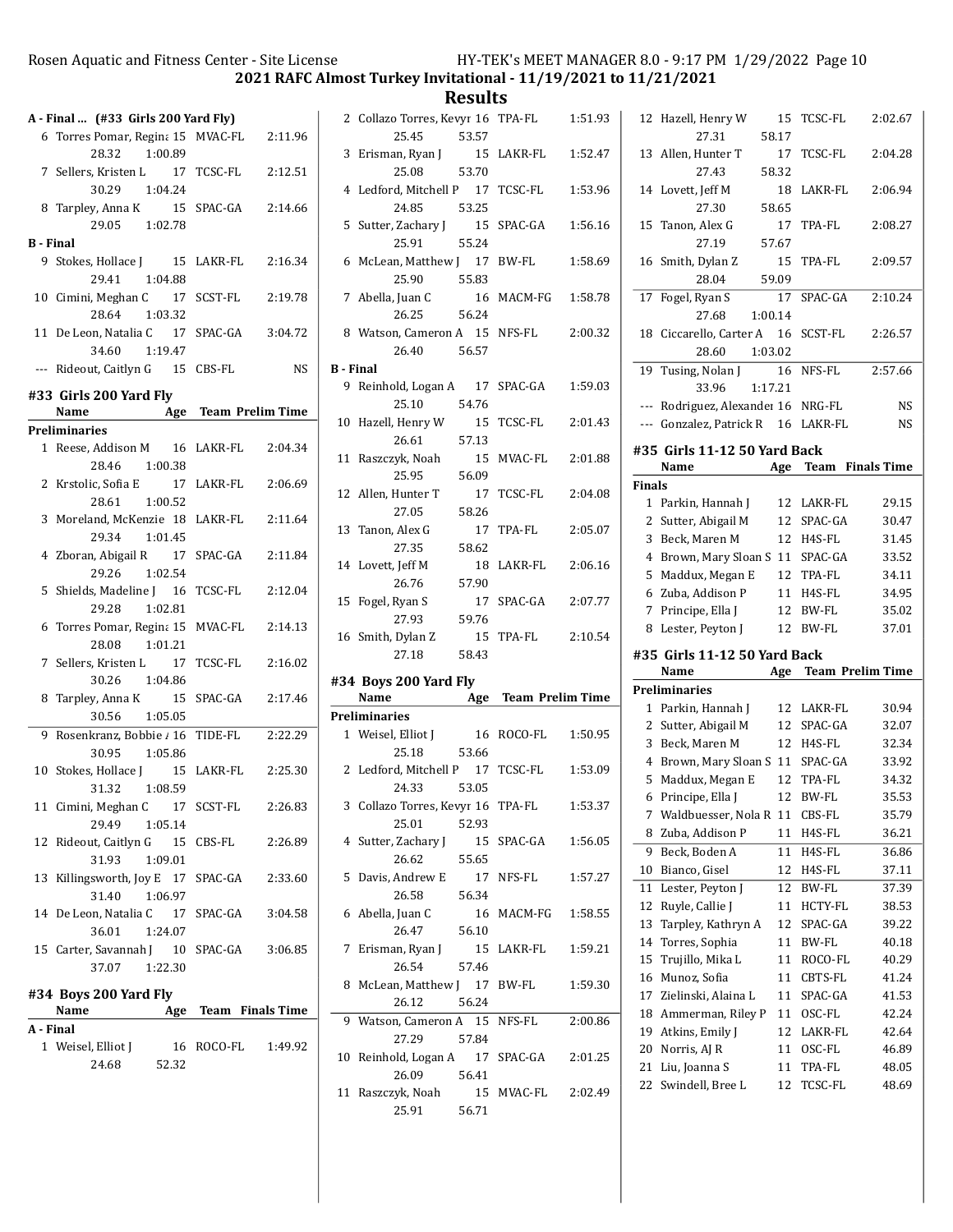**2021 RAFC Almost Turkey Invitational - 11/19/2021 to 11/21/2021**

**Results**

### A - Final ... (#33 Girls 200 Yard Fly)

| Place | Name | Age | Team | Finals Time | Splits |
|---|---|---|---|---|---|
| 6 | Torres Pomar, Regina | 15 | MVAC-FL | 2:11.96 | 28.32 / 1:00.89 |
| 7 | Sellers, Kristen L | 17 | TCSC-FL | 2:12.51 | 30.29 / 1:04.24 |
| 8 | Tarpley, Anna K | 15 | SPAC-GA | 2:14.66 | 29.05 / 1:02.78 |
| **B - Final** | | | | | |
| 9 | Stokes, Hollace J | 15 | LAKR-FL | 2:16.34 | 29.41 / 1:04.88 |
| 10 | Cimini, Meghan C | 17 | SCST-FL | 2:19.78 | 28.64 / 1:03.32 |
| 11 | De Leon, Natalia C | 17 | SPAC-GA | 3:04.72 | 34.60 / 1:19.47 |
| --- | Rideout, Caitlyn G | 15 | CBS-FL | NS | |

### #33 Girls 200 Yard Fly

| Place | Name | Age | Team | Prelim Time | Splits |
|---|---|---|---|---|---|
| **Preliminaries** | | | | | |
| 1 | Reese, Addison M | 16 | LAKR-FL | 2:04.34 | 28.46 / 1:00.38 |
| 2 | Krstolic, Sofia E | 17 | LAKR-FL | 2:06.69 | 28.61 / 1:00.52 |
| 3 | Moreland, McKenzie | 18 | LAKR-FL | 2:11.64 | 29.34 / 1:01.45 |
| 4 | Zboran, Abigail R | 17 | SPAC-GA | 2:11.84 | 29.26 / 1:02.54 |
| 5 | Shields, Madeline J | 16 | TCSC-FL | 2:12.04 | 29.28 / 1:02.81 |
| 6 | Torres Pomar, Regina | 15 | MVAC-FL | 2:14.13 | 28.08 / 1:01.21 |
| 7 | Sellers, Kristen L | 17 | TCSC-FL | 2:16.02 | 30.26 / 1:04.86 |
| 8 | Tarpley, Anna K | 15 | SPAC-GA | 2:17.46 | 30.56 / 1:05.05 |
| 9 | Rosenkranz, Bobbie A | 16 | TIDE-FL | 2:22.29 | 30.95 / 1:05.86 |
| 10 | Stokes, Hollace J | 15 | LAKR-FL | 2:25.30 | 31.32 / 1:08.59 |
| 11 | Cimini, Meghan C | 17 | SCST-FL | 2:26.83 | 29.49 / 1:05.14 |
| 12 | Rideout, Caitlyn G | 15 | CBS-FL | 2:26.89 | 31.93 / 1:09.01 |
| 13 | Killingsworth, Joy E | 17 | SPAC-GA | 2:33.60 | 31.40 / 1:06.97 |
| 14 | De Leon, Natalia C | 17 | SPAC-GA | 3:04.58 | 36.01 / 1:24.07 |
| 15 | Carter, Savannah J | 10 | SPAC-GA | 3:06.85 | 37.07 / 1:22.30 |

### #34 Boys 200 Yard Fly

| Place | Name | Age | Team | Finals Time | Splits |
|---|---|---|---|---|---|
| **A - Final** | | | | | |
| 1 | Weisel, Elliot J | 16 | ROCO-FL | 1:49.92 | 24.68 / 52.32 |
| 2 | Collazo Torres, Kevyn | 16 | TPA-FL | 1:51.93 | 25.45 / 53.57 |
| 3 | Erisman, Ryan J | 15 | LAKR-FL | 1:52.47 | 25.08 / 53.70 |
| 4 | Ledford, Mitchell P | 17 | TCSC-FL | 1:53.96 | 24.85 / 53.25 |
| 5 | Sutter, Zachary J | 15 | SPAC-GA | 1:56.16 | 25.91 / 55.24 |
| 6 | McLean, Matthew J | 17 | BW-FL | 1:58.69 | 25.90 / 55.83 |
| 7 | Abella, Juan C | 16 | MACM-FG | 1:58.78 | 26.25 / 56.24 |
| 8 | Watson, Cameron A | 15 | NFS-FL | 2:00.32 | 26.40 / 56.57 |
| **B - Final** | | | | | |
| 9 | Reinhold, Logan A | 17 | SPAC-GA | 1:59.03 | 25.10 / 54.76 |
| 10 | Hazell, Henry W | 15 | TCSC-FL | 2:01.43 | 26.61 / 57.13 |
| 11 | Raszczyk, Noah | 15 | MVAC-FL | 2:01.88 | 25.95 / 56.09 |
| 12 | Allen, Hunter T | 17 | TCSC-FL | 2:04.08 | 27.05 / 58.26 |
| 13 | Tanon, Alex G | 17 | TPA-FL | 2:05.07 | 27.35 / 58.62 |
| 14 | Lovett, Jeff M | 18 | LAKR-FL | 2:06.16 | 26.76 / 57.90 |
| 15 | Fogel, Ryan S | 17 | SPAC-GA | 2:07.77 | 27.93 / 59.76 |
| 16 | Smith, Dylan Z | 15 | TPA-FL | 2:10.54 | 27.18 / 58.43 |

### #34 Boys 200 Yard Fly

| Place | Name | Age | Team | Prelim Time | Splits |
|---|---|---|---|---|---|
| **Preliminaries** | | | | | |
| 1 | Weisel, Elliot J | 16 | ROCO-FL | 1:50.95 | 25.18 / 53.66 |
| 2 | Ledford, Mitchell P | 17 | TCSC-FL | 1:53.09 | 24.33 / 53.05 |
| 3 | Collazo Torres, Kevyn | 16 | TPA-FL | 1:53.37 | 25.01 / 52.93 |
| 4 | Sutter, Zachary J | 15 | SPAC-GA | 1:56.05 | 26.62 / 55.65 |
| 5 | Davis, Andrew E | 17 | NFS-FL | 1:57.27 | 26.58 / 56.34 |
| 6 | Abella, Juan C | 16 | MACM-FG | 1:58.55 | 26.47 / 56.10 |
| 7 | Erisman, Ryan J | 15 | LAKR-FL | 1:59.21 | 26.54 / 57.46 |
| 8 | McLean, Matthew J | 17 | BW-FL | 1:59.30 | 26.12 / 56.24 |
| 9 | Watson, Cameron A | 15 | NFS-FL | 2:00.86 | 27.29 / 57.84 |
| 10 | Reinhold, Logan A | 17 | SPAC-GA | 2:01.25 | 26.09 / 56.41 |
| 11 | Raszczyk, Noah | 15 | MVAC-FL | 2:02.49 | 25.91 / 56.71 |
| 12 | Hazell, Henry W | 15 | TCSC-FL | 2:02.67 | 27.31 / 58.17 |
| 13 | Allen, Hunter T | 17 | TCSC-FL | 2:04.28 | 27.43 / 58.32 |
| 14 | Lovett, Jeff M | 18 | LAKR-FL | 2:06.94 | 27.30 / 58.65 |
| 15 | Tanon, Alex G | 17 | TPA-FL | 2:08.27 | 27.19 / 57.67 |
| 16 | Smith, Dylan Z | 15 | TPA-FL | 2:09.57 | 28.04 / 59.09 |
| 17 | Fogel, Ryan S | 17 | SPAC-GA | 2:10.24 | 27.68 / 1:00.14 |
| 18 | Ciccarello, Carter A | 16 | SCST-FL | 2:26.57 | 28.60 / 1:03.02 |
| 19 | Tusing, Nolan J | 16 | NFS-FL | 2:57.66 | 33.96 / 1:17.21 |
| --- | Rodriguez, Alexander | 16 | NRG-FL | NS | |
| --- | Gonzalez, Patrick R | 16 | LAKR-FL | NS | |

### #35 Girls 11-12 50 Yard Back

| Place | Name | Age | Team | Finals Time |
|---|---|---|---|---|
| **Finals** | | | | |
| 1 | Parkin, Hannah J | 12 | LAKR-FL | 29.15 |
| 2 | Sutter, Abigail M | 12 | SPAC-GA | 30.47 |
| 3 | Beck, Maren M | 12 | H4S-FL | 31.45 |
| 4 | Brown, Mary Sloan S | 11 | SPAC-GA | 33.52 |
| 5 | Maddux, Megan E | 12 | TPA-FL | 34.11 |
| 6 | Zuba, Addison P | 11 | H4S-FL | 34.95 |
| 7 | Principe, Ella J | 12 | BW-FL | 35.02 |
| 8 | Lester, Peyton J | 12 | BW-FL | 37.01 |

### #35 Girls 11-12 50 Yard Back

| Place | Name | Age | Team | Prelim Time |
|---|---|---|---|---|
| **Preliminaries** | | | | |
| 1 | Parkin, Hannah J | 12 | LAKR-FL | 30.94 |
| 2 | Sutter, Abigail M | 12 | SPAC-GA | 32.07 |
| 3 | Beck, Maren M | 12 | H4S-FL | 32.34 |
| 4 | Brown, Mary Sloan S | 11 | SPAC-GA | 33.92 |
| 5 | Maddux, Megan E | 12 | TPA-FL | 34.32 |
| 6 | Principe, Ella J | 12 | BW-FL | 35.53 |
| 7 | Waldbuesser, Nola R | 11 | CBS-FL | 35.79 |
| 8 | Zuba, Addison P | 11 | H4S-FL | 36.21 |
| 9 | Beck, Boden A | 11 | H4S-FL | 36.86 |
| 10 | Bianco, Gisel | 12 | H4S-FL | 37.11 |
| 11 | Lester, Peyton J | 12 | BW-FL | 37.39 |
| 12 | Ruyle, Callie J | 11 | HCTY-FL | 38.53 |
| 13 | Tarpley, Kathryn A | 12 | SPAC-GA | 39.22 |
| 14 | Torres, Sophia | 11 | BW-FL | 40.18 |
| 15 | Trujillo, Mika L | 11 | ROCO-FL | 40.29 |
| 16 | Munoz, Sofia | 11 | CBTS-FL | 41.24 |
| 17 | Zielinski, Alaina L | 11 | SPAC-GA | 41.53 |
| 18 | Ammerman, Riley P | 11 | OSC-FL | 42.24 |
| 19 | Atkins, Emily J | 12 | LAKR-FL | 42.64 |
| 20 | Norris, AJ R | 11 | OSC-FL | 46.89 |
| 21 | Liu, Joanna S | 11 | TPA-FL | 48.05 |
| 22 | Swindell, Bree L | 12 | TCSC-FL | 48.69 |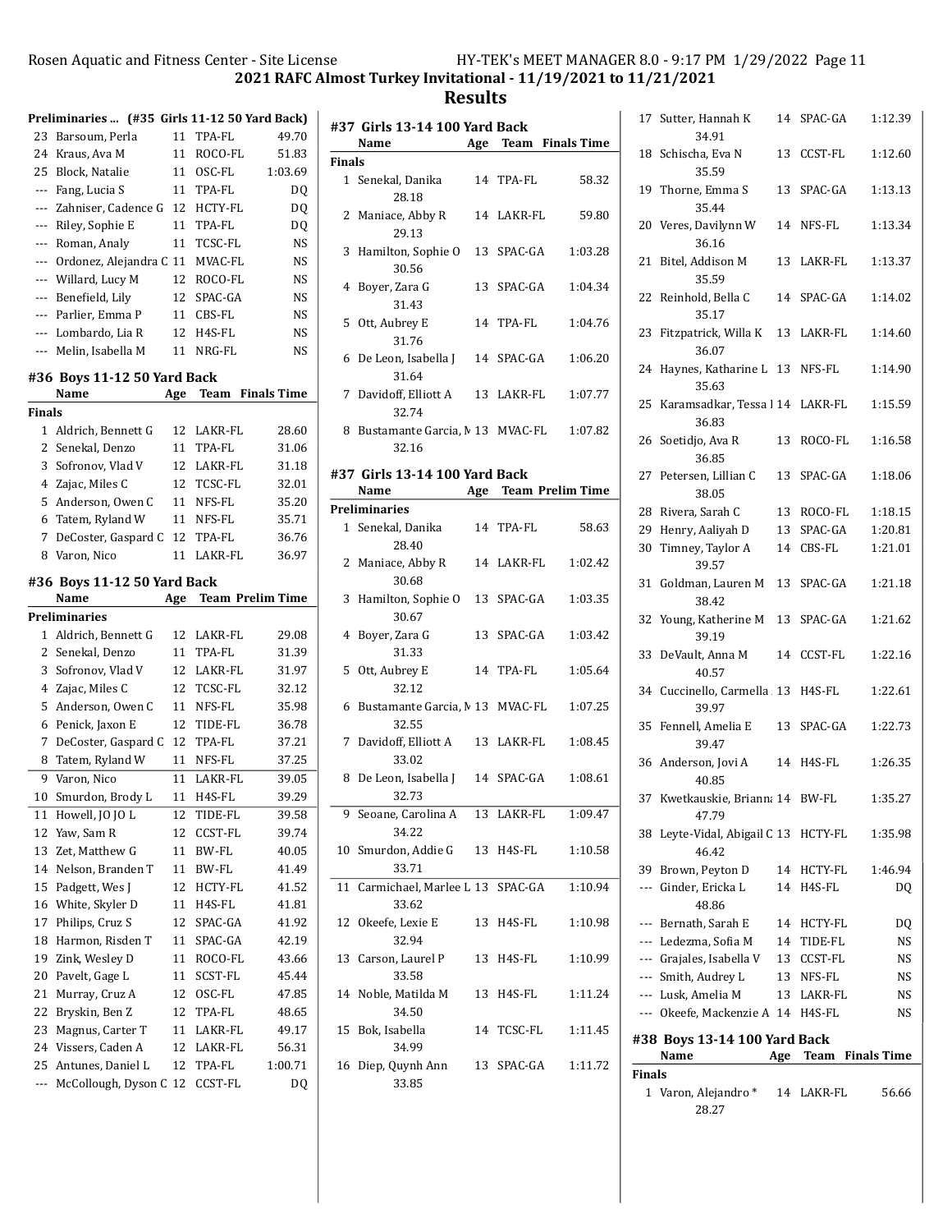2021 RAFC Almost Turkey Invitational - 11/19/2021 to 11/21/2021

## Results

### Preliminaries ... (#35 Girls 11-12 50 Yard Back)

| | Name | Age | Team | Prelim Time |
|---|---|---|---|---|
| 23 | Barsoum, Perla | 11 | TPA-FL | 49.70 |
| 24 | Kraus, Ava M | 11 | ROCO-FL | 51.83 |
| 25 | Block, Natalie | 11 | OSC-FL | 1:03.69 |
| --- | Fang, Lucia S | 11 | TPA-FL | DQ |
| --- | Zahniser, Cadence G | 12 | HCTY-FL | DQ |
| --- | Riley, Sophie E | 11 | TPA-FL | DQ |
| --- | Roman, Analy | 11 | TCSC-FL | NS |
| --- | Ordonez, Alejandra C | 11 | MVAC-FL | NS |
| --- | Willard, Lucy M | 12 | ROCO-FL | NS |
| --- | Benefield, Lily | 12 | SPAC-GA | NS |
| --- | Parlier, Emma P | 11 | CBS-FL | NS |
| --- | Lombardo, Lia R | 12 | H4S-FL | NS |
| --- | Melin, Isabella M | 11 | NRG-FL | NS |

### #36 Boys 11-12 50 Yard Back

| | Name | Age | Team | Finals Time |
|---|---|---|---|---|
| **Finals** | | | | |
| 1 | Aldrich, Bennett G | 12 | LAKR-FL | 28.60 |
| 2 | Senekal, Denzo | 11 | TPA-FL | 31.06 |
| 3 | Sofronov, Vlad V | 12 | LAKR-FL | 31.18 |
| 4 | Zajac, Miles C | 12 | TCSC-FL | 32.01 |
| 5 | Anderson, Owen C | 11 | NFS-FL | 35.20 |
| 6 | Tatem, Ryland W | 11 | NFS-FL | 35.71 |
| 7 | DeCoster, Gaspard C | 12 | TPA-FL | 36.76 |
| 8 | Varon, Nico | 11 | LAKR-FL | 36.97 |

### #36 Boys 11-12 50 Yard Back

| | Name | Age | Team | Prelim Time |
|---|---|---|---|---|
| **Preliminaries** | | | | |
| 1 | Aldrich, Bennett G | 12 | LAKR-FL | 29.08 |
| 2 | Senekal, Denzo | 11 | TPA-FL | 31.39 |
| 3 | Sofronov, Vlad V | 12 | LAKR-FL | 31.97 |
| 4 | Zajac, Miles C | 12 | TCSC-FL | 32.12 |
| 5 | Anderson, Owen C | 11 | NFS-FL | 35.98 |
| 6 | Penick, Jaxon E | 12 | TIDE-FL | 36.78 |
| 7 | DeCoster, Gaspard C | 12 | TPA-FL | 37.21 |
| 8 | Tatem, Ryland W | 11 | NFS-FL | 37.25 |
| 9 | Varon, Nico | 11 | LAKR-FL | 39.05 |
| 10 | Smurdon, Brody L | 11 | H4S-FL | 39.29 |
| 11 | Howell, JO JO L | 12 | TIDE-FL | 39.58 |
| 12 | Yaw, Sam R | 12 | CCST-FL | 39.74 |
| 13 | Zet, Matthew G | 11 | BW-FL | 40.05 |
| 14 | Nelson, Branden T | 11 | BW-FL | 41.49 |
| 15 | Padgett, Wes J | 12 | HCTY-FL | 41.52 |
| 16 | White, Skyler D | 11 | H4S-FL | 41.81 |
| 17 | Philips, Cruz S | 12 | SPAC-GA | 41.92 |
| 18 | Harmon, Risden T | 11 | SPAC-GA | 42.19 |
| 19 | Zink, Wesley D | 11 | ROCO-FL | 43.66 |
| 20 | Pavelt, Gage L | 11 | SCST-FL | 45.44 |
| 21 | Murray, Cruz A | 12 | OSC-FL | 47.85 |
| 22 | Bryskin, Ben Z | 12 | TPA-FL | 48.65 |
| 23 | Magnus, Carter T | 11 | LAKR-FL | 49.17 |
| 24 | Vissers, Caden A | 12 | LAKR-FL | 56.31 |
| 25 | Antunes, Daniel L | 12 | TPA-FL | 1:00.71 |
| --- | McCollough, Dyson C | 12 | CCST-FL | DQ |

### #37 Girls 13-14 100 Yard Back

| | Name | Age | Team | Finals Time |
|---|---|---|---|---|
| **Finals** | | | | |
| 1 | Senekal, Danika | 14 | TPA-FL | 58.32 |
| | 28.18 | | | |
| 2 | Maniace, Abby R | 14 | LAKR-FL | 59.80 |
| | 29.13 | | | |
| 3 | Hamilton, Sophie O | 13 | SPAC-GA | 1:03.28 |
| | 30.56 | | | |
| 4 | Boyer, Zara G | 13 | SPAC-GA | 1:04.34 |
| | 31.43 | | | |
| 5 | Ott, Aubrey E | 14 | TPA-FL | 1:04.76 |
| | 31.76 | | | |
| 6 | De Leon, Isabella J | 14 | SPAC-GA | 1:06.20 |
| | 31.64 | | | |
| 7 | Davidoff, Elliott A | 13 | LAKR-FL | 1:07.77 |
| | 32.74 | | | |
| 8 | Bustamante Garcia, M | 13 | MVAC-FL | 1:07.82 |
| | 32.16 | | | |

### #37 Girls 13-14 100 Yard Back

| | Name | Age | Team | Prelim Time |
|---|---|---|---|---|
| **Preliminaries** | | | | |
| 1 | Senekal, Danika | 14 | TPA-FL | 58.63 |
| | 28.40 | | | |
| 2 | Maniace, Abby R | 14 | LAKR-FL | 1:02.42 |
| | 30.68 | | | |
| 3 | Hamilton, Sophie O | 13 | SPAC-GA | 1:03.35 |
| | 30.67 | | | |
| 4 | Boyer, Zara G | 13 | SPAC-GA | 1:03.42 |
| | 31.33 | | | |
| 5 | Ott, Aubrey E | 14 | TPA-FL | 1:05.64 |
| | 32.12 | | | |
| 6 | Bustamante Garcia, M | 13 | MVAC-FL | 1:07.25 |
| | 32.55 | | | |
| 7 | Davidoff, Elliott A | 13 | LAKR-FL | 1:08.45 |
| | 33.02 | | | |
| 8 | De Leon, Isabella J | 14 | SPAC-GA | 1:08.61 |
| | 32.73 | | | |
| 9 | Seoane, Carolina A | 13 | LAKR-FL | 1:09.47 |
| | 34.22 | | | |
| 10 | Smurdon, Addie G | 13 | H4S-FL | 1:10.58 |
| | 33.71 | | | |
| 11 | Carmichael, Marlee L | 13 | SPAC-GA | 1:10.94 |
| | 33.62 | | | |
| 12 | Okeefe, Lexie E | 13 | H4S-FL | 1:10.98 |
| | 32.94 | | | |
| 13 | Carson, Laurel P | 13 | H4S-FL | 1:10.99 |
| | 33.58 | | | |
| 14 | Noble, Matilda M | 13 | H4S-FL | 1:11.24 |
| | 34.50 | | | |
| 15 | Bok, Isabella | 14 | TCSC-FL | 1:11.45 |
| | 34.99 | | | |
| 16 | Diep, Quynh Ann | 13 | SPAC-GA | 1:11.72 |
| | 33.85 | | | |
| 17 | Sutter, Hannah K | 14 | SPAC-GA | 1:12.39 |
| | 34.91 | | | |
| 18 | Schischa, Eva N | 13 | CCST-FL | 1:12.60 |
| | 35.59 | | | |
| 19 | Thorne, Emma S | 13 | SPAC-GA | 1:13.13 |
| | 35.44 | | | |
| 20 | Veres, Davilynn W | 14 | NFS-FL | 1:13.34 |
| | 36.16 | | | |
| 21 | Bitel, Addison M | 13 | LAKR-FL | 1:13.37 |
| | 35.59 | | | |
| 22 | Reinhold, Bella C | 14 | SPAC-GA | 1:14.02 |
| | 35.17 | | | |
| 23 | Fitzpatrick, Willa K | 13 | LAKR-FL | 1:14.60 |
| | 36.07 | | | |
| 24 | Haynes, Katharine L | 13 | NFS-FL | 1:14.90 |
| | 35.63 | | | |
| 25 | Karamsadkar, Tessa I | 14 | LAKR-FL | 1:15.59 |
| | 36.83 | | | |
| 26 | Soetidjo, Ava R | 13 | ROCO-FL | 1:16.58 |
| | 36.85 | | | |
| 27 | Petersen, Lillian C | 13 | SPAC-GA | 1:18.06 |
| | 38.05 | | | |
| 28 | Rivera, Sarah C | 13 | ROCO-FL | 1:18.15 |
| 29 | Henry, Aaliyah D | 13 | SPAC-GA | 1:20.81 |
| 30 | Timney, Taylor A | 14 | CBS-FL | 1:21.01 |
| | 39.57 | | | |
| 31 | Goldman, Lauren M | 13 | SPAC-GA | 1:21.18 |
| | 38.42 | | | |
| 32 | Young, Katherine M | 13 | SPAC-GA | 1:21.62 |
| | 39.19 | | | |
| 33 | DeVault, Anna M | 14 | CCST-FL | 1:22.16 |
| | 40.57 | | | |
| 34 | Cuccinello, Carmella | 13 | H4S-FL | 1:22.61 |
| | 39.97 | | | |
| 35 | Fennell, Amelia E | 13 | SPAC-GA | 1:22.73 |
| | 39.47 | | | |
| 36 | Anderson, Jovi A | 14 | H4S-FL | 1:26.35 |
| | 40.85 | | | |
| 37 | Kwetkauskie, Brianna | 14 | BW-FL | 1:35.27 |
| | 47.79 | | | |
| 38 | Leyte-Vidal, Abigail C | 13 | HCTY-FL | 1:35.98 |
| | 46.42 | | | |
| 39 | Brown, Peyton D | 14 | HCTY-FL | 1:46.94 |
| --- | Ginder, Ericka L | 14 | H4S-FL | DQ |
| | 48.86 | | | |
| --- | Bernath, Sarah E | 14 | HCTY-FL | DQ |
| --- | Ledezma, Sofia M | 14 | TIDE-FL | NS |
| --- | Grajales, Isabella V | 13 | CCST-FL | NS |
| --- | Smith, Audrey L | 13 | NFS-FL | NS |
| --- | Lusk, Amelia M | 13 | LAKR-FL | NS |
| --- | Okeefe, Mackenzie A | 14 | H4S-FL | NS |

### #38 Boys 13-14 100 Yard Back

| | Name | Age | Team | Finals Time |
|---|---|---|---|---|
| **Finals** | | | | |
| 1 | Varon, Alejandro * | 14 | LAKR-FL | 56.66 |
| | 28.27 | | | |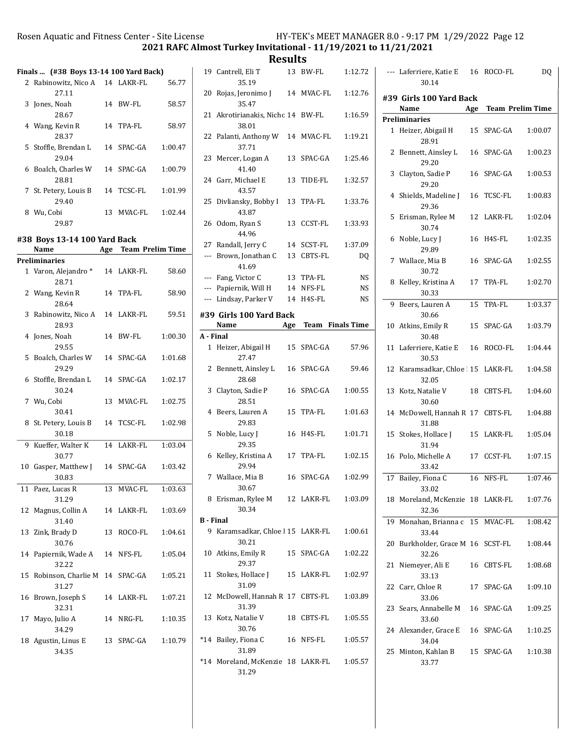2021 RAFC Almost Turkey Invitational - 11/19/2021 to 11/21/2021

## Results

### Finals ... (#38 Boys 13-14 100 Yard Back)

| | Name | Age | Team | Finals Time |
|---|---|---|---|---|
| 2 | Rabinowitz, Nico A | 14 | LAKR-FL | 56.77 |
| | 27.11 | | | |
| 3 | Jones, Noah | 14 | BW-FL | 58.57 |
| | 28.67 | | | |
| 4 | Wang, Kevin R | 14 | TPA-FL | 58.97 |
| | 28.37 | | | |
| 5 | Stoffle, Brendan L | 14 | SPAC-GA | 1:00.47 |
| | 29.04 | | | |
| 6 | Boalch, Charles W | 14 | SPAC-GA | 1:00.79 |
| | 28.81 | | | |
| 7 | St. Petery, Louis B | 14 | TCSC-FL | 1:01.99 |
| | 29.40 | | | |
| 8 | Wu, Cobi | 13 | MVAC-FL | 1:02.44 |
| | 29.87 | | | |

### #38 Boys 13-14 100 Yard Back

| | Name | Age | Team | Prelim Time |
|---|---|---|---|---|
| **Preliminaries** | | | | |
| 1 | Varon, Alejandro * | 14 | LAKR-FL | 58.60 |
| | 28.71 | | | |
| 2 | Wang, Kevin R | 14 | TPA-FL | 58.90 |
| | 28.64 | | | |
| 3 | Rabinowitz, Nico A | 14 | LAKR-FL | 59.51 |
| | 28.93 | | | |
| 4 | Jones, Noah | 14 | BW-FL | 1:00.30 |
| | 29.55 | | | |
| 5 | Boalch, Charles W | 14 | SPAC-GA | 1:01.68 |
| | 29.29 | | | |
| 6 | Stoffle, Brendan L | 14 | SPAC-GA | 1:02.17 |
| | 30.24 | | | |
| 7 | Wu, Cobi | 13 | MVAC-FL | 1:02.75 |
| | 30.41 | | | |
| 8 | St. Petery, Louis B | 14 | TCSC-FL | 1:02.98 |
| | 30.18 | | | |
| 9 | Kueffer, Walter K | 14 | LAKR-FL | 1:03.04 |
| | 30.77 | | | |
| 10 | Gasper, Matthew J | 14 | SPAC-GA | 1:03.42 |
| | 30.83 | | | |
| 11 | Paez, Lucas R | 13 | MVAC-FL | 1:03.63 |
| | 31.29 | | | |
| 12 | Magnus, Collin A | 14 | LAKR-FL | 1:03.69 |
| | 31.40 | | | |
| 13 | Zink, Brady D | 13 | ROCO-FL | 1:04.61 |
| | 30.76 | | | |
| 14 | Papiernik, Wade A | 14 | NFS-FL | 1:05.04 |
| | 32.22 | | | |
| 15 | Robinson, Charlie M | 14 | SPAC-GA | 1:05.21 |
| | 31.27 | | | |
| 16 | Brown, Joseph S | 14 | LAKR-FL | 1:07.21 |
| | 32.31 | | | |
| 17 | Mayo, Julio A | 14 | NRG-FL | 1:10.35 |
| | 34.29 | | | |
| 18 | Agustin, Linus E | 13 | SPAC-GA | 1:10.79 |
| | 34.35 | | | |
| 19 | Cantrell, Eli T | 13 | BW-FL | 1:12.72 |
| | 35.19 | | | |
| 20 | Rojas, Jeronimo J | 14 | MVAC-FL | 1:12.76 |
| | 35.47 | | | |
| 21 | Akrotirianakis, Nicho | 14 | BW-FL | 1:16.59 |
| | 38.01 | | | |
| 22 | Palanti, Anthony W | 14 | MVAC-FL | 1:19.21 |
| | 37.71 | | | |
| 23 | Mercer, Logan A | 13 | SPAC-GA | 1:25.46 |
| | 41.40 | | | |
| 24 | Garr, Michael E | 13 | TIDE-FL | 1:32.57 |
| | 43.57 | | | |
| 25 | Divliansky, Bobby I | 13 | TPA-FL | 1:33.76 |
| | 43.87 | | | |
| 26 | Odom, Ryan S | 13 | CCST-FL | 1:33.93 |
| | 44.96 | | | |
| 27 | Randall, Jerry C | 14 | SCST-FL | 1:37.09 |
| --- | Brown, Jonathan C | 13 | CBTS-FL | DQ |
| | 41.69 | | | |
| --- | Fang, Victor C | 13 | TPA-FL | NS |
| --- | Papiernik, Will H | 14 | NFS-FL | NS |
| --- | Lindsay, Parker V | 14 | H4S-FL | NS |

### #39 Girls 100 Yard Back

| | Name | Age | Team | Finals Time |
|---|---|---|---|---|
| **A - Final** | | | | |
| 1 | Heizer, Abigail H | 15 | SPAC-GA | 57.96 |
| | 27.47 | | | |
| 2 | Bennett, Ainsley L | 16 | SPAC-GA | 59.46 |
| | 28.68 | | | |
| 3 | Clayton, Sadie P | 16 | SPAC-GA | 1:00.55 |
| | 28.51 | | | |
| 4 | Beers, Lauren A | 15 | TPA-FL | 1:01.63 |
| | 29.83 | | | |
| 5 | Noble, Lucy J | 16 | H4S-FL | 1:01.71 |
| | 29.35 | | | |
| 6 | Kelley, Kristina A | 17 | TPA-FL | 1:02.15 |
| | 29.94 | | | |
| 7 | Wallace, Mia B | 16 | SPAC-GA | 1:02.99 |
| | 30.67 | | | |
| 8 | Erisman, Rylee M | 12 | LAKR-FL | 1:03.09 |
| | 30.34 | | | |
| **B - Final** | | | | |
| 9 | Karamsadkar, Chloe I | 15 | LAKR-FL | 1:00.61 |
| | 30.21 | | | |
| 10 | Atkins, Emily R | 15 | SPAC-GA | 1:02.22 |
| | 29.37 | | | |
| 11 | Stokes, Hollace J | 15 | LAKR-FL | 1:02.97 |
| | 31.09 | | | |
| 12 | McDowell, Hannah R | 17 | CBTS-FL | 1:03.89 |
| | 31.39 | | | |
| 13 | Kotz, Natalie V | 18 | CBTS-FL | 1:05.55 |
| | 30.76 | | | |
| *14 | Bailey, Fiona C | 16 | NFS-FL | 1:05.57 |
| | 31.89 | | | |
| *14 | Moreland, McKenzie | 18 | LAKR-FL | 1:05.57 |
| | 31.29 | | | |
| --- | Laferriere, Katie E | 16 | ROCO-FL | DQ |
| | 30.14 | | | |

### #39 Girls 100 Yard Back

| | Name | Age | Team | Prelim Time |
|---|---|---|---|---|
| **Preliminaries** | | | | |
| 1 | Heizer, Abigail H | 15 | SPAC-GA | 1:00.07 |
| | 28.91 | | | |
| 2 | Bennett, Ainsley L | 16 | SPAC-GA | 1:00.23 |
| | 29.20 | | | |
| 3 | Clayton, Sadie P | 16 | SPAC-GA | 1:00.53 |
| | 29.20 | | | |
| 4 | Shields, Madeline J | 16 | TCSC-FL | 1:00.83 |
| | 29.36 | | | |
| 5 | Erisman, Rylee M | 12 | LAKR-FL | 1:02.04 |
| | 30.74 | | | |
| 6 | Noble, Lucy J | 16 | H4S-FL | 1:02.35 |
| | 29.89 | | | |
| 7 | Wallace, Mia B | 16 | SPAC-GA | 1:02.55 |
| | 30.72 | | | |
| 8 | Kelley, Kristina A | 17 | TPA-FL | 1:02.70 |
| | 30.33 | | | |
| 9 | Beers, Lauren A | 15 | TPA-FL | 1:03.37 |
| | 30.66 | | | |
| 10 | Atkins, Emily R | 15 | SPAC-GA | 1:03.79 |
| | 30.48 | | | |
| 11 | Laferriere, Katie E | 16 | ROCO-FL | 1:04.44 |
| | 30.53 | | | |
| 12 | Karamsadkar, Chloe I | 15 | LAKR-FL | 1:04.58 |
| | 32.05 | | | |
| 13 | Kotz, Natalie V | 18 | CBTS-FL | 1:04.60 |
| | 30.60 | | | |
| 14 | McDowell, Hannah R | 17 | CBTS-FL | 1:04.88 |
| | 31.88 | | | |
| 15 | Stokes, Hollace J | 15 | LAKR-FL | 1:05.04 |
| | 31.94 | | | |
| 16 | Polo, Michelle A | 17 | CCST-FL | 1:07.15 |
| | 33.42 | | | |
| 17 | Bailey, Fiona C | 16 | NFS-FL | 1:07.46 |
| | 33.02 | | | |
| 18 | Moreland, McKenzie | 18 | LAKR-FL | 1:07.76 |
| | 32.36 | | | |
| 19 | Monahan, Brianna c | 15 | MVAC-FL | 1:08.42 |
| | 33.44 | | | |
| 20 | Burkholder, Grace M | 16 | SCST-FL | 1:08.44 |
| | 32.26 | | | |
| 21 | Niemeyer, Ali E | 16 | CBTS-FL | 1:08.68 |
| | 33.13 | | | |
| 22 | Carr, Chloe R | 17 | SPAC-GA | 1:09.10 |
| | 33.06 | | | |
| 23 | Sears, Annabelle M | 16 | SPAC-GA | 1:09.25 |
| | 33.60 | | | |
| 24 | Alexander, Grace E | 16 | SPAC-GA | 1:10.25 |
| | 34.04 | | | |
| 25 | Minton, Kahlan B | 15 | SPAC-GA | 1:10.38 |
| | 33.77 | | | |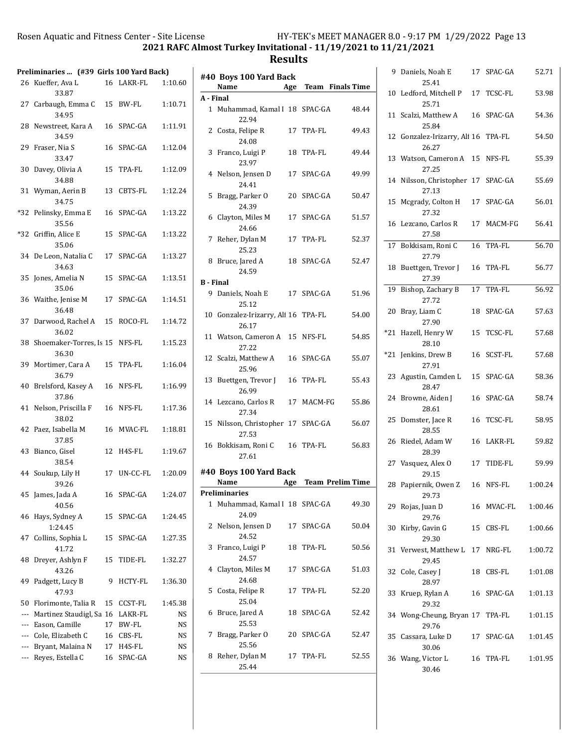## 2021 RAFC Almost Turkey Invitational - 11/19/2021 to 11/21/2021

## Results

### Preliminaries ... (#39 Girls 100 Yard Back)

| Place | Name | Age | Team | Time |
|---|---|---|---|---|
| 26 | Kueffer, Ava L | 16 | LAKR-FL | 1:10.60 |
| | 33.87 | | | |
| 27 | Carbaugh, Emma C | 15 | BW-FL | 1:10.71 |
| | 34.95 | | | |
| 28 | Newstreet, Kara A | 16 | SPAC-GA | 1:11.91 |
| | 34.59 | | | |
| 29 | Fraser, Nia S | 16 | SPAC-GA | 1:12.04 |
| | 33.47 | | | |
| 30 | Davey, Olivia A | 15 | TPA-FL | 1:12.09 |
| | 34.88 | | | |
| 31 | Wyman, Aerin B | 13 | CBTS-FL | 1:12.24 |
| | 34.75 | | | |
| *32 | Pelinsky, Emma E | 16 | SPAC-GA | 1:13.22 |
| | 35.56 | | | |
| *32 | Griffin, Alice E | 15 | SPAC-GA | 1:13.22 |
| | 35.06 | | | |
| 34 | De Leon, Natalia C | 17 | SPAC-GA | 1:13.27 |
| | 34.63 | | | |
| 35 | Jones, Amelia N | 15 | SPAC-GA | 1:13.51 |
| | 35.06 | | | |
| 36 | Waithe, Jenise M | 17 | SPAC-GA | 1:14.51 |
| | 36.48 | | | |
| 37 | Darwood, Rachel A | 15 | ROCO-FL | 1:14.72 |
| | 36.02 | | | |
| 38 | Shoemaker-Torres, Is | 15 | NFS-FL | 1:15.23 |
| | 36.30 | | | |
| 39 | Mortimer, Cara A | 15 | TPA-FL | 1:16.04 |
| | 36.79 | | | |
| 40 | Brelsford, Kasey A | 16 | NFS-FL | 1:16.99 |
| | 37.86 | | | |
| 41 | Nelson, Priscilla F | 16 | NFS-FL | 1:17.36 |
| | 38.02 | | | |
| 42 | Paez, Isabella M | 16 | MVAC-FL | 1:18.81 |
| | 37.85 | | | |
| 43 | Bianco, Gisel | 12 | H4S-FL | 1:19.67 |
| | 38.54 | | | |
| 44 | Soukup, Lily H | 17 | UN-CC-FL | 1:20.09 |
| | 39.26 | | | |
| 45 | James, Jada A | 16 | SPAC-GA | 1:24.07 |
| | 40.56 | | | |
| 46 | Hays, Sydney A | 15 | SPAC-GA | 1:24.45 |
| | 1:24.45 | | | |
| 47 | Collins, Sophia L | 15 | SPAC-GA | 1:27.35 |
| | 41.72 | | | |
| 48 | Dreyer, Ashlyn F | 15 | TIDE-FL | 1:32.27 |
| | 43.26 | | | |
| 49 | Padgett, Lucy B | 9 | HCTY-FL | 1:36.30 |
| | 47.93 | | | |
| 50 | Florimonte, Talia R | 15 | CCST-FL | 1:45.38 |
| --- | Martinez Staudigl, Sa | 16 | LAKR-FL | NS |
| --- | Eason, Camille | 17 | BW-FL | NS |
| --- | Cole, Elizabeth C | 16 | CBS-FL | NS |
| --- | Bryant, Malaina N | 17 | H4S-FL | NS |
| --- | Reyes, Estella C | 16 | SPAC-GA | NS |

### #40 Boys 100 Yard Back

| Place | Name | Age | Team | Finals Time |
|---|---|---|---|---|
| **A - Final** | | | | |
| 1 | Muhammad, Kamal I | 18 | SPAC-GA | 48.44 |
| | 22.94 | | | |
| 2 | Costa, Felipe R | 17 | TPA-FL | 49.43 |
| | 24.08 | | | |
| 3 | Franco, Luigi P | 18 | TPA-FL | 49.44 |
| | 23.97 | | | |
| 4 | Nelson, Jensen D | 17 | SPAC-GA | 49.99 |
| | 24.41 | | | |
| 5 | Bragg, Parker O | 20 | SPAC-GA | 50.47 |
| | 24.39 | | | |
| 6 | Clayton, Miles M | 17 | SPAC-GA | 51.57 |
| | 24.66 | | | |
| 7 | Reher, Dylan M | 17 | TPA-FL | 52.37 |
| | 25.23 | | | |
| 8 | Bruce, Jared A | 18 | SPAC-GA | 52.47 |
| | 24.59 | | | |
| **B - Final** | | | | |
| 9 | Daniels, Noah E | 17 | SPAC-GA | 51.96 |
| | 25.12 | | | |
| 10 | Gonzalez-Irizarry, Alt | 16 | TPA-FL | 54.00 |
| | 26.17 | | | |
| 11 | Watson, Cameron A | 15 | NFS-FL | 54.85 |
| | 27.22 | | | |
| 12 | Scalzi, Matthew A | 16 | SPAC-GA | 55.07 |
| | 25.96 | | | |
| 13 | Buettgen, Trevor J | 16 | TPA-FL | 55.43 |
| | 26.99 | | | |
| 14 | Lezcano, Carlos R | 17 | MACM-FG | 55.86 |
| | 27.34 | | | |
| 15 | Nilsson, Christopher | 17 | SPAC-GA | 56.07 |
| | 27.53 | | | |
| 16 | Bokkisam, Roni C | 16 | TPA-FL | 56.83 |
| | 27.61 | | | |

### #40 Boys 100 Yard Back

| Place | Name | Age | Team | Prelim Time |
|---|---|---|---|---|
| **Preliminaries** | | | | |
| 1 | Muhammad, Kamal I | 18 | SPAC-GA | 49.30 |
| | 24.09 | | | |
| 2 | Nelson, Jensen D | 17 | SPAC-GA | 50.04 |
| | 24.52 | | | |
| 3 | Franco, Luigi P | 18 | TPA-FL | 50.56 |
| | 24.57 | | | |
| 4 | Clayton, Miles M | 17 | SPAC-GA | 51.03 |
| | 24.68 | | | |
| 5 | Costa, Felipe R | 17 | TPA-FL | 52.20 |
| | 25.04 | | | |
| 6 | Bruce, Jared A | 18 | SPAC-GA | 52.42 |
| | 25.53 | | | |
| 7 | Bragg, Parker O | 20 | SPAC-GA | 52.47 |
| | 25.56 | | | |
| 8 | Reher, Dylan M | 17 | TPA-FL | 52.55 |
| | 25.44 | | | |
| 9 | Daniels, Noah E | 17 | SPAC-GA | 52.71 |
| | 25.41 | | | |
| 10 | Ledford, Mitchell P | 17 | TCSC-FL | 53.98 |
| | 25.71 | | | |
| 11 | Scalzi, Matthew A | 16 | SPAC-GA | 54.36 |
| | 25.84 | | | |
| 12 | Gonzalez-Irizarry, Alt | 16 | TPA-FL | 54.50 |
| | 26.27 | | | |
| 13 | Watson, Cameron A | 15 | NFS-FL | 55.39 |
| | 27.25 | | | |
| 14 | Nilsson, Christopher | 17 | SPAC-GA | 55.69 |
| | 27.13 | | | |
| 15 | Mcgrady, Colton H | 17 | SPAC-GA | 56.01 |
| | 27.32 | | | |
| 16 | Lezcano, Carlos R | 17 | MACM-FG | 56.41 |
| | 27.58 | | | |
| 17 | Bokkisam, Roni C | 16 | TPA-FL | 56.70 |
| | 27.79 | | | |
| 18 | Buettgen, Trevor J | 16 | TPA-FL | 56.77 |
| | 27.39 | | | |
| 19 | Bishop, Zachary B | 17 | TPA-FL | 56.92 |
| | 27.72 | | | |
| 20 | Bray, Liam C | 18 | SPAC-GA | 57.63 |
| | 27.90 | | | |
| *21 | Hazell, Henry W | 15 | TCSC-FL | 57.68 |
| | 28.10 | | | |
| *21 | Jenkins, Drew B | 16 | SCST-FL | 57.68 |
| | 27.91 | | | |
| 23 | Agustin, Camden L | 15 | SPAC-GA | 58.36 |
| | 28.47 | | | |
| 24 | Browne, Aiden J | 16 | SPAC-GA | 58.74 |
| | 28.61 | | | |
| 25 | Domster, Jace R | 16 | TCSC-FL | 58.95 |
| | 28.55 | | | |
| 26 | Riedel, Adam W | 16 | LAKR-FL | 59.82 |
| | 28.39 | | | |
| 27 | Vasquez, Alex O | 17 | TIDE-FL | 59.99 |
| | 29.15 | | | |
| 28 | Papiernik, Owen Z | 16 | NFS-FL | 1:00.24 |
| | 29.73 | | | |
| 29 | Rojas, Juan D | 16 | MVAC-FL | 1:00.46 |
| | 29.76 | | | |
| 30 | Kirby, Gavin G | 15 | CBS-FL | 1:00.66 |
| | 29.30 | | | |
| 31 | Verwest, Matthew L | 17 | NRG-FL | 1:00.72 |
| | 29.45 | | | |
| 32 | Cole, Casey J | 18 | CBS-FL | 1:01.08 |
| | 28.97 | | | |
| 33 | Kruep, Rylan A | 16 | SPAC-GA | 1:01.13 |
| | 29.32 | | | |
| 34 | Wong-Cheung, Bryan | 17 | TPA-FL | 1:01.15 |
| | 29.76 | | | |
| 35 | Cassara, Luke D | 17 | SPAC-GA | 1:01.45 |
| | 30.06 | | | |
| 36 | Wang, Victor L | 16 | TPA-FL | 1:01.95 |
| | 30.46 | | | |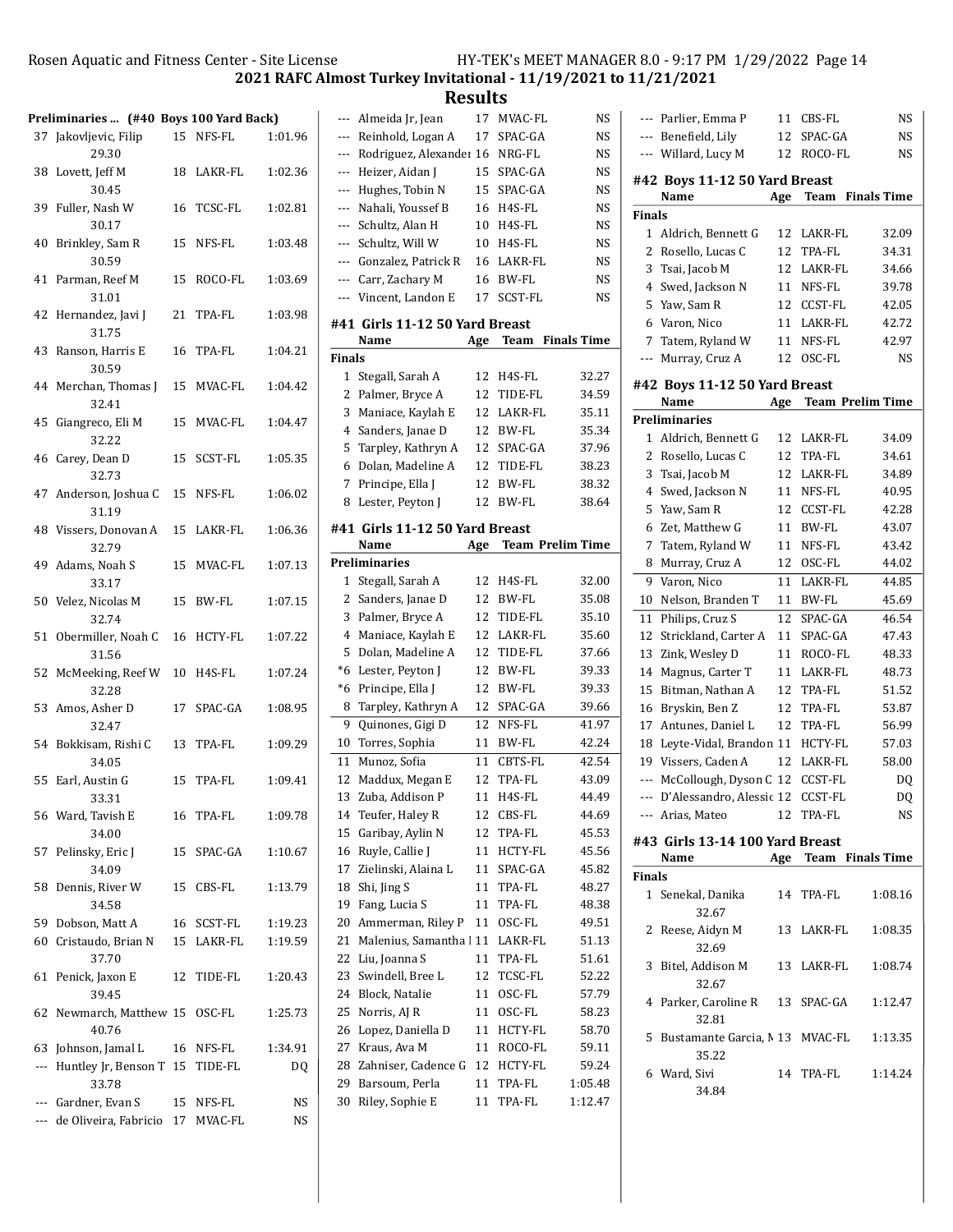**2021 RAFC Almost Turkey Invitational - 11/19/2021 to 11/21/2021**

**Results**

### Preliminaries ... (#40 Boys 100 Yard Back)

| Place | Name | Age | Team | Prelim Time |
|---|---|---|---|---|
| 37 | Jakovljevic, Filip | 15 | NFS-FL | 1:01.96 |
| | 29.30 | | | |
| 38 | Lovett, Jeff M | 18 | LAKR-FL | 1:02.36 |
| | 30.45 | | | |
| 39 | Fuller, Nash W | 16 | TCSC-FL | 1:02.81 |
| | 30.17 | | | |
| 40 | Brinkley, Sam R | 15 | NFS-FL | 1:03.48 |
| | 30.59 | | | |
| 41 | Parman, Reef M | 15 | ROCO-FL | 1:03.69 |
| | 31.01 | | | |
| 42 | Hernandez, Javi J | 21 | TPA-FL | 1:03.98 |
| | 31.75 | | | |
| 43 | Ranson, Harris E | 16 | TPA-FL | 1:04.21 |
| | 30.59 | | | |
| 44 | Merchan, Thomas J | 15 | MVAC-FL | 1:04.42 |
| | 32.41 | | | |
| 45 | Giangreco, Eli M | 15 | MVAC-FL | 1:04.47 |
| | 32.22 | | | |
| 46 | Carey, Dean D | 15 | SCST-FL | 1:05.35 |
| | 32.73 | | | |
| 47 | Anderson, Joshua C | 15 | NFS-FL | 1:06.02 |
| | 31.19 | | | |
| 48 | Vissers, Donovan A | 15 | LAKR-FL | 1:06.36 |
| | 32.79 | | | |
| 49 | Adams, Noah S | 15 | MVAC-FL | 1:07.13 |
| | 33.17 | | | |
| 50 | Velez, Nicolas M | 15 | BW-FL | 1:07.15 |
| | 32.74 | | | |
| 51 | Obermiller, Noah C | 16 | HCTY-FL | 1:07.22 |
| | 31.56 | | | |
| 52 | McMeeking, Reef W | 10 | H4S-FL | 1:07.24 |
| | 32.28 | | | |
| 53 | Amos, Asher D | 17 | SPAC-GA | 1:08.95 |
| | 32.47 | | | |
| 54 | Bokkisam, Rishi C | 13 | TPA-FL | 1:09.29 |
| | 34.05 | | | |
| 55 | Earl, Austin G | 15 | TPA-FL | 1:09.41 |
| | 33.31 | | | |
| 56 | Ward, Tavish E | 16 | TPA-FL | 1:09.78 |
| | 34.00 | | | |
| 57 | Pelinsky, Eric J | 15 | SPAC-GA | 1:10.67 |
| | 34.09 | | | |
| 58 | Dennis, River W | 15 | CBS-FL | 1:13.79 |
| | 34.58 | | | |
| 59 | Dobson, Matt A | 16 | SCST-FL | 1:19.23 |
| 60 | Cristaudo, Brian N | 15 | LAKR-FL | 1:19.59 |
| | 37.70 | | | |
| 61 | Penick, Jaxon E | 12 | TIDE-FL | 1:20.43 |
| | 39.45 | | | |
| 62 | Newmarch, Matthew | 15 | OSC-FL | 1:25.73 |
| | 40.76 | | | |
| 63 | Johnson, Jamal L | 16 | NFS-FL | 1:34.91 |
| --- | Huntley Jr, Benson T | 15 | TIDE-FL | DQ |
| | 33.78 | | | |
| --- | Gardner, Evan S | 15 | NFS-FL | NS |
| --- | de Oliveira, Fabricio | 17 | MVAC-FL | NS |
| --- | Almeida Jr, Jean | 17 | MVAC-FL | NS |
| --- | Reinhold, Logan A | 17 | SPAC-GA | NS |
| --- | Rodriguez, Alexander | 16 | NRG-FL | NS |
| --- | Heizer, Aidan J | 15 | SPAC-GA | NS |
| --- | Hughes, Tobin N | 15 | SPAC-GA | NS |
| --- | Nahali, Youssef B | 16 | H4S-FL | NS |
| --- | Schultz, Alan H | 10 | H4S-FL | NS |
| --- | Schultz, Will W | 10 | H4S-FL | NS |
| --- | Gonzalez, Patrick R | 16 | LAKR-FL | NS |
| --- | Carr, Zachary M | 16 | BW-FL | NS |
| --- | Vincent, Landon E | 17 | SCST-FL | NS |

### #41 Girls 11-12 50 Yard Breast

| | Name | Age | Team | Finals Time |
|---|---|---|---|---|
| **Finals** | | | | |
| 1 | Stegall, Sarah A | 12 | H4S-FL | 32.27 |
| 2 | Palmer, Bryce A | 12 | TIDE-FL | 34.59 |
| 3 | Maniace, Kaylah E | 12 | LAKR-FL | 35.11 |
| 4 | Sanders, Janae D | 12 | BW-FL | 35.34 |
| 5 | Tarpley, Kathryn A | 12 | SPAC-GA | 37.96 |
| 6 | Dolan, Madeline A | 12 | TIDE-FL | 38.23 |
| 7 | Principe, Ella J | 12 | BW-FL | 38.32 |
| 8 | Lester, Peyton J | 12 | BW-FL | 38.64 |

### #41 Girls 11-12 50 Yard Breast

| | Name | Age | Team | Prelim Time |
|---|---|---|---|---|
| **Preliminaries** | | | | |
| 1 | Stegall, Sarah A | 12 | H4S-FL | 32.00 |
| 2 | Sanders, Janae D | 12 | BW-FL | 35.08 |
| 3 | Palmer, Bryce A | 12 | TIDE-FL | 35.10 |
| 4 | Maniace, Kaylah E | 12 | LAKR-FL | 35.60 |
| 5 | Dolan, Madeline A | 12 | TIDE-FL | 37.66 |
| *6 | Lester, Peyton J | 12 | BW-FL | 39.33 |
| *6 | Principe, Ella J | 12 | BW-FL | 39.33 |
| 8 | Tarpley, Kathryn A | 12 | SPAC-GA | 39.66 |
| 9 | Quinones, Gigi D | 12 | NFS-FL | 41.97 |
| 10 | Torres, Sophia | 11 | BW-FL | 42.24 |
| 11 | Munoz, Sofia | 11 | CBTS-FL | 42.54 |
| 12 | Maddux, Megan E | 12 | TPA-FL | 43.09 |
| 13 | Zuba, Addison P | 11 | H4S-FL | 44.49 |
| 14 | Teufer, Haley R | 12 | CBS-FL | 44.69 |
| 15 | Garibay, Aylin N | 12 | TPA-FL | 45.53 |
| 16 | Ruyle, Callie J | 11 | HCTY-FL | 45.56 |
| 17 | Zielinski, Alaina L | 11 | SPAC-GA | 45.82 |
| 18 | Shi, Jing S | 11 | TPA-FL | 48.27 |
| 19 | Fang, Lucia S | 11 | TPA-FL | 48.38 |
| 20 | Ammerman, Riley P | 11 | OSC-FL | 49.51 |
| 21 | Malenius, Samantha I | 11 | LAKR-FL | 51.13 |
| 22 | Liu, Joanna S | 11 | TPA-FL | 51.61 |
| 23 | Swindell, Bree L | 12 | TCSC-FL | 52.22 |
| 24 | Block, Natalie | 11 | OSC-FL | 57.79 |
| 25 | Norris, AJ R | 11 | OSC-FL | 58.23 |
| 26 | Lopez, Daniella D | 11 | HCTY-FL | 58.70 |
| 27 | Kraus, Ava M | 11 | ROCO-FL | 59.11 |
| 28 | Zahniser, Cadence G | 12 | HCTY-FL | 59.24 |
| 29 | Barsoum, Perla | 11 | TPA-FL | 1:05.48 |
| 30 | Riley, Sophie E | 11 | TPA-FL | 1:12.47 |
| --- | Parlier, Emma P | 11 | CBS-FL | NS |
| --- | Benefield, Lily | 12 | SPAC-GA | NS |
| --- | Willard, Lucy M | 12 | ROCO-FL | NS |

### #42 Boys 11-12 50 Yard Breast

| | Name | Age | Team | Finals Time |
|---|---|---|---|---|
| **Finals** | | | | |
| 1 | Aldrich, Bennett G | 12 | LAKR-FL | 32.09 |
| 2 | Rosello, Lucas C | 12 | TPA-FL | 34.31 |
| 3 | Tsai, Jacob M | 12 | LAKR-FL | 34.66 |
| 4 | Swed, Jackson N | 11 | NFS-FL | 39.78 |
| 5 | Yaw, Sam R | 12 | CCST-FL | 42.05 |
| 6 | Varon, Nico | 11 | LAKR-FL | 42.72 |
| 7 | Tatem, Ryland W | 11 | NFS-FL | 42.97 |
| --- | Murray, Cruz A | 12 | OSC-FL | NS |

### #42 Boys 11-12 50 Yard Breast

| | Name | Age | Team | Prelim Time |
|---|---|---|---|---|
| **Preliminaries** | | | | |
| 1 | Aldrich, Bennett G | 12 | LAKR-FL | 34.09 |
| 2 | Rosello, Lucas C | 12 | TPA-FL | 34.61 |
| 3 | Tsai, Jacob M | 12 | LAKR-FL | 34.89 |
| 4 | Swed, Jackson N | 11 | NFS-FL | 40.95 |
| 5 | Yaw, Sam R | 12 | CCST-FL | 42.28 |
| 6 | Zet, Matthew G | 11 | BW-FL | 43.07 |
| 7 | Tatem, Ryland W | 11 | NFS-FL | 43.42 |
| 8 | Murray, Cruz A | 12 | OSC-FL | 44.02 |
| 9 | Varon, Nico | 11 | LAKR-FL | 44.85 |
| 10 | Nelson, Branden T | 11 | BW-FL | 45.69 |
| 11 | Philips, Cruz S | 12 | SPAC-GA | 46.54 |
| 12 | Strickland, Carter A | 11 | SPAC-GA | 47.43 |
| 13 | Zink, Wesley D | 11 | ROCO-FL | 48.33 |
| 14 | Magnus, Carter T | 11 | LAKR-FL | 48.73 |
| 15 | Bitman, Nathan A | 12 | TPA-FL | 51.52 |
| 16 | Bryskin, Ben Z | 12 | TPA-FL | 53.87 |
| 17 | Antunes, Daniel L | 12 | TPA-FL | 56.99 |
| 18 | Leyte-Vidal, Brandon | 11 | HCTY-FL | 57.03 |
| 19 | Vissers, Caden A | 12 | LAKR-FL | 58.00 |
| --- | McCollough, Dyson C | 12 | CCST-FL | DQ |
| --- | D'Alessandro, Alessic | 12 | CCST-FL | DQ |
| --- | Arias, Mateo | 12 | TPA-FL | NS |

### #43 Girls 13-14 100 Yard Breast

| | Name | Age | Team | Finals Time |
|---|---|---|---|---|
| **Finals** | | | | |
| 1 | Senekal, Danika | 14 | TPA-FL | 1:08.16 |
| | 32.67 | | | |
| 2 | Reese, Aidyn M | 13 | LAKR-FL | 1:08.35 |
| | 32.69 | | | |
| 3 | Bitel, Addison M | 13 | LAKR-FL | 1:08.74 |
| | 32.67 | | | |
| 4 | Parker, Caroline R | 13 | SPAC-GA | 1:12.47 |
| | 32.81 | | | |
| 5 | Bustamante Garcia, M | 13 | MVAC-FL | 1:13.35 |
| | 35.22 | | | |
| 6 | Ward, Sivi | 14 | TPA-FL | 1:14.24 |
| | 34.84 | | | |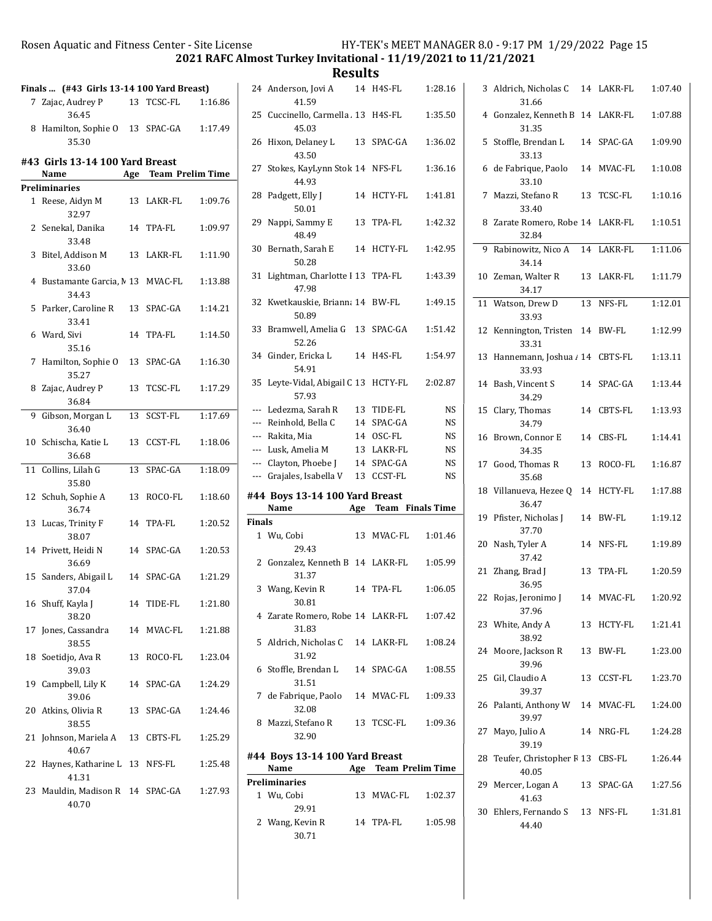2021 RAFC Almost Turkey Invitational - 11/19/2021 to 11/21/2021

## Results

### Finals ... (#43 Girls 13-14 100 Yard Breast)

| | Name | Age | Team | Finals Time |
|---|---|---|---|---|
| 7 | Zajac, Audrey P | 13 | TCSC-FL | 1:16.86 |
| | 36.45 | | | |
| 8 | Hamilton, Sophie O | 13 | SPAC-GA | 1:17.49 |
| | 35.30 | | | |

### #43 Girls 13-14 100 Yard Breast

| | Name | Age | Team | Prelim Time |
|---|---|---|---|---|
| **Preliminaries** | | | | |
| 1 | Reese, Aidyn M | 13 | LAKR-FL | 1:09.76 |
| | 32.97 | | | |
| 2 | Senekal, Danika | 14 | TPA-FL | 1:09.97 |
| | 33.48 | | | |
| 3 | Bitel, Addison M | 13 | LAKR-FL | 1:11.90 |
| | 33.60 | | | |
| 4 | Bustamante Garcia, M | 13 | MVAC-FL | 1:13.88 |
| | 34.43 | | | |
| 5 | Parker, Caroline R | 13 | SPAC-GA | 1:14.21 |
| | 33.41 | | | |
| 6 | Ward, Sivi | 14 | TPA-FL | 1:14.50 |
| | 35.16 | | | |
| 7 | Hamilton, Sophie O | 13 | SPAC-GA | 1:16.30 |
| | 35.27 | | | |
| 8 | Zajac, Audrey P | 13 | TCSC-FL | 1:17.29 |
| | 36.84 | | | |
| 9 | Gibson, Morgan L | 13 | SCST-FL | 1:17.69 |
| | 36.40 | | | |
| 10 | Schischa, Katie L | 13 | CCST-FL | 1:18.06 |
| | 36.68 | | | |
| 11 | Collins, Lilah G | 13 | SPAC-GA | 1:18.09 |
| | 35.80 | | | |
| 12 | Schuh, Sophie A | 13 | ROCO-FL | 1:18.60 |
| | 36.74 | | | |
| 13 | Lucas, Trinity F | 14 | TPA-FL | 1:20.52 |
| | 38.07 | | | |
| 14 | Privett, Heidi N | 14 | SPAC-GA | 1:20.53 |
| | 36.69 | | | |
| 15 | Sanders, Abigail L | 14 | SPAC-GA | 1:21.29 |
| | 37.04 | | | |
| 16 | Shuff, Kayla J | 14 | TIDE-FL | 1:21.80 |
| | 38.20 | | | |
| 17 | Jones, Cassandra | 14 | MVAC-FL | 1:21.88 |
| | 38.55 | | | |
| 18 | Soetidjo, Ava R | 13 | ROCO-FL | 1:23.04 |
| | 39.03 | | | |
| 19 | Campbell, Lily K | 14 | SPAC-GA | 1:24.29 |
| | 39.06 | | | |
| 20 | Atkins, Olivia R | 13 | SPAC-GA | 1:24.46 |
| | 38.55 | | | |
| 21 | Johnson, Mariela A | 13 | CBTS-FL | 1:25.29 |
| | 40.67 | | | |
| 22 | Haynes, Katharine L | 13 | NFS-FL | 1:25.48 |
| | 41.31 | | | |
| 23 | Mauldin, Madison R | 14 | SPAC-GA | 1:27.93 |
| | 40.70 | | | |
| 24 | Anderson, Jovi A | 14 | H4S-FL | 1:28.16 |
| | 41.59 | | | |
| 25 | Cuccinello, Carmella | 13 | H4S-FL | 1:35.50 |
| | 45.03 | | | |
| 26 | Hixon, Delaney L | 13 | SPAC-GA | 1:36.02 |
| | 43.50 | | | |
| 27 | Stokes, KayLynn Stok | 14 | NFS-FL | 1:36.16 |
| | 44.93 | | | |
| 28 | Padgett, Elly J | 14 | HCTY-FL | 1:41.81 |
| | 50.01 | | | |
| 29 | Nappi, Sammy E | 13 | TPA-FL | 1:42.32 |
| | 48.49 | | | |
| 30 | Bernath, Sarah E | 14 | HCTY-FL | 1:42.95 |
| | 50.28 | | | |
| 31 | Lightman, Charlotte I | 13 | TPA-FL | 1:43.39 |
| | 47.98 | | | |
| 32 | Kwetkauskie, Brianna | 14 | BW-FL | 1:49.15 |
| | 50.89 | | | |
| 33 | Bramwell, Amelia G | 13 | SPAC-GA | 1:51.42 |
| | 52.26 | | | |
| 34 | Ginder, Ericka L | 14 | H4S-FL | 1:54.97 |
| | 54.91 | | | |
| 35 | Leyte-Vidal, Abigail C | 13 | HCTY-FL | 2:02.87 |
| | 57.93 | | | |
| --- | Ledezma, Sarah R | 13 | TIDE-FL | NS |
| --- | Reinhold, Bella C | 14 | SPAC-GA | NS |
| --- | Rakita, Mia | 14 | OSC-FL | NS |
| --- | Lusk, Amelia M | 13 | LAKR-FL | NS |
| --- | Clayton, Phoebe J | 14 | SPAC-GA | NS |
| --- | Grajales, Isabella V | 13 | CCST-FL | NS |

### #44 Boys 13-14 100 Yard Breast

| | Name | Age | Team | Finals Time |
|---|---|---|---|---|
| **Finals** | | | | |
| 1 | Wu, Cobi | 13 | MVAC-FL | 1:01.46 |
| | 29.43 | | | |
| 2 | Gonzalez, Kenneth B | 14 | LAKR-FL | 1:05.99 |
| | 31.37 | | | |
| 3 | Wang, Kevin R | 14 | TPA-FL | 1:06.05 |
| | 30.81 | | | |
| 4 | Zarate Romero, Robe | 14 | LAKR-FL | 1:07.42 |
| | 31.83 | | | |
| 5 | Aldrich, Nicholas C | 14 | LAKR-FL | 1:08.24 |
| | 31.92 | | | |
| 6 | Stoffle, Brendan L | 14 | SPAC-GA | 1:08.55 |
| | 31.51 | | | |
| 7 | de Fabrique, Paolo | 14 | MVAC-FL | 1:09.33 |
| | 32.08 | | | |
| 8 | Mazzi, Stefano R | 13 | TCSC-FL | 1:09.36 |
| | 32.90 | | | |

### #44 Boys 13-14 100 Yard Breast

| | Name | Age | Team | Prelim Time |
|---|---|---|---|---|
| **Preliminaries** | | | | |
| 1 | Wu, Cobi | 13 | MVAC-FL | 1:02.37 |
| | 29.91 | | | |
| 2 | Wang, Kevin R | 14 | TPA-FL | 1:05.98 |
| | 30.71 | | | |
| 3 | Aldrich, Nicholas C | 14 | LAKR-FL | 1:07.40 |
| | 31.66 | | | |
| 4 | Gonzalez, Kenneth B | 14 | LAKR-FL | 1:07.88 |
| | 31.35 | | | |
| 5 | Stoffle, Brendan L | 14 | SPAC-GA | 1:09.90 |
| | 33.13 | | | |
| 6 | de Fabrique, Paolo | 14 | MVAC-FL | 1:10.08 |
| | 33.10 | | | |
| 7 | Mazzi, Stefano R | 13 | TCSC-FL | 1:10.16 |
| | 33.40 | | | |
| 8 | Zarate Romero, Robe | 14 | LAKR-FL | 1:10.51 |
| | 32.84 | | | |
| 9 | Rabinowitz, Nico A | 14 | LAKR-FL | 1:11.06 |
| | 34.14 | | | |
| 10 | Zeman, Walter R | 13 | LAKR-FL | 1:11.79 |
| | 34.17 | | | |
| 11 | Watson, Drew D | 13 | NFS-FL | 1:12.01 |
| | 33.93 | | | |
| 12 | Kennington, Tristen | 14 | BW-FL | 1:12.99 |
| | 33.31 | | | |
| 13 | Hannemann, Joshua A | 14 | CBTS-FL | 1:13.11 |
| | 33.93 | | | |
| 14 | Bash, Vincent S | 14 | SPAC-GA | 1:13.44 |
| | 34.29 | | | |
| 15 | Clary, Thomas | 14 | CBTS-FL | 1:13.93 |
| | 34.79 | | | |
| 16 | Brown, Connor E | 14 | CBS-FL | 1:14.41 |
| | 34.35 | | | |
| 17 | Good, Thomas R | 13 | ROCO-FL | 1:16.87 |
| | 35.68 | | | |
| 18 | Villanueva, Hezee Q | 14 | HCTY-FL | 1:17.88 |
| | 36.47 | | | |
| 19 | Pfister, Nicholas J | 14 | BW-FL | 1:19.12 |
| | 37.70 | | | |
| 20 | Nash, Tyler A | 14 | NFS-FL | 1:19.89 |
| | 37.42 | | | |
| 21 | Zhang, Brad J | 13 | TPA-FL | 1:20.59 |
| | 36.95 | | | |
| 22 | Rojas, Jeronimo J | 14 | MVAC-FL | 1:20.92 |
| | 37.96 | | | |
| 23 | White, Andy A | 13 | HCTY-FL | 1:21.41 |
| | 38.92 | | | |
| 24 | Moore, Jackson R | 13 | BW-FL | 1:23.00 |
| | 39.96 | | | |
| 25 | Gil, Claudio A | 13 | CCST-FL | 1:23.70 |
| | 39.37 | | | |
| 26 | Palanti, Anthony W | 14 | MVAC-FL | 1:24.00 |
| | 39.97 | | | |
| 27 | Mayo, Julio A | 14 | NRG-FL | 1:24.28 |
| | 39.19 | | | |
| 28 | Teufer, Christopher R | 13 | CBS-FL | 1:26.44 |
| | 40.05 | | | |
| 29 | Mercer, Logan A | 13 | SPAC-GA | 1:27.56 |
| | 41.63 | | | |
| 30 | Ehlers, Fernando S | 13 | NFS-FL | 1:31.81 |
| | 44.40 | | | |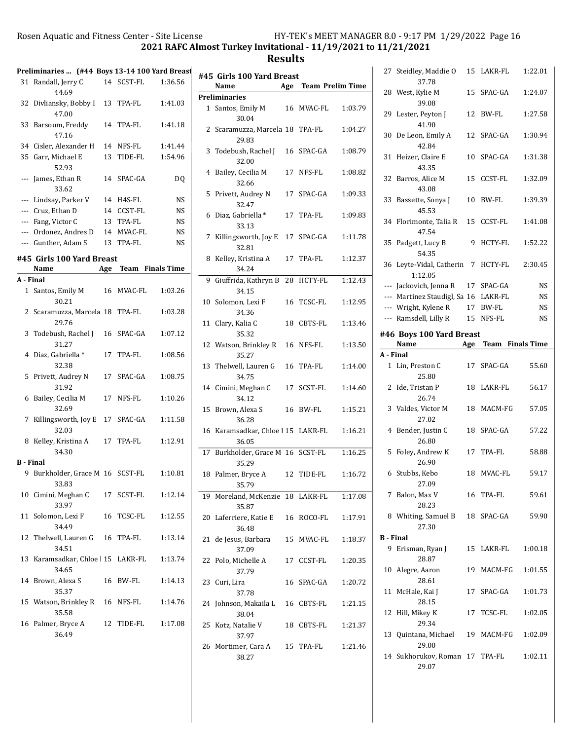2021 RAFC Almost Turkey Invitational - 11/19/2021 to 11/21/2021

# Results

### Preliminaries ... (#44 Boys 13-14 100 Yard Breast)

| | Name | Age | Team | Prelim Time |
|---|---|---|---|---|
| 31 | Randall, Jerry C | 14 | SCST-FL | 1:36.56 |
| | 44.69 | | | |
| 32 | Divliansky, Bobby I | 13 | TPA-FL | 1:41.03 |
| | 47.00 | | | |
| 33 | Barsoum, Freddy | 14 | TPA-FL | 1:41.18 |
| | 47.16 | | | |
| 34 | Cisler, Alexander H | 14 | NFS-FL | 1:41.44 |
| 35 | Garr, Michael E | 13 | TIDE-FL | 1:54.96 |
| | 52.93 | | | |
| --- | James, Ethan R | 14 | SPAC-GA | DQ |
| | 33.62 | | | |
| --- | Lindsay, Parker V | 14 | H4S-FL | NS |
| --- | Cruz, Ethan D | 14 | CCST-FL | NS |
| --- | Fang, Victor C | 13 | TPA-FL | NS |
| --- | Ordonez, Andres D | 14 | MVAC-FL | NS |
| --- | Gunther, Adam S | 13 | TPA-FL | NS |

## #45 Girls 100 Yard Breast

| | Name | Age | Team | Finals Time |
|---|---|---|---|---|
| **A - Final** | | | | |
| 1 | Santos, Emily M | 16 | MVAC-FL | 1:03.26 |
| | 30.21 | | | |
| 2 | Scaramuzza, Marcela | 18 | TPA-FL | 1:03.28 |
| | 29.76 | | | |
| 3 | Todebush, Rachel J | 16 | SPAC-GA | 1:07.12 |
| | 31.27 | | | |
| 4 | Diaz, Gabriella * | 17 | TPA-FL | 1:08.56 |
| | 32.38 | | | |
| 5 | Privett, Audrey N | 17 | SPAC-GA | 1:08.75 |
| | 31.92 | | | |
| 6 | Bailey, Cecilia M | 17 | NFS-FL | 1:10.26 |
| | 32.69 | | | |
| 7 | Killingsworth, Joy E | 17 | SPAC-GA | 1:11.58 |
| | 32.03 | | | |
| 8 | Kelley, Kristina A | 17 | TPA-FL | 1:12.91 |
| | 34.30 | | | |
| **B - Final** | | | | |
| 9 | Burkholder, Grace M | 16 | SCST-FL | 1:10.81 |
| | 33.83 | | | |
| 10 | Cimini, Meghan C | 17 | SCST-FL | 1:12.14 |
| | 33.97 | | | |
| 11 | Solomon, Lexi F | 16 | TCSC-FL | 1:12.55 |
| | 34.49 | | | |
| 12 | Thelwell, Lauren G | 16 | TPA-FL | 1:13.14 |
| | 34.51 | | | |
| 13 | Karamsadkar, Chloe I | 15 | LAKR-FL | 1:13.74 |
| | 34.65 | | | |
| 14 | Brown, Alexa S | 16 | BW-FL | 1:14.13 |
| | 35.37 | | | |
| 15 | Watson, Brinkley R | 16 | NFS-FL | 1:14.76 |
| | 35.58 | | | |
| 16 | Palmer, Bryce A | 12 | TIDE-FL | 1:17.08 |
| | 36.49 | | | |

## #45 Girls 100 Yard Breast

| | Name | Age | Team | Prelim Time |
|---|---|---|---|---|
| **Preliminaries** | | | | |
| 1 | Santos, Emily M | 16 | MVAC-FL | 1:03.79 |
| | 30.04 | | | |
| 2 | Scaramuzza, Marcela | 18 | TPA-FL | 1:04.27 |
| | 29.83 | | | |
| 3 | Todebush, Rachel J | 16 | SPAC-GA | 1:08.79 |
| | 32.00 | | | |
| 4 | Bailey, Cecilia M | 17 | NFS-FL | 1:08.82 |
| | 32.66 | | | |
| 5 | Privett, Audrey N | 17 | SPAC-GA | 1:09.33 |
| | 32.47 | | | |
| 6 | Diaz, Gabriella * | 17 | TPA-FL | 1:09.83 |
| | 33.13 | | | |
| 7 | Killingsworth, Joy E | 17 | SPAC-GA | 1:11.78 |
| | 32.81 | | | |
| 8 | Kelley, Kristina A | 17 | TPA-FL | 1:12.37 |
| | 34.24 | | | |
| 9 | Giuffrida, Kathryn B | 28 | HCTY-FL | 1:12.43 |
| | 34.15 | | | |
| 10 | Solomon, Lexi F | 16 | TCSC-FL | 1:12.95 |
| | 34.36 | | | |
| 11 | Clary, Kalia C | 18 | CBTS-FL | 1:13.46 |
| | 35.32 | | | |
| 12 | Watson, Brinkley R | 16 | NFS-FL | 1:13.50 |
| | 35.27 | | | |
| 13 | Thelwell, Lauren G | 16 | TPA-FL | 1:14.00 |
| | 34.75 | | | |
| 14 | Cimini, Meghan C | 17 | SCST-FL | 1:14.60 |
| | 34.12 | | | |
| 15 | Brown, Alexa S | 16 | BW-FL | 1:15.21 |
| | 36.28 | | | |
| 16 | Karamsadkar, Chloe I | 15 | LAKR-FL | 1:16.21 |
| | 36.05 | | | |
| 17 | Burkholder, Grace M | 16 | SCST-FL | 1:16.25 |
| | 35.29 | | | |
| 18 | Palmer, Bryce A | 12 | TIDE-FL | 1:16.72 |
| | 35.79 | | | |
| 19 | Moreland, McKenzie | 18 | LAKR-FL | 1:17.08 |
| | 35.87 | | | |
| 20 | Laferriere, Katie E | 16 | ROCO-FL | 1:17.91 |
| | 36.48 | | | |
| 21 | de Jesus, Barbara | 15 | MVAC-FL | 1:18.37 |
| | 37.09 | | | |
| 22 | Polo, Michelle A | 17 | CCST-FL | 1:20.35 |
| | 37.79 | | | |
| 23 | Curi, Lira | 16 | SPAC-GA | 1:20.72 |
| | 37.78 | | | |
| 24 | Johnson, Makaila L | 16 | CBTS-FL | 1:21.15 |
| | 38.04 | | | |
| 25 | Kotz, Natalie V | 18 | CBTS-FL | 1:21.37 |
| | 37.97 | | | |
| 26 | Mortimer, Cara A | 15 | TPA-FL | 1:21.46 |
| | 38.27 | | | |
| 27 | Steidley, Maddie O | 15 | LAKR-FL | 1:22.01 |
| | 37.78 | | | |
| 28 | West, Kylie M | 15 | SPAC-GA | 1:24.07 |
| | 39.08 | | | |
| 29 | Lester, Peyton J | 12 | BW-FL | 1:27.58 |
| | 41.90 | | | |
| 30 | De Leon, Emily A | 12 | SPAC-GA | 1:30.94 |
| | 42.84 | | | |
| 31 | Heizer, Claire E | 10 | SPAC-GA | 1:31.38 |
| | 43.35 | | | |
| 32 | Barros, Alice M | 15 | CCST-FL | 1:32.09 |
| | 43.08 | | | |
| 33 | Bassette, Sonya J | 10 | BW-FL | 1:39.39 |
| | 45.53 | | | |
| 34 | Florimonte, Talia R | 15 | CCST-FL | 1:41.08 |
| | 47.54 | | | |
| 35 | Padgett, Lucy B | 9 | HCTY-FL | 1:52.22 |
| | 54.35 | | | |
| 36 | Leyte-Vidal, Catherin | 7 | HCTY-FL | 2:30.45 |
| | 1:12.05 | | | |
| --- | Jackovich, Jenna R | 17 | SPAC-GA | NS |
| --- | Martinez Staudigl, Sa | 16 | LAKR-FL | NS |
| --- | Wright, Kylene R | 17 | BW-FL | NS |
| --- | Ramsdell, Lilly R | 15 | NFS-FL | NS |

## #46 Boys 100 Yard Breast

| | Name | Age | Team | Finals Time |
|---|---|---|---|---|
| **A - Final** | | | | |
| 1 | Lin, Preston C | 17 | SPAC-GA | 55.60 |
| | 25.80 | | | |
| 2 | Ide, Tristan P | 18 | LAKR-FL | 56.17 |
| | 26.74 | | | |
| 3 | Valdes, Victor M | 18 | MACM-FG | 57.05 |
| | 27.02 | | | |
| 4 | Bender, Justin C | 18 | SPAC-GA | 57.22 |
| | 26.80 | | | |
| 5 | Foley, Andrew K | 17 | TPA-FL | 58.88 |
| | 26.90 | | | |
| 6 | Stubbs, Kebo | 18 | MVAC-FL | 59.17 |
| | 27.09 | | | |
| 7 | Balon, Max V | 16 | TPA-FL | 59.61 |
| | 28.23 | | | |
| 8 | Whiting, Samuel B | 18 | SPAC-GA | 59.90 |
| | 27.30 | | | |
| **B - Final** | | | | |
| 9 | Erisman, Ryan J | 15 | LAKR-FL | 1:00.18 |
| | 28.87 | | | |
| 10 | Alegre, Aaron | 19 | MACM-FG | 1:01.55 |
| | 28.61 | | | |
| 11 | McHale, Kai J | 17 | SPAC-GA | 1:01.73 |
| | 28.15 | | | |
| 12 | Hill, Mikey K | 17 | TCSC-FL | 1:02.05 |
| | 29.34 | | | |
| 13 | Quintana, Michael | 19 | MACM-FG | 1:02.09 |
| | 29.00 | | | |
| 14 | Sukhorukov, Roman | 17 | TPA-FL | 1:02.11 |
| | 29.07 | | | |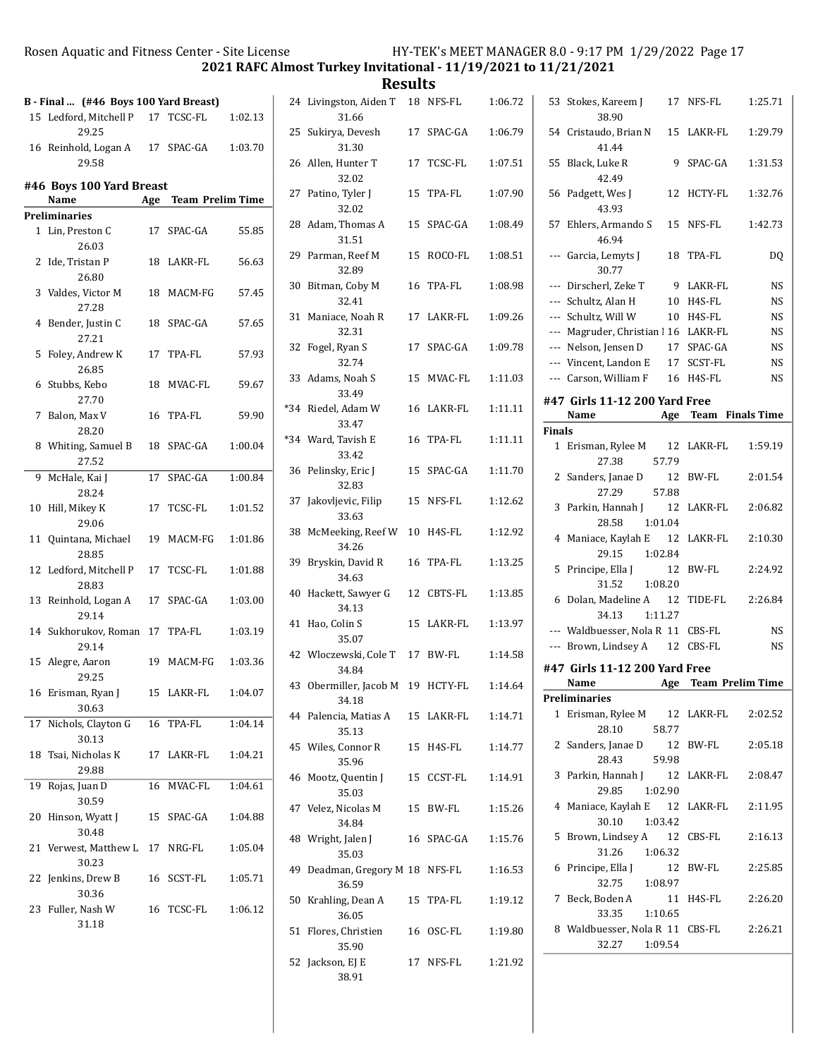## 2021 RAFC Almost Turkey Invitational - 11/19/2021 to 11/21/2021

## Results

### B - Final ... (#46 Boys 100 Yard Breast)

| Place | Name | Age | Team | Finals Time |
|---|---|---|---|---|
| 15 | Ledford, Mitchell P | 17 | TCSC-FL | 1:02.13 |
| | 29.25 | | | |
| 16 | Reinhold, Logan A | 17 | SPAC-GA | 1:03.70 |
| | 29.58 | | | |

### #46 Boys 100 Yard Breast

| Place | Name | Age | Team | Prelim Time |
|---|---|---|---|---|
| **Preliminaries** | | | | |
| 1 | Lin, Preston C | 17 | SPAC-GA | 55.85 |
| | 26.03 | | | |
| 2 | Ide, Tristan P | 18 | LAKR-FL | 56.63 |
| | 26.80 | | | |
| 3 | Valdes, Victor M | 18 | MACM-FG | 57.45 |
| | 27.28 | | | |
| 4 | Bender, Justin C | 18 | SPAC-GA | 57.65 |
| | 27.21 | | | |
| 5 | Foley, Andrew K | 17 | TPA-FL | 57.93 |
| | 26.85 | | | |
| 6 | Stubbs, Kebo | 18 | MVAC-FL | 59.67 |
| | 27.70 | | | |
| 7 | Balon, Max V | 16 | TPA-FL | 59.90 |
| | 28.20 | | | |
| 8 | Whiting, Samuel B | 18 | SPAC-GA | 1:00.04 |
| | 27.52 | | | |
| 9 | McHale, Kai J | 17 | SPAC-GA | 1:00.84 |
| | 28.24 | | | |
| 10 | Hill, Mikey K | 17 | TCSC-FL | 1:01.52 |
| | 29.06 | | | |
| 11 | Quintana, Michael | 19 | MACM-FG | 1:01.86 |
| | 28.85 | | | |
| 12 | Ledford, Mitchell P | 17 | TCSC-FL | 1:01.88 |
| | 28.83 | | | |
| 13 | Reinhold, Logan A | 17 | SPAC-GA | 1:03.00 |
| | 29.14 | | | |
| 14 | Sukhorukov, Roman | 17 | TPA-FL | 1:03.19 |
| | 29.14 | | | |
| 15 | Alegre, Aaron | 19 | MACM-FG | 1:03.36 |
| | 29.25 | | | |
| 16 | Erisman, Ryan J | 15 | LAKR-FL | 1:04.07 |
| | 30.63 | | | |
| 17 | Nichols, Clayton G | 16 | TPA-FL | 1:04.14 |
| | 30.13 | | | |
| 18 | Tsai, Nicholas K | 17 | LAKR-FL | 1:04.21 |
| | 29.88 | | | |
| 19 | Rojas, Juan D | 16 | MVAC-FL | 1:04.61 |
| | 30.59 | | | |
| 20 | Hinson, Wyatt J | 15 | SPAC-GA | 1:04.88 |
| | 30.48 | | | |
| 21 | Verwest, Matthew L | 17 | NRG-FL | 1:05.04 |
| | 30.23 | | | |
| 22 | Jenkins, Drew B | 16 | SCST-FL | 1:05.71 |
| | 30.36 | | | |
| 23 | Fuller, Nash W | 16 | TCSC-FL | 1:06.12 |
| | 31.18 | | | |
| 24 | Livingston, Aiden T | 18 | NFS-FL | 1:06.72 |
| | 31.66 | | | |
| 25 | Sukirya, Devesh | 17 | SPAC-GA | 1:06.79 |
| | 31.30 | | | |
| 26 | Allen, Hunter T | 17 | TCSC-FL | 1:07.51 |
| | 32.02 | | | |
| 27 | Patino, Tyler J | 15 | TPA-FL | 1:07.90 |
| | 32.02 | | | |
| 28 | Adam, Thomas A | 15 | SPAC-GA | 1:08.49 |
| | 31.51 | | | |
| 29 | Parman, Reef M | 15 | ROCO-FL | 1:08.51 |
| | 32.89 | | | |
| 30 | Bitman, Coby M | 16 | TPA-FL | 1:08.98 |
| | 32.41 | | | |
| 31 | Maniace, Noah R | 17 | LAKR-FL | 1:09.26 |
| | 32.31 | | | |
| 32 | Fogel, Ryan S | 17 | SPAC-GA | 1:09.78 |
| | 32.74 | | | |
| 33 | Adams, Noah S | 15 | MVAC-FL | 1:11.03 |
| | 33.49 | | | |
| *34 | Riedel, Adam W | 16 | LAKR-FL | 1:11.11 |
| | 33.47 | | | |
| *34 | Ward, Tavish E | 16 | TPA-FL | 1:11.11 |
| | 33.42 | | | |
| 36 | Pelinsky, Eric J | 15 | SPAC-GA | 1:11.70 |
| | 32.83 | | | |
| 37 | Jakovljevic, Filip | 15 | NFS-FL | 1:12.62 |
| | 33.63 | | | |
| 38 | McMeeking, Reef W | 10 | H4S-FL | 1:12.92 |
| | 34.26 | | | |
| 39 | Bryskin, David R | 16 | TPA-FL | 1:13.25 |
| | 34.63 | | | |
| 40 | Hackett, Sawyer G | 12 | CBTS-FL | 1:13.85 |
| | 34.13 | | | |
| 41 | Hao, Colin S | 15 | LAKR-FL | 1:13.97 |
| | 35.07 | | | |
| 42 | Wloczewski, Cole T | 17 | BW-FL | 1:14.58 |
| | 34.84 | | | |
| 43 | Obermiller, Jacob M | 19 | HCTY-FL | 1:14.64 |
| | 34.18 | | | |
| 44 | Palencia, Matias A | 15 | LAKR-FL | 1:14.71 |
| | 35.13 | | | |
| 45 | Wiles, Connor R | 15 | H4S-FL | 1:14.77 |
| | 35.96 | | | |
| 46 | Mootz, Quentin J | 15 | CCST-FL | 1:14.91 |
| | 35.03 | | | |
| 47 | Velez, Nicolas M | 15 | BW-FL | 1:15.26 |
| | 34.84 | | | |
| 48 | Wright, Jalen J | 16 | SPAC-GA | 1:15.76 |
| | 35.03 | | | |
| 49 | Deadman, Gregory M | 18 | NFS-FL | 1:16.53 |
| | 36.59 | | | |
| 50 | Krahling, Dean A | 15 | TPA-FL | 1:19.12 |
| | 36.05 | | | |
| 51 | Flores, Christien | 16 | OSC-FL | 1:19.80 |
| | 35.90 | | | |
| 52 | Jackson, EJ E | 17 | NFS-FL | 1:21.92 |
| | 38.91 | | | |
| 53 | Stokes, Kareem J | 17 | NFS-FL | 1:25.71 |
| | 38.90 | | | |
| 54 | Cristaudo, Brian N | 15 | LAKR-FL | 1:29.79 |
| | 41.44 | | | |
| 55 | Black, Luke R | 9 | SPAC-GA | 1:31.53 |
| | 42.49 | | | |
| 56 | Padgett, Wes J | 12 | HCTY-FL | 1:32.76 |
| | 43.93 | | | |
| 57 | Ehlers, Armando S | 15 | NFS-FL | 1:42.73 |
| | 46.94 | | | |
| --- | Garcia, Lemyts J | 18 | TPA-FL | DQ |
| | 30.77 | | | |
| --- | Dirscherl, Zeke T | 9 | LAKR-FL | NS |
| --- | Schultz, Alan H | 10 | H4S-FL | NS |
| --- | Schultz, Will W | 10 | H4S-FL | NS |
| --- | Magruder, Christian I | 16 | LAKR-FL | NS |
| --- | Nelson, Jensen D | 17 | SPAC-GA | NS |
| --- | Vincent, Landon E | 17 | SCST-FL | NS |
| --- | Carson, William F | 16 | H4S-FL | NS |

### #47 Girls 11-12 200 Yard Free

| Place | Name | Age | Team | Finals Time |
|---|---|---|---|---|
| **Finals** | | | | |
| 1 | Erisman, Rylee M | 12 | LAKR-FL | 1:59.19 |
| | 27.38 57.79 | | | |
| 2 | Sanders, Janae D | 12 | BW-FL | 2:01.54 |
| | 27.29 57.88 | | | |
| 3 | Parkin, Hannah J | 12 | LAKR-FL | 2:06.82 |
| | 28.58 1:01.04 | | | |
| 4 | Maniace, Kaylah E | 12 | LAKR-FL | 2:10.30 |
| | 29.15 1:02.84 | | | |
| 5 | Principe, Ella J | 12 | BW-FL | 2:24.92 |
| | 31.52 1:08.20 | | | |
| 6 | Dolan, Madeline A | 12 | TIDE-FL | 2:26.84 |
| | 34.13 1:11.27 | | | |
| --- | Waldbuesser, Nola R | 11 | CBS-FL | NS |
| --- | Brown, Lindsey A | 12 | CBS-FL | NS |

### #47 Girls 11-12 200 Yard Free

| Place | Name | Age | Team | Prelim Time |
|---|---|---|---|---|
| **Preliminaries** | | | | |
| 1 | Erisman, Rylee M | 12 | LAKR-FL | 2:02.52 |
| | 28.10 58.77 | | | |
| 2 | Sanders, Janae D | 12 | BW-FL | 2:05.18 |
| | 28.43 59.98 | | | |
| 3 | Parkin, Hannah J | 12 | LAKR-FL | 2:08.47 |
| | 29.85 1:02.90 | | | |
| 4 | Maniace, Kaylah E | 12 | LAKR-FL | 2:11.95 |
| | 30.10 1:03.42 | | | |
| 5 | Brown, Lindsey A | 12 | CBS-FL | 2:16.13 |
| | 31.26 1:06.32 | | | |
| 6 | Principe, Ella J | 12 | BW-FL | 2:25.85 |
| | 32.75 1:08.97 | | | |
| 7 | Beck, Boden A | 11 | H4S-FL | 2:26.20 |
| | 33.35 1:10.65 | | | |
| 8 | Waldbuesser, Nola R | 11 | CBS-FL | 2:26.21 |
| | 32.27 1:09.54 | | | |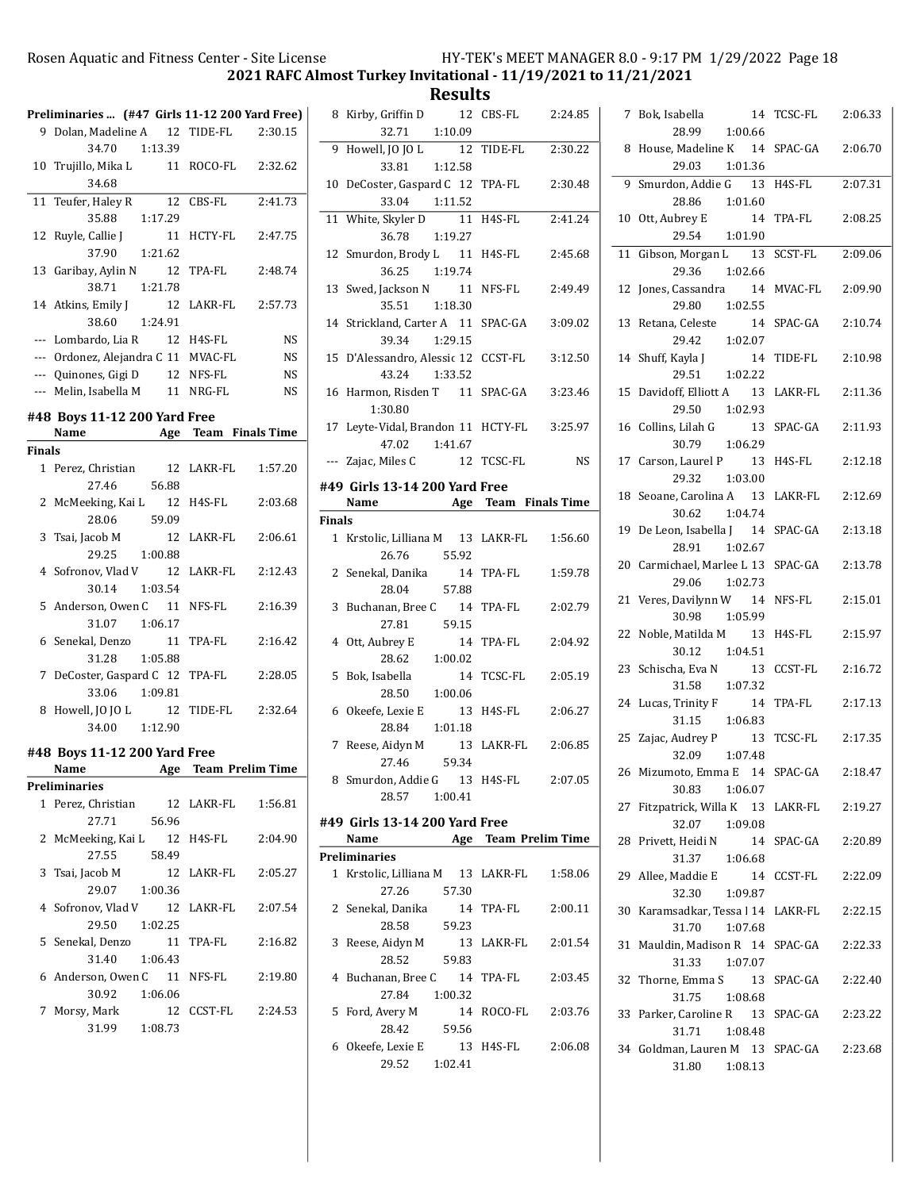## 2021 RAFC Almost Turkey Invitational - 11/19/2021 to 11/21/2021

## Results

**Preliminaries ... (#47 Girls 11-12 200 Yard Free)**

| | Name | Age | Team | Prelim Time |
|---|---|---|---|---|
| 9 | Dolan, Madeline A | 12 | TIDE-FL | 2:30.15 |
| | 34.70 | 1:13.39 | | |
| 10 | Trujillo, Mika L | 11 | ROCO-FL | 2:32.62 |
| | 34.68 | | | |
| 11 | Teufer, Haley R | 12 | CBS-FL | 2:41.73 |
| | 35.88 | 1:17.29 | | |
| 12 | Ruyle, Callie J | 11 | HCTY-FL | 2:47.75 |
| | 37.90 | 1:21.62 | | |
| 13 | Garibay, Aylin N | 12 | TPA-FL | 2:48.74 |
| | 38.71 | 1:21.78 | | |
| 14 | Atkins, Emily J | 12 | LAKR-FL | 2:57.73 |
| | 38.60 | 1:24.91 | | |
| --- | Lombardo, Lia R | 12 | H4S-FL | NS |
| --- | Ordonez, Alejandra C | 11 | MVAC-FL | NS |
| --- | Quinones, Gigi D | 12 | NFS-FL | NS |
| --- | Melin, Isabella M | 11 | NRG-FL | NS |

### #48 Boys 11-12 200 Yard Free

| | Name | Age | Team | Finals Time |
|---|---|---|---|---|
| **Finals** | | | | |
| 1 | Perez, Christian | 12 | LAKR-FL | 1:57.20 |
| | 27.46 | 56.88 | | |
| 2 | McMeeking, Kai L | 12 | H4S-FL | 2:03.68 |
| | 28.06 | 59.09 | | |
| 3 | Tsai, Jacob M | 12 | LAKR-FL | 2:06.61 |
| | 29.25 | 1:00.88 | | |
| 4 | Sofronov, Vlad V | 12 | LAKR-FL | 2:12.43 |
| | 30.14 | 1:03.54 | | |
| 5 | Anderson, Owen C | 11 | NFS-FL | 2:16.39 |
| | 31.07 | 1:06.17 | | |
| 6 | Senekal, Denzo | 11 | TPA-FL | 2:16.42 |
| | 31.28 | 1:05.88 | | |
| 7 | DeCoster, Gaspard C | 12 | TPA-FL | 2:28.05 |
| | 33.06 | 1:09.81 | | |
| 8 | Howell, JO JO L | 12 | TIDE-FL | 2:32.64 |
| | 34.00 | 1:12.90 | | |

### #48 Boys 11-12 200 Yard Free

| | Name | Age | Team | Prelim Time |
|---|---|---|---|---|
| **Preliminaries** | | | | |
| 1 | Perez, Christian | 12 | LAKR-FL | 1:56.81 |
| | 27.71 | 56.96 | | |
| 2 | McMeeking, Kai L | 12 | H4S-FL | 2:04.90 |
| | 27.55 | 58.49 | | |
| 3 | Tsai, Jacob M | 12 | LAKR-FL | 2:05.27 |
| | 29.07 | 1:00.36 | | |
| 4 | Sofronov, Vlad V | 12 | LAKR-FL | 2:07.54 |
| | 29.50 | 1:02.25 | | |
| 5 | Senekal, Denzo | 11 | TPA-FL | 2:16.82 |
| | 31.40 | 1:06.43 | | |
| 6 | Anderson, Owen C | 11 | NFS-FL | 2:19.80 |
| | 30.92 | 1:06.06 | | |
| 7 | Morsy, Mark | 12 | CCST-FL | 2:24.53 |
| | 31.99 | 1:08.73 | | |
| 8 | Kirby, Griffin D | 12 | CBS-FL | 2:24.85 |
| | 32.71 | 1:10.09 | | |
| 9 | Howell, JO JO L | 12 | TIDE-FL | 2:30.22 |
| | 33.81 | 1:12.58 | | |
| 10 | DeCoster, Gaspard C | 12 | TPA-FL | 2:30.48 |
| | 33.04 | 1:11.52 | | |
| 11 | White, Skyler D | 11 | H4S-FL | 2:41.24 |
| | 36.78 | 1:19.27 | | |
| 12 | Smurdon, Brody L | 11 | H4S-FL | 2:45.68 |
| | 36.25 | 1:19.74 | | |
| 13 | Swed, Jackson N | 11 | NFS-FL | 2:49.49 |
| | 35.51 | 1:18.30 | | |
| 14 | Strickland, Carter A | 11 | SPAC-GA | 3:09.02 |
| | 39.34 | 1:29.15 | | |
| 15 | D'Alessandro, Alessic | 12 | CCST-FL | 3:12.50 |
| | 43.24 | 1:33.52 | | |
| 16 | Harmon, Risden T | 11 | SPAC-GA | 3:23.46 |
| | 1:30.80 | | | |
| 17 | Leyte-Vidal, Brandon | 11 | HCTY-FL | 3:25.97 |
| | 47.02 | 1:41.67 | | |
| --- | Zajac, Miles C | 12 | TCSC-FL | NS |

### #49 Girls 13-14 200 Yard Free

| | Name | Age | Team | Finals Time |
|---|---|---|---|---|
| **Finals** | | | | |
| 1 | Krstolic, Lilliana M | 13 | LAKR-FL | 1:56.60 |
| | 26.76 | 55.92 | | |
| 2 | Senekal, Danika | 14 | TPA-FL | 1:59.78 |
| | 28.04 | 57.88 | | |
| 3 | Buchanan, Bree C | 14 | TPA-FL | 2:02.79 |
| | 27.81 | 59.15 | | |
| 4 | Ott, Aubrey E | 14 | TPA-FL | 2:04.92 |
| | 28.62 | 1:00.02 | | |
| 5 | Bok, Isabella | 14 | TCSC-FL | 2:05.19 |
| | 28.50 | 1:00.06 | | |
| 6 | Okeefe, Lexie E | 13 | H4S-FL | 2:06.27 |
| | 28.84 | 1:01.18 | | |
| 7 | Reese, Aidyn M | 13 | LAKR-FL | 2:06.85 |
| | 27.46 | 59.34 | | |
| 8 | Smurdon, Addie G | 13 | H4S-FL | 2:07.05 |
| | 28.57 | 1:00.41 | | |

### #49 Girls 13-14 200 Yard Free

| | Name | Age | Team | Prelim Time |
|---|---|---|---|---|
| **Preliminaries** | | | | |
| 1 | Krstolic, Lilliana M | 13 | LAKR-FL | 1:58.06 |
| | 27.26 | 57.30 | | |
| 2 | Senekal, Danika | 14 | TPA-FL | 2:00.11 |
| | 28.58 | 59.23 | | |
| 3 | Reese, Aidyn M | 13 | LAKR-FL | 2:01.54 |
| | 28.52 | 59.83 | | |
| 4 | Buchanan, Bree C | 14 | TPA-FL | 2:03.45 |
| | 27.84 | 1:00.32 | | |
| 5 | Ford, Avery M | 14 | ROCO-FL | 2:03.76 |
| | 28.42 | 59.56 | | |
| 6 | Okeefe, Lexie E | 13 | H4S-FL | 2:06.08 |
| | 29.52 | 1:02.41 | | |
| 7 | Bok, Isabella | 14 | TCSC-FL | 2:06.33 |
| | 28.99 | 1:00.66 | | |
| 8 | House, Madeline K | 14 | SPAC-GA | 2:06.70 |
| | 29.03 | 1:01.36 | | |
| 9 | Smurdon, Addie G | 13 | H4S-FL | 2:07.31 |
| | 28.86 | 1:01.60 | | |
| 10 | Ott, Aubrey E | 14 | TPA-FL | 2:08.25 |
| | 29.54 | 1:01.90 | | |
| 11 | Gibson, Morgan L | 13 | SCST-FL | 2:09.06 |
| | 29.36 | 1:02.66 | | |
| 12 | Jones, Cassandra | 14 | MVAC-FL | 2:09.90 |
| | 29.80 | 1:02.55 | | |
| 13 | Retana, Celeste | 14 | SPAC-GA | 2:10.74 |
| | 29.42 | 1:02.07 | | |
| 14 | Shuff, Kayla J | 14 | TIDE-FL | 2:10.98 |
| | 29.51 | 1:02.22 | | |
| 15 | Davidoff, Elliott A | 13 | LAKR-FL | 2:11.36 |
| | 29.50 | 1:02.93 | | |
| 16 | Collins, Lilah G | 13 | SPAC-GA | 2:11.93 |
| | 30.79 | 1:06.29 | | |
| 17 | Carson, Laurel P | 13 | H4S-FL | 2:12.18 |
| | 29.32 | 1:03.00 | | |
| 18 | Seoane, Carolina A | 13 | LAKR-FL | 2:12.69 |
| | 30.62 | 1:04.74 | | |
| 19 | De Leon, Isabella J | 14 | SPAC-GA | 2:13.18 |
| | 28.91 | 1:02.67 | | |
| 20 | Carmichael, Marlee L | 13 | SPAC-GA | 2:13.78 |
| | 29.06 | 1:02.73 | | |
| 21 | Veres, Davilynn W | 14 | NFS-FL | 2:15.01 |
| | 30.98 | 1:05.99 | | |
| 22 | Noble, Matilda M | 13 | H4S-FL | 2:15.97 |
| | 30.12 | 1:04.51 | | |
| 23 | Schischa, Eva N | 13 | CCST-FL | 2:16.72 |
| | 31.58 | 1:07.32 | | |
| 24 | Lucas, Trinity F | 14 | TPA-FL | 2:17.13 |
| | 31.15 | 1:06.83 | | |
| 25 | Zajac, Audrey P | 13 | TCSC-FL | 2:17.35 |
| | 32.09 | 1:07.48 | | |
| 26 | Mizumoto, Emma E | 14 | SPAC-GA | 2:18.47 |
| | 30.83 | 1:06.07 | | |
| 27 | Fitzpatrick, Willa K | 13 | LAKR-FL | 2:19.27 |
| | 32.07 | 1:09.08 | | |
| 28 | Privett, Heidi N | 14 | SPAC-GA | 2:20.89 |
| | 31.37 | 1:06.68 | | |
| 29 | Allee, Maddie E | 14 | CCST-FL | 2:22.09 |
| | 32.30 | 1:09.87 | | |
| 30 | Karamsadkar, Tessa I | 14 | LAKR-FL | 2:22.15 |
| | 31.70 | 1:07.68 | | |
| 31 | Mauldin, Madison R | 14 | SPAC-GA | 2:22.33 |
| | 31.33 | 1:07.07 | | |
| 32 | Thorne, Emma S | 13 | SPAC-GA | 2:22.40 |
| | 31.75 | 1:08.68 | | |
| 33 | Parker, Caroline R | 13 | SPAC-GA | 2:23.22 |
| | 31.71 | 1:08.48 | | |
| 34 | Goldman, Lauren M | 13 | SPAC-GA | 2:23.68 |
| | 31.80 | 1:08.13 | | |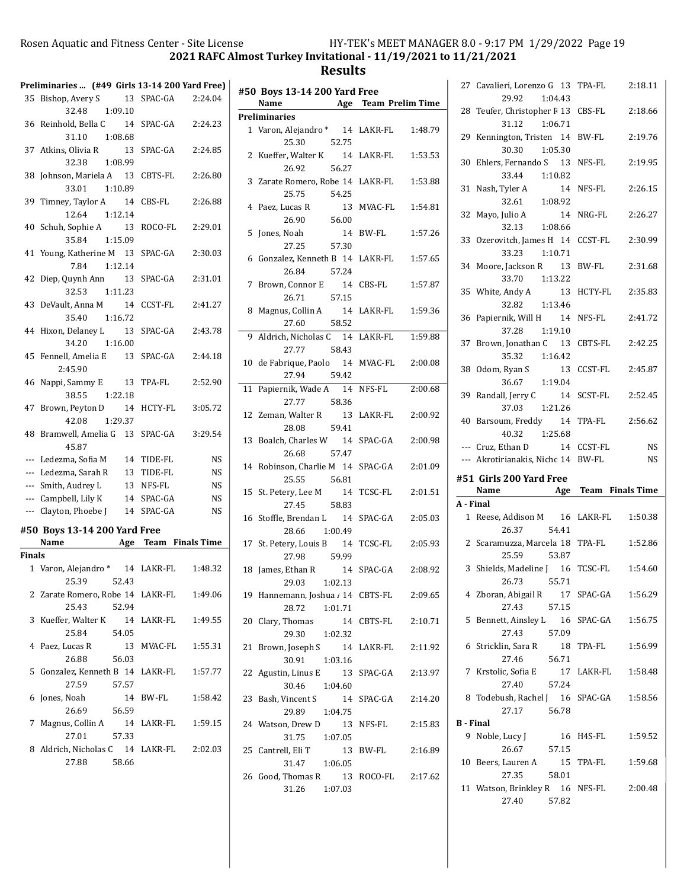## 2021 RAFC Almost Turkey Invitational - 11/19/2021 to 11/21/2021

## Results

### Preliminaries ... (#49 Girls 13-14 200 Yard Free)

| | Name | Age | Team | Prelim Time |
|---|---|---|---|---|
| 35 | Bishop, Avery S | 13 | SPAC-GA | 2:24.04 |
| | 32.48 | 1:09.10 | | |
| 36 | Reinhold, Bella C | 14 | SPAC-GA | 2:24.23 |
| | 31.10 | 1:08.68 | | |
| 37 | Atkins, Olivia R | 13 | SPAC-GA | 2:24.85 |
| | 32.38 | 1:08.99 | | |
| 38 | Johnson, Mariela A | 13 | CBTS-FL | 2:26.80 |
| | 33.01 | 1:10.89 | | |
| 39 | Timney, Taylor A | 14 | CBS-FL | 2:26.88 |
| | 12.64 | 1:12.14 | | |
| 40 | Schuh, Sophie A | 13 | ROCO-FL | 2:29.01 |
| | 35.84 | 1:15.09 | | |
| 41 | Young, Katherine M | 13 | SPAC-GA | 2:30.03 |
| | 7.84 | 1:12.14 | | |
| 42 | Diep, Quynh Ann | 13 | SPAC-GA | 2:31.01 |
| | 32.53 | 1:11.23 | | |
| 43 | DeVault, Anna M | 14 | CCST-FL | 2:41.27 |
| | 35.40 | 1:16.72 | | |
| 44 | Hixon, Delaney L | 13 | SPAC-GA | 2:43.78 |
| | 34.20 | 1:16.00 | | |
| 45 | Fennell, Amelia E | 13 | SPAC-GA | 2:44.18 |
| | 2:45.90 | | | |
| 46 | Nappi, Sammy E | 13 | TPA-FL | 2:52.90 |
| | 38.55 | 1:22.18 | | |
| 47 | Brown, Peyton D | 14 | HCTY-FL | 3:05.72 |
| | 42.08 | 1:29.37 | | |
| 48 | Bramwell, Amelia G | 13 | SPAC-GA | 3:29.54 |
| | 45.87 | | | |
| --- | Ledezma, Sofia M | 14 | TIDE-FL | NS |
| --- | Ledezma, Sarah R | 13 | TIDE-FL | NS |
| --- | Smith, Audrey L | 13 | NFS-FL | NS |
| --- | Campbell, Lily K | 14 | SPAC-GA | NS |
| --- | Clayton, Phoebe J | 14 | SPAC-GA | NS |

### #50 Boys 13-14 200 Yard Free

| | Name | Age | Team | Finals Time |
|---|---|---|---|---|
| **Finals** | | | | |
| 1 | Varon, Alejandro * | 14 | LAKR-FL | 1:48.32 |
| | 25.39 | 52.43 | | |
| 2 | Zarate Romero, Robe | 14 | LAKR-FL | 1:49.06 |
| | 25.43 | 52.94 | | |
| 3 | Kueffer, Walter K | 14 | LAKR-FL | 1:49.55 |
| | 25.84 | 54.05 | | |
| 4 | Paez, Lucas R | 13 | MVAC-FL | 1:55.31 |
| | 26.88 | 56.03 | | |
| 5 | Gonzalez, Kenneth B | 14 | LAKR-FL | 1:57.77 |
| | 27.59 | 57.57 | | |
| 6 | Jones, Noah | 14 | BW-FL | 1:58.42 |
| | 26.69 | 56.59 | | |
| 7 | Magnus, Collin A | 14 | LAKR-FL | 1:59.15 |
| | 27.01 | 57.33 | | |
| 8 | Aldrich, Nicholas C | 14 | LAKR-FL | 2:02.03 |
| | 27.88 | 58.66 | | |

### #50 Boys 13-14 200 Yard Free

| | Name | Age | Team | Prelim Time |
|---|---|---|---|---|
| **Preliminaries** | | | | |
| 1 | Varon, Alejandro * | 14 | LAKR-FL | 1:48.79 |
| | 25.30 | 52.75 | | |
| 2 | Kueffer, Walter K | 14 | LAKR-FL | 1:53.53 |
| | 26.92 | 56.27 | | |
| 3 | Zarate Romero, Robe | 14 | LAKR-FL | 1:53.88 |
| | 25.75 | 54.25 | | |
| 4 | Paez, Lucas R | 13 | MVAC-FL | 1:54.81 |
| | 26.90 | 56.00 | | |
| 5 | Jones, Noah | 14 | BW-FL | 1:57.26 |
| | 27.25 | 57.30 | | |
| 6 | Gonzalez, Kenneth B | 14 | LAKR-FL | 1:57.65 |
| | 26.84 | 57.24 | | |
| 7 | Brown, Connor E | 14 | CBS-FL | 1:57.87 |
| | 26.71 | 57.15 | | |
| 8 | Magnus, Collin A | 14 | LAKR-FL | 1:59.36 |
| | 27.60 | 58.52 | | |
| 9 | Aldrich, Nicholas C | 14 | LAKR-FL | 1:59.88 |
| | 27.77 | 58.43 | | |
| 10 | de Fabrique, Paolo | 14 | MVAC-FL | 2:00.08 |
| | 27.94 | 59.42 | | |
| 11 | Papiernik, Wade A | 14 | NFS-FL | 2:00.68 |
| | 27.77 | 58.36 | | |
| 12 | Zeman, Walter R | 13 | LAKR-FL | 2:00.92 |
| | 28.08 | 59.41 | | |
| 13 | Boalch, Charles W | 14 | SPAC-GA | 2:00.98 |
| | 26.68 | 57.47 | | |
| 14 | Robinson, Charlie M | 14 | SPAC-GA | 2:01.09 |
| | 25.55 | 56.81 | | |
| 15 | St. Petery, Lee M | 14 | TCSC-FL | 2:01.51 |
| | 27.45 | 58.83 | | |
| 16 | Stoffle, Brendan L | 14 | SPAC-GA | 2:05.03 |
| | 28.66 | 1:00.49 | | |
| 17 | St. Petery, Louis B | 14 | TCSC-FL | 2:05.93 |
| | 27.98 | 59.99 | | |
| 18 | James, Ethan R | 14 | SPAC-GA | 2:08.92 |
| | 29.03 | 1:02.13 | | |
| 19 | Hannemann, Joshua / | 14 | CBTS-FL | 2:09.65 |
| | 28.72 | 1:01.71 | | |
| 20 | Clary, Thomas | 14 | CBTS-FL | 2:10.71 |
| | 29.30 | 1:02.32 | | |
| 21 | Brown, Joseph S | 14 | LAKR-FL | 2:11.92 |
| | 30.91 | 1:03.16 | | |
| 22 | Agustin, Linus E | 13 | SPAC-GA | 2:13.97 |
| | 30.46 | 1:04.60 | | |
| 23 | Bash, Vincent S | 14 | SPAC-GA | 2:14.20 |
| | 29.89 | 1:04.75 | | |
| 24 | Watson, Drew D | 13 | NFS-FL | 2:15.83 |
| | 31.75 | 1:07.05 | | |
| 25 | Cantrell, Eli T | 13 | BW-FL | 2:16.89 |
| | 31.47 | 1:06.05 | | |
| 26 | Good, Thomas R | 13 | ROCO-FL | 2:17.62 |
| | 31.26 | 1:07.03 | | |
| 27 | Cavalieri, Lorenzo G | 13 | TPA-FL | 2:18.11 |
| | 29.92 | 1:04.43 | | |
| 28 | Teufer, Christopher R | 13 | CBS-FL | 2:18.66 |
| | 31.12 | 1:06.71 | | |
| 29 | Kennington, Tristen | 14 | BW-FL | 2:19.76 |
| | 30.30 | 1:05.30 | | |
| 30 | Ehlers, Fernando S | 13 | NFS-FL | 2:19.95 |
| | 33.44 | 1:10.82 | | |
| 31 | Nash, Tyler A | 14 | NFS-FL | 2:26.15 |
| | 32.61 | 1:08.92 | | |
| 32 | Mayo, Julio A | 14 | NRG-FL | 2:26.27 |
| | 32.13 | 1:08.66 | | |
| 33 | Ozerovitch, James H | 14 | CCST-FL | 2:30.99 |
| | 33.23 | 1:10.71 | | |
| 34 | Moore, Jackson R | 13 | BW-FL | 2:31.68 |
| | 33.70 | 1:13.22 | | |
| 35 | White, Andy A | 13 | HCTY-FL | 2:35.83 |
| | 32.82 | 1:13.46 | | |
| 36 | Papiernik, Will H | 14 | NFS-FL | 2:41.72 |
| | 37.28 | 1:19.10 | | |
| 37 | Brown, Jonathan C | 13 | CBTS-FL | 2:42.25 |
| | 35.32 | 1:16.42 | | |
| 38 | Odom, Ryan S | 13 | CCST-FL | 2:45.87 |
| | 36.67 | 1:19.04 | | |
| 39 | Randall, Jerry C | 14 | SCST-FL | 2:52.45 |
| | 37.03 | 1:21.26 | | |
| 40 | Barsoum, Freddy | 14 | TPA-FL | 2:56.62 |
| | 40.32 | 1:25.68 | | |
| --- | Cruz, Ethan D | 14 | CCST-FL | NS |
| --- | Akrotirianakis, Nicho | 14 | BW-FL | NS |

### #51 Girls 200 Yard Free

| | Name | Age | Team | Finals Time |
|---|---|---|---|---|
| **A - Final** | | | | |
| 1 | Reese, Addison M | 16 | LAKR-FL | 1:50.38 |
| | 26.37 | 54.41 | | |
| 2 | Scaramuzza, Marcela | 18 | TPA-FL | 1:52.86 |
| | 25.59 | 53.87 | | |
| 3 | Shields, Madeline J | 16 | TCSC-FL | 1:54.60 |
| | 26.73 | 55.71 | | |
| 4 | Zboran, Abigail R | 17 | SPAC-GA | 1:56.29 |
| | 27.43 | 57.15 | | |
| 5 | Bennett, Ainsley L | 16 | SPAC-GA | 1:56.75 |
| | 27.43 | 57.09 | | |
| 6 | Stricklin, Sara R | 18 | TPA-FL | 1:56.99 |
| | 27.46 | 56.71 | | |
| 7 | Krstolic, Sofia E | 17 | LAKR-FL | 1:58.48 |
| | 27.40 | 57.24 | | |
| 8 | Todebush, Rachel J | 16 | SPAC-GA | 1:58.56 |
| | 27.17 | 56.78 | | |
| **B - Final** | | | | |
| 9 | Noble, Lucy J | 16 | H4S-FL | 1:59.52 |
| | 26.67 | 57.15 | | |
| 10 | Beers, Lauren A | 15 | TPA-FL | 1:59.68 |
| | 27.35 | 58.01 | | |
| 11 | Watson, Brinkley R | 16 | NFS-FL | 2:00.48 |
| | 27.40 | 57.82 | | |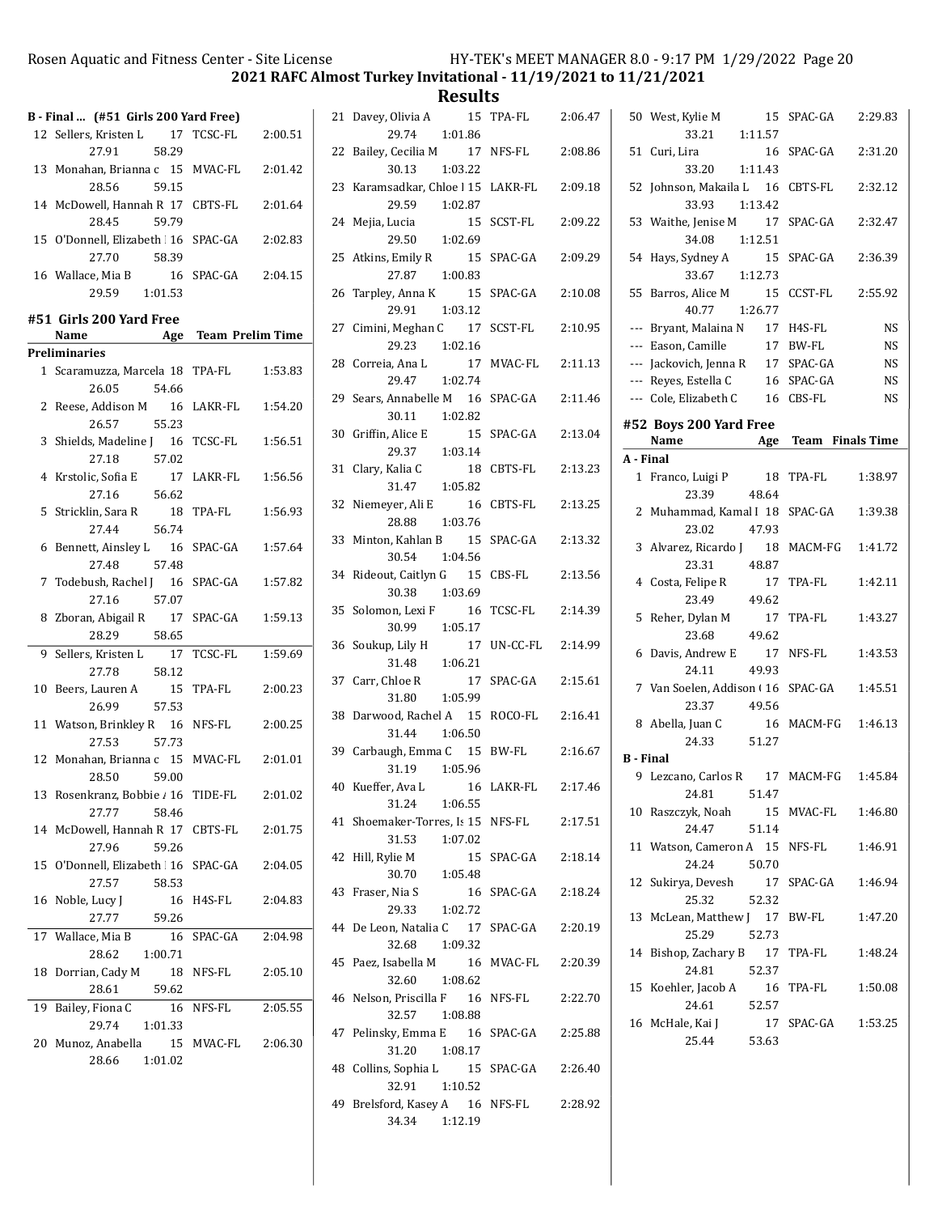## 2021 RAFC Almost Turkey Invitational - 11/19/2021 to 11/21/2021

## Results

**B - Final ... (#51 Girls 200 Yard Free)**

| | Name | Age | Team | Finals Time |
|---|---|---|---|---|
| 12 | Sellers, Kristen L | 17 | TCSC-FL | 2:00.51 |
| | 27.91 | 58.29 | | |
| 13 | Monahan, Brianna c | 15 | MVAC-FL | 2:01.42 |
| | 28.56 | 59.15 | | |
| 14 | McDowell, Hannah R | 17 | CBTS-FL | 2:01.64 |
| | 28.45 | 59.79 | | |
| 15 | O'Donnell, Elizabeth | 16 | SPAC-GA | 2:02.83 |
| | 27.70 | 58.39 | | |
| 16 | Wallace, Mia B | 16 | SPAC-GA | 2:04.15 |
| | 29.59 | 1:01.53 | | |

### #51 Girls 200 Yard Free

| | Name | Age | Team | Prelim Time |
|---|---|---|---|---|
| **Preliminaries** | | | | |
| 1 | Scaramuzza, Marcela | 18 | TPA-FL | 1:53.83 |
| | 26.05 | 54.66 | | |
| 2 | Reese, Addison M | 16 | LAKR-FL | 1:54.20 |
| | 26.57 | 55.23 | | |
| 3 | Shields, Madeline J | 16 | TCSC-FL | 1:56.51 |
| | 27.18 | 57.02 | | |
| 4 | Krstolic, Sofia E | 17 | LAKR-FL | 1:56.56 |
| | 27.16 | 56.62 | | |
| 5 | Stricklin, Sara R | 18 | TPA-FL | 1:56.93 |
| | 27.44 | 56.74 | | |
| 6 | Bennett, Ainsley L | 16 | SPAC-GA | 1:57.64 |
| | 27.48 | 57.48 | | |
| 7 | Todebush, Rachel J | 16 | SPAC-GA | 1:57.82 |
| | 27.16 | 57.07 | | |
| 8 | Zboran, Abigail R | 17 | SPAC-GA | 1:59.13 |
| | 28.29 | 58.65 | | |
| 9 | Sellers, Kristen L | 17 | TCSC-FL | 1:59.69 |
| | 27.78 | 58.12 | | |
| 10 | Beers, Lauren A | 15 | TPA-FL | 2:00.23 |
| | 26.99 | 57.53 | | |
| 11 | Watson, Brinkley R | 16 | NFS-FL | 2:00.25 |
| | 27.53 | 57.73 | | |
| 12 | Monahan, Brianna c | 15 | MVAC-FL | 2:01.01 |
| | 28.50 | 59.00 | | |
| 13 | Rosenkranz, Bobbie | 16 | TIDE-FL | 2:01.02 |
| | 27.77 | 58.46 | | |
| 14 | McDowell, Hannah R | 17 | CBTS-FL | 2:01.75 |
| | 27.96 | 59.26 | | |
| 15 | O'Donnell, Elizabeth | 16 | SPAC-GA | 2:04.05 |
| | 27.57 | 58.53 | | |
| 16 | Noble, Lucy J | 16 | H4S-FL | 2:04.83 |
| | 27.77 | 59.26 | | |
| 17 | Wallace, Mia B | 16 | SPAC-GA | 2:04.98 |
| | 28.62 | 1:00.71 | | |
| 18 | Dorrian, Cady M | 18 | NFS-FL | 2:05.10 |
| | 28.61 | 59.62 | | |
| 19 | Bailey, Fiona C | 16 | NFS-FL | 2:05.55 |
| | 29.74 | 1:01.33 | | |
| 20 | Munoz, Anabella | 15 | MVAC-FL | 2:06.30 |
| | 28.66 | 1:01.02 | | |
| 21 | Davey, Olivia A | 15 | TPA-FL | 2:06.47 |
| | 29.74 | 1:01.86 | | |
| 22 | Bailey, Cecilia M | 17 | NFS-FL | 2:08.86 |
| | 30.13 | 1:03.22 | | |
| 23 | Karamsadkar, Chloe | 15 | LAKR-FL | 2:09.18 |
| | 29.59 | 1:02.87 | | |
| 24 | Mejia, Lucia | 15 | SCST-FL | 2:09.22 |
| | 29.50 | 1:02.69 | | |
| 25 | Atkins, Emily R | 15 | SPAC-GA | 2:09.29 |
| | 27.87 | 1:00.83 | | |
| 26 | Tarpley, Anna K | 15 | SPAC-GA | 2:10.08 |
| | 29.91 | 1:03.12 | | |
| 27 | Cimini, Meghan C | 17 | SCST-FL | 2:10.95 |
| | 29.23 | 1:02.16 | | |
| 28 | Correia, Ana L | 17 | MVAC-FL | 2:11.13 |
| | 29.47 | 1:02.74 | | |
| 29 | Sears, Annabelle M | 16 | SPAC-GA | 2:11.46 |
| | 30.11 | 1:02.82 | | |
| 30 | Griffin, Alice E | 15 | SPAC-GA | 2:13.04 |
| | 29.37 | 1:03.14 | | |
| 31 | Clary, Kalia C | 18 | CBTS-FL | 2:13.23 |
| | 31.47 | 1:05.82 | | |
| 32 | Niemeyer, Ali E | 16 | CBTS-FL | 2:13.25 |
| | 28.88 | 1:03.76 | | |
| 33 | Minton, Kahlan B | 15 | SPAC-GA | 2:13.32 |
| | 30.54 | 1:04.56 | | |
| 34 | Rideout, Caitlyn G | 15 | CBS-FL | 2:13.56 |
| | 30.38 | 1:03.69 | | |
| 35 | Solomon, Lexi F | 16 | TCSC-FL | 2:14.39 |
| | 30.99 | 1:05.17 | | |
| 36 | Soukup, Lily H | 17 | UN-CC-FL | 2:14.99 |
| | 31.48 | 1:06.21 | | |
| 37 | Carr, Chloe R | 17 | SPAC-GA | 2:15.61 |
| | 31.80 | 1:05.99 | | |
| 38 | Darwood, Rachel A | 15 | ROCO-FL | 2:16.41 |
| | 31.44 | 1:06.50 | | |
| 39 | Carbaugh, Emma C | 15 | BW-FL | 2:16.67 |
| | 31.19 | 1:05.96 | | |
| 40 | Kueffer, Ava L | 16 | LAKR-FL | 2:17.46 |
| | 31.24 | 1:06.55 | | |
| 41 | Shoemaker-Torres, Is | 15 | NFS-FL | 2:17.51 |
| | 31.53 | 1:07.02 | | |
| 42 | Hill, Rylie M | 15 | SPAC-GA | 2:18.14 |
| | 30.70 | 1:05.48 | | |
| 43 | Fraser, Nia S | 16 | SPAC-GA | 2:18.24 |
| | 29.33 | 1:02.72 | | |
| 44 | De Leon, Natalia C | 17 | SPAC-GA | 2:20.19 |
| | 32.68 | 1:09.32 | | |
| 45 | Paez, Isabella M | 16 | MVAC-FL | 2:20.39 |
| | 32.60 | 1:08.62 | | |
| 46 | Nelson, Priscilla F | 16 | NFS-FL | 2:22.70 |
| | 32.57 | 1:08.88 | | |
| 47 | Pelinsky, Emma E | 16 | SPAC-GA | 2:25.88 |
| | 31.20 | 1:08.17 | | |
| 48 | Collins, Sophia L | 15 | SPAC-GA | 2:26.40 |
| | 32.91 | 1:10.52 | | |
| 49 | Brelsford, Kasey A | 16 | NFS-FL | 2:28.92 |
| | 34.34 | 1:12.19 | | |
| 50 | West, Kylie M | 15 | SPAC-GA | 2:29.83 |
| | 33.21 | 1:11.57 | | |
| 51 | Curi, Lira | 16 | SPAC-GA | 2:31.20 |
| | 33.20 | 1:11.43 | | |
| 52 | Johnson, Makaila L | 16 | CBTS-FL | 2:32.12 |
| | 33.93 | 1:13.42 | | |
| 53 | Waithe, Jenise M | 17 | SPAC-GA | 2:32.47 |
| | 34.08 | 1:12.51 | | |
| 54 | Hays, Sydney A | 15 | SPAC-GA | 2:36.39 |
| | 33.67 | 1:12.73 | | |
| 55 | Barros, Alice M | 15 | CCST-FL | 2:55.92 |
| | 40.77 | 1:26.77 | | |
| --- | Bryant, Malaina N | 17 | H4S-FL | NS |
| --- | Eason, Camille | 17 | BW-FL | NS |
| --- | Jackovich, Jenna R | 17 | SPAC-GA | NS |
| --- | Reyes, Estella C | 16 | SPAC-GA | NS |
| --- | Cole, Elizabeth C | 16 | CBS-FL | NS |

### #52 Boys 200 Yard Free

| | Name | Age | Team | Finals Time |
|---|---|---|---|---|
| **A - Final** | | | | |
| 1 | Franco, Luigi P | 18 | TPA-FL | 1:38.97 |
| | 23.39 | 48.64 | | |
| 2 | Muhammad, Kamal I | 18 | SPAC-GA | 1:39.38 |
| | 23.02 | 47.93 | | |
| 3 | Alvarez, Ricardo J | 18 | MACM-FG | 1:41.72 |
| | 23.31 | 48.87 | | |
| 4 | Costa, Felipe R | 17 | TPA-FL | 1:42.11 |
| | 23.49 | 49.62 | | |
| 5 | Reher, Dylan M | 17 | TPA-FL | 1:43.27 |
| | 23.68 | 49.62 | | |
| 6 | Davis, Andrew E | 17 | NFS-FL | 1:43.53 |
| | 24.11 | 49.93 | | |
| 7 | Van Soelen, Addison | 16 | SPAC-GA | 1:45.51 |
| | 23.37 | 49.56 | | |
| 8 | Abella, Juan C | 16 | MACM-FG | 1:46.13 |
| | 24.33 | 51.27 | | |
| **B - Final** | | | | |
| 9 | Lezcano, Carlos R | 17 | MACM-FG | 1:45.84 |
| | 24.81 | 51.47 | | |
| 10 | Raszczyk, Noah | 15 | MVAC-FL | 1:46.80 |
| | 24.47 | 51.14 | | |
| 11 | Watson, Cameron A | 15 | NFS-FL | 1:46.91 |
| | 24.24 | 50.70 | | |
| 12 | Sukirya, Devesh | 17 | SPAC-GA | 1:46.94 |
| | 25.32 | 52.32 | | |
| 13 | McLean, Matthew J | 17 | BW-FL | 1:47.20 |
| | 25.29 | 52.73 | | |
| 14 | Bishop, Zachary B | 17 | TPA-FL | 1:48.24 |
| | 24.81 | 52.37 | | |
| 15 | Koehler, Jacob A | 16 | TPA-FL | 1:50.08 |
| | 24.61 | 52.57 | | |
| 16 | McHale, Kai J | 17 | SPAC-GA | 1:53.25 |
| | 25.44 | 53.63 | | |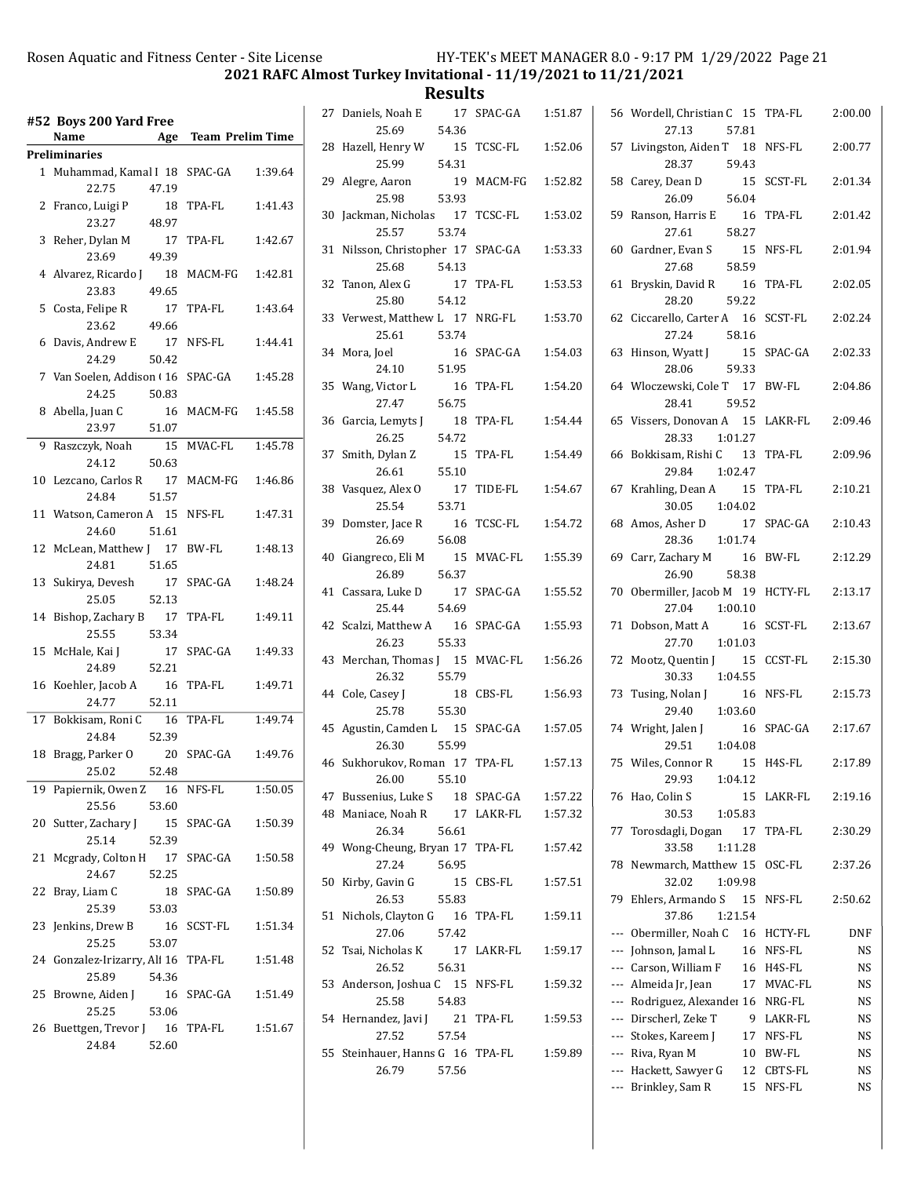## 2021 RAFC Almost Turkey Invitational - 11/19/2021 to 11/21/2021

## Results

### #52 Boys 200 Yard Free

**Preliminaries**

| Place | Name | Age | Team | Prelim Time | Split 1 | Split 2 |
|---|---|---|---|---|---|---|
| 1 | Muhammad, Kamal I | 18 | SPAC-GA | 1:39.64 | 22.75 | 47.19 |
| 2 | Franco, Luigi P | 18 | TPA-FL | 1:41.43 | 23.27 | 48.97 |
| 3 | Reher, Dylan M | 17 | TPA-FL | 1:42.67 | 23.69 | 49.39 |
| 4 | Alvarez, Ricardo J | 18 | MACM-FG | 1:42.81 | 23.83 | 49.65 |
| 5 | Costa, Felipe R | 17 | TPA-FL | 1:43.64 | 23.62 | 49.66 |
| 6 | Davis, Andrew E | 17 | NFS-FL | 1:44.41 | 24.29 | 50.42 |
| 7 | Van Soelen, Addison ( | 16 | SPAC-GA | 1:45.28 | 24.25 | 50.83 |
| 8 | Abella, Juan C | 16 | MACM-FG | 1:45.58 | 23.97 | 51.07 |
| 9 | Raszczyk, Noah | 15 | MVAC-FL | 1:45.78 | 24.12 | 50.63 |
| 10 | Lezcano, Carlos R | 17 | MACM-FG | 1:46.86 | 24.84 | 51.57 |
| 11 | Watson, Cameron A | 15 | NFS-FL | 1:47.31 | 24.60 | 51.61 |
| 12 | McLean, Matthew J | 17 | BW-FL | 1:48.13 | 24.81 | 51.65 |
| 13 | Sukirya, Devesh | 17 | SPAC-GA | 1:48.24 | 25.05 | 52.13 |
| 14 | Bishop, Zachary B | 17 | TPA-FL | 1:49.11 | 25.55 | 53.34 |
| 15 | McHale, Kai J | 17 | SPAC-GA | 1:49.33 | 24.89 | 52.21 |
| 16 | Koehler, Jacob A | 16 | TPA-FL | 1:49.71 | 24.77 | 52.11 |
| 17 | Bokkisam, Roni C | 16 | TPA-FL | 1:49.74 | 24.84 | 52.39 |
| 18 | Bragg, Parker O | 20 | SPAC-GA | 1:49.76 | 25.02 | 52.48 |
| 19 | Papiernik, Owen Z | 16 | NFS-FL | 1:50.05 | 25.56 | 53.60 |
| 20 | Sutter, Zachary J | 15 | SPAC-GA | 1:50.39 | 25.14 | 52.39 |
| 21 | Mcgrady, Colton H | 17 | SPAC-GA | 1:50.58 | 24.67 | 52.25 |
| 22 | Bray, Liam C | 18 | SPAC-GA | 1:50.89 | 25.39 | 53.03 |
| 23 | Jenkins, Drew B | 16 | SCST-FL | 1:51.34 | 25.25 | 53.07 |
| 24 | Gonzalez-Irizarry, All | 16 | TPA-FL | 1:51.48 | 25.89 | 54.36 |
| 25 | Browne, Aiden J | 16 | SPAC-GA | 1:51.49 | 25.25 | 53.06 |
| 26 | Buettgen, Trevor J | 16 | TPA-FL | 1:51.67 | 24.84 | 52.60 |
| 27 | Daniels, Noah E | 17 | SPAC-GA | 1:51.87 | 25.69 | 54.36 |
| 28 | Hazell, Henry W | 15 | TCSC-FL | 1:52.06 | 25.99 | 54.31 |
| 29 | Alegre, Aaron | 19 | MACM-FG | 1:52.82 | 25.98 | 53.93 |
| 30 | Jackman, Nicholas | 17 | TCSC-FL | 1:53.02 | 25.57 | 53.74 |
| 31 | Nilsson, Christopher | 17 | SPAC-GA | 1:53.33 | 25.68 | 54.13 |
| 32 | Tanon, Alex G | 17 | TPA-FL | 1:53.53 | 25.80 | 54.12 |
| 33 | Verwest, Matthew L | 17 | NRG-FL | 1:53.70 | 25.61 | 53.74 |
| 34 | Mora, Joel | 16 | SPAC-GA | 1:54.03 | 24.10 | 51.95 |
| 35 | Wang, Victor L | 16 | TPA-FL | 1:54.20 | 27.47 | 56.75 |
| 36 | Garcia, Lemyts J | 18 | TPA-FL | 1:54.44 | 26.25 | 54.72 |
| 37 | Smith, Dylan Z | 15 | TPA-FL | 1:54.49 | 26.61 | 55.10 |
| 38 | Vasquez, Alex O | 17 | TIDE-FL | 1:54.67 | 25.54 | 53.71 |
| 39 | Domster, Jace R | 16 | TCSC-FL | 1:54.72 | 26.69 | 56.08 |
| 40 | Giangreco, Eli M | 15 | MVAC-FL | 1:55.39 | 26.89 | 56.37 |
| 41 | Cassara, Luke D | 17 | SPAC-GA | 1:55.52 | 25.44 | 54.69 |
| 42 | Scalzi, Matthew A | 16 | SPAC-GA | 1:55.93 | 26.23 | 55.33 |
| 43 | Merchan, Thomas J | 15 | MVAC-FL | 1:56.26 | 26.32 | 55.79 |
| 44 | Cole, Casey J | 18 | CBS-FL | 1:56.93 | 25.78 | 55.30 |
| 45 | Agustin, Camden L | 15 | SPAC-GA | 1:57.05 | 26.30 | 55.99 |
| 46 | Sukhorukov, Roman | 17 | TPA-FL | 1:57.13 | 26.00 | 55.10 |
| 47 | Bussenius, Luke S | 18 | SPAC-GA | 1:57.22 | | |
| 48 | Maniace, Noah R | 17 | LAKR-FL | 1:57.32 | 26.34 | 56.61 |
| 49 | Wong-Cheung, Bryan | 17 | TPA-FL | 1:57.42 | 27.24 | 56.95 |
| 50 | Kirby, Gavin G | 15 | CBS-FL | 1:57.51 | 26.53 | 55.83 |
| 51 | Nichols, Clayton G | 16 | TPA-FL | 1:59.11 | 27.06 | 57.42 |
| 52 | Tsai, Nicholas K | 17 | LAKR-FL | 1:59.17 | 26.52 | 56.31 |
| 53 | Anderson, Joshua C | 15 | NFS-FL | 1:59.32 | 25.58 | 54.83 |
| 54 | Hernandez, Javi J | 21 | TPA-FL | 1:59.53 | 27.52 | 57.54 |
| 55 | Steinhauer, Hanns G | 16 | TPA-FL | 1:59.89 | 26.79 | 57.56 |
| 56 | Wordell, Christian C | 15 | TPA-FL | 2:00.00 | 27.13 | 57.81 |
| 57 | Livingston, Aiden T | 18 | NFS-FL | 2:00.77 | 28.37 | 59.43 |
| 58 | Carey, Dean D | 15 | SCST-FL | 2:01.34 | 26.09 | 56.04 |
| 59 | Ranson, Harris E | 16 | TPA-FL | 2:01.42 | 27.61 | 58.27 |
| 60 | Gardner, Evan S | 15 | NFS-FL | 2:01.94 | 27.68 | 58.59 |
| 61 | Bryskin, David R | 16 | TPA-FL | 2:02.05 | 28.20 | 59.22 |
| 62 | Ciccarello, Carter A | 16 | SCST-FL | 2:02.24 | 27.24 | 58.16 |
| 63 | Hinson, Wyatt J | 15 | SPAC-GA | 2:02.33 | 28.06 | 59.33 |
| 64 | Wloczewski, Cole T | 17 | BW-FL | 2:04.86 | 28.41 | 59.52 |
| 65 | Vissers, Donovan A | 15 | LAKR-FL | 2:09.46 | 28.33 | 1:01.27 |
| 66 | Bokkisam, Rishi C | 13 | TPA-FL | 2:09.96 | 29.84 | 1:02.47 |
| 67 | Krahling, Dean A | 15 | TPA-FL | 2:10.21 | 30.05 | 1:04.02 |
| 68 | Amos, Asher D | 17 | SPAC-GA | 2:10.43 | 28.36 | 1:01.74 |
| 69 | Carr, Zachary M | 16 | BW-FL | 2:12.29 | 26.90 | 58.38 |
| 70 | Obermiller, Jacob M | 19 | HCTY-FL | 2:13.17 | 27.04 | 1:00.10 |
| 71 | Dobson, Matt A | 16 | SCST-FL | 2:13.67 | 27.70 | 1:01.03 |
| 72 | Mootz, Quentin J | 15 | CCST-FL | 2:15.30 | 30.33 | 1:04.55 |
| 73 | Tusing, Nolan J | 16 | NFS-FL | 2:15.73 | 29.40 | 1:03.60 |
| 74 | Wright, Jalen J | 16 | SPAC-GA | 2:17.67 | 29.51 | 1:04.08 |
| 75 | Wiles, Connor R | 15 | H4S-FL | 2:17.89 | 29.93 | 1:04.12 |
| 76 | Hao, Colin S | 15 | LAKR-FL | 2:19.16 | 30.53 | 1:05.83 |
| 77 | Torosdagli, Dogan | 17 | TPA-FL | 2:30.29 | 33.58 | 1:11.28 |
| 78 | Newmarch, Matthew | 15 | OSC-FL | 2:37.26 | 32.02 | 1:09.98 |
| 79 | Ehlers, Armando S | 15 | NFS-FL | 2:50.62 | 37.86 | 1:21.54 |
| --- | Obermiller, Noah C | 16 | HCTY-FL | DNF | | |
| --- | Johnson, Jamal L | 16 | NFS-FL | NS | | |
| --- | Carson, William F | 16 | H4S-FL | NS | | |
| --- | Almeida Jr, Jean | 17 | MVAC-FL | NS | | |
| --- | Rodriguez, Alexander | 16 | NRG-FL | NS | | |
| --- | Dirscherl, Zeke T | 9 | LAKR-FL | NS | | |
| --- | Stokes, Kareem J | 17 | NFS-FL | NS | | |
| --- | Riva, Ryan M | 10 | BW-FL | NS | | |
| --- | Hackett, Sawyer G | 12 | CBTS-FL | NS | | |
| --- | Brinkley, Sam R | 15 | NFS-FL | NS | | |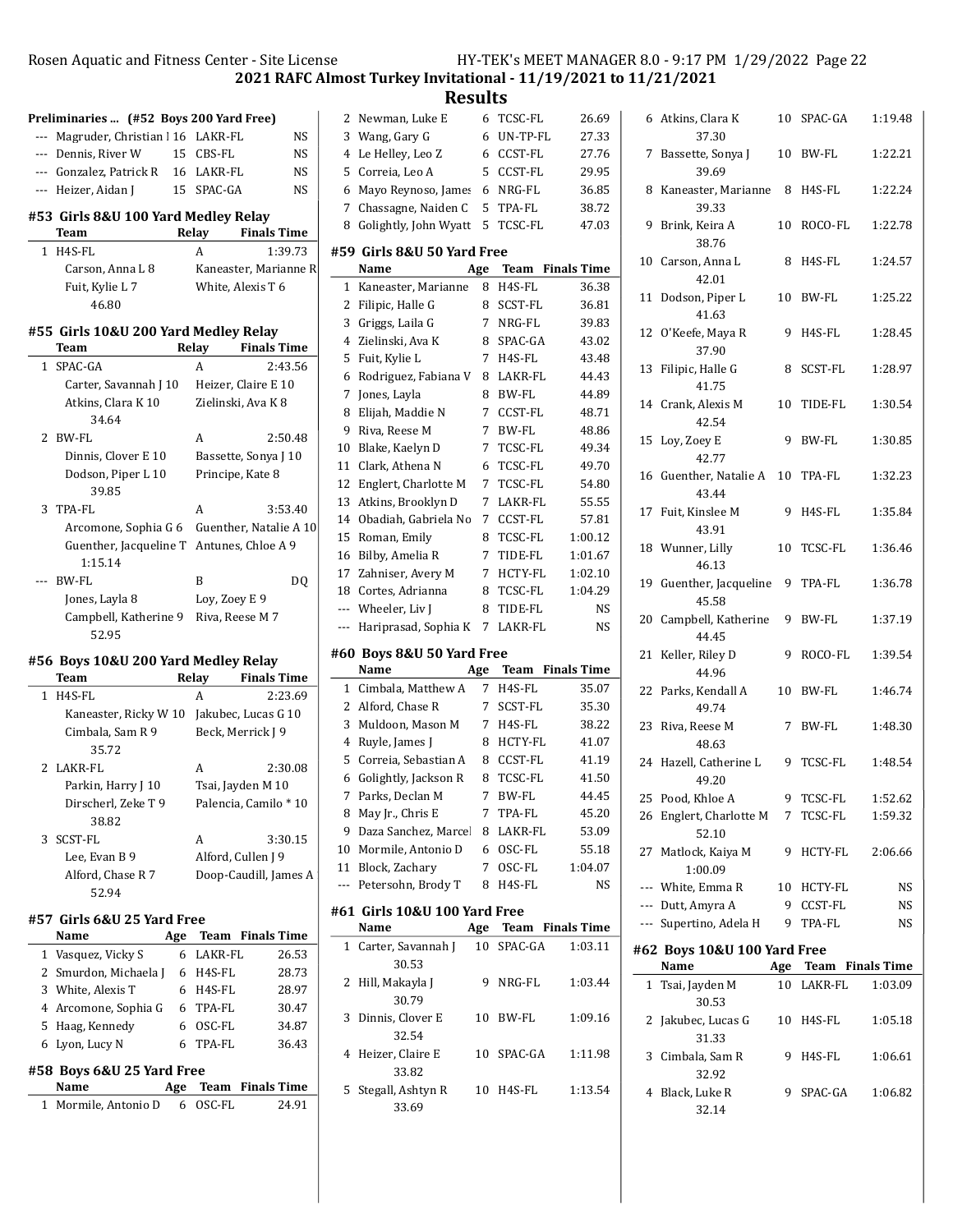## 2021 RAFC Almost Turkey Invitational - 11/19/2021 to 11/21/2021

## Results

### Preliminaries ... (#52 Boys 200 Yard Free)

| | Name | Age | Team | Time |
|---|---|---|---|---|
| --- | Magruder, Christian I | 16 | LAKR-FL | NS |
| --- | Dennis, River W | 15 | CBS-FL | NS |
| --- | Gonzalez, Patrick R | 16 | LAKR-FL | NS |
| --- | Heizer, Aidan J | 15 | SPAC-GA | NS |

### #53 Girls 8&U 100 Yard Medley Relay

| | Team | Relay | Finals Time |
|---|---|---|---|
| 1 | H4S-FL | A | 1:39.73 |
| | Carson, Anna L 8 | Kaneaster, Marianne R | |
| | Fuit, Kylie L 7 | White, Alexis T 6 | |
| | 46.80 | | |

### #55 Girls 10&U 200 Yard Medley Relay

| | Team | Relay | Finals Time |
|---|---|---|---|
| 1 | SPAC-GA | A | 2:43.56 |
| | Carter, Savannah J 10 | Heizer, Claire E 10 | |
| | Atkins, Clara K 10 | Zielinski, Ava K 8 | |
| | 34.64 | | |
| 2 | BW-FL | A | 2:50.48 |
| | Dinnis, Clover E 10 | Bassette, Sonya J 10 | |
| | Dodson, Piper L 10 | Principe, Kate 8 | |
| | 39.85 | | |
| 3 | TPA-FL | A | 3:53.40 |
| | Arcomone, Sophia G 6 | Guenther, Natalie A 10 | |
| | Guenther, Jacqueline T | Antunes, Chloe A 9 | |
| | 1:15.14 | | |
| --- | BW-FL | B | DQ |
| | Jones, Layla 8 | Loy, Zoey E 9 | |
| | Campbell, Katherine 9 | Riva, Reese M 7 | |
| | 52.95 | | |

### #56 Boys 10&U 200 Yard Medley Relay

| | Team | Relay | Finals Time |
|---|---|---|---|
| 1 | H4S-FL | A | 2:23.69 |
| | Kaneaster, Ricky W 10 | Jakubec, Lucas G 10 | |
| | Cimbala, Sam R 9 | Beck, Merrick J 9 | |
| | 35.72 | | |
| 2 | LAKR-FL | A | 2:30.08 |
| | Parkin, Harry J 10 | Tsai, Jayden M 10 | |
| | Dirscherl, Zeke T 9 | Palencia, Camilo * 10 | |
| | 38.82 | | |
| 3 | SCST-FL | A | 3:30.15 |
| | Lee, Evan B 9 | Alford, Cullen J 9 | |
| | Alford, Chase R 7 | Doop-Caudill, James A | |
| | 52.94 | | |

### #57 Girls 6&U 25 Yard Free

| | Name | Age | Team | Finals Time |
|---|---|---|---|---|
| 1 | Vasquez, Vicky S | 6 | LAKR-FL | 26.53 |
| 2 | Smurdon, Michaela J | 6 | H4S-FL | 28.73 |
| 3 | White, Alexis T | 6 | H4S-FL | 28.97 |
| 4 | Arcomone, Sophia G | 6 | TPA-FL | 30.47 |
| 5 | Haag, Kennedy | 6 | OSC-FL | 34.87 |
| 6 | Lyon, Lucy N | 6 | TPA-FL | 36.43 |

### #58 Boys 6&U 25 Yard Free

| | Name | Age | Team | Finals Time |
|---|---|---|---|---|
| 1 | Mormile, Antonio D | 6 | OSC-FL | 24.91 |
| 2 | Newman, Luke E | 6 | TCSC-FL | 26.69 |
| 3 | Wang, Gary G | 6 | UN-TP-FL | 27.33 |
| 4 | Le Helley, Leo Z | 6 | CCST-FL | 27.76 |
| 5 | Correia, Leo A | 5 | CCST-FL | 29.95 |
| 6 | Mayo Reynoso, James | 6 | NRG-FL | 36.85 |
| 7 | Chassagne, Naiden C | 5 | TPA-FL | 38.72 |
| 8 | Golightly, John Wyatt | 5 | TCSC-FL | 47.03 |

### #59 Girls 8&U 50 Yard Free

| | Name | Age | Team | Finals Time |
|---|---|---|---|---|
| 1 | Kaneaster, Marianne | 8 | H4S-FL | 36.38 |
| 2 | Filipic, Halle G | 8 | SCST-FL | 36.81 |
| 3 | Griggs, Laila G | 7 | NRG-FL | 39.83 |
| 4 | Zielinski, Ava K | 8 | SPAC-GA | 43.02 |
| 5 | Fuit, Kylie L | 7 | H4S-FL | 43.48 |
| 6 | Rodriguez, Fabiana V | 8 | LAKR-FL | 44.43 |
| 7 | Jones, Layla | 8 | BW-FL | 44.89 |
| 8 | Elijah, Maddie N | 7 | CCST-FL | 48.71 |
| 9 | Riva, Reese M | 7 | BW-FL | 48.86 |
| 10 | Blake, Kaelyn D | 7 | TCSC-FL | 49.34 |
| 11 | Clark, Athena N | 6 | TCSC-FL | 49.70 |
| 12 | Englert, Charlotte M | 7 | TCSC-FL | 54.80 |
| 13 | Atkins, Brooklyn D | 7 | LAKR-FL | 55.55 |
| 14 | Obadiah, Gabriela No | 7 | CCST-FL | 57.81 |
| 15 | Roman, Emily | 8 | TCSC-FL | 1:00.12 |
| 16 | Bilby, Amelia R | 7 | TIDE-FL | 1:01.67 |
| 17 | Zahniser, Avery M | 7 | HCTY-FL | 1:02.10 |
| 18 | Cortes, Adrianna | 8 | TCSC-FL | 1:04.29 |
| --- | Wheeler, Liv J | 8 | TIDE-FL | NS |
| --- | Hariprasad, Sophia K | 7 | LAKR-FL | NS |

### #60 Boys 8&U 50 Yard Free

| | Name | Age | Team | Finals Time |
|---|---|---|---|---|
| 1 | Cimbala, Matthew A | 7 | H4S-FL | 35.07 |
| 2 | Alford, Chase R | 7 | SCST-FL | 35.30 |
| 3 | Muldoon, Mason M | 7 | H4S-FL | 38.22 |
| 4 | Ruyle, James J | 8 | HCTY-FL | 41.07 |
| 5 | Correia, Sebastian A | 8 | CCST-FL | 41.19 |
| 6 | Golightly, Jackson R | 8 | TCSC-FL | 41.50 |
| 7 | Parks, Declan M | 7 | BW-FL | 44.45 |
| 8 | May Jr., Chris E | 7 | TPA-FL | 45.20 |
| 9 | Daza Sanchez, Marcel | 8 | LAKR-FL | 53.09 |
| 10 | Mormile, Antonio D | 6 | OSC-FL | 55.18 |
| 11 | Block, Zachary | 7 | OSC-FL | 1:04.07 |
| --- | Petersohn, Brody T | 8 | H4S-FL | NS |

### #61 Girls 10&U 100 Yard Free

| | Name | Age | Team | Finals Time |
|---|---|---|---|---|
| 1 | Carter, Savannah J | 10 | SPAC-GA | 1:03.11 |
| | 30.53 | | | |
| 2 | Hill, Makayla J | 9 | NRG-FL | 1:03.44 |
| | 30.79 | | | |
| 3 | Dinnis, Clover E | 10 | BW-FL | 1:09.16 |
| | 32.54 | | | |
| 4 | Heizer, Claire E | 10 | SPAC-GA | 1:11.98 |
| | 33.82 | | | |
| 5 | Stegall, Ashtyn R | 10 | H4S-FL | 1:13.54 |
| | 33.69 | | | |
| 6 | Atkins, Clara K | 10 | SPAC-GA | 1:19.48 |
| | 37.30 | | | |
| 7 | Bassette, Sonya J | 10 | BW-FL | 1:22.21 |
| | 39.69 | | | |
| 8 | Kaneaster, Marianne | 8 | H4S-FL | 1:22.24 |
| | 39.33 | | | |
| 9 | Brink, Keira A | 10 | ROCO-FL | 1:22.78 |
| | 38.76 | | | |
| 10 | Carson, Anna L | 8 | H4S-FL | 1:24.57 |
| | 42.01 | | | |
| 11 | Dodson, Piper L | 10 | BW-FL | 1:25.22 |
| | 41.63 | | | |
| 12 | O'Keefe, Maya R | 9 | H4S-FL | 1:28.45 |
| | 37.90 | | | |
| 13 | Filipic, Halle G | 8 | SCST-FL | 1:28.97 |
| | 41.75 | | | |
| 14 | Crank, Alexis M | 10 | TIDE-FL | 1:30.54 |
| | 42.54 | | | |
| 15 | Loy, Zoey E | 9 | BW-FL | 1:30.85 |
| | 42.77 | | | |
| 16 | Guenther, Natalie A | 10 | TPA-FL | 1:32.23 |
| | 43.44 | | | |
| 17 | Fuit, Kinslee M | 9 | H4S-FL | 1:35.84 |
| | 43.91 | | | |
| 18 | Wunner, Lilly | 10 | TCSC-FL | 1:36.46 |
| | 46.13 | | | |
| 19 | Guenther, Jacqueline | 9 | TPA-FL | 1:36.78 |
| | 45.58 | | | |
| 20 | Campbell, Katherine | 9 | BW-FL | 1:37.19 |
| | 44.45 | | | |
| 21 | Keller, Riley D | 9 | ROCO-FL | 1:39.54 |
| | 44.96 | | | |
| 22 | Parks, Kendall A | 10 | BW-FL | 1:46.74 |
| | 49.74 | | | |
| 23 | Riva, Reese M | 7 | BW-FL | 1:48.30 |
| | 48.63 | | | |
| 24 | Hazell, Catherine L | 9 | TCSC-FL | 1:48.54 |
| | 49.20 | | | |
| 25 | Pood, Khloe A | 9 | TCSC-FL | 1:52.62 |
| 26 | Englert, Charlotte M | 7 | TCSC-FL | 1:59.32 |
| | 52.10 | | | |
| 27 | Matlock, Kaiya M | 9 | HCTY-FL | 2:06.66 |
| | 1:00.09 | | | |
| --- | White, Emma R | 10 | HCTY-FL | NS |
| --- | Dutt, Amyra A | 9 | CCST-FL | NS |
| --- | Supertino, Adela H | 9 | TPA-FL | NS |

### #62 Boys 10&U 100 Yard Free

| | Name | Age | Team | Finals Time |
|---|---|---|---|---|
| 1 | Tsai, Jayden M | 10 | LAKR-FL | 1:03.09 |
| | 30.53 | | | |
| 2 | Jakubec, Lucas G | 10 | H4S-FL | 1:05.18 |
| | 31.33 | | | |
| 3 | Cimbala, Sam R | 9 | H4S-FL | 1:06.61 |
| | 32.92 | | | |
| 4 | Black, Luke R | 9 | SPAC-GA | 1:06.82 |
| | 32.14 | | | |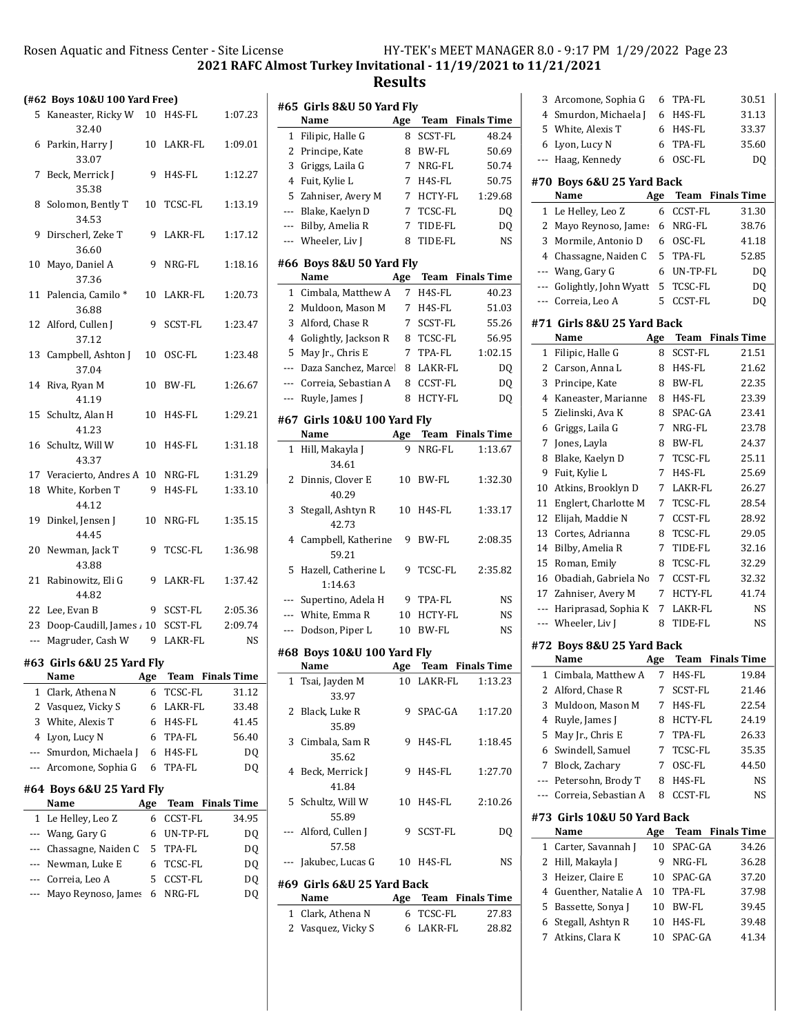# 2021 RAFC Almost Turkey Invitational - 11/19/2021 to 11/21/2021

## Results

### (#62 Boys 10&U 100 Yard Free)

| | Name | Age | Team | Finals Time |
|---|---|---|---|---|
| 5 | Kaneaster, Ricky W | 10 | H4S-FL | 1:07.23 |
| | 32.40 | | | |
| 6 | Parkin, Harry J | 10 | LAKR-FL | 1:09.01 |
| | 33.07 | | | |
| 7 | Beck, Merrick J | 9 | H4S-FL | 1:12.27 |
| | 35.38 | | | |
| 8 | Solomon, Bently T | 10 | TCSC-FL | 1:13.19 |
| | 34.53 | | | |
| 9 | Dirscherl, Zeke T | 9 | LAKR-FL | 1:17.12 |
| | 36.60 | | | |
| 10 | Mayo, Daniel A | 9 | NRG-FL | 1:18.16 |
| | 37.36 | | | |
| 11 | Palencia, Camilo * | 10 | LAKR-FL | 1:20.73 |
| | 36.88 | | | |
| 12 | Alford, Cullen J | 9 | SCST-FL | 1:23.47 |
| | 37.12 | | | |
| 13 | Campbell, Ashton J | 10 | OSC-FL | 1:23.48 |
| | 37.04 | | | |
| 14 | Riva, Ryan M | 10 | BW-FL | 1:26.67 |
| | 41.19 | | | |
| 15 | Schultz, Alan H | 10 | H4S-FL | 1:29.21 |
| | 41.23 | | | |
| 16 | Schultz, Will W | 10 | H4S-FL | 1:31.18 |
| | 43.37 | | | |
| 17 | Veracierto, Andres A | 10 | NRG-FL | 1:31.29 |
| 18 | White, Korben T | 9 | H4S-FL | 1:33.10 |
| | 44.12 | | | |
| 19 | Dinkel, Jensen J | 10 | NRG-FL | 1:35.15 |
| | 44.45 | | | |
| 20 | Newman, Jack T | 9 | TCSC-FL | 1:36.98 |
| | 43.88 | | | |
| 21 | Rabinowitz, Eli G | 9 | LAKR-FL | 1:37.42 |
| | 44.82 | | | |
| 22 | Lee, Evan B | 9 | SCST-FL | 2:05.36 |
| 23 | Doop-Caudill, James A | 10 | SCST-FL | 2:09.74 |
| --- | Magruder, Cash W | 9 | LAKR-FL | NS |

### #63 Girls 6&U 25 Yard Fly

| | Name | Age | Team | Finals Time |
|---|---|---|---|---|
| 1 | Clark, Athena N | 6 | TCSC-FL | 31.12 |
| 2 | Vasquez, Vicky S | 6 | LAKR-FL | 33.48 |
| 3 | White, Alexis T | 6 | H4S-FL | 41.45 |
| 4 | Lyon, Lucy N | 6 | TPA-FL | 56.40 |
| --- | Smurdon, Michaela J | 6 | H4S-FL | DQ |
| --- | Arcomone, Sophia G | 6 | TPA-FL | DQ |

### #64 Boys 6&U 25 Yard Fly

| | Name | Age | Team | Finals Time |
|---|---|---|---|---|
| 1 | Le Helley, Leo Z | 6 | CCST-FL | 34.95 |
| --- | Wang, Gary G | 6 | UN-TP-FL | DQ |
| --- | Chassagne, Naiden C | 5 | TPA-FL | DQ |
| --- | Newman, Luke E | 6 | TCSC-FL | DQ |
| --- | Correia, Leo A | 5 | CCST-FL | DQ |
| --- | Mayo Reynoso, James | 6 | NRG-FL | DQ |

### #65 Girls 8&U 50 Yard Fly

| | Name | Age | Team | Finals Time |
|---|---|---|---|---|
| 1 | Filipic, Halle G | 8 | SCST-FL | 48.24 |
| 2 | Principe, Kate | 8 | BW-FL | 50.69 |
| 3 | Griggs, Laila G | 7 | NRG-FL | 50.74 |
| 4 | Fuit, Kylie L | 7 | H4S-FL | 50.75 |
| 5 | Zahniser, Avery M | 7 | HCTY-FL | 1:29.68 |
| --- | Blake, Kaelyn D | 7 | TCSC-FL | DQ |
| --- | Bilby, Amelia R | 7 | TIDE-FL | DQ |
| --- | Wheeler, Liv J | 8 | TIDE-FL | NS |

### #66 Boys 8&U 50 Yard Fly

| | Name | Age | Team | Finals Time |
|---|---|---|---|---|
| 1 | Cimbala, Matthew A | 7 | H4S-FL | 40.23 |
| 2 | Muldoon, Mason M | 7 | H4S-FL | 51.03 |
| 3 | Alford, Chase R | 7 | SCST-FL | 55.26 |
| 4 | Golightly, Jackson R | 8 | TCSC-FL | 56.95 |
| 5 | May Jr., Chris E | 7 | TPA-FL | 1:02.15 |
| --- | Daza Sanchez, Marcel | 8 | LAKR-FL | DQ |
| --- | Correia, Sebastian A | 8 | CCST-FL | DQ |
| --- | Ruyle, James J | 8 | HCTY-FL | DQ |

### #67 Girls 10&U 100 Yard Fly

| | Name | Age | Team | Finals Time |
|---|---|---|---|---|
| 1 | Hill, Makayla J | 9 | NRG-FL | 1:13.67 |
| | 34.61 | | | |
| 2 | Dinnis, Clover E | 10 | BW-FL | 1:32.30 |
| | 40.29 | | | |
| 3 | Stegall, Ashtyn R | 10 | H4S-FL | 1:33.17 |
| | 42.73 | | | |
| 4 | Campbell, Katherine | 9 | BW-FL | 2:08.35 |
| | 59.21 | | | |
| 5 | Hazell, Catherine L | 9 | TCSC-FL | 2:35.82 |
| | 1:14.63 | | | |
| --- | Supertino, Adela H | 9 | TPA-FL | NS |
| --- | White, Emma R | 10 | HCTY-FL | NS |
| --- | Dodson, Piper L | 10 | BW-FL | NS |

### #68 Boys 10&U 100 Yard Fly

| | Name | Age | Team | Finals Time |
|---|---|---|---|---|
| 1 | Tsai, Jayden M | 10 | LAKR-FL | 1:13.23 |
| | 33.97 | | | |
| 2 | Black, Luke R | 9 | SPAC-GA | 1:17.20 |
| | 35.89 | | | |
| 3 | Cimbala, Sam R | 9 | H4S-FL | 1:18.45 |
| | 35.62 | | | |
| 4 | Beck, Merrick J | 9 | H4S-FL | 1:27.70 |
| | 41.84 | | | |
| 5 | Schultz, Will W | 10 | H4S-FL | 2:10.26 |
| | 55.89 | | | |
| --- | Alford, Cullen J | 9 | SCST-FL | DQ |
| | 57.58 | | | |
| --- | Jakubec, Lucas G | 10 | H4S-FL | NS |

### #69 Girls 6&U 25 Yard Back

| | Name | Age | Team | Finals Time |
|---|---|---|---|---|
| 1 | Clark, Athena N | 6 | TCSC-FL | 27.83 |
| 2 | Vasquez, Vicky S | 6 | LAKR-FL | 28.82 |
| 3 | Arcomone, Sophia G | 6 | TPA-FL | 30.51 |
| 4 | Smurdon, Michaela J | 6 | H4S-FL | 31.13 |
| 5 | White, Alexis T | 6 | H4S-FL | 33.37 |
| 6 | Lyon, Lucy N | 6 | TPA-FL | 35.60 |
| --- | Haag, Kennedy | 6 | OSC-FL | DQ |

### #70 Boys 6&U 25 Yard Back

| | Name | Age | Team | Finals Time |
|---|---|---|---|---|
| 1 | Le Helley, Leo Z | 6 | CCST-FL | 31.30 |
| 2 | Mayo Reynoso, James | 6 | NRG-FL | 38.76 |
| 3 | Mormile, Antonio D | 6 | OSC-FL | 41.18 |
| 4 | Chassagne, Naiden C | 5 | TPA-FL | 52.85 |
| --- | Wang, Gary G | 6 | UN-TP-FL | DQ |
| --- | Golightly, John Wyatt | 5 | TCSC-FL | DQ |
| --- | Correia, Leo A | 5 | CCST-FL | DQ |

### #71 Girls 8&U 25 Yard Back

| | Name | Age | Team | Finals Time |
|---|---|---|---|---|
| 1 | Filipic, Halle G | 8 | SCST-FL | 21.51 |
| 2 | Carson, Anna L | 8 | H4S-FL | 21.62 |
| 3 | Principe, Kate | 8 | BW-FL | 22.35 |
| 4 | Kaneaster, Marianne | 8 | H4S-FL | 23.39 |
| 5 | Zielinski, Ava K | 8 | SPAC-GA | 23.41 |
| 6 | Griggs, Laila G | 7 | NRG-FL | 23.78 |
| 7 | Jones, Layla | 8 | BW-FL | 24.37 |
| 8 | Blake, Kaelyn D | 7 | TCSC-FL | 25.11 |
| 9 | Fuit, Kylie L | 7 | H4S-FL | 25.69 |
| 10 | Atkins, Brooklyn D | 7 | LAKR-FL | 26.27 |
| 11 | Englert, Charlotte M | 7 | TCSC-FL | 28.54 |
| 12 | Elijah, Maddie N | 7 | CCST-FL | 28.92 |
| 13 | Cortes, Adrianna | 8 | TCSC-FL | 29.05 |
| 14 | Bilby, Amelia R | 7 | TIDE-FL | 32.16 |
| 15 | Roman, Emily | 8 | TCSC-FL | 32.29 |
| 16 | Obadiah, Gabriela No | 7 | CCST-FL | 32.32 |
| 17 | Zahniser, Avery M | 7 | HCTY-FL | 41.74 |
| --- | Hariprasad, Sophia K | 7 | LAKR-FL | NS |
| --- | Wheeler, Liv J | 8 | TIDE-FL | NS |

### #72 Boys 8&U 25 Yard Back

| | Name | Age | Team | Finals Time |
|---|---|---|---|---|
| 1 | Cimbala, Matthew A | 7 | H4S-FL | 19.84 |
| 2 | Alford, Chase R | 7 | SCST-FL | 21.46 |
| 3 | Muldoon, Mason M | 7 | H4S-FL | 22.54 |
| 4 | Ruyle, James J | 8 | HCTY-FL | 24.19 |
| 5 | May Jr., Chris E | 7 | TPA-FL | 26.33 |
| 6 | Swindell, Samuel | 7 | TCSC-FL | 35.35 |
| 7 | Block, Zachary | 7 | OSC-FL | 44.50 |
| --- | Petersohn, Brody T | 8 | H4S-FL | NS |
| --- | Correia, Sebastian A | 8 | CCST-FL | NS |

### #73 Girls 10&U 50 Yard Back

| | Name | Age | Team | Finals Time |
|---|---|---|---|---|
| 1 | Carter, Savannah J | 10 | SPAC-GA | 34.26 |
| 2 | Hill, Makayla J | 9 | NRG-FL | 36.28 |
| 3 | Heizer, Claire E | 10 | SPAC-GA | 37.20 |
| 4 | Guenther, Natalie A | 10 | TPA-FL | 37.98 |
| 5 | Bassette, Sonya J | 10 | BW-FL | 39.45 |
| 6 | Stegall, Ashtyn R | 10 | H4S-FL | 39.48 |
| 7 | Atkins, Clara K | 10 | SPAC-GA | 41.34 |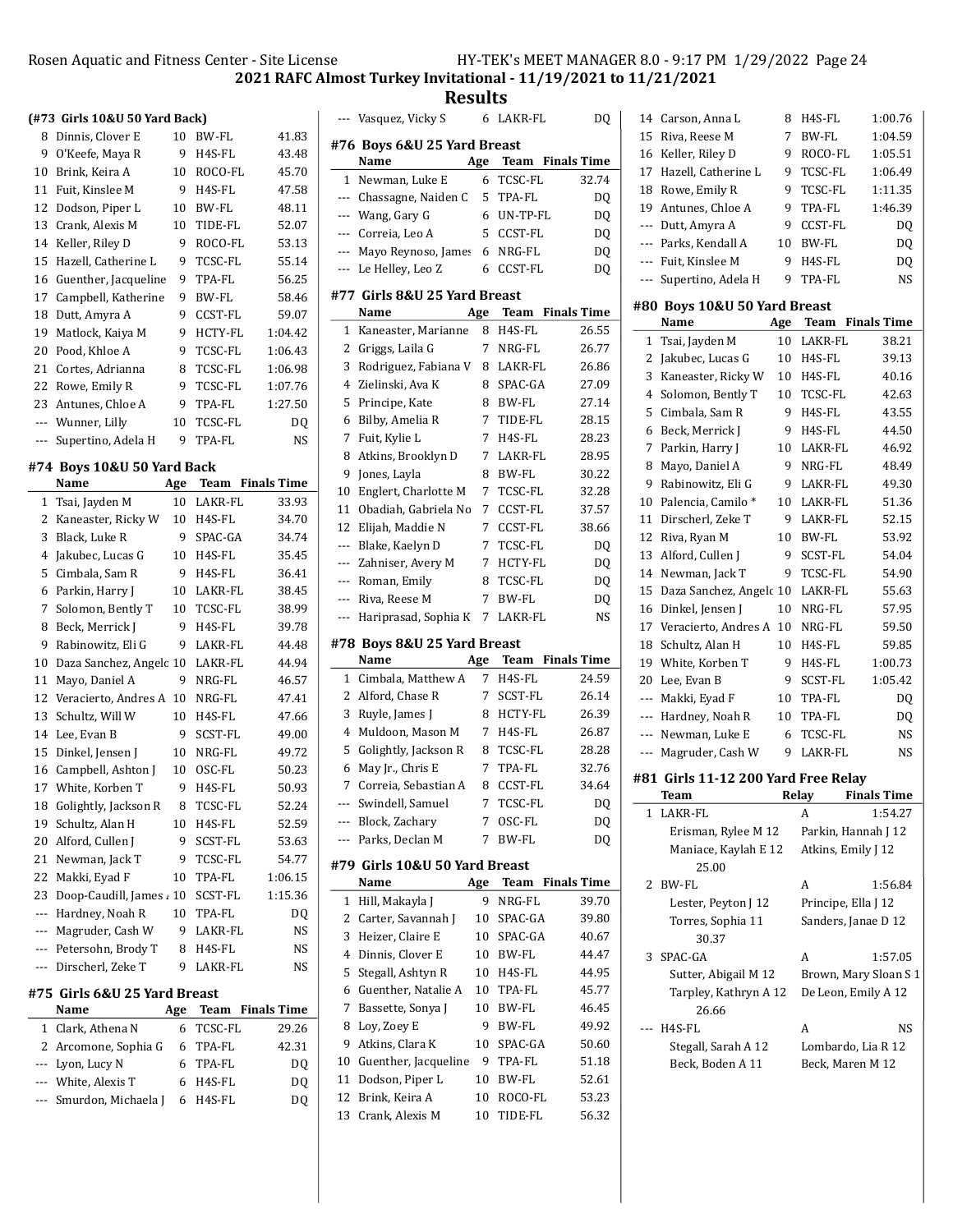## 2021 RAFC Almost Turkey Invitational - 11/19/2021 to 11/21/2021

## Results

### (#73 Girls 10&U 50 Yard Back)

| | Name | Age | Team | Finals Time |
|---|---|---|---|---|
| 8 | Dinnis, Clover E | 10 | BW-FL | 41.83 |
| 9 | O'Keefe, Maya R | 9 | H4S-FL | 43.48 |
| 10 | Brink, Keira A | 10 | ROCO-FL | 45.70 |
| 11 | Fuit, Kinslee M | 9 | H4S-FL | 47.58 |
| 12 | Dodson, Piper L | 10 | BW-FL | 48.11 |
| 13 | Crank, Alexis M | 10 | TIDE-FL | 52.07 |
| 14 | Keller, Riley D | 9 | ROCO-FL | 53.13 |
| 15 | Hazell, Catherine L | 9 | TCSC-FL | 55.14 |
| 16 | Guenther, Jacqueline | 9 | TPA-FL | 56.25 |
| 17 | Campbell, Katherine | 9 | BW-FL | 58.46 |
| 18 | Dutt, Amyra A | 9 | CCST-FL | 59.07 |
| 19 | Matlock, Kaiya M | 9 | HCTY-FL | 1:04.42 |
| 20 | Pood, Khloe A | 9 | TCSC-FL | 1:06.43 |
| 21 | Cortes, Adrianna | 8 | TCSC-FL | 1:06.98 |
| 22 | Rowe, Emily R | 9 | TCSC-FL | 1:07.76 |
| 23 | Antunes, Chloe A | 9 | TPA-FL | 1:27.50 |
| --- | Wunner, Lilly | 10 | TCSC-FL | DQ |
| --- | Supertino, Adela H | 9 | TPA-FL | NS |

### #74 Boys 10&U 50 Yard Back

| | Name | Age | Team | Finals Time |
|---|---|---|---|---|
| 1 | Tsai, Jayden M | 10 | LAKR-FL | 33.93 |
| 2 | Kaneaster, Ricky W | 10 | H4S-FL | 34.70 |
| 3 | Black, Luke R | 9 | SPAC-GA | 34.74 |
| 4 | Jakubec, Lucas G | 10 | H4S-FL | 35.45 |
| 5 | Cimbala, Sam R | 9 | H4S-FL | 36.41 |
| 6 | Parkin, Harry J | 10 | LAKR-FL | 38.45 |
| 7 | Solomon, Bently T | 10 | TCSC-FL | 38.99 |
| 8 | Beck, Merrick J | 9 | H4S-FL | 39.78 |
| 9 | Rabinowitz, Eli G | 9 | LAKR-FL | 44.48 |
| 10 | Daza Sanchez, Angelo | 10 | LAKR-FL | 44.94 |
| 11 | Mayo, Daniel A | 9 | NRG-FL | 46.57 |
| 12 | Veracierto, Andres A | 10 | NRG-FL | 47.41 |
| 13 | Schultz, Will W | 10 | H4S-FL | 47.66 |
| 14 | Lee, Evan B | 9 | SCST-FL | 49.00 |
| 15 | Dinkel, Jensen J | 10 | NRG-FL | 49.72 |
| 16 | Campbell, Ashton J | 10 | OSC-FL | 50.23 |
| 17 | White, Korben T | 9 | H4S-FL | 50.93 |
| 18 | Golightly, Jackson R | 8 | TCSC-FL | 52.24 |
| 19 | Schultz, Alan H | 10 | H4S-FL | 52.59 |
| 20 | Alford, Cullen J | 9 | SCST-FL | 53.63 |
| 21 | Newman, Jack T | 9 | TCSC-FL | 54.77 |
| 22 | Makki, Eyad F | 10 | TPA-FL | 1:06.15 |
| 23 | Doop-Caudill, James A | 10 | SCST-FL | 1:15.36 |
| --- | Hardney, Noah R | 10 | TPA-FL | DQ |
| --- | Magruder, Cash W | 9 | LAKR-FL | NS |
| --- | Petersohn, Brody T | 8 | H4S-FL | NS |
| --- | Dirscherl, Zeke T | 9 | LAKR-FL | NS |

### #75 Girls 6&U 25 Yard Breast

| | Name | Age | Team | Finals Time |
|---|---|---|---|---|
| 1 | Clark, Athena N | 6 | TCSC-FL | 29.26 |
| 2 | Arcomone, Sophia G | 6 | TPA-FL | 42.31 |
| --- | Lyon, Lucy N | 6 | TPA-FL | DQ |
| --- | White, Alexis T | 6 | H4S-FL | DQ |
| --- | Smurdon, Michaela J | 6 | H4S-FL | DQ |
| --- | Vasquez, Vicky S | 6 | LAKR-FL | DQ |

### #76 Boys 6&U 25 Yard Breast

| | Name | Age | Team | Finals Time |
|---|---|---|---|---|
| 1 | Newman, Luke E | 6 | TCSC-FL | 32.74 |
| --- | Chassagne, Naiden C | 5 | TPA-FL | DQ |
| --- | Wang, Gary G | 6 | UN-TP-FL | DQ |
| --- | Correia, Leo A | 5 | CCST-FL | DQ |
| --- | Mayo Reynoso, James | 6 | NRG-FL | DQ |
| --- | Le Helley, Leo Z | 6 | CCST-FL | DQ |

### #77 Girls 8&U 25 Yard Breast

| | Name | Age | Team | Finals Time |
|---|---|---|---|---|
| 1 | Kaneaster, Marianne | 8 | H4S-FL | 26.55 |
| 2 | Griggs, Laila G | 7 | NRG-FL | 26.77 |
| 3 | Rodriguez, Fabiana V | 8 | LAKR-FL | 26.86 |
| 4 | Zielinski, Ava K | 8 | SPAC-GA | 27.09 |
| 5 | Principe, Kate | 8 | BW-FL | 27.14 |
| 6 | Bilby, Amelia R | 7 | TIDE-FL | 28.15 |
| 7 | Fuit, Kylie L | 7 | H4S-FL | 28.23 |
| 8 | Atkins, Brooklyn D | 7 | LAKR-FL | 28.95 |
| 9 | Jones, Layla | 8 | BW-FL | 30.22 |
| 10 | Englert, Charlotte M | 7 | TCSC-FL | 32.28 |
| 11 | Obadiah, Gabriela No | 7 | CCST-FL | 37.57 |
| 12 | Elijah, Maddie N | 7 | CCST-FL | 38.66 |
| --- | Blake, Kaelyn D | 7 | TCSC-FL | DQ |
| --- | Zahniser, Avery M | 7 | HCTY-FL | DQ |
| --- | Roman, Emily | 8 | TCSC-FL | DQ |
| --- | Riva, Reese M | 7 | BW-FL | DQ |
| --- | Hariprasad, Sophia K | 7 | LAKR-FL | NS |

### #78 Boys 8&U 25 Yard Breast

| | Name | Age | Team | Finals Time |
|---|---|---|---|---|
| 1 | Cimbala, Matthew A | 7 | H4S-FL | 24.59 |
| 2 | Alford, Chase R | 7 | SCST-FL | 26.14 |
| 3 | Ruyle, James J | 8 | HCTY-FL | 26.39 |
| 4 | Muldoon, Mason M | 7 | H4S-FL | 26.87 |
| 5 | Golightly, Jackson R | 8 | TCSC-FL | 28.28 |
| 6 | May Jr., Chris E | 7 | TPA-FL | 32.76 |
| 7 | Correia, Sebastian A | 8 | CCST-FL | 34.64 |
| --- | Swindell, Samuel | 7 | TCSC-FL | DQ |
| --- | Block, Zachary | 7 | OSC-FL | DQ |
| --- | Parks, Declan M | 7 | BW-FL | DQ |

### #79 Girls 10&U 50 Yard Breast

| | Name | Age | Team | Finals Time |
|---|---|---|---|---|
| 1 | Hill, Makayla J | 9 | NRG-FL | 39.70 |
| 2 | Carter, Savannah J | 10 | SPAC-GA | 39.80 |
| 3 | Heizer, Claire E | 10 | SPAC-GA | 40.67 |
| 4 | Dinnis, Clover E | 10 | BW-FL | 44.47 |
| 5 | Stegall, Ashtyn R | 10 | H4S-FL | 44.95 |
| 6 | Guenther, Natalie A | 10 | TPA-FL | 45.77 |
| 7 | Bassette, Sonya J | 10 | BW-FL | 46.45 |
| 8 | Loy, Zoey E | 9 | BW-FL | 49.92 |
| 9 | Atkins, Clara K | 10 | SPAC-GA | 50.60 |
| 10 | Guenther, Jacqueline | 9 | TPA-FL | 51.18 |
| 11 | Dodson, Piper L | 10 | BW-FL | 52.61 |
| 12 | Brink, Keira A | 10 | ROCO-FL | 53.23 |
| 13 | Crank, Alexis M | 10 | TIDE-FL | 56.32 |
| 14 | Carson, Anna L | 8 | H4S-FL | 1:00.76 |
| 15 | Riva, Reese M | 7 | BW-FL | 1:04.59 |
| 16 | Keller, Riley D | 9 | ROCO-FL | 1:05.51 |
| 17 | Hazell, Catherine L | 9 | TCSC-FL | 1:06.49 |
| 18 | Rowe, Emily R | 9 | TCSC-FL | 1:11.35 |
| 19 | Antunes, Chloe A | 9 | TPA-FL | 1:46.39 |
| --- | Dutt, Amyra A | 9 | CCST-FL | DQ |
| --- | Parks, Kendall A | 10 | BW-FL | DQ |
| --- | Fuit, Kinslee M | 9 | H4S-FL | DQ |
| --- | Supertino, Adela H | 9 | TPA-FL | NS |

### #80 Boys 10&U 50 Yard Breast

| | Name | Age | Team | Finals Time |
|---|---|---|---|---|
| 1 | Tsai, Jayden M | 10 | LAKR-FL | 38.21 |
| 2 | Jakubec, Lucas G | 10 | H4S-FL | 39.13 |
| 3 | Kaneaster, Ricky W | 10 | H4S-FL | 40.16 |
| 4 | Solomon, Bently T | 10 | TCSC-FL | 42.63 |
| 5 | Cimbala, Sam R | 9 | H4S-FL | 43.55 |
| 6 | Beck, Merrick J | 9 | H4S-FL | 44.50 |
| 7 | Parkin, Harry J | 10 | LAKR-FL | 46.92 |
| 8 | Mayo, Daniel A | 9 | NRG-FL | 48.49 |
| 9 | Rabinowitz, Eli G | 9 | LAKR-FL | 49.30 |
| 10 | Palencia, Camilo * | 10 | LAKR-FL | 51.36 |
| 11 | Dirscherl, Zeke T | 9 | LAKR-FL | 52.15 |
| 12 | Riva, Ryan M | 10 | BW-FL | 53.92 |
| 13 | Alford, Cullen J | 9 | SCST-FL | 54.04 |
| 14 | Newman, Jack T | 9 | TCSC-FL | 54.90 |
| 15 | Daza Sanchez, Angelo | 10 | LAKR-FL | 55.63 |
| 16 | Dinkel, Jensen J | 10 | NRG-FL | 57.95 |
| 17 | Veracierto, Andres A | 10 | NRG-FL | 59.50 |
| 18 | Schultz, Alan H | 10 | H4S-FL | 59.85 |
| 19 | White, Korben T | 9 | H4S-FL | 1:00.73 |
| 20 | Lee, Evan B | 9 | SCST-FL | 1:05.42 |
| --- | Makki, Eyad F | 10 | TPA-FL | DQ |
| --- | Hardney, Noah R | 10 | TPA-FL | DQ |
| --- | Newman, Luke E | 6 | TCSC-FL | NS |
| --- | Magruder, Cash W | 9 | LAKR-FL | NS |

### #81 Girls 11-12 200 Yard Free Relay

| | Team | Relay | Finals Time |
|---|---|---|---|
| 1 | LAKR-FL | A | 1:54.27 |
| | Erisman, Rylee M 12 | Parkin, Hannah J 12 | |
| | Maniace, Kaylah E 12 25.00 | Atkins, Emily J 12 | |
| 2 | BW-FL | A | 1:56.84 |
| | Lester, Peyton J 12 | Principe, Ella J 12 | |
| | Torres, Sophia 11 30.37 | Sanders, Janae D 12 | |
| 3 | SPAC-GA | A | 1:57.05 |
| | Sutter, Abigail M 12 | Brown, Mary Sloan S 1 | |
| | Tarpley, Kathryn A 12 26.66 | De Leon, Emily A 12 | |
| --- | H4S-FL | A | NS |
| | Stegall, Sarah A 12 | Lombardo, Lia R 12 | |
| | Beck, Boden A 11 | Beck, Maren M 12 | |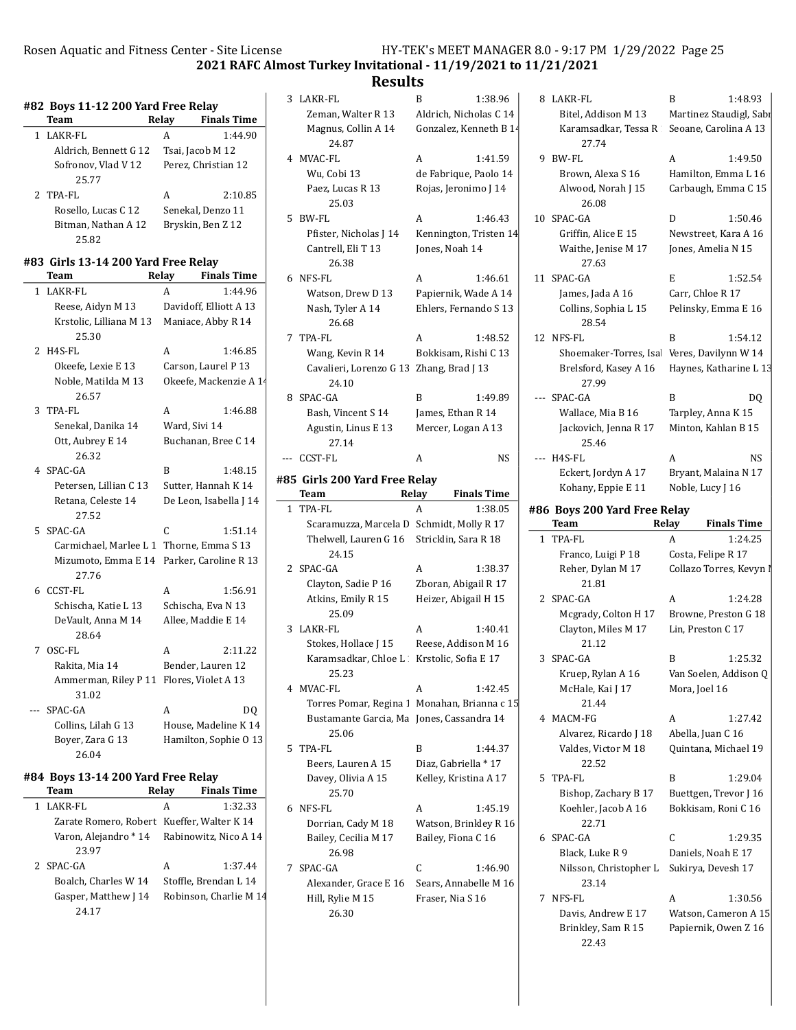## 2021 RAFC Almost Turkey Invitational - 11/19/2021 to 11/21/2021

## Results

### #82 Boys 11-12 200 Yard Free Relay

| | Team | Relay | Finals Time |
|---|---|---|---|
| 1 | LAKR-FL | A | 1:44.90 |
| | Aldrich, Bennett G 12 | Tsai, Jacob M 12 | |
| | Sofronov, Vlad V 12 | Perez, Christian 12 | |
| | 25.77 | | |
| 2 | TPA-FL | A | 2:10.85 |
| | Rosello, Lucas C 12 | Senekal, Denzo 11 | |
| | Bitman, Nathan A 12 | Bryskin, Ben Z 12 | |
| | 25.82 | | |

### #83 Girls 13-14 200 Yard Free Relay

| | Team | Relay | Finals Time |
|---|---|---|---|
| 1 | LAKR-FL | A | 1:44.96 |
| | Reese, Aidyn M 13 | Davidoff, Elliott A 13 | |
| | Krstolic, Lilliana M 13 | Maniace, Abby R 14 | |
| | 25.30 | | |
| 2 | H4S-FL | A | 1:46.85 |
| | Okeefe, Lexie E 13 | Carson, Laurel P 13 | |
| | Noble, Matilda M 13 | Okeefe, Mackenzie A 14 | |
| | 26.57 | | |
| 3 | TPA-FL | A | 1:46.88 |
| | Senekal, Danika 14 | Ward, Sivi 14 | |
| | Ott, Aubrey E 14 | Buchanan, Bree C 14 | |
| | 26.32 | | |
| 4 | SPAC-GA | B | 1:48.15 |
| | Petersen, Lillian C 13 | Sutter, Hannah K 14 | |
| | Retana, Celeste 14 | De Leon, Isabella J 14 | |
| | 27.52 | | |
| 5 | SPAC-GA | C | 1:51.14 |
| | Carmichael, Marlee L 1 | Thorne, Emma S 13 | |
| | Mizumoto, Emma E 14 | Parker, Caroline R 13 | |
| | 27.76 | | |
| 6 | CCST-FL | A | 1:56.91 |
| | Schischa, Katie L 13 | Schischa, Eva N 13 | |
| | DeVault, Anna M 14 | Allee, Maddie E 14 | |
| | 28.64 | | |
| 7 | OSC-FL | A | 2:11.22 |
| | Rakita, Mia 14 | Bender, Lauren 12 | |
| | Ammerman, Riley P 11 | Flores, Violet A 13 | |
| | 31.02 | | |
| --- | SPAC-GA | A | DQ |
| | Collins, Lilah G 13 | House, Madeline K 14 | |
| | Boyer, Zara G 13 | Hamilton, Sophie O 13 | |
| | 26.04 | | |

### #84 Boys 13-14 200 Yard Free Relay

| | Team | Relay | Finals Time |
|---|---|---|---|
| 1 | LAKR-FL | A | 1:32.33 |
| | Zarate Romero, Robert | Kueffer, Walter K 14 | |
| | Varon, Alejandro * 14 | Rabinowitz, Nico A 14 | |
| | 23.97 | | |
| 2 | SPAC-GA | A | 1:37.44 |
| | Boalch, Charles W 14 | Stoffle, Brendan L 14 | |
| | Gasper, Matthew J 14 | Robinson, Charlie M 14 | |
| | 24.17 | | |
| 3 | LAKR-FL | B | 1:38.96 |
| | Zeman, Walter R 13 | Aldrich, Nicholas C 14 | |
| | Magnus, Collin A 14 | Gonzalez, Kenneth B 14 | |
| | 24.87 | | |
| 4 | MVAC-FL | A | 1:41.59 |
| | Wu, Cobi 13 | de Fabrique, Paolo 14 | |
| | Paez, Lucas R 13 | Rojas, Jeronimo J 14 | |
| | 25.03 | | |
| 5 | BW-FL | A | 1:46.43 |
| | Pfister, Nicholas J 14 | Kennington, Tristen 14 | |
| | Cantrell, Eli T 13 | Jones, Noah 14 | |
| | 26.38 | | |
| 6 | NFS-FL | A | 1:46.61 |
| | Watson, Drew D 13 | Papiernik, Wade A 14 | |
| | Nash, Tyler A 14 | Ehlers, Fernando S 13 | |
| | 26.68 | | |
| 7 | TPA-FL | A | 1:48.52 |
| | Wang, Kevin R 14 | Bokkisam, Rishi C 13 | |
| | Cavalieri, Lorenzo G 13 | Zhang, Brad J 13 | |
| | 24.10 | | |
| 8 | SPAC-GA | B | 1:49.89 |
| | Bash, Vincent S 14 | James, Ethan R 14 | |
| | Agustin, Linus E 13 | Mercer, Logan A 13 | |
| | 27.14 | | |
| --- | CCST-FL | A | NS |

### #85 Girls 200 Yard Free Relay

| | Team | Relay | Finals Time |
|---|---|---|---|
| 1 | TPA-FL | A | 1:38.05 |
| | Scaramuzza, Marcela D | Schmidt, Molly R 17 | |
| | Thelwell, Lauren G 16 | Stricklin, Sara R 18 | |
| | 24.15 | | |
| 2 | SPAC-GA | A | 1:38.37 |
| | Clayton, Sadie P 16 | Zboran, Abigail R 17 | |
| | Atkins, Emily R 15 | Heizer, Abigail H 15 | |
| | 25.09 | | |
| 3 | LAKR-FL | A | 1:40.41 |
| | Stokes, Hollace J 15 | Reese, Addison M 16 | |
| | Karamsadkar, Chloe L 1 | Krstolic, Sofia E 17 | |
| | 25.23 | | |
| 4 | MVAC-FL | A | 1:42.45 |
| | Torres Pomar, Regina 1 | Monahan, Brianna c 15 | |
| | Bustamante Garcia, Ma | Jones, Cassandra 14 | |
| | 25.06 | | |
| 5 | TPA-FL | B | 1:44.37 |
| | Beers, Lauren A 15 | Diaz, Gabriella * 17 | |
| | Davey, Olivia A 15 | Kelley, Kristina A 17 | |
| | 25.70 | | |
| 6 | NFS-FL | A | 1:45.19 |
| | Dorrian, Cady M 18 | Watson, Brinkley R 16 | |
| | Bailey, Cecilia M 17 | Bailey, Fiona C 16 | |
| | 26.98 | | |
| 7 | SPAC-GA | C | 1:46.90 |
| | Alexander, Grace E 16 | Sears, Annabelle M 16 | |
| | Hill, Rylie M 15 | Fraser, Nia S 16 | |
| | 26.30 | | |
| 8 | LAKR-FL | B | 1:48.93 |
| | Bitel, Addison M 13 | Martinez Staudigl, Sabr | |
| | Karamsadkar, Tessa R | Seoane, Carolina A 13 | |
| | 27.74 | | |
| 9 | BW-FL | A | 1:49.50 |
| | Brown, Alexa S 16 | Hamilton, Emma L 16 | |
| | Alwood, Norah J 15 | Carbaugh, Emma C 15 | |
| | 26.08 | | |
| 10 | SPAC-GA | D | 1:50.46 |
| | Griffin, Alice E 15 | Newstreet, Kara A 16 | |
| | Waithe, Jenise M 17 | Jones, Amelia N 15 | |
| | 27.63 | | |
| 11 | SPAC-GA | E | 1:52.54 |
| | James, Jada A 16 | Carr, Chloe R 17 | |
| | Collins, Sophia L 15 | Pelinsky, Emma E 16 | |
| | 28.54 | | |
| 12 | NFS-FL | B | 1:54.12 |
| | Shoemaker-Torres, Isal | Veres, Davilynn W 14 | |
| | Brelsford, Kasey A 16 | Haynes, Katharine L 13 | |
| | 27.99 | | |
| --- | SPAC-GA | B | DQ |
| | Wallace, Mia B 16 | Tarpley, Anna K 15 | |
| | Jackovich, Jenna R 17 | Minton, Kahlan B 15 | |
| | 25.46 | | |
| --- | H4S-FL | A | NS |
| | Eckert, Jordyn A 17 | Bryant, Malaina N 17 | |
| | Kohany, Eppie E 11 | Noble, Lucy J 16 | |

### #86 Boys 200 Yard Free Relay

| | Team | Relay | Finals Time |
|---|---|---|---|
| 1 | TPA-FL | A | 1:24.25 |
| | Franco, Luigi P 18 | Costa, Felipe R 17 | |
| | Reher, Dylan M 17 | Collazo Torres, Kevyn N | |
| | 21.81 | | |
| 2 | SPAC-GA | A | 1:24.28 |
| | Mcgrady, Colton H 17 | Browne, Preston G 18 | |
| | Clayton, Miles M 17 | Lin, Preston C 17 | |
| | 21.12 | | |
| 3 | SPAC-GA | B | 1:25.32 |
| | Kruep, Rylan A 16 | Van Soelen, Addison Q | |
| | McHale, Kai J 17 | Mora, Joel 16 | |
| | 21.44 | | |
| 4 | MACM-FG | A | 1:27.42 |
| | Alvarez, Ricardo J 18 | Abella, Juan C 16 | |
| | Valdes, Victor M 18 | Quintana, Michael 19 | |
| | 22.52 | | |
| 5 | TPA-FL | B | 1:29.04 |
| | Bishop, Zachary B 17 | Buettgen, Trevor J 16 | |
| | Koehler, Jacob A 16 | Bokkisam, Roni C 16 | |
| | 22.71 | | |
| 6 | SPAC-GA | C | 1:29.35 |
| | Black, Luke R 9 | Daniels, Noah E 17 | |
| | Nilsson, Christopher L | Sukirya, Devesh 17 | |
| | 23.14 | | |
| 7 | NFS-FL | A | 1:30.56 |
| | Davis, Andrew E 17 | Watson, Cameron A 15 | |
| | Brinkley, Sam R 15 | Papiernik, Owen Z 16 | |
| | 22.43 | | |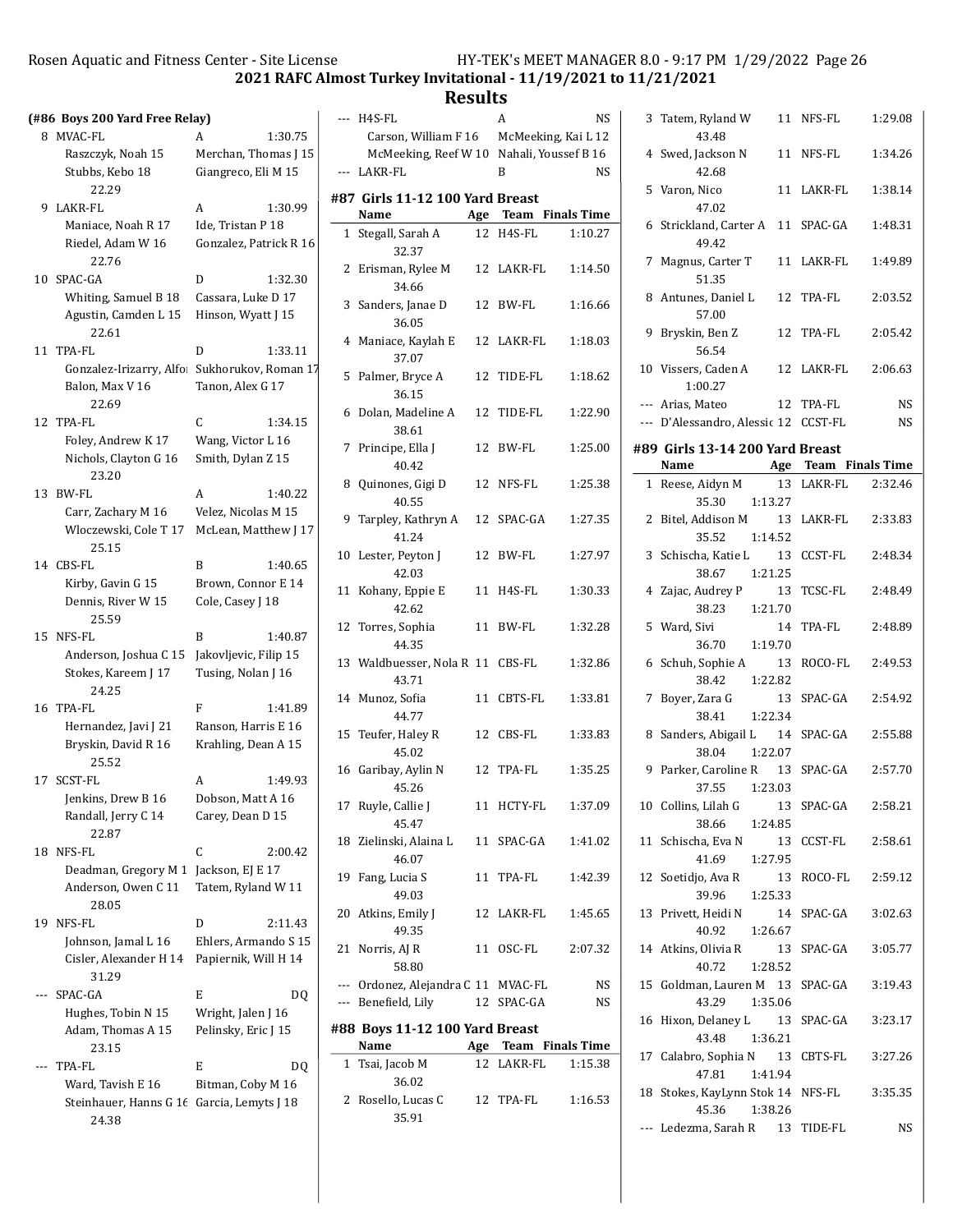## 2021 RAFC Almost Turkey Invitational - 11/19/2021 to 11/21/2021

## Results

### (#86 Boys 200 Yard Free Relay)

| | Team | Relay | Finals Time |
|---|---|---|---|
| 8 | MVAC-FL | A | 1:30.75 |
| | Raszczyk, Noah 15; Merchan, Thomas J 15; Stubbs, Kebo 18; Giangreco, Eli M 15 | | |
| | 22.29 | | |
| 9 | LAKR-FL | A | 1:30.99 |
| | Maniace, Noah R 17; Ide, Tristan P 18; Riedel, Adam W 16; Gonzalez, Patrick R 16 | | |
| | 22.76 | | |
| 10 | SPAC-GA | D | 1:32.30 |
| | Whiting, Samuel B 18; Cassara, Luke D 17; Agustin, Camden L 15; Hinson, Wyatt J 15 | | |
| | 22.61 | | |
| 11 | TPA-FL | D | 1:33.11 |
| | Gonzalez-Irizarry, Alfor; Sukhorukov, Roman 17; Balon, Max V 16; Tanon, Alex G 17 | | |
| | 22.69 | | |
| 12 | TPA-FL | C | 1:34.15 |
| | Foley, Andrew K 17; Wang, Victor L 16; Nichols, Clayton G 16; Smith, Dylan Z 15 | | |
| | 23.20 | | |
| 13 | BW-FL | A | 1:40.22 |
| | Carr, Zachary M 16; Velez, Nicolas M 15; Wloczewski, Cole T 17; McLean, Matthew J 17 | | |
| | 25.15 | | |
| 14 | CBS-FL | B | 1:40.65 |
| | Kirby, Gavin G 15; Brown, Connor E 14; Dennis, River W 15; Cole, Casey J 18 | | |
| | 25.59 | | |
| 15 | NFS-FL | B | 1:40.87 |
| | Anderson, Joshua C 15; Jakovljevic, Filip 15; Stokes, Kareem J 17; Tusing, Nolan J 16 | | |
| | 24.25 | | |
| 16 | TPA-FL | F | 1:41.89 |
| | Hernandez, Javi J 21; Ranson, Harris E 16; Bryskin, David R 16; Krahling, Dean A 15 | | |
| | 25.52 | | |
| 17 | SCST-FL | A | 1:49.93 |
| | Jenkins, Drew B 16; Dobson, Matt A 16; Randall, Jerry C 14; Carey, Dean D 15 | | |
| | 22.87 | | |
| 18 | NFS-FL | C | 2:00.42 |
| | Deadman, Gregory M 1; Jackson, EJ E 17; Anderson, Owen C 11; Tatem, Ryland W 11 | | |
| | 28.05 | | |
| 19 | NFS-FL | D | 2:11.43 |
| | Johnson, Jamal L 16; Ehlers, Armando S 15; Cisler, Alexander H 14; Papiernik, Will H 14 | | |
| | 31.29 | | |
| --- | SPAC-GA | E | DQ |
| | Hughes, Tobin N 15; Wright, Jalen J 16; Adam, Thomas A 15; Pelinsky, Eric J 15 | | |
| | 23.15 | | |
| --- | TPA-FL | E | DQ |
| | Ward, Tavish E 16; Bitman, Coby M 16; Steinhauer, Hanns G 16; Garcia, Lemyts J 18 | | |
| | 24.38 | | |
| --- | H4S-FL | A | NS |
| | Carson, William F 16; McMeeking, Kai L 12; McMeeking, Reef W 10; Nahali, Youssef B 16 | | |
| --- | LAKR-FL | B | NS |

### #87 Girls 11-12 100 Yard Breast

| | Name | Age | Team | Finals Time |
|---|---|---|---|---|
| 1 | Stegall, Sarah A | 12 | H4S-FL | 1:10.27 |
| | 32.37 | | | |
| 2 | Erisman, Rylee M | 12 | LAKR-FL | 1:14.50 |
| | 34.66 | | | |
| 3 | Sanders, Janae D | 12 | BW-FL | 1:16.66 |
| | 36.05 | | | |
| 4 | Maniace, Kaylah E | 12 | LAKR-FL | 1:18.03 |
| | 37.07 | | | |
| 5 | Palmer, Bryce A | 12 | TIDE-FL | 1:18.62 |
| | 36.15 | | | |
| 6 | Dolan, Madeline A | 12 | TIDE-FL | 1:22.90 |
| | 38.61 | | | |
| 7 | Principe, Ella J | 12 | BW-FL | 1:25.00 |
| | 40.42 | | | |
| 8 | Quinones, Gigi D | 12 | NFS-FL | 1:25.38 |
| | 40.55 | | | |
| 9 | Tarpley, Kathryn A | 12 | SPAC-GA | 1:27.35 |
| | 41.24 | | | |
| 10 | Lester, Peyton J | 12 | BW-FL | 1:27.97 |
| | 42.03 | | | |
| 11 | Kohany, Eppie E | 11 | H4S-FL | 1:30.33 |
| | 42.62 | | | |
| 12 | Torres, Sophia | 11 | BW-FL | 1:32.28 |
| | 44.35 | | | |
| 13 | Waldbuesser, Nola R | 11 | CBS-FL | 1:32.86 |
| | 43.71 | | | |
| 14 | Munoz, Sofia | 11 | CBTS-FL | 1:33.81 |
| | 44.77 | | | |
| 15 | Teufer, Haley R | 12 | CBS-FL | 1:33.83 |
| | 45.02 | | | |
| 16 | Garibay, Aylin N | 12 | TPA-FL | 1:35.25 |
| | 45.26 | | | |
| 17 | Ruyle, Callie J | 11 | HCTY-FL | 1:37.09 |
| | 45.47 | | | |
| 18 | Zielinski, Alaina L | 11 | SPAC-GA | 1:41.02 |
| | 46.07 | | | |
| 19 | Fang, Lucia S | 11 | TPA-FL | 1:42.39 |
| | 49.03 | | | |
| 20 | Atkins, Emily J | 12 | LAKR-FL | 1:45.65 |
| | 49.35 | | | |
| 21 | Norris, AJ R | 11 | OSC-FL | 2:07.32 |
| | 58.80 | | | |
| --- | Ordonez, Alejandra C | 11 | MVAC-FL | NS |
| --- | Benefield, Lily | 12 | SPAC-GA | NS |

### #88 Boys 11-12 100 Yard Breast

| | Name | Age | Team | Finals Time |
|---|---|---|---|---|
| 1 | Tsai, Jacob M | 12 | LAKR-FL | 1:15.38 |
| | 36.02 | | | |
| 2 | Rosello, Lucas C | 12 | TPA-FL | 1:16.53 |
| | 35.91 | | | |
| 3 | Tatem, Ryland W | 11 | NFS-FL | 1:29.08 |
| | 43.48 | | | |
| 4 | Swed, Jackson N | 11 | NFS-FL | 1:34.26 |
| | 42.68 | | | |
| 5 | Varon, Nico | 11 | LAKR-FL | 1:38.14 |
| | 47.02 | | | |
| 6 | Strickland, Carter A | 11 | SPAC-GA | 1:48.31 |
| | 49.42 | | | |
| 7 | Magnus, Carter T | 11 | LAKR-FL | 1:49.89 |
| | 51.35 | | | |
| 8 | Antunes, Daniel L | 12 | TPA-FL | 2:03.52 |
| | 57.00 | | | |
| 9 | Bryskin, Ben Z | 12 | TPA-FL | 2:05.42 |
| | 56.54 | | | |
| 10 | Vissers, Caden A | 12 | LAKR-FL | 2:06.63 |
| | 1:00.27 | | | |
| --- | Arias, Mateo | 12 | TPA-FL | NS |
| --- | D'Alessandro, Alessic | 12 | CCST-FL | NS |

### #89 Girls 13-14 200 Yard Breast

| | Name | Age | Team | Finals Time |
|---|---|---|---|---|
| 1 | Reese, Aidyn M | 13 | LAKR-FL | 2:32.46 |
| | 35.30 1:13.27 | | | |
| 2 | Bitel, Addison M | 13 | LAKR-FL | 2:33.83 |
| | 35.52 1:14.52 | | | |
| 3 | Schischa, Katie L | 13 | CCST-FL | 2:48.34 |
| | 38.67 1:21.25 | | | |
| 4 | Zajac, Audrey P | 13 | TCSC-FL | 2:48.49 |
| | 38.23 1:21.70 | | | |
| 5 | Ward, Sivi | 14 | TPA-FL | 2:48.89 |
| | 36.70 1:19.70 | | | |
| 6 | Schuh, Sophie A | 13 | ROCO-FL | 2:49.53 |
| | 38.42 1:22.82 | | | |
| 7 | Boyer, Zara G | 13 | SPAC-GA | 2:54.92 |
| | 38.41 1:22.34 | | | |
| 8 | Sanders, Abigail L | 14 | SPAC-GA | 2:55.88 |
| | 38.04 1:22.07 | | | |
| 9 | Parker, Caroline R | 13 | SPAC-GA | 2:57.70 |
| | 37.55 1:23.03 | | | |
| 10 | Collins, Lilah G | 13 | SPAC-GA | 2:58.21 |
| | 38.66 1:24.85 | | | |
| 11 | Schischa, Eva N | 13 | CCST-FL | 2:58.61 |
| | 41.69 1:27.95 | | | |
| 12 | Soetidjo, Ava R | 13 | ROCO-FL | 2:59.12 |
| | 39.96 1:25.33 | | | |
| 13 | Privett, Heidi N | 14 | SPAC-GA | 3:02.63 |
| | 40.92 1:26.67 | | | |
| 14 | Atkins, Olivia R | 13 | SPAC-GA | 3:05.77 |
| | 40.72 1:28.52 | | | |
| 15 | Goldman, Lauren M | 13 | SPAC-GA | 3:19.43 |
| | 43.29 1:35.06 | | | |
| 16 | Hixon, Delaney L | 13 | SPAC-GA | 3:23.17 |
| | 43.48 1:36.21 | | | |
| 17 | Calabro, Sophia N | 13 | CBTS-FL | 3:27.26 |
| | 47.81 1:41.94 | | | |
| 18 | Stokes, KayLynn Stok | 14 | NFS-FL | 3:35.35 |
| | 45.36 1:38.26 | | | |
| --- | Ledezma, Sarah R | 13 | TIDE-FL | NS |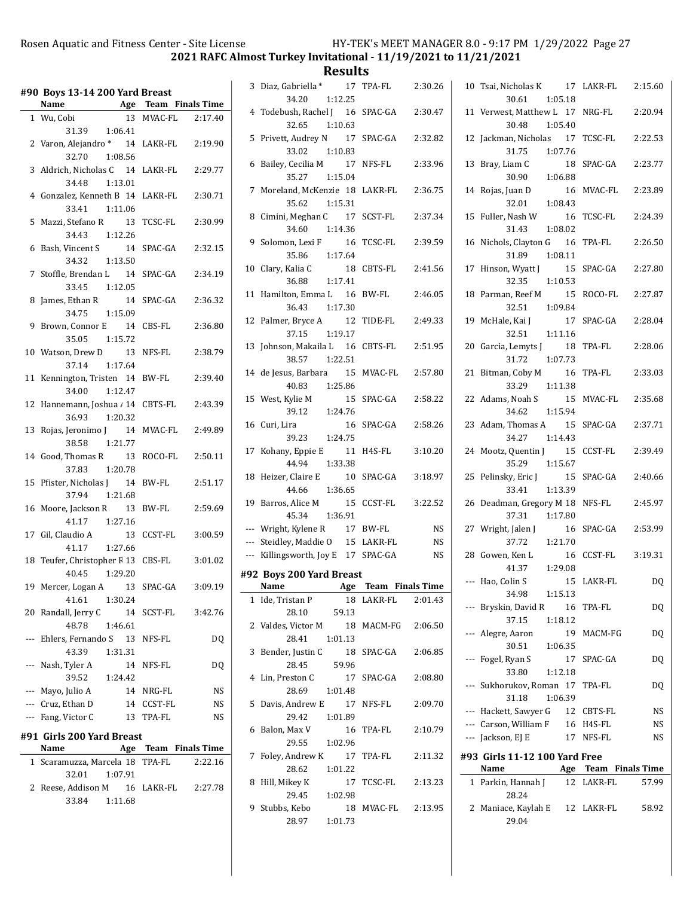## 2021 RAFC Almost Turkey Invitational - 11/19/2021 to 11/21/2021

## Results

### #90 Boys 13-14 200 Yard Breast

| | Name | Age | Team | Finals Time |
|---|---|---|---|---|
| 1 | Wu, Cobi | 13 | MVAC-FL | 2:17.40 |
| | 31.39 | 1:06.41 | | |
| 2 | Varon, Alejandro * | 14 | LAKR-FL | 2:19.90 |
| | 32.70 | 1:08.56 | | |
| 3 | Aldrich, Nicholas C | 14 | LAKR-FL | 2:29.77 |
| | 34.48 | 1:13.01 | | |
| 4 | Gonzalez, Kenneth B | 14 | LAKR-FL | 2:30.71 |
| | 33.41 | 1:11.06 | | |
| 5 | Mazzi, Stefano R | 13 | TCSC-FL | 2:30.99 |
| | 34.43 | 1:12.26 | | |
| 6 | Bash, Vincent S | 14 | SPAC-GA | 2:32.15 |
| | 34.32 | 1:13.50 | | |
| 7 | Stoffle, Brendan L | 14 | SPAC-GA | 2:34.19 |
| | 33.45 | 1:12.05 | | |
| 8 | James, Ethan R | 14 | SPAC-GA | 2:36.32 |
| | 34.75 | 1:15.09 | | |
| 9 | Brown, Connor E | 14 | CBS-FL | 2:36.80 |
| | 35.05 | 1:15.72 | | |
| 10 | Watson, Drew D | 13 | NFS-FL | 2:38.79 |
| | 37.14 | 1:17.64 | | |
| 11 | Kennington, Tristen | 14 | BW-FL | 2:39.40 |
| | 34.00 | 1:12.47 | | |
| 12 | Hannemann, Joshua A | 14 | CBTS-FL | 2:43.39 |
| | 36.93 | 1:20.32 | | |
| 13 | Rojas, Jeronimo J | 14 | MVAC-FL | 2:49.89 |
| | 38.58 | 1:21.77 | | |
| 14 | Good, Thomas R | 13 | ROCO-FL | 2:50.11 |
| | 37.83 | 1:20.78 | | |
| 15 | Pfister, Nicholas J | 14 | BW-FL | 2:51.17 |
| | 37.94 | 1:21.68 | | |
| 16 | Moore, Jackson R | 13 | BW-FL | 2:59.69 |
| | 41.17 | 1:27.16 | | |
| 17 | Gil, Claudio A | 13 | CCST-FL | 3:00.59 |
| | 41.17 | 1:27.66 | | |
| 18 | Teufer, Christopher R | 13 | CBS-FL | 3:01.02 |
| | 40.45 | 1:29.20 | | |
| 19 | Mercer, Logan A | 13 | SPAC-GA | 3:09.19 |
| | 41.61 | 1:30.24 | | |
| 20 | Randall, Jerry C | 14 | SCST-FL | 3:42.76 |
| | 48.78 | 1:46.61 | | |
| --- | Ehlers, Fernando S | 13 | NFS-FL | DQ |
| | 43.39 | 1:31.31 | | |
| --- | Nash, Tyler A | 14 | NFS-FL | DQ |
| | 39.52 | 1:24.42 | | |
| --- | Mayo, Julio A | 14 | NRG-FL | NS |
| --- | Cruz, Ethan D | 14 | CCST-FL | NS |
| --- | Fang, Victor C | 13 | TPA-FL | NS |

### #91 Girls 200 Yard Breast

| | Name | Age | Team | Finals Time |
|---|---|---|---|---|
| 1 | Scaramuzza, Marcela | 18 | TPA-FL | 2:22.16 |
| | 32.01 | 1:07.91 | | |
| 2 | Reese, Addison M | 16 | LAKR-FL | 2:27.78 |
| | 33.84 | 1:11.68 | | |
| 3 | Diaz, Gabriella * | 17 | TPA-FL | 2:30.26 |
| | 34.20 | 1:12.25 | | |
| 4 | Todebush, Rachel J | 16 | SPAC-GA | 2:30.47 |
| | 32.65 | 1:10.63 | | |
| 5 | Privett, Audrey N | 17 | SPAC-GA | 2:32.82 |
| | 33.02 | 1:10.83 | | |
| 6 | Bailey, Cecilia M | 17 | NFS-FL | 2:33.96 |
| | 35.27 | 1:15.04 | | |
| 7 | Moreland, McKenzie | 18 | LAKR-FL | 2:36.75 |
| | 35.62 | 1:15.31 | | |
| 8 | Cimini, Meghan C | 17 | SCST-FL | 2:37.34 |
| | 34.60 | 1:14.36 | | |
| 9 | Solomon, Lexi F | 16 | TCSC-FL | 2:39.59 |
| | 35.86 | 1:17.64 | | |
| 10 | Clary, Kalia C | 18 | CBTS-FL | 2:41.56 |
| | 36.88 | 1:17.41 | | |
| 11 | Hamilton, Emma L | 16 | BW-FL | 2:46.05 |
| | 36.43 | 1:17.30 | | |
| 12 | Palmer, Bryce A | 12 | TIDE-FL | 2:49.33 |
| | 37.15 | 1:19.17 | | |
| 13 | Johnson, Makaila L | 16 | CBTS-FL | 2:51.95 |
| | 38.57 | 1:22.51 | | |
| 14 | de Jesus, Barbara | 15 | MVAC-FL | 2:57.80 |
| | 40.83 | 1:25.86 | | |
| 15 | West, Kylie M | 15 | SPAC-GA | 2:58.22 |
| | 39.12 | 1:24.76 | | |
| 16 | Curi, Lira | 16 | SPAC-GA | 2:58.26 |
| | 39.23 | 1:24.75 | | |
| 17 | Kohany, Eppie E | 11 | H4S-FL | 3:10.20 |
| | 44.94 | 1:33.38 | | |
| 18 | Heizer, Claire E | 10 | SPAC-GA | 3:18.97 |
| | 44.66 | 1:36.65 | | |
| 19 | Barros, Alice M | 15 | CCST-FL | 3:22.52 |
| | 45.34 | 1:36.91 | | |
| --- | Wright, Kylene R | 17 | BW-FL | NS |
| --- | Steidley, Maddie O | 15 | LAKR-FL | NS |
| --- | Killingsworth, Joy E | 17 | SPAC-GA | NS |

### #92 Boys 200 Yard Breast

| | Name | Age | Team | Finals Time |
|---|---|---|---|---|
| 1 | Ide, Tristan P | 18 | LAKR-FL | 2:01.43 |
| | 28.10 | 59.13 | | |
| 2 | Valdes, Victor M | 18 | MACM-FG | 2:06.50 |
| | 28.41 | 1:01.13 | | |
| 3 | Bender, Justin C | 18 | SPAC-GA | 2:06.85 |
| | 28.45 | 59.96 | | |
| 4 | Lin, Preston C | 17 | SPAC-GA | 2:08.80 |
| | 28.69 | 1:01.48 | | |
| 5 | Davis, Andrew E | 17 | NFS-FL | 2:09.70 |
| | 29.42 | 1:01.89 | | |
| 6 | Balon, Max V | 16 | TPA-FL | 2:10.79 |
| | 29.55 | 1:02.96 | | |
| 7 | Foley, Andrew K | 17 | TCSC-FL | 2:11.32 |
| | 28.62 | 1:01.22 | | |
| 8 | Hill, Mikey K | 17 | TCSC-FL | 2:13.23 |
| | 29.45 | 1:02.98 | | |
| 9 | Stubbs, Kebo | 18 | MVAC-FL | 2:13.95 |
| | 28.97 | 1:01.73 | | |
| 10 | Tsai, Nicholas K | 17 | LAKR-FL | 2:15.60 |
| | 30.61 | 1:05.18 | | |
| 11 | Verwest, Matthew L | 17 | NRG-FL | 2:20.94 |
| | 30.48 | 1:05.40 | | |
| 12 | Jackman, Nicholas | 17 | TCSC-FL | 2:22.53 |
| | 31.75 | 1:07.76 | | |
| 13 | Bray, Liam C | 18 | SPAC-GA | 2:23.77 |
| | 30.90 | 1:06.88 | | |
| 14 | Rojas, Juan D | 16 | MVAC-FL | 2:23.89 |
| | 32.01 | 1:08.43 | | |
| 15 | Fuller, Nash W | 16 | TCSC-FL | 2:24.39 |
| | 31.43 | 1:08.02 | | |
| 16 | Nichols, Clayton G | 16 | TPA-FL | 2:26.50 |
| | 31.89 | 1:08.11 | | |
| 17 | Hinson, Wyatt J | 15 | SPAC-GA | 2:27.80 |
| | 32.35 | 1:10.53 | | |
| 18 | Parman, Reef M | 15 | ROCO-FL | 2:27.87 |
| | 32.51 | 1:09.84 | | |
| 19 | McHale, Kai J | 17 | SPAC-GA | 2:28.04 |
| | 32.51 | 1:11.16 | | |
| 20 | Garcia, Lemyts J | 18 | TPA-FL | 2:28.06 |
| | 31.72 | 1:07.73 | | |
| 21 | Bitman, Coby M | 16 | TPA-FL | 2:33.03 |
| | 33.29 | 1:11.38 | | |
| 22 | Adams, Noah S | 15 | MVAC-FL | 2:35.68 |
| | 34.62 | 1:15.94 | | |
| 23 | Adam, Thomas A | 15 | SPAC-GA | 2:37.71 |
| | 34.27 | 1:14.43 | | |
| 24 | Mootz, Quentin J | 15 | CCST-FL | 2:39.49 |
| | 35.29 | 1:15.67 | | |
| 25 | Pelinsky, Eric J | 15 | SPAC-GA | 2:40.66 |
| | 33.41 | 1:13.39 | | |
| 26 | Deadman, Gregory M | 18 | NFS-FL | 2:45.97 |
| | 37.31 | 1:17.80 | | |
| 27 | Wright, Jalen J | 16 | SPAC-GA | 2:53.99 |
| | 37.72 | 1:21.70 | | |
| 28 | Gowen, Ken L | 16 | CCST-FL | 3:19.31 |
| | 41.37 | 1:29.08 | | |
| --- | Hao, Colin S | 15 | LAKR-FL | DQ |
| | 34.98 | 1:15.13 | | |
| --- | Bryskin, David R | 16 | TPA-FL | DQ |
| | 37.15 | 1:18.12 | | |
| --- | Alegre, Aaron | 19 | MACM-FG | DQ |
| | 30.51 | 1:06.35 | | |
| --- | Fogel, Ryan S | 17 | SPAC-GA | DQ |
| | 33.80 | 1:12.18 | | |
| --- | Sukhorukov, Roman | 17 | TPA-FL | DQ |
| | 31.18 | 1:06.39 | | |
| --- | Hackett, Sawyer G | 12 | CBTS-FL | NS |
| --- | Carson, William F | 16 | H4S-FL | NS |
| --- | Jackson, EJ E | 17 | NFS-FL | NS |

### #93 Girls 11-12 100 Yard Free

| | Name | Age | Team | Finals Time |
|---|---|---|---|---|
| 1 | Parkin, Hannah J | 12 | LAKR-FL | 57.99 |
| | 28.24 | | | |
| 2 | Maniace, Kaylah E | 12 | LAKR-FL | 58.92 |
| | 29.04 | | | |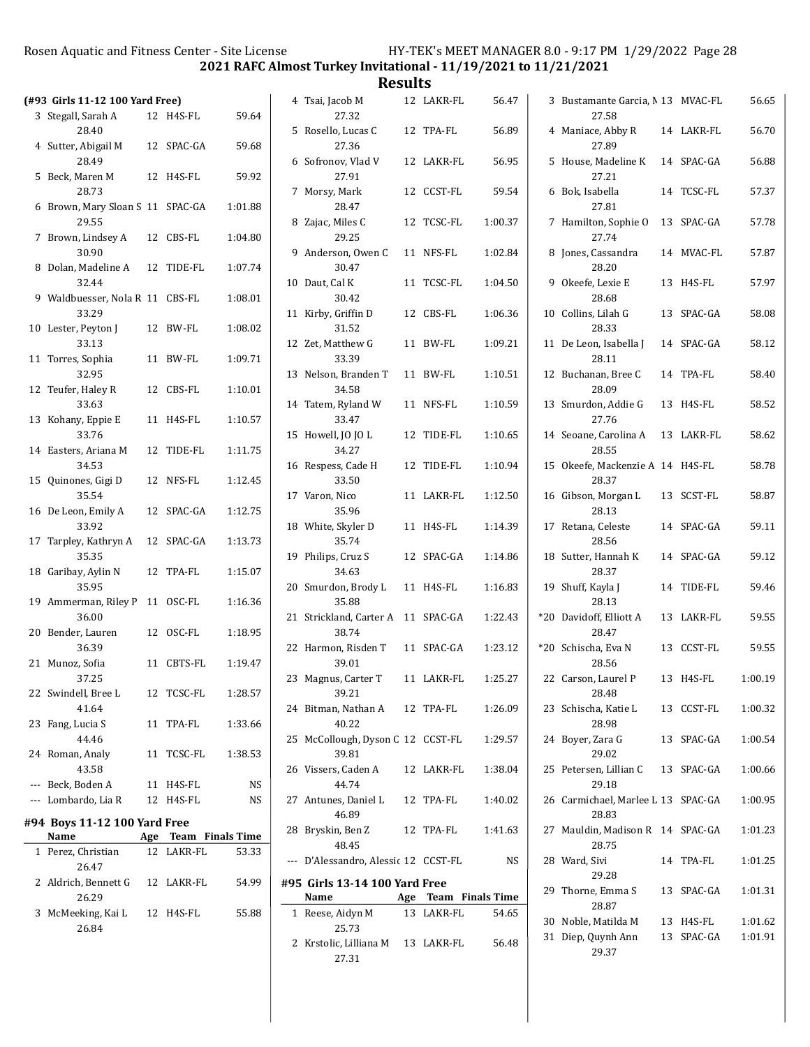# 2021 RAFC Almost Turkey Invitational - 11/19/2021 to 11/21/2021

## Results

### (#93 Girls 11-12 100 Yard Free)

| | Name | Age | Team | Finals Time |
|---|---|---|---|---|
| 3 | Stegall, Sarah A | 12 | H4S-FL | 59.64 |
| | 28.40 | | | |
| 4 | Sutter, Abigail M | 12 | SPAC-GA | 59.68 |
| | 28.49 | | | |
| 5 | Beck, Maren M | 12 | H4S-FL | 59.92 |
| | 28.73 | | | |
| 6 | Brown, Mary Sloan S | 11 | SPAC-GA | 1:01.88 |
| | 29.55 | | | |
| 7 | Brown, Lindsey A | 12 | CBS-FL | 1:04.80 |
| | 30.90 | | | |
| 8 | Dolan, Madeline A | 12 | TIDE-FL | 1:07.74 |
| | 32.44 | | | |
| 9 | Waldbuesser, Nola R | 11 | CBS-FL | 1:08.01 |
| | 33.29 | | | |
| 10 | Lester, Peyton J | 12 | BW-FL | 1:08.02 |
| | 33.13 | | | |
| 11 | Torres, Sophia | 11 | BW-FL | 1:09.71 |
| | 32.95 | | | |
| 12 | Teufer, Haley R | 12 | CBS-FL | 1:10.01 |
| | 33.63 | | | |
| 13 | Kohany, Eppie E | 11 | H4S-FL | 1:10.57 |
| | 33.76 | | | |
| 14 | Easters, Ariana M | 12 | TIDE-FL | 1:11.75 |
| | 34.53 | | | |
| 15 | Quinones, Gigi D | 12 | NFS-FL | 1:12.45 |
| | 35.54 | | | |
| 16 | De Leon, Emily A | 12 | SPAC-GA | 1:12.75 |
| | 33.92 | | | |
| 17 | Tarpley, Kathryn A | 12 | SPAC-GA | 1:13.73 |
| | 35.35 | | | |
| 18 | Garibay, Aylin N | 12 | TPA-FL | 1:15.07 |
| | 35.95 | | | |
| 19 | Ammerman, Riley P | 11 | OSC-FL | 1:16.36 |
| | 36.00 | | | |
| 20 | Bender, Lauren | 12 | OSC-FL | 1:18.95 |
| | 36.39 | | | |
| 21 | Munoz, Sofia | 11 | CBTS-FL | 1:19.47 |
| | 37.25 | | | |
| 22 | Swindell, Bree L | 12 | TCSC-FL | 1:28.57 |
| | 41.64 | | | |
| 23 | Fang, Lucia S | 11 | TPA-FL | 1:33.66 |
| | 44.46 | | | |
| 24 | Roman, Analy | 11 | TCSC-FL | 1:38.53 |
| | 43.58 | | | |
| --- | Beck, Boden A | 11 | H4S-FL | NS |
| --- | Lombardo, Lia R | 12 | H4S-FL | NS |

### #94 Boys 11-12 100 Yard Free

| | Name | Age | Team | Finals Time |
|---|---|---|---|---|
| 1 | Perez, Christian | 12 | LAKR-FL | 53.33 |
| | 26.47 | | | |
| 2 | Aldrich, Bennett G | 12 | LAKR-FL | 54.99 |
| | 26.29 | | | |
| 3 | McMeeking, Kai L | 12 | H4S-FL | 55.88 |
| | 26.84 | | | |
| 4 | Tsai, Jacob M | 12 | LAKR-FL | 56.47 |
| | 27.32 | | | |
| 5 | Rosello, Lucas C | 12 | TPA-FL | 56.89 |
| | 27.36 | | | |
| 6 | Sofronov, Vlad V | 12 | LAKR-FL | 56.95 |
| | 27.91 | | | |
| 7 | Morsy, Mark | 12 | CCST-FL | 59.54 |
| | 28.47 | | | |
| 8 | Zajac, Miles C | 12 | TCSC-FL | 1:00.37 |
| | 29.25 | | | |
| 9 | Anderson, Owen C | 11 | NFS-FL | 1:02.84 |
| | 30.47 | | | |
| 10 | Daut, Cal K | 11 | TCSC-FL | 1:04.50 |
| | 30.42 | | | |
| 11 | Kirby, Griffin D | 12 | CBS-FL | 1:06.36 |
| | 31.52 | | | |
| 12 | Zet, Matthew G | 11 | BW-FL | 1:09.21 |
| | 33.39 | | | |
| 13 | Nelson, Branden T | 11 | BW-FL | 1:10.51 |
| | 34.58 | | | |
| 14 | Tatem, Ryland W | 11 | NFS-FL | 1:10.59 |
| | 33.47 | | | |
| 15 | Howell, JO JO L | 12 | TIDE-FL | 1:10.65 |
| | 34.27 | | | |
| 16 | Respess, Cade H | 12 | TIDE-FL | 1:10.94 |
| | 33.50 | | | |
| 17 | Varon, Nico | 11 | LAKR-FL | 1:12.50 |
| | 35.96 | | | |
| 18 | White, Skyler D | 11 | H4S-FL | 1:14.39 |
| | 35.74 | | | |
| 19 | Philips, Cruz S | 12 | SPAC-GA | 1:14.86 |
| | 34.63 | | | |
| 20 | Smurdon, Brody L | 11 | H4S-FL | 1:16.83 |
| | 35.88 | | | |
| 21 | Strickland, Carter A | 11 | SPAC-GA | 1:22.43 |
| | 38.74 | | | |
| 22 | Harmon, Risden T | 11 | SPAC-GA | 1:23.12 |
| | 39.01 | | | |
| 23 | Magnus, Carter T | 11 | LAKR-FL | 1:25.27 |
| | 39.21 | | | |
| 24 | Bitman, Nathan A | 12 | TPA-FL | 1:26.09 |
| | 40.22 | | | |
| 25 | McCollough, Dyson C | 12 | CCST-FL | 1:29.57 |
| | 39.81 | | | |
| 26 | Vissers, Caden A | 12 | LAKR-FL | 1:38.04 |
| | 44.74 | | | |
| 27 | Antunes, Daniel L | 12 | TPA-FL | 1:40.02 |
| | 46.89 | | | |
| 28 | Bryskin, Ben Z | 12 | TPA-FL | 1:41.63 |
| | 48.45 | | | |
| --- | D'Alessandro, Alessic | 12 | CCST-FL | NS |

### #95 Girls 13-14 100 Yard Free

| | Name | Age | Team | Finals Time |
|---|---|---|---|---|
| 1 | Reese, Aidyn M | 13 | LAKR-FL | 54.65 |
| | 25.73 | | | |
| 2 | Krstolic, Lilliana M | 13 | LAKR-FL | 56.48 |
| | 27.31 | | | |
| 3 | Bustamante Garcia, M | 13 | MVAC-FL | 56.65 |
| | 27.58 | | | |
| 4 | Maniace, Abby R | 14 | LAKR-FL | 56.70 |
| | 27.89 | | | |
| 5 | House, Madeline K | 14 | SPAC-GA | 56.88 |
| | 27.21 | | | |
| 6 | Bok, Isabella | 14 | TCSC-FL | 57.37 |
| | 27.81 | | | |
| 7 | Hamilton, Sophie O | 13 | SPAC-GA | 57.78 |
| | 27.74 | | | |
| 8 | Jones, Cassandra | 14 | MVAC-FL | 57.87 |
| | 28.20 | | | |
| 9 | Okeefe, Lexie E | 13 | H4S-FL | 57.97 |
| | 28.68 | | | |
| 10 | Collins, Lilah G | 13 | SPAC-GA | 58.08 |
| | 28.33 | | | |
| 11 | De Leon, Isabella J | 14 | SPAC-GA | 58.12 |
| | 28.11 | | | |
| 12 | Buchanan, Bree C | 14 | TPA-FL | 58.40 |
| | 28.09 | | | |
| 13 | Smurdon, Addie G | 13 | H4S-FL | 58.52 |
| | 27.76 | | | |
| 14 | Seoane, Carolina A | 13 | LAKR-FL | 58.62 |
| | 28.55 | | | |
| 15 | Okeefe, Mackenzie A | 14 | H4S-FL | 58.78 |
| | 28.37 | | | |
| 16 | Gibson, Morgan L | 13 | SCST-FL | 58.87 |
| | 28.13 | | | |
| 17 | Retana, Celeste | 14 | SPAC-GA | 59.11 |
| | 28.56 | | | |
| 18 | Sutter, Hannah K | 14 | SPAC-GA | 59.12 |
| | 28.37 | | | |
| 19 | Shuff, Kayla J | 14 | TIDE-FL | 59.46 |
| | 28.13 | | | |
| *20 | Davidoff, Elliott A | 13 | LAKR-FL | 59.55 |
| | 28.47 | | | |
| *20 | Schischa, Eva N | 13 | CCST-FL | 59.55 |
| | 28.56 | | | |
| 22 | Carson, Laurel P | 13 | H4S-FL | 1:00.19 |
| | 28.48 | | | |
| 23 | Schischa, Katie L | 13 | CCST-FL | 1:00.32 |
| | 28.98 | | | |
| 24 | Boyer, Zara G | 13 | SPAC-GA | 1:00.54 |
| | 29.02 | | | |
| 25 | Petersen, Lillian C | 13 | SPAC-GA | 1:00.66 |
| | 29.18 | | | |
| 26 | Carmichael, Marlee L | 13 | SPAC-GA | 1:00.95 |
| | 28.83 | | | |
| 27 | Mauldin, Madison R | 14 | SPAC-GA | 1:01.23 |
| | 28.75 | | | |
| 28 | Ward, Sivi | 14 | TPA-FL | 1:01.25 |
| | 29.28 | | | |
| 29 | Thorne, Emma S | 13 | SPAC-GA | 1:01.31 |
| | 28.87 | | | |
| 30 | Noble, Matilda M | 13 | H4S-FL | 1:01.62 |
| 31 | Diep, Quynh Ann | 13 | SPAC-GA | 1:01.91 |
| | 29.37 | | | |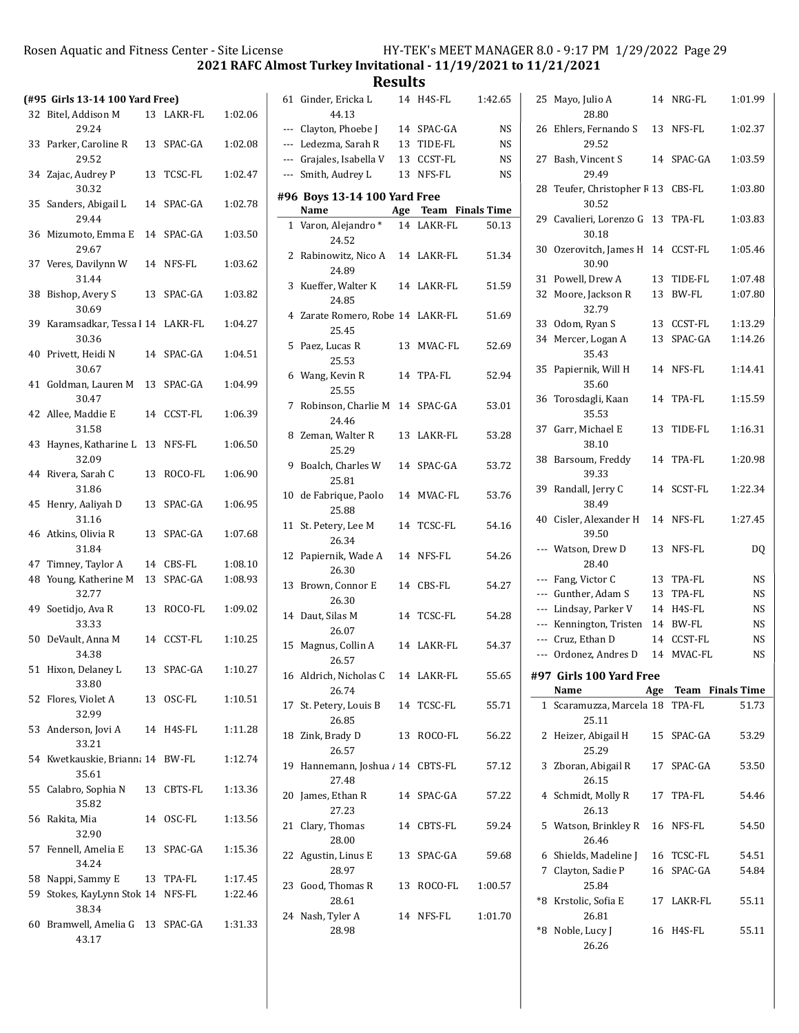## 2021 RAFC Almost Turkey Invitational - 11/19/2021 to 11/21/2021

### Results

#### (#95 Girls 13-14 100 Yard Free)

| | Name | Age | Team | Finals Time |
|---|---|---|---|---|
| 32 | Bitel, Addison M | 13 | LAKR-FL | 1:02.06 |
| | 29.24 | | | |
| 33 | Parker, Caroline R | 13 | SPAC-GA | 1:02.08 |
| | 29.52 | | | |
| 34 | Zajac, Audrey P | 13 | TCSC-FL | 1:02.47 |
| | 30.32 | | | |
| 35 | Sanders, Abigail L | 14 | SPAC-GA | 1:02.78 |
| | 29.44 | | | |
| 36 | Mizumoto, Emma E | 14 | SPAC-GA | 1:03.50 |
| | 29.67 | | | |
| 37 | Veres, Davilynn W | 14 | NFS-FL | 1:03.62 |
| | 31.44 | | | |
| 38 | Bishop, Avery S | 13 | SPAC-GA | 1:03.82 |
| | 30.69 | | | |
| 39 | Karamsadkar, Tessa I | 14 | LAKR-FL | 1:04.27 |
| | 30.36 | | | |
| 40 | Privett, Heidi N | 14 | SPAC-GA | 1:04.51 |
| | 30.67 | | | |
| 41 | Goldman, Lauren M | 13 | SPAC-GA | 1:04.99 |
| | 30.47 | | | |
| 42 | Allee, Maddie E | 14 | CCST-FL | 1:06.39 |
| | 31.58 | | | |
| 43 | Haynes, Katharine L | 13 | NFS-FL | 1:06.50 |
| | 32.09 | | | |
| 44 | Rivera, Sarah C | 13 | ROCO-FL | 1:06.90 |
| | 31.86 | | | |
| 45 | Henry, Aaliyah D | 13 | SPAC-GA | 1:06.95 |
| | 31.16 | | | |
| 46 | Atkins, Olivia R | 13 | SPAC-GA | 1:07.68 |
| | 31.84 | | | |
| 47 | Timney, Taylor A | 14 | CBS-FL | 1:08.10 |
| 48 | Young, Katherine M | 13 | SPAC-GA | 1:08.93 |
| | 32.77 | | | |
| 49 | Soetidjo, Ava R | 13 | ROCO-FL | 1:09.02 |
| | 33.33 | | | |
| 50 | DeVault, Anna M | 14 | CCST-FL | 1:10.25 |
| | 34.38 | | | |
| 51 | Hixon, Delaney L | 13 | SPAC-GA | 1:10.27 |
| | 33.80 | | | |
| 52 | Flores, Violet A | 13 | OSC-FL | 1:10.51 |
| | 32.99 | | | |
| 53 | Anderson, Jovi A | 14 | H4S-FL | 1:11.28 |
| | 33.21 | | | |
| 54 | Kwetkauskie, Brianna | 14 | BW-FL | 1:12.74 |
| | 35.61 | | | |
| 55 | Calabro, Sophia N | 13 | CBTS-FL | 1:13.36 |
| | 35.82 | | | |
| 56 | Rakita, Mia | 14 | OSC-FL | 1:13.56 |
| | 32.90 | | | |
| 57 | Fennell, Amelia E | 13 | SPAC-GA | 1:15.36 |
| | 34.24 | | | |
| 58 | Nappi, Sammy E | 13 | TPA-FL | 1:17.45 |
| 59 | Stokes, KayLynn Stok | 14 | NFS-FL | 1:22.46 |
| | 38.34 | | | |
| 60 | Bramwell, Amelia G | 13 | SPAC-GA | 1:31.33 |
| | 43.17 | | | |
| 61 | Ginder, Ericka L | 14 | H4S-FL | 1:42.65 |
| | 44.13 | | | |
| --- | Clayton, Phoebe J | 14 | SPAC-GA | NS |
| --- | Ledezma, Sarah R | 13 | TIDE-FL | NS |
| --- | Grajales, Isabella V | 13 | CCST-FL | NS |
| --- | Smith, Audrey L | 13 | NFS-FL | NS |

#### #96 Boys 13-14 100 Yard Free

| | Name | Age | Team | Finals Time |
|---|---|---|---|---|
| 1 | Varon, Alejandro * | 14 | LAKR-FL | 50.13 |
| | 24.52 | | | |
| 2 | Rabinowitz, Nico A | 14 | LAKR-FL | 51.34 |
| | 24.89 | | | |
| 3 | Kueffer, Walter K | 14 | LAKR-FL | 51.59 |
| | 24.85 | | | |
| 4 | Zarate Romero, Robe | 14 | LAKR-FL | 51.69 |
| | 25.45 | | | |
| 5 | Paez, Lucas R | 13 | MVAC-FL | 52.69 |
| | 25.53 | | | |
| 6 | Wang, Kevin R | 14 | TPA-FL | 52.94 |
| | 25.55 | | | |
| 7 | Robinson, Charlie M | 14 | SPAC-GA | 53.01 |
| | 24.46 | | | |
| 8 | Zeman, Walter R | 13 | LAKR-FL | 53.28 |
| | 25.29 | | | |
| 9 | Boalch, Charles W | 14 | SPAC-GA | 53.72 |
| | 25.81 | | | |
| 10 | de Fabrique, Paolo | 14 | MVAC-FL | 53.76 |
| | 25.88 | | | |
| 11 | St. Petery, Lee M | 14 | TCSC-FL | 54.16 |
| | 26.34 | | | |
| 12 | Papiernik, Wade A | 14 | NFS-FL | 54.26 |
| | 26.30 | | | |
| 13 | Brown, Connor E | 14 | CBS-FL | 54.27 |
| | 26.30 | | | |
| 14 | Daut, Silas M | 14 | TCSC-FL | 54.28 |
| | 26.07 | | | |
| 15 | Magnus, Collin A | 14 | LAKR-FL | 54.37 |
| | 26.57 | | | |
| 16 | Aldrich, Nicholas C | 14 | LAKR-FL | 55.65 |
| | 26.74 | | | |
| 17 | St. Petery, Louis B | 14 | TCSC-FL | 55.71 |
| | 26.85 | | | |
| 18 | Zink, Brady D | 13 | ROCO-FL | 56.22 |
| | 26.57 | | | |
| 19 | Hannemann, Joshua A | 14 | CBTS-FL | 57.12 |
| | 27.48 | | | |
| 20 | James, Ethan R | 14 | SPAC-GA | 57.22 |
| | 27.23 | | | |
| 21 | Clary, Thomas | 14 | CBTS-FL | 59.24 |
| | 28.00 | | | |
| 22 | Agustin, Linus E | 13 | SPAC-GA | 59.68 |
| | 28.97 | | | |
| 23 | Good, Thomas R | 13 | ROCO-FL | 1:00.57 |
| | 28.61 | | | |
| 24 | Nash, Tyler A | 14 | NFS-FL | 1:01.70 |
| | 28.98 | | | |
| 25 | Mayo, Julio A | 14 | NRG-FL | 1:01.99 |
| | 28.80 | | | |
| 26 | Ehlers, Fernando S | 13 | NFS-FL | 1:02.37 |
| | 29.52 | | | |
| 27 | Bash, Vincent S | 14 | SPAC-GA | 1:03.59 |
| | 29.49 | | | |
| 28 | Teufer, Christopher R | 13 | CBS-FL | 1:03.80 |
| | 30.52 | | | |
| 29 | Cavalieri, Lorenzo G | 13 | TPA-FL | 1:03.83 |
| | 30.18 | | | |
| 30 | Ozerovitch, James H | 14 | CCST-FL | 1:05.46 |
| | 30.90 | | | |
| 31 | Powell, Drew A | 13 | TIDE-FL | 1:07.48 |
| 32 | Moore, Jackson R | 13 | BW-FL | 1:07.80 |
| | 32.79 | | | |
| 33 | Odom, Ryan S | 13 | CCST-FL | 1:13.29 |
| 34 | Mercer, Logan A | 13 | SPAC-GA | 1:14.26 |
| | 35.43 | | | |
| 35 | Papiernik, Will H | 14 | NFS-FL | 1:14.41 |
| | 35.60 | | | |
| 36 | Torosdagli, Kaan | 14 | TPA-FL | 1:15.59 |
| | 35.53 | | | |
| 37 | Garr, Michael E | 13 | TIDE-FL | 1:16.31 |
| | 38.10 | | | |
| 38 | Barsoum, Freddy | 14 | TPA-FL | 1:20.98 |
| | 39.33 | | | |
| 39 | Randall, Jerry C | 14 | SCST-FL | 1:22.34 |
| | 38.49 | | | |
| 40 | Cisler, Alexander H | 14 | NFS-FL | 1:27.45 |
| | 39.50 | | | |
| --- | Watson, Drew D | 13 | NFS-FL | DQ |
| | 28.40 | | | |
| --- | Fang, Victor C | 13 | TPA-FL | NS |
| --- | Gunther, Adam S | 13 | TPA-FL | NS |
| --- | Lindsay, Parker V | 14 | H4S-FL | NS |
| --- | Kennington, Tristen | 14 | BW-FL | NS |
| --- | Cruz, Ethan D | 14 | CCST-FL | NS |
| --- | Ordonez, Andres D | 14 | MVAC-FL | NS |

#### #97 Girls 100 Yard Free

| | Name | Age | Team | Finals Time |
|---|---|---|---|---|
| 1 | Scaramuzza, Marcela | 18 | TPA-FL | 51.73 |
| | 25.11 | | | |
| 2 | Heizer, Abigail H | 15 | SPAC-GA | 53.29 |
| | 25.29 | | | |
| 3 | Zboran, Abigail R | 17 | SPAC-GA | 53.50 |
| | 26.15 | | | |
| 4 | Schmidt, Molly R | 17 | TPA-FL | 54.46 |
| | 26.13 | | | |
| 5 | Watson, Brinkley R | 16 | NFS-FL | 54.50 |
| | 26.46 | | | |
| 6 | Shields, Madeline J | 16 | TCSC-FL | 54.51 |
| 7 | Clayton, Sadie P | 16 | SPAC-GA | 54.84 |
| | 25.84 | | | |
| *8 | Krstolic, Sofia E | 17 | LAKR-FL | 55.11 |
| | 26.81 | | | |
| *8 | Noble, Lucy J | 16 | H4S-FL | 55.11 |
| | 26.26 | | | |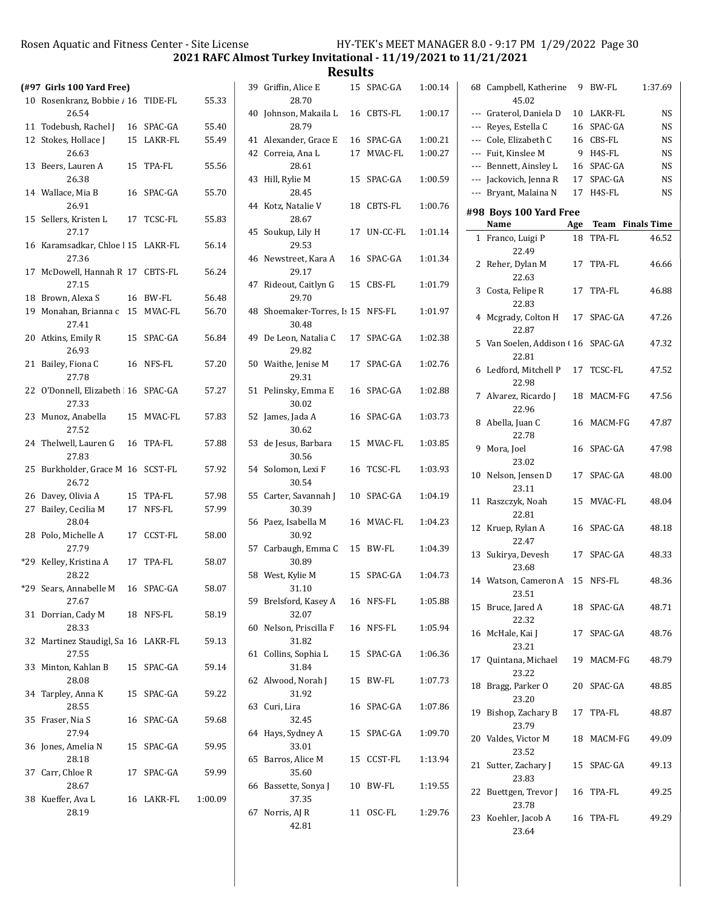## 2021 RAFC Almost Turkey Invitational - 11/19/2021 to 11/21/2021

## Results

### (#97 Girls 100 Yard Free)

| Place | Name | Age | Team | Finals Time |
|---|---|---|---|---|
| 10 | Rosenkranz, Bobbie / | 16 | TIDE-FL | 55.33 |
| | 26.54 | | | |
| 11 | Todebush, Rachel J | 16 | SPAC-GA | 55.40 |
| 12 | Stokes, Hollace J | 15 | LAKR-FL | 55.49 |
| | 26.63 | | | |
| 13 | Beers, Lauren A | 15 | TPA-FL | 55.56 |
| | 26.38 | | | |
| 14 | Wallace, Mia B | 16 | SPAC-GA | 55.70 |
| | 26.91 | | | |
| 15 | Sellers, Kristen L | 17 | TCSC-FL | 55.83 |
| | 27.17 | | | |
| 16 | Karamsadkar, Chloe I | 15 | LAKR-FL | 56.14 |
| | 27.36 | | | |
| 17 | McDowell, Hannah R | 17 | CBTS-FL | 56.24 |
| | 27.15 | | | |
| 18 | Brown, Alexa S | 16 | BW-FL | 56.48 |
| 19 | Monahan, Brianna c | 15 | MVAC-FL | 56.70 |
| | 27.41 | | | |
| 20 | Atkins, Emily R | 15 | SPAC-GA | 56.84 |
| | 26.93 | | | |
| 21 | Bailey, Fiona C | 16 | NFS-FL | 57.20 |
| | 27.78 | | | |
| 22 | O'Donnell, Elizabeth | 16 | SPAC-GA | 57.27 |
| | 27.33 | | | |
| 23 | Munoz, Anabella | 15 | MVAC-FL | 57.83 |
| | 27.52 | | | |
| 24 | Thelwell, Lauren G | 16 | TPA-FL | 57.88 |
| | 27.83 | | | |
| 25 | Burkholder, Grace M | 16 | SCST-FL | 57.92 |
| | 26.72 | | | |
| 26 | Davey, Olivia A | 15 | TPA-FL | 57.98 |
| 27 | Bailey, Cecilia M | 17 | NFS-FL | 57.99 |
| | 28.04 | | | |
| 28 | Polo, Michelle A | 17 | CCST-FL | 58.00 |
| | 27.79 | | | |
| *29 | Kelley, Kristina A | 17 | TPA-FL | 58.07 |
| | 28.22 | | | |
| *29 | Sears, Annabelle M | 16 | SPAC-GA | 58.07 |
| | 27.67 | | | |
| 31 | Dorrian, Cady M | 18 | NFS-FL | 58.19 |
| | 28.33 | | | |
| 32 | Martinez Staudigl, Sa | 16 | LAKR-FL | 59.13 |
| | 27.55 | | | |
| 33 | Minton, Kahlan B | 15 | SPAC-GA | 59.14 |
| | 28.08 | | | |
| 34 | Tarpley, Anna K | 15 | SPAC-GA | 59.22 |
| | 28.55 | | | |
| 35 | Fraser, Nia S | 16 | SPAC-GA | 59.68 |
| | 27.94 | | | |
| 36 | Jones, Amelia N | 15 | SPAC-GA | 59.95 |
| | 28.18 | | | |
| 37 | Carr, Chloe R | 17 | SPAC-GA | 59.99 |
| | 28.67 | | | |
| 38 | Kueffer, Ava L | 16 | LAKR-FL | 1:00.09 |
| | 28.19 | | | |
| 39 | Griffin, Alice E | 15 | SPAC-GA | 1:00.14 |
| | 28.70 | | | |
| 40 | Johnson, Makaila L | 16 | CBTS-FL | 1:00.17 |
| | 28.79 | | | |
| 41 | Alexander, Grace E | 16 | SPAC-GA | 1:00.21 |
| 42 | Correia, Ana L | 17 | MVAC-FL | 1:00.27 |
| | 28.61 | | | |
| 43 | Hill, Rylie M | 15 | SPAC-GA | 1:00.59 |
| | 28.45 | | | |
| 44 | Kotz, Natalie V | 18 | CBTS-FL | 1:00.76 |
| | 28.67 | | | |
| 45 | Soukup, Lily H | 17 | UN-CC-FL | 1:01.14 |
| | 29.53 | | | |
| 46 | Newstreet, Kara A | 16 | SPAC-GA | 1:01.34 |
| | 29.17 | | | |
| 47 | Rideout, Caitlyn G | 15 | CBS-FL | 1:01.79 |
| | 29.70 | | | |
| 48 | Shoemaker-Torres, Is | 15 | NFS-FL | 1:01.97 |
| | 30.48 | | | |
| 49 | De Leon, Natalia C | 17 | SPAC-GA | 1:02.38 |
| | 29.82 | | | |
| 50 | Waithe, Jenise M | 17 | SPAC-GA | 1:02.76 |
| | 29.31 | | | |
| 51 | Pelinsky, Emma E | 16 | SPAC-GA | 1:02.88 |
| | 30.02 | | | |
| 52 | James, Jada A | 16 | SPAC-GA | 1:03.73 |
| | 30.62 | | | |
| 53 | de Jesus, Barbara | 15 | MVAC-FL | 1:03.85 |
| | 30.56 | | | |
| 54 | Solomon, Lexi F | 16 | TCSC-FL | 1:03.93 |
| | 30.54 | | | |
| 55 | Carter, Savannah J | 10 | SPAC-GA | 1:04.19 |
| | 30.39 | | | |
| 56 | Paez, Isabella M | 16 | MVAC-FL | 1:04.23 |
| | 30.92 | | | |
| 57 | Carbaugh, Emma C | 15 | BW-FL | 1:04.39 |
| | 30.89 | | | |
| 58 | West, Kylie M | 15 | SPAC-GA | 1:04.73 |
| | 31.10 | | | |
| 59 | Brelsford, Kasey A | 16 | NFS-FL | 1:05.88 |
| | 32.07 | | | |
| 60 | Nelson, Priscilla F | 16 | NFS-FL | 1:05.94 |
| | 31.82 | | | |
| 61 | Collins, Sophia L | 15 | SPAC-GA | 1:06.36 |
| | 31.84 | | | |
| 62 | Alwood, Norah J | 15 | BW-FL | 1:07.73 |
| | 31.92 | | | |
| 63 | Curi, Lira | 16 | SPAC-GA | 1:07.86 |
| | 32.45 | | | |
| 64 | Hays, Sydney A | 15 | SPAC-GA | 1:09.70 |
| | 33.01 | | | |
| 65 | Barros, Alice M | 15 | CCST-FL | 1:13.94 |
| | 35.60 | | | |
| 66 | Bassette, Sonya J | 10 | BW-FL | 1:19.55 |
| | 37.35 | | | |
| 67 | Norris, AJ R | 11 | OSC-FL | 1:29.76 |
| | 42.81 | | | |
| 68 | Campbell, Katherine | 9 | BW-FL | 1:37.69 |
| | 45.02 | | | |
| --- | Graterol, Daniela D | 10 | LAKR-FL | NS |
| --- | Reyes, Estella C | 16 | SPAC-GA | NS |
| --- | Cole, Elizabeth C | 16 | CBS-FL | NS |
| --- | Fuit, Kinslee M | 9 | H4S-FL | NS |
| --- | Bennett, Ainsley L | 16 | SPAC-GA | NS |
| --- | Jackovich, Jenna R | 17 | SPAC-GA | NS |
| --- | Bryant, Malaina N | 17 | H4S-FL | NS |

### #98 Boys 100 Yard Free

| Place | Name | Age | Team | Finals Time |
|---|---|---|---|---|
| 1 | Franco, Luigi P | 18 | TPA-FL | 46.52 |
| | 22.49 | | | |
| 2 | Reher, Dylan M | 17 | TPA-FL | 46.66 |
| | 22.63 | | | |
| 3 | Costa, Felipe R | 17 | TPA-FL | 46.88 |
| | 22.83 | | | |
| 4 | Mcgrady, Colton H | 17 | SPAC-GA | 47.26 |
| | 22.87 | | | |
| 5 | Van Soelen, Addison ( | 16 | SPAC-GA | 47.32 |
| | 22.81 | | | |
| 6 | Ledford, Mitchell P | 17 | TCSC-FL | 47.52 |
| | 22.98 | | | |
| 7 | Alvarez, Ricardo J | 18 | MACM-FG | 47.56 |
| | 22.96 | | | |
| 8 | Abella, Juan C | 16 | MACM-FG | 47.87 |
| | 22.78 | | | |
| 9 | Mora, Joel | 16 | SPAC-GA | 47.98 |
| | 23.02 | | | |
| 10 | Nelson, Jensen D | 17 | SPAC-GA | 48.00 |
| | 23.11 | | | |
| 11 | Raszczyk, Noah | 15 | MVAC-FL | 48.04 |
| | 22.81 | | | |
| 12 | Kruep, Rylan A | 16 | SPAC-GA | 48.18 |
| | 22.47 | | | |
| 13 | Sukirya, Devesh | 17 | SPAC-GA | 48.33 |
| | 23.68 | | | |
| 14 | Watson, Cameron A | 15 | NFS-FL | 48.36 |
| | 23.51 | | | |
| 15 | Bruce, Jared A | 18 | SPAC-GA | 48.71 |
| | 22.32 | | | |
| 16 | McHale, Kai J | 17 | SPAC-GA | 48.76 |
| | 23.21 | | | |
| 17 | Quintana, Michael | 19 | MACM-FG | 48.79 |
| | 23.22 | | | |
| 18 | Bragg, Parker O | 20 | SPAC-GA | 48.85 |
| | 23.20 | | | |
| 19 | Bishop, Zachary B | 17 | TPA-FL | 48.87 |
| | 23.79 | | | |
| 20 | Valdes, Victor M | 18 | MACM-FG | 49.09 |
| | 23.52 | | | |
| 21 | Sutter, Zachary J | 15 | SPAC-GA | 49.13 |
| | 23.83 | | | |
| 22 | Buettgen, Trevor J | 16 | TPA-FL | 49.25 |
| | 23.78 | | | |
| 23 | Koehler, Jacob A | 16 | TPA-FL | 49.29 |
| | 23.64 | | | |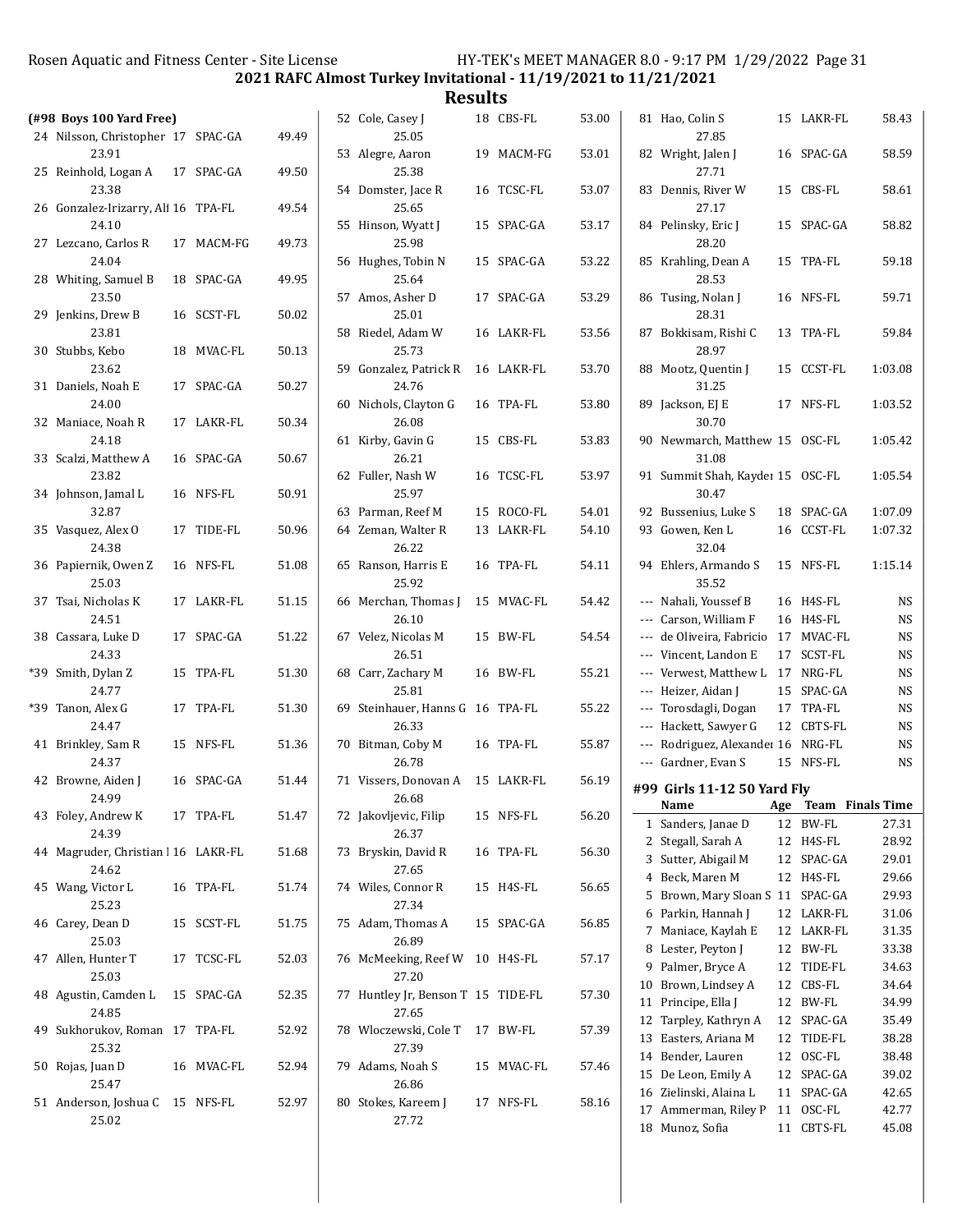## 2021 RAFC Almost Turkey Invitational - 11/19/2021 to 11/21/2021

### Results

**(#98 Boys 100 Yard Free)**

| Place | Name | Age | Team | Finals Time |
|---|---|---|---|---|
| 24 | Nilsson, Christopher | 17 | SPAC-GA | 49.49 |
| | 23.91 | | | |
| 25 | Reinhold, Logan A | 17 | SPAC-GA | 49.50 |
| | 23.38 | | | |
| 26 | Gonzalez-Irizarry, Al | 16 | TPA-FL | 49.54 |
| | 24.10 | | | |
| 27 | Lezcano, Carlos R | 17 | MACM-FG | 49.73 |
| | 24.04 | | | |
| 28 | Whiting, Samuel B | 18 | SPAC-GA | 49.95 |
| | 23.50 | | | |
| 29 | Jenkins, Drew B | 16 | SCST-FL | 50.02 |
| | 23.81 | | | |
| 30 | Stubbs, Kebo | 18 | MVAC-FL | 50.13 |
| | 23.62 | | | |
| 31 | Daniels, Noah E | 17 | SPAC-GA | 50.27 |
| | 24.00 | | | |
| 32 | Maniace, Noah R | 17 | LAKR-FL | 50.34 |
| | 24.18 | | | |
| 33 | Scalzi, Matthew A | 16 | SPAC-GA | 50.67 |
| | 23.82 | | | |
| 34 | Johnson, Jamal L | 16 | NFS-FL | 50.91 |
| | 32.87 | | | |
| 35 | Vasquez, Alex O | 17 | TIDE-FL | 50.96 |
| | 24.38 | | | |
| 36 | Papiernik, Owen Z | 16 | NFS-FL | 51.08 |
| | 25.03 | | | |
| 37 | Tsai, Nicholas K | 17 | LAKR-FL | 51.15 |
| | 24.51 | | | |
| 38 | Cassara, Luke D | 17 | SPAC-GA | 51.22 |
| | 24.33 | | | |
| *39 | Smith, Dylan Z | 15 | TPA-FL | 51.30 |
| | 24.77 | | | |
| *39 | Tanon, Alex G | 17 | TPA-FL | 51.30 |
| | 24.47 | | | |
| 41 | Brinkley, Sam R | 15 | NFS-FL | 51.36 |
| | 24.37 | | | |
| 42 | Browne, Aiden J | 16 | SPAC-GA | 51.44 |
| | 24.99 | | | |
| 43 | Foley, Andrew K | 17 | TPA-FL | 51.47 |
| | 24.39 | | | |
| 44 | Magruder, Christian I | 16 | LAKR-FL | 51.68 |
| | 24.62 | | | |
| 45 | Wang, Victor L | 16 | TPA-FL | 51.74 |
| | 25.23 | | | |
| 46 | Carey, Dean D | 15 | SCST-FL | 51.75 |
| | 25.03 | | | |
| 47 | Allen, Hunter T | 17 | TCSC-FL | 52.03 |
| | 25.03 | | | |
| 48 | Agustin, Camden L | 15 | SPAC-GA | 52.35 |
| | 24.85 | | | |
| 49 | Sukhorukov, Roman | 17 | TPA-FL | 52.92 |
| | 25.32 | | | |
| 50 | Rojas, Juan D | 16 | MVAC-FL | 52.94 |
| | 25.47 | | | |
| 51 | Anderson, Joshua C | 15 | NFS-FL | 52.97 |
| | 25.02 | | | |
| 52 | Cole, Casey J | 18 | CBS-FL | 53.00 |
| | 25.05 | | | |
| 53 | Alegre, Aaron | 19 | MACM-FG | 53.01 |
| | 25.38 | | | |
| 54 | Domster, Jace R | 16 | TCSC-FL | 53.07 |
| | 25.65 | | | |
| 55 | Hinson, Wyatt J | 15 | SPAC-GA | 53.17 |
| | 25.98 | | | |
| 56 | Hughes, Tobin N | 15 | SPAC-GA | 53.22 |
| | 25.64 | | | |
| 57 | Amos, Asher D | 17 | SPAC-GA | 53.29 |
| | 25.01 | | | |
| 58 | Riedel, Adam W | 16 | LAKR-FL | 53.56 |
| | 25.73 | | | |
| 59 | Gonzalez, Patrick R | 16 | LAKR-FL | 53.70 |
| | 24.76 | | | |
| 60 | Nichols, Clayton G | 16 | TPA-FL | 53.80 |
| | 26.08 | | | |
| 61 | Kirby, Gavin G | 15 | CBS-FL | 53.83 |
| | 26.21 | | | |
| 62 | Fuller, Nash W | 16 | TCSC-FL | 53.97 |
| | 25.97 | | | |
| 63 | Parman, Reef M | 15 | ROCO-FL | 54.01 |
| 64 | Zeman, Walter R | 13 | LAKR-FL | 54.10 |
| | 26.22 | | | |
| 65 | Ranson, Harris E | 16 | TPA-FL | 54.11 |
| | 25.92 | | | |
| 66 | Merchan, Thomas J | 15 | MVAC-FL | 54.42 |
| | 26.10 | | | |
| 67 | Velez, Nicolas M | 15 | BW-FL | 54.54 |
| | 26.51 | | | |
| 68 | Carr, Zachary M | 16 | BW-FL | 55.21 |
| | 25.81 | | | |
| 69 | Steinhauer, Hanns G | 16 | TPA-FL | 55.22 |
| | 26.33 | | | |
| 70 | Bitman, Coby M | 16 | TPA-FL | 55.87 |
| | 26.78 | | | |
| 71 | Vissers, Donovan A | 15 | LAKR-FL | 56.19 |
| | 26.68 | | | |
| 72 | Jakovljevic, Filip | 15 | NFS-FL | 56.20 |
| | 26.37 | | | |
| 73 | Bryskin, David R | 16 | TPA-FL | 56.30 |
| | 27.65 | | | |
| 74 | Wiles, Connor R | 15 | H4S-FL | 56.65 |
| | 27.34 | | | |
| 75 | Adam, Thomas A | 15 | SPAC-GA | 56.85 |
| | 26.89 | | | |
| 76 | McMeeking, Reef W | 10 | H4S-FL | 57.17 |
| | 27.20 | | | |
| 77 | Huntley Jr, Benson T | 15 | TIDE-FL | 57.30 |
| | 27.65 | | | |
| 78 | Wloczewski, Cole T | 17 | BW-FL | 57.39 |
| | 27.39 | | | |
| 79 | Adams, Noah S | 15 | MVAC-FL | 57.46 |
| | 26.86 | | | |
| 80 | Stokes, Kareem J | 17 | NFS-FL | 58.16 |
| | 27.72 | | | |
| 81 | Hao, Colin S | 15 | LAKR-FL | 58.43 |
| | 27.85 | | | |
| 82 | Wright, Jalen J | 16 | SPAC-GA | 58.59 |
| | 27.71 | | | |
| 83 | Dennis, River W | 15 | CBS-FL | 58.61 |
| | 27.17 | | | |
| 84 | Pelinsky, Eric J | 15 | SPAC-GA | 58.82 |
| | 28.20 | | | |
| 85 | Krahling, Dean A | 15 | TPA-FL | 59.18 |
| | 28.53 | | | |
| 86 | Tusing, Nolan J | 16 | NFS-FL | 59.71 |
| | 28.31 | | | |
| 87 | Bokkisam, Rishi C | 13 | TPA-FL | 59.84 |
| | 28.97 | | | |
| 88 | Mootz, Quentin J | 15 | CCST-FL | 1:03.08 |
| | 31.25 | | | |
| 89 | Jackson, EJ E | 17 | NFS-FL | 1:03.52 |
| | 30.70 | | | |
| 90 | Newmarch, Matthew | 15 | OSC-FL | 1:05.42 |
| | 31.08 | | | |
| 91 | Summit Shah, Kayden | 15 | OSC-FL | 1:05.54 |
| | 30.47 | | | |
| 92 | Bussenius, Luke S | 18 | SPAC-GA | 1:07.09 |
| 93 | Gowen, Ken L | 16 | CCST-FL | 1:07.32 |
| | 32.04 | | | |
| 94 | Ehlers, Armando S | 15 | NFS-FL | 1:15.14 |
| | 35.52 | | | |
| --- | Nahali, Youssef B | 16 | H4S-FL | NS |
| --- | Carson, William F | 16 | H4S-FL | NS |
| --- | de Oliveira, Fabricio | 17 | MVAC-FL | NS |
| --- | Vincent, Landon E | 17 | SCST-FL | NS |
| --- | Verwest, Matthew L | 17 | NRG-FL | NS |
| --- | Heizer, Aidan J | 15 | SPAC-GA | NS |
| --- | Torosdagli, Dogan | 17 | TPA-FL | NS |
| --- | Hackett, Sawyer G | 12 | CBTS-FL | NS |
| --- | Rodriguez, Alexander | 16 | NRG-FL | NS |
| --- | Gardner, Evan S | 15 | NFS-FL | NS |

**#99 Girls 11-12 50 Yard Fly**

| Place | Name | Age | Team | Finals Time |
|---|---|---|---|---|
| 1 | Sanders, Janae D | 12 | BW-FL | 27.31 |
| 2 | Stegall, Sarah A | 12 | H4S-FL | 28.92 |
| 3 | Sutter, Abigail M | 12 | SPAC-GA | 29.01 |
| 4 | Beck, Maren M | 12 | H4S-FL | 29.66 |
| 5 | Brown, Mary Sloan S | 11 | SPAC-GA | 29.93 |
| 6 | Parkin, Hannah J | 12 | LAKR-FL | 31.06 |
| 7 | Maniace, Kaylah E | 12 | LAKR-FL | 31.35 |
| 8 | Lester, Peyton J | 12 | BW-FL | 33.38 |
| 9 | Palmer, Bryce A | 12 | TIDE-FL | 34.63 |
| 10 | Brown, Lindsey A | 12 | CBS-FL | 34.64 |
| 11 | Principe, Ella J | 12 | BW-FL | 34.99 |
| 12 | Tarpley, Kathryn A | 12 | SPAC-GA | 35.49 |
| 13 | Easters, Ariana M | 12 | TIDE-FL | 38.28 |
| 14 | Bender, Lauren | 12 | OSC-FL | 38.48 |
| 15 | De Leon, Emily A | 12 | SPAC-GA | 39.02 |
| 16 | Zielinski, Alaina L | 11 | SPAC-GA | 42.65 |
| 17 | Ammerman, Riley P | 11 | OSC-FL | 42.77 |
| 18 | Munoz, Sofia | 11 | CBTS-FL | 45.08 |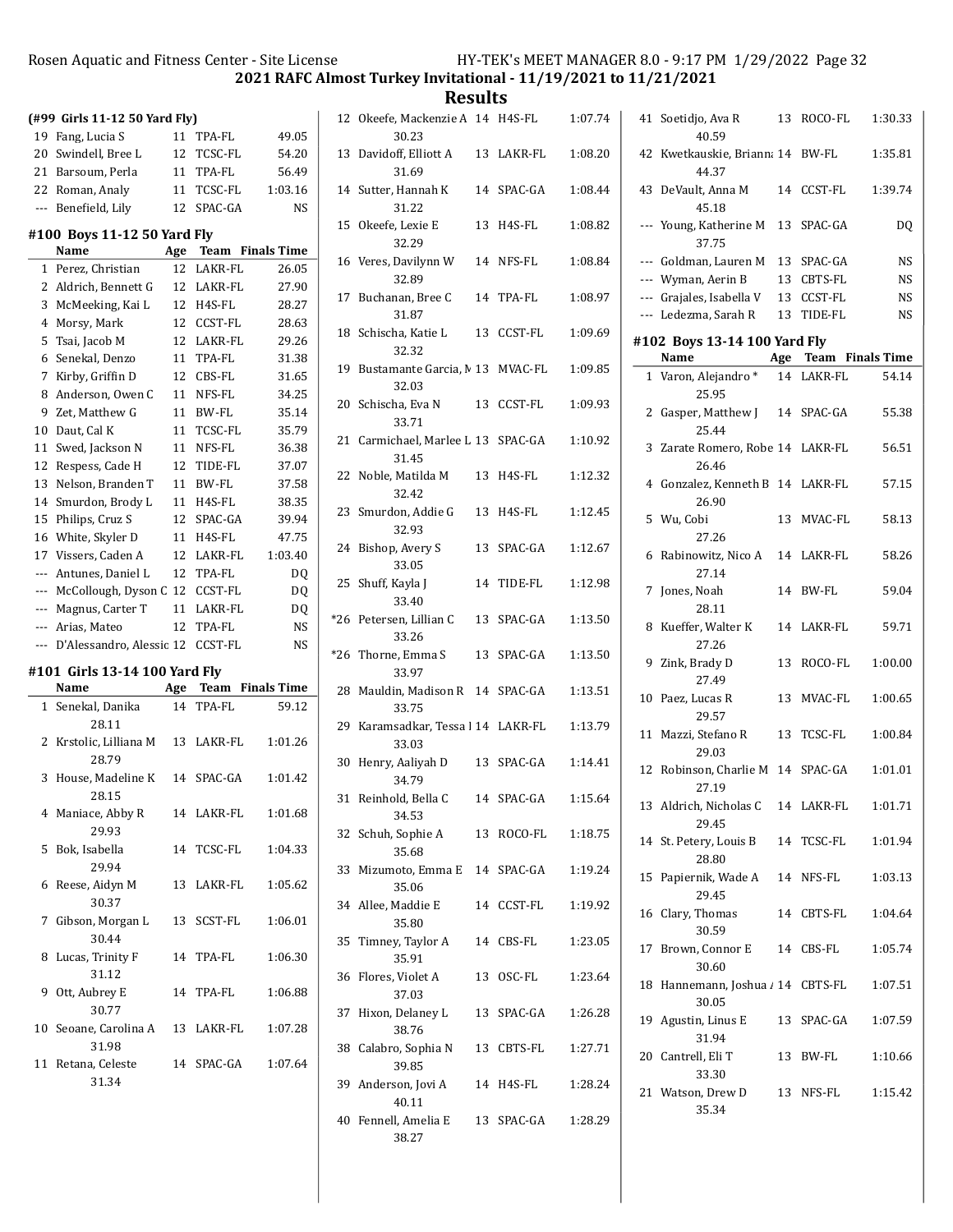# 2021 RAFC Almost Turkey Invitational - 11/19/2021 to 11/21/2021

## Results

### (#99 Girls 11-12 50 Yard Fly)

| | Name | Age | Team | Finals Time |
|---|---|---|---|---|
| 19 | Fang, Lucia S | 11 | TPA-FL | 49.05 |
| 20 | Swindell, Bree L | 12 | TCSC-FL | 54.20 |
| 21 | Barsoum, Perla | 11 | TPA-FL | 56.49 |
| 22 | Roman, Analy | 11 | TCSC-FL | 1:03.16 |
| --- | Benefield, Lily | 12 | SPAC-GA | NS |

### #100 Boys 11-12 50 Yard Fly

| | Name | Age | Team | Finals Time |
|---|---|---|---|---|
| 1 | Perez, Christian | 12 | LAKR-FL | 26.05 |
| 2 | Aldrich, Bennett G | 12 | LAKR-FL | 27.90 |
| 3 | McMeeking, Kai L | 12 | H4S-FL | 28.27 |
| 4 | Morsy, Mark | 12 | CCST-FL | 28.63 |
| 5 | Tsai, Jacob M | 12 | LAKR-FL | 29.26 |
| 6 | Senekal, Denzo | 11 | TPA-FL | 31.38 |
| 7 | Kirby, Griffin D | 12 | CBS-FL | 31.65 |
| 8 | Anderson, Owen C | 11 | NFS-FL | 34.25 |
| 9 | Zet, Matthew G | 11 | BW-FL | 35.14 |
| 10 | Daut, Cal K | 11 | TCSC-FL | 35.79 |
| 11 | Swed, Jackson N | 11 | NFS-FL | 36.38 |
| 12 | Respess, Cade H | 12 | TIDE-FL | 37.07 |
| 13 | Nelson, Branden T | 11 | BW-FL | 37.58 |
| 14 | Smurdon, Brody L | 11 | H4S-FL | 38.35 |
| 15 | Philips, Cruz S | 12 | SPAC-GA | 39.94 |
| 16 | White, Skyler D | 11 | H4S-FL | 47.75 |
| 17 | Vissers, Caden A | 12 | LAKR-FL | 1:03.40 |
| --- | Antunes, Daniel L | 12 | TPA-FL | DQ |
| --- | McCollough, Dyson C | 12 | CCST-FL | DQ |
| --- | Magnus, Carter T | 11 | LAKR-FL | DQ |
| --- | Arias, Mateo | 12 | TPA-FL | NS |
| --- | D'Alessandro, Alessic | 12 | CCST-FL | NS |

### #101 Girls 13-14 100 Yard Fly

| | Name | Age | Team | Finals Time |
|---|---|---|---|---|
| 1 | Senekal, Danika | 14 | TPA-FL | 59.12 |
| | 28.11 | | | |
| 2 | Krstolic, Lilliana M | 13 | LAKR-FL | 1:01.26 |
| | 28.79 | | | |
| 3 | House, Madeline K | 14 | SPAC-GA | 1:01.42 |
| | 28.15 | | | |
| 4 | Maniace, Abby R | 14 | LAKR-FL | 1:01.68 |
| | 29.93 | | | |
| 5 | Bok, Isabella | 14 | TCSC-FL | 1:04.33 |
| | 29.94 | | | |
| 6 | Reese, Aidyn M | 13 | LAKR-FL | 1:05.62 |
| | 30.37 | | | |
| 7 | Gibson, Morgan L | 13 | SCST-FL | 1:06.01 |
| | 30.44 | | | |
| 8 | Lucas, Trinity F | 14 | TPA-FL | 1:06.30 |
| | 31.12 | | | |
| 9 | Ott, Aubrey E | 14 | TPA-FL | 1:06.88 |
| | 30.77 | | | |
| 10 | Seoane, Carolina A | 13 | LAKR-FL | 1:07.28 |
| | 31.98 | | | |
| 11 | Retana, Celeste | 14 | SPAC-GA | 1:07.64 |
| | 31.34 | | | |
| 12 | Okeefe, Mackenzie A | 14 | H4S-FL | 1:07.74 |
| | 30.23 | | | |
| 13 | Davidoff, Elliott A | 13 | LAKR-FL | 1:08.20 |
| | 31.69 | | | |
| 14 | Sutter, Hannah K | 14 | SPAC-GA | 1:08.44 |
| | 31.22 | | | |
| 15 | Okeefe, Lexie E | 13 | H4S-FL | 1:08.82 |
| | 32.29 | | | |
| 16 | Veres, Davilynn W | 14 | NFS-FL | 1:08.84 |
| | 32.89 | | | |
| 17 | Buchanan, Bree C | 14 | TPA-FL | 1:08.97 |
| | 31.87 | | | |
| 18 | Schischa, Katie L | 13 | CCST-FL | 1:09.69 |
| | 32.32 | | | |
| 19 | Bustamante Garcia, M | 13 | MVAC-FL | 1:09.85 |
| | 32.03 | | | |
| 20 | Schischa, Eva N | 13 | CCST-FL | 1:09.93 |
| | 33.71 | | | |
| 21 | Carmichael, Marlee L | 13 | SPAC-GA | 1:10.92 |
| | 31.45 | | | |
| 22 | Noble, Matilda M | 13 | H4S-FL | 1:12.32 |
| | 32.42 | | | |
| 23 | Smurdon, Addie G | 13 | H4S-FL | 1:12.45 |
| | 32.93 | | | |
| 24 | Bishop, Avery S | 13 | SPAC-GA | 1:12.67 |
| | 33.05 | | | |
| 25 | Shuff, Kayla J | 14 | TIDE-FL | 1:12.98 |
| | 33.40 | | | |
| *26 | Petersen, Lillian C | 13 | SPAC-GA | 1:13.50 |
| | 33.26 | | | |
| *26 | Thorne, Emma S | 13 | SPAC-GA | 1:13.50 |
| | 33.97 | | | |
| 28 | Mauldin, Madison R | 14 | SPAC-GA | 1:13.51 |
| | 33.75 | | | |
| 29 | Karamsadkar, Tessa I | 14 | LAKR-FL | 1:13.79 |
| | 33.03 | | | |
| 30 | Henry, Aaliyah D | 13 | SPAC-GA | 1:14.41 |
| | 34.79 | | | |
| 31 | Reinhold, Bella C | 14 | SPAC-GA | 1:15.64 |
| | 34.53 | | | |
| 32 | Schuh, Sophie A | 13 | ROCO-FL | 1:18.75 |
| | 35.68 | | | |
| 33 | Mizumoto, Emma E | 14 | SPAC-GA | 1:19.24 |
| | 35.06 | | | |
| 34 | Allee, Maddie E | 14 | CCST-FL | 1:19.92 |
| | 35.80 | | | |
| 35 | Timney, Taylor A | 14 | CBS-FL | 1:23.05 |
| | 35.91 | | | |
| 36 | Flores, Violet A | 13 | OSC-FL | 1:23.64 |
| | 37.03 | | | |
| 37 | Hixon, Delaney L | 13 | SPAC-GA | 1:26.28 |
| | 38.76 | | | |
| 38 | Calabro, Sophia N | 13 | CBTS-FL | 1:27.71 |
| | 39.85 | | | |
| 39 | Anderson, Jovi A | 14 | H4S-FL | 1:28.24 |
| | 40.11 | | | |
| 40 | Fennell, Amelia E | 13 | SPAC-GA | 1:28.29 |
| | 38.27 | | | |
| 41 | Soetidjo, Ava R | 13 | ROCO-FL | 1:30.33 |
| | 40.59 | | | |
| 42 | Kwetkauskie, Brianna | 14 | BW-FL | 1:35.81 |
| | 44.37 | | | |
| 43 | DeVault, Anna M | 14 | CCST-FL | 1:39.74 |
| | 45.18 | | | |
| --- | Young, Katherine M | 13 | SPAC-GA | DQ |
| | 37.75 | | | |
| --- | Goldman, Lauren M | 13 | SPAC-GA | NS |
| --- | Wyman, Aerin B | 13 | CBTS-FL | NS |
| --- | Grajales, Isabella V | 13 | CCST-FL | NS |
| --- | Ledezma, Sarah R | 13 | TIDE-FL | NS |

### #102 Boys 13-14 100 Yard Fly

| | Name | Age | Team | Finals Time |
|---|---|---|---|---|
| 1 | Varon, Alejandro * | 14 | LAKR-FL | 54.14 |
| | 25.95 | | | |
| 2 | Gasper, Matthew J | 14 | SPAC-GA | 55.38 |
| | 25.44 | | | |
| 3 | Zarate Romero, Robe | 14 | LAKR-FL | 56.51 |
| | 26.46 | | | |
| 4 | Gonzalez, Kenneth B | 14 | LAKR-FL | 57.15 |
| | 26.90 | | | |
| 5 | Wu, Cobi | 13 | MVAC-FL | 58.13 |
| | 27.26 | | | |
| 6 | Rabinowitz, Nico A | 14 | LAKR-FL | 58.26 |
| | 27.14 | | | |
| 7 | Jones, Noah | 14 | BW-FL | 59.04 |
| | 28.11 | | | |
| 8 | Kueffer, Walter K | 14 | LAKR-FL | 59.71 |
| | 27.26 | | | |
| 9 | Zink, Brady D | 13 | ROCO-FL | 1:00.00 |
| | 27.49 | | | |
| 10 | Paez, Lucas R | 13 | MVAC-FL | 1:00.65 |
| | 29.57 | | | |
| 11 | Mazzi, Stefano R | 13 | TCSC-FL | 1:00.84 |
| | 29.03 | | | |
| 12 | Robinson, Charlie M | 14 | SPAC-GA | 1:01.01 |
| | 27.19 | | | |
| 13 | Aldrich, Nicholas C | 14 | LAKR-FL | 1:01.71 |
| | 29.45 | | | |
| 14 | St. Petery, Louis B | 14 | TCSC-FL | 1:01.94 |
| | 28.80 | | | |
| 15 | Papiernik, Wade A | 14 | NFS-FL | 1:03.13 |
| | 29.45 | | | |
| 16 | Clary, Thomas | 14 | CBTS-FL | 1:04.64 |
| | 30.59 | | | |
| 17 | Brown, Connor E | 14 | CBS-FL | 1:05.74 |
| | 30.60 | | | |
| 18 | Hannemann, Joshua A | 14 | CBTS-FL | 1:07.51 |
| | 30.05 | | | |
| 19 | Agustin, Linus E | 13 | SPAC-GA | 1:07.59 |
| | 31.94 | | | |
| 20 | Cantrell, Eli T | 13 | BW-FL | 1:10.66 |
| | 33.30 | | | |
| 21 | Watson, Drew D | 13 | NFS-FL | 1:15.42 |
| | 35.34 | | | |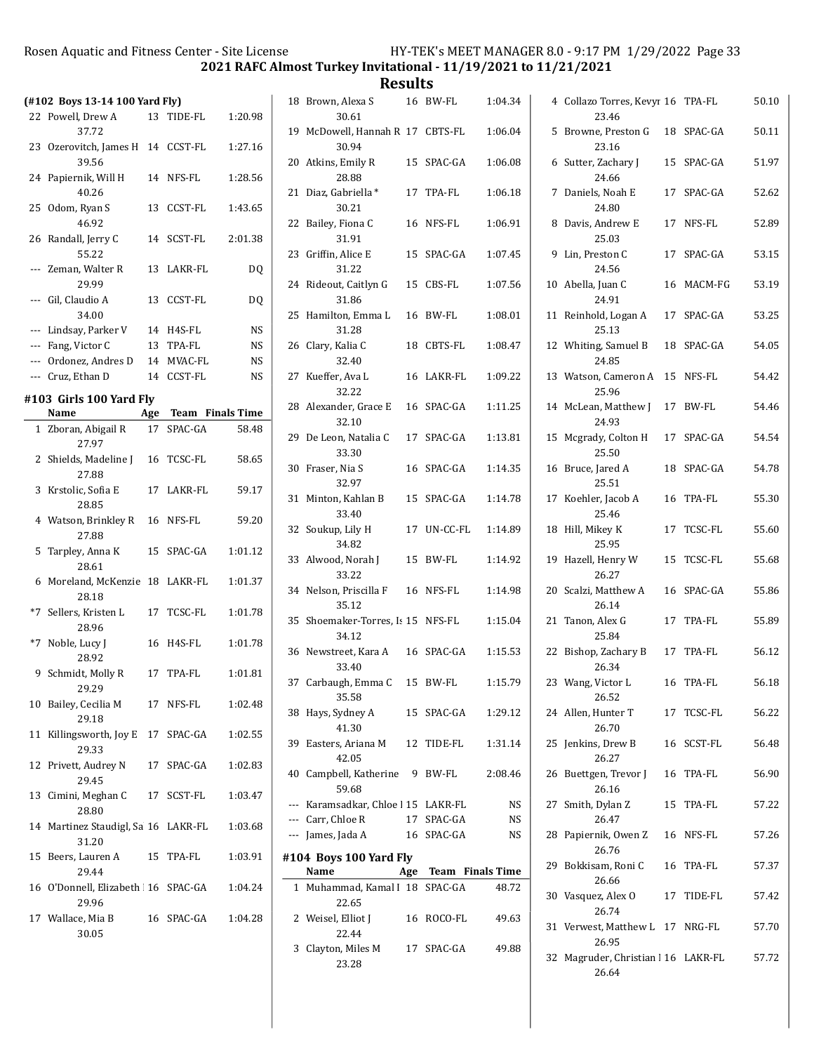## 2021 RAFC Almost Turkey Invitational - 11/19/2021 to 11/21/2021

## Results

**(#102 Boys 13-14 100 Yard Fly)**

| Place | Name | Age | Team | Finals Time |
|---|---|---|---|---|
| 22 | Powell, Drew A | 13 | TIDE-FL | 1:20.98 |
| | 37.72 | | | |
| 23 | Ozerovitch, James H | 14 | CCST-FL | 1:27.16 |
| | 39.56 | | | |
| 24 | Papiernik, Will H | 14 | NFS-FL | 1:28.56 |
| | 40.26 | | | |
| 25 | Odom, Ryan S | 13 | CCST-FL | 1:43.65 |
| | 46.92 | | | |
| 26 | Randall, Jerry C | 14 | SCST-FL | 2:01.38 |
| | 55.22 | | | |
| --- | Zeman, Walter R | 13 | LAKR-FL | DQ |
| | 29.99 | | | |
| --- | Gil, Claudio A | 13 | CCST-FL | DQ |
| | 34.00 | | | |
| --- | Lindsay, Parker V | 14 | H4S-FL | NS |
| --- | Fang, Victor C | 13 | TPA-FL | NS |
| --- | Ordonez, Andres D | 14 | MVAC-FL | NS |
| --- | Cruz, Ethan D | 14 | CCST-FL | NS |

### #103 Girls 100 Yard Fly

| Place | Name | Age | Team | Finals Time |
|---|---|---|---|---|
| 1 | Zboran, Abigail R | 17 | SPAC-GA | 58.48 |
| | 27.97 | | | |
| 2 | Shields, Madeline J | 16 | TCSC-FL | 58.65 |
| | 27.88 | | | |
| 3 | Krstolic, Sofia E | 17 | LAKR-FL | 59.17 |
| | 28.85 | | | |
| 4 | Watson, Brinkley R | 16 | NFS-FL | 59.20 |
| | 27.88 | | | |
| 5 | Tarpley, Anna K | 15 | SPAC-GA | 1:01.12 |
| | 28.61 | | | |
| 6 | Moreland, McKenzie | 18 | LAKR-FL | 1:01.37 |
| | 28.18 | | | |
| *7 | Sellers, Kristen L | 17 | TCSC-FL | 1:01.78 |
| | 28.96 | | | |
| *7 | Noble, Lucy J | 16 | H4S-FL | 1:01.78 |
| | 28.92 | | | |
| 9 | Schmidt, Molly R | 17 | TPA-FL | 1:01.81 |
| | 29.29 | | | |
| 10 | Bailey, Cecilia M | 17 | NFS-FL | 1:02.48 |
| | 29.18 | | | |
| 11 | Killingsworth, Joy E | 17 | SPAC-GA | 1:02.55 |
| | 29.33 | | | |
| 12 | Privett, Audrey N | 17 | SPAC-GA | 1:02.83 |
| | 29.45 | | | |
| 13 | Cimini, Meghan C | 17 | SCST-FL | 1:03.47 |
| | 28.80 | | | |
| 14 | Martinez Staudigl, Sa | 16 | LAKR-FL | 1:03.68 |
| | 31.20 | | | |
| 15 | Beers, Lauren A | 15 | TPA-FL | 1:03.91 |
| | 29.44 | | | |
| 16 | O'Donnell, Elizabeth | 16 | SPAC-GA | 1:04.24 |
| | 29.96 | | | |
| 17 | Wallace, Mia B | 16 | SPAC-GA | 1:04.28 |
| | 30.05 | | | |
| 18 | Brown, Alexa S | 16 | BW-FL | 1:04.34 |
| | 30.61 | | | |
| 19 | McDowell, Hannah R | 17 | CBTS-FL | 1:06.04 |
| | 30.94 | | | |
| 20 | Atkins, Emily R | 15 | SPAC-GA | 1:06.08 |
| | 28.88 | | | |
| 21 | Diaz, Gabriella * | 17 | TPA-FL | 1:06.18 |
| | 30.21 | | | |
| 22 | Bailey, Fiona C | 16 | NFS-FL | 1:06.91 |
| | 31.91 | | | |
| 23 | Griffin, Alice E | 15 | SPAC-GA | 1:07.45 |
| | 31.22 | | | |
| 24 | Rideout, Caitlyn G | 15 | CBS-FL | 1:07.56 |
| | 31.86 | | | |
| 25 | Hamilton, Emma L | 16 | BW-FL | 1:08.01 |
| | 31.28 | | | |
| 26 | Clary, Kalia C | 18 | CBTS-FL | 1:08.47 |
| | 32.40 | | | |
| 27 | Kueffer, Ava L | 16 | LAKR-FL | 1:09.22 |
| | 32.22 | | | |
| 28 | Alexander, Grace E | 16 | SPAC-GA | 1:11.25 |
| | 32.10 | | | |
| 29 | De Leon, Natalia C | 17 | SPAC-GA | 1:13.81 |
| | 33.30 | | | |
| 30 | Fraser, Nia S | 16 | SPAC-GA | 1:14.35 |
| | 32.97 | | | |
| 31 | Minton, Kahlan B | 15 | SPAC-GA | 1:14.78 |
| | 33.40 | | | |
| 32 | Soukup, Lily H | 17 | UN-CC-FL | 1:14.89 |
| | 34.82 | | | |
| 33 | Alwood, Norah J | 15 | BW-FL | 1:14.92 |
| | 33.22 | | | |
| 34 | Nelson, Priscilla F | 16 | NFS-FL | 1:14.98 |
| | 35.12 | | | |
| 35 | Shoemaker-Torres, Is | 15 | NFS-FL | 1:15.04 |
| | 34.12 | | | |
| 36 | Newstreet, Kara A | 16 | SPAC-GA | 1:15.53 |
| | 33.40 | | | |
| 37 | Carbaugh, Emma C | 15 | BW-FL | 1:15.79 |
| | 35.58 | | | |
| 38 | Hays, Sydney A | 15 | SPAC-GA | 1:29.12 |
| | 41.30 | | | |
| 39 | Easters, Ariana M | 12 | TIDE-FL | 1:31.14 |
| | 42.05 | | | |
| 40 | Campbell, Katherine | 9 | BW-FL | 2:08.46 |
| | 59.68 | | | |
| --- | Karamsadkar, Chloe I | 15 | LAKR-FL | NS |
| --- | Carr, Chloe R | 17 | SPAC-GA | NS |
| --- | James, Jada A | 16 | SPAC-GA | NS |

### #104 Boys 100 Yard Fly

| Place | Name | Age | Team | Finals Time |
|---|---|---|---|---|
| 1 | Muhammad, Kamal I | 18 | SPAC-GA | 48.72 |
| | 22.65 | | | |
| 2 | Weisel, Elliot J | 16 | ROCO-FL | 49.63 |
| | 22.44 | | | |
| 3 | Clayton, Miles M | 17 | SPAC-GA | 49.88 |
| | 23.28 | | | |
| 4 | Collazo Torres, Kevyr | 16 | TPA-FL | 50.10 |
| | 23.46 | | | |
| 5 | Browne, Preston G | 18 | SPAC-GA | 50.11 |
| | 23.16 | | | |
| 6 | Sutter, Zachary J | 15 | SPAC-GA | 51.97 |
| | 24.66 | | | |
| 7 | Daniels, Noah E | 17 | SPAC-GA | 52.62 |
| | 24.80 | | | |
| 8 | Davis, Andrew E | 17 | NFS-FL | 52.89 |
| | 25.03 | | | |
| 9 | Lin, Preston C | 17 | SPAC-GA | 53.15 |
| | 24.56 | | | |
| 10 | Abella, Juan C | 16 | MACM-FG | 53.19 |
| | 24.91 | | | |
| 11 | Reinhold, Logan A | 17 | SPAC-GA | 53.25 |
| | 25.13 | | | |
| 12 | Whiting, Samuel B | 18 | SPAC-GA | 54.05 |
| | 24.85 | | | |
| 13 | Watson, Cameron A | 15 | NFS-FL | 54.42 |
| | 25.96 | | | |
| 14 | McLean, Matthew J | 17 | BW-FL | 54.46 |
| | 24.93 | | | |
| 15 | Mcgrady, Colton H | 17 | SPAC-GA | 54.54 |
| | 25.50 | | | |
| 16 | Bruce, Jared A | 18 | SPAC-GA | 54.78 |
| | 25.51 | | | |
| 17 | Koehler, Jacob A | 16 | TPA-FL | 55.30 |
| | 25.46 | | | |
| 18 | Hill, Mikey K | 17 | TCSC-FL | 55.60 |
| | 25.95 | | | |
| 19 | Hazell, Henry W | 15 | TCSC-FL | 55.68 |
| | 26.27 | | | |
| 20 | Scalzi, Matthew A | 16 | SPAC-GA | 55.86 |
| | 26.14 | | | |
| 21 | Tanon, Alex G | 17 | TPA-FL | 55.89 |
| | 25.84 | | | |
| 22 | Bishop, Zachary B | 17 | TPA-FL | 56.12 |
| | 26.34 | | | |
| 23 | Wang, Victor L | 16 | TPA-FL | 56.18 |
| | 26.52 | | | |
| 24 | Allen, Hunter T | 17 | TCSC-FL | 56.22 |
| | 26.70 | | | |
| 25 | Jenkins, Drew B | 16 | SCST-FL | 56.48 |
| | 26.27 | | | |
| 26 | Buettgen, Trevor J | 16 | TPA-FL | 56.90 |
| | 26.16 | | | |
| 27 | Smith, Dylan Z | 15 | TPA-FL | 57.22 |
| | 26.47 | | | |
| 28 | Papiernik, Owen Z | 16 | NFS-FL | 57.26 |
| | 26.76 | | | |
| 29 | Bokkisam, Roni C | 16 | TPA-FL | 57.37 |
| | 26.66 | | | |
| 30 | Vasquez, Alex O | 17 | TIDE-FL | 57.42 |
| | 26.74 | | | |
| 31 | Verwest, Matthew L | 17 | NRG-FL | 57.70 |
| | 26.95 | | | |
| 32 | Magruder, Christian I | 16 | LAKR-FL | 57.72 |
| | 26.64 | | | |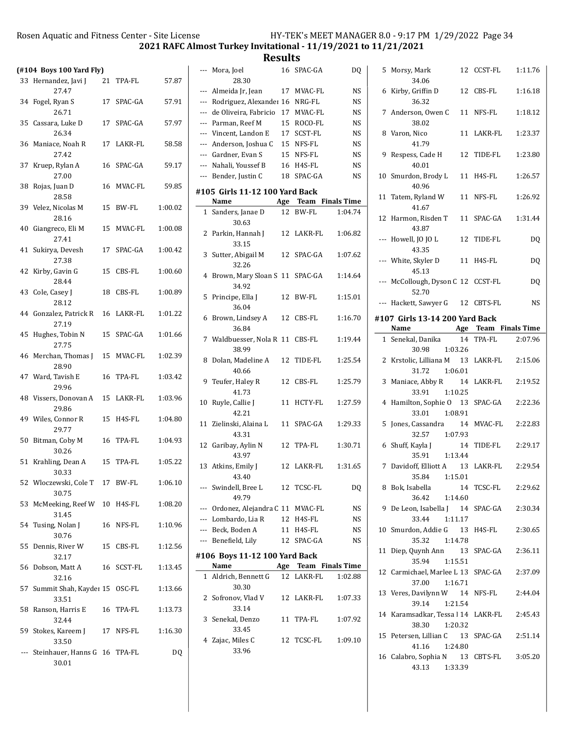# 2021 RAFC Almost Turkey Invitational - 11/19/2021 to 11/21/2021

## Results

### (#104 Boys 100 Yard Fly)

| | Name | Age | Team | Finals Time |
|---|---|---|---|---|
| 33 | Hernandez, Javi J | 21 | TPA-FL | 57.87 |
| | 27.47 | | | |
| 34 | Fogel, Ryan S | 17 | SPAC-GA | 57.91 |
| | 26.71 | | | |
| 35 | Cassara, Luke D | 17 | SPAC-GA | 57.97 |
| | 26.34 | | | |
| 36 | Maniace, Noah R | 17 | LAKR-FL | 58.58 |
| | 27.42 | | | |
| 37 | Kruep, Rylan A | 16 | SPAC-GA | 59.17 |
| | 27.00 | | | |
| 38 | Rojas, Juan D | 16 | MVAC-FL | 59.85 |
| | 28.58 | | | |
| 39 | Velez, Nicolas M | 15 | BW-FL | 1:00.02 |
| | 28.16 | | | |
| 40 | Giangreco, Eli M | 15 | MVAC-FL | 1:00.08 |
| | 27.41 | | | |
| 41 | Sukirya, Devesh | 17 | SPAC-GA | 1:00.42 |
| | 27.38 | | | |
| 42 | Kirby, Gavin G | 15 | CBS-FL | 1:00.60 |
| | 28.44 | | | |
| 43 | Cole, Casey J | 18 | CBS-FL | 1:00.89 |
| | 28.12 | | | |
| 44 | Gonzalez, Patrick R | 16 | LAKR-FL | 1:01.22 |
| | 27.19 | | | |
| 45 | Hughes, Tobin N | 15 | SPAC-GA | 1:01.66 |
| | 27.75 | | | |
| 46 | Merchan, Thomas J | 15 | MVAC-FL | 1:02.39 |
| | 28.90 | | | |
| 47 | Ward, Tavish E | 16 | TPA-FL | 1:03.42 |
| | 29.96 | | | |
| 48 | Vissers, Donovan A | 15 | LAKR-FL | 1:03.96 |
| | 29.86 | | | |
| 49 | Wiles, Connor R | 15 | H4S-FL | 1:04.80 |
| | 29.77 | | | |
| 50 | Bitman, Coby M | 16 | TPA-FL | 1:04.93 |
| | 30.26 | | | |
| 51 | Krahling, Dean A | 15 | TPA-FL | 1:05.22 |
| | 30.33 | | | |
| 52 | Wloczewski, Cole T | 17 | BW-FL | 1:06.10 |
| | 30.75 | | | |
| 53 | McMeeking, Reef W | 10 | H4S-FL | 1:08.20 |
| | 31.45 | | | |
| 54 | Tusing, Nolan J | 16 | NFS-FL | 1:10.96 |
| | 30.76 | | | |
| 55 | Dennis, River W | 15 | CBS-FL | 1:12.56 |
| | 32.17 | | | |
| 56 | Dobson, Matt A | 16 | SCST-FL | 1:13.45 |
| | 32.16 | | | |
| 57 | Summit Shah, Kayden | 15 | OSC-FL | 1:13.66 |
| | 33.51 | | | |
| 58 | Ranson, Harris E | 16 | TPA-FL | 1:13.73 |
| | 32.44 | | | |
| 59 | Stokes, Kareem J | 17 | NFS-FL | 1:16.30 |
| | 33.50 | | | |
| --- | Steinhauer, Hanns G | 16 | TPA-FL | DQ |
| | 30.01 | | | |
| --- | Mora, Joel | 16 | SPAC-GA | DQ |
| | 28.30 | | | |
| --- | Almeida Jr, Jean | 17 | MVAC-FL | NS |
| --- | Rodriguez, Alexander | 16 | NRG-FL | NS |
| --- | de Oliveira, Fabricio | 17 | MVAC-FL | NS |
| --- | Parman, Reef M | 15 | ROCO-FL | NS |
| --- | Vincent, Landon E | 17 | SCST-FL | NS |
| --- | Anderson, Joshua C | 15 | NFS-FL | NS |
| --- | Gardner, Evan S | 15 | NFS-FL | NS |
| --- | Nahali, Youssef B | 16 | H4S-FL | NS |
| --- | Bender, Justin C | 18 | SPAC-GA | NS |

### #105 Girls 11-12 100 Yard Back

| | Name | Age | Team | Finals Time |
|---|---|---|---|---|
| 1 | Sanders, Janae D | 12 | BW-FL | 1:04.74 |
| | 30.63 | | | |
| 2 | Parkin, Hannah J | 12 | LAKR-FL | 1:06.82 |
| | 33.15 | | | |
| 3 | Sutter, Abigail M | 12 | SPAC-GA | 1:07.62 |
| | 32.26 | | | |
| 4 | Brown, Mary Sloan S | 11 | SPAC-GA | 1:14.64 |
| | 34.92 | | | |
| 5 | Principe, Ella J | 12 | BW-FL | 1:15.01 |
| | 36.04 | | | |
| 6 | Brown, Lindsey A | 12 | CBS-FL | 1:16.70 |
| | 36.84 | | | |
| 7 | Waldbuesser, Nola R | 11 | CBS-FL | 1:19.44 |
| | 38.99 | | | |
| 8 | Dolan, Madeline A | 12 | TIDE-FL | 1:25.54 |
| | 40.66 | | | |
| 9 | Teufer, Haley R | 12 | CBS-FL | 1:25.79 |
| | 41.73 | | | |
| 10 | Ruyle, Callie J | 11 | HCTY-FL | 1:27.59 |
| | 42.21 | | | |
| 11 | Zielinski, Alaina L | 11 | SPAC-GA | 1:29.33 |
| | 43.31 | | | |
| 12 | Garibay, Aylin N | 12 | TPA-FL | 1:30.71 |
| | 43.97 | | | |
| 13 | Atkins, Emily J | 12 | LAKR-FL | 1:31.65 |
| | 43.40 | | | |
| --- | Swindell, Bree L | 12 | TCSC-FL | DQ |
| | 49.79 | | | |
| --- | Ordonez, Alejandra C | 11 | MVAC-FL | NS |
| --- | Lombardo, Lia R | 12 | H4S-FL | NS |
| --- | Beck, Boden A | 11 | H4S-FL | NS |
| --- | Benefield, Lily | 12 | SPAC-GA | NS |

### #106 Boys 11-12 100 Yard Back

| | Name | Age | Team | Finals Time |
|---|---|---|---|---|
| 1 | Aldrich, Bennett G | 12 | LAKR-FL | 1:02.88 |
| | 30.30 | | | |
| 2 | Sofronov, Vlad V | 12 | LAKR-FL | 1:07.33 |
| | 33.14 | | | |
| 3 | Senekal, Denzo | 11 | TPA-FL | 1:07.92 |
| | 33.45 | | | |
| 4 | Zajac, Miles C | 12 | TCSC-FL | 1:09.10 |
| | 33.96 | | | |
| 5 | Morsy, Mark | 12 | CCST-FL | 1:11.76 |
| | 34.06 | | | |
| 6 | Kirby, Griffin D | 12 | CBS-FL | 1:16.18 |
| | 36.32 | | | |
| 7 | Anderson, Owen C | 11 | NFS-FL | 1:18.12 |
| | 38.02 | | | |
| 8 | Varon, Nico | 11 | LAKR-FL | 1:23.37 |
| | 41.79 | | | |
| 9 | Respess, Cade H | 12 | TIDE-FL | 1:23.80 |
| | 40.01 | | | |
| 10 | Smurdon, Brody L | 11 | H4S-FL | 1:26.57 |
| | 40.96 | | | |
| 11 | Tatem, Ryland W | 11 | NFS-FL | 1:26.92 |
| | 41.67 | | | |
| 12 | Harmon, Risden T | 11 | SPAC-GA | 1:31.44 |
| | 43.87 | | | |
| --- | Howell, JO JO L | 12 | TIDE-FL | DQ |
| | 43.35 | | | |
| --- | White, Skyler D | 11 | H4S-FL | DQ |
| | 45.13 | | | |
| --- | McCollough, Dyson C | 12 | CCST-FL | DQ |
| | 52.70 | | | |
| --- | Hackett, Sawyer G | 12 | CBTS-FL | NS |

### #107 Girls 13-14 200 Yard Back

| | Name | Age | Team | Finals Time |
|---|---|---|---|---|
| 1 | Senekal, Danika | 14 | TPA-FL | 2:07.96 |
| | 30.98 1:03.26 | | | |
| 2 | Krstolic, Lilliana M | 13 | LAKR-FL | 2:15.06 |
| | 31.72 1:06.01 | | | |
| 3 | Maniace, Abby R | 14 | LAKR-FL | 2:19.52 |
| | 33.91 1:10.25 | | | |
| 4 | Hamilton, Sophie O | 13 | SPAC-GA | 2:22.36 |
| | 33.01 1:08.91 | | | |
| 5 | Jones, Cassandra | 14 | MVAC-FL | 2:22.83 |
| | 32.57 1:07.93 | | | |
| 6 | Shuff, Kayla J | 14 | TIDE-FL | 2:29.17 |
| | 35.91 1:13.44 | | | |
| 7 | Davidoff, Elliott A | 13 | LAKR-FL | 2:29.54 |
| | 35.84 1:15.01 | | | |
| 8 | Bok, Isabella | 14 | TCSC-FL | 2:29.62 |
| | 36.42 1:14.60 | | | |
| 9 | De Leon, Isabella J | 14 | SPAC-GA | 2:30.34 |
| | 33.44 1:11.17 | | | |
| 10 | Smurdon, Addie G | 13 | H4S-FL | 2:30.65 |
| | 35.32 1:14.78 | | | |
| 11 | Diep, Quynh Ann | 13 | SPAC-GA | 2:36.11 |
| | 35.94 1:15.51 | | | |
| 12 | Carmichael, Marlee L | 13 | SPAC-GA | 2:37.09 |
| | 37.00 1:16.71 | | | |
| 13 | Veres, Davilynn W | 14 | NFS-FL | 2:44.04 |
| | 39.14 1:21.54 | | | |
| 14 | Karamsadkar, Tessa I | 14 | LAKR-FL | 2:45.43 |
| | 38.30 1:20.32 | | | |
| 15 | Petersen, Lillian C | 13 | SPAC-GA | 2:51.14 |
| | 41.16 1:24.80 | | | |
| 16 | Calabro, Sophia N | 13 | CBTS-FL | 3:05.20 |
| | 43.13 1:33.39 | | | |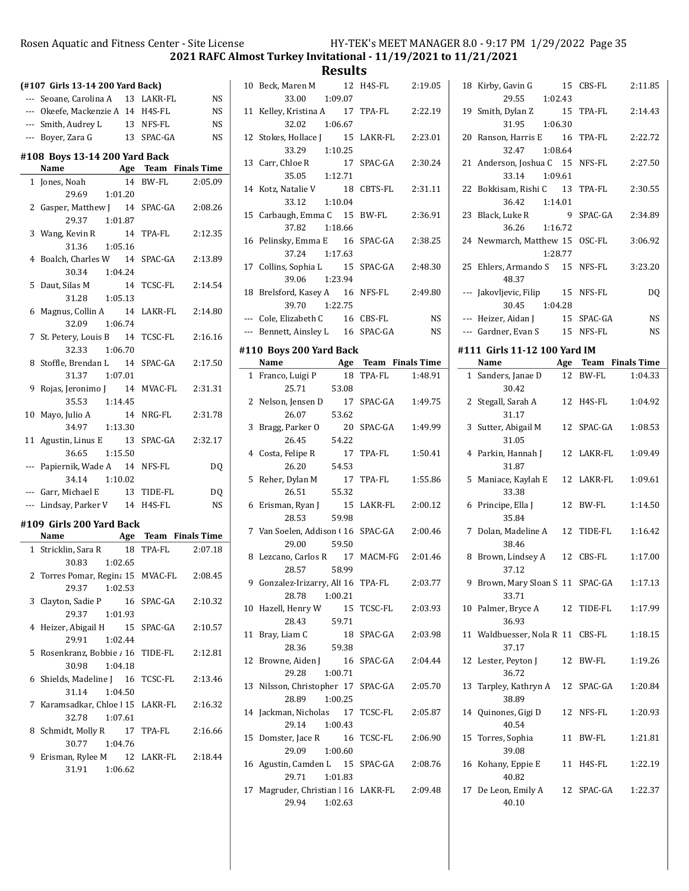## 2021 RAFC Almost Turkey Invitational - 11/19/2021 to 11/21/2021

## Results

**(#107 Girls 13-14 200 Yard Back)**

| | Name | Age | Team | Finals Time |
|---|---|---|---|---|
| --- | Seoane, Carolina A | 13 | LAKR-FL | NS |
| --- | Okeefe, Mackenzie A | 14 | H4S-FL | NS |
| --- | Smith, Audrey L | 13 | NFS-FL | NS |
| --- | Boyer, Zara G | 13 | SPAC-GA | NS |

### #108 Boys 13-14 200 Yard Back

| | Name | Age | Team | Finals Time |
|---|---|---|---|---|
| 1 | Jones, Noah | 14 | BW-FL | 2:05.09 |
| | 29.69 1:01.20 | | | |
| 2 | Gasper, Matthew J | 14 | SPAC-GA | 2:08.26 |
| | 29.37 1:01.87 | | | |
| 3 | Wang, Kevin R | 14 | TPA-FL | 2:12.35 |
| | 31.36 1:05.16 | | | |
| 4 | Boalch, Charles W | 14 | SPAC-GA | 2:13.89 |
| | 30.34 1:04.24 | | | |
| 5 | Daut, Silas M | 14 | TCSC-FL | 2:14.54 |
| | 31.28 1:05.13 | | | |
| 6 | Magnus, Collin A | 14 | LAKR-FL | 2:14.80 |
| | 32.09 1:06.74 | | | |
| 7 | St. Petery, Louis B | 14 | TCSC-FL | 2:16.16 |
| | 32.33 1:06.70 | | | |
| 8 | Stoffle, Brendan L | 14 | SPAC-GA | 2:17.50 |
| | 31.37 1:07.01 | | | |
| 9 | Rojas, Jeronimo J | 14 | MVAC-FL | 2:31.31 |
| | 35.53 1:14.45 | | | |
| 10 | Mayo, Julio A | 14 | NRG-FL | 2:31.78 |
| | 34.97 1:13.30 | | | |
| 11 | Agustin, Linus E | 13 | SPAC-GA | 2:32.17 |
| | 36.65 1:15.50 | | | |
| --- | Papiernik, Wade A | 14 | NFS-FL | DQ |
| | 34.14 1:10.02 | | | |
| --- | Garr, Michael E | 13 | TIDE-FL | DQ |
| --- | Lindsay, Parker V | 14 | H4S-FL | NS |

### #109 Girls 200 Yard Back

| | Name | Age | Team | Finals Time |
|---|---|---|---|---|
| 1 | Stricklin, Sara R | 18 | TPA-FL | 2:07.18 |
| | 30.83 1:02.65 | | | |
| 2 | Torres Pomar, Regina | 15 | MVAC-FL | 2:08.45 |
| | 29.37 1:02.53 | | | |
| 3 | Clayton, Sadie P | 16 | SPAC-GA | 2:10.32 |
| | 29.37 1:01.93 | | | |
| 4 | Heizer, Abigail H | 15 | SPAC-GA | 2:10.57 |
| | 29.91 1:02.44 | | | |
| 5 | Rosenkranz, Bobbie A | 16 | TIDE-FL | 2:12.81 |
| | 30.98 1:04.18 | | | |
| 6 | Shields, Madeline J | 16 | TCSC-FL | 2:13.46 |
| | 31.14 1:04.50 | | | |
| 7 | Karamsadkar, Chloe I | 15 | LAKR-FL | 2:16.32 |
| | 32.78 1:07.61 | | | |
| 8 | Schmidt, Molly R | 17 | TPA-FL | 2:16.66 |
| | 30.77 1:04.76 | | | |
| 9 | Erisman, Rylee M | 12 | LAKR-FL | 2:18.44 |
| | 31.91 1:06.62 | | | |
| 10 | Beck, Maren M | 12 | H4S-FL | 2:19.05 |
| | 33.00 1:09.07 | | | |
| 11 | Kelley, Kristina A | 17 | TPA-FL | 2:22.19 |
| | 32.02 1:06.67 | | | |
| 12 | Stokes, Hollace J | 15 | LAKR-FL | 2:23.01 |
| | 33.29 1:10.25 | | | |
| 13 | Carr, Chloe R | 17 | SPAC-GA | 2:30.24 |
| | 35.05 1:12.71 | | | |
| 14 | Kotz, Natalie V | 18 | CBTS-FL | 2:31.11 |
| | 33.12 1:10.04 | | | |
| 15 | Carbaugh, Emma C | 15 | BW-FL | 2:36.91 |
| | 37.82 1:18.66 | | | |
| 16 | Pelinsky, Emma E | 16 | SPAC-GA | 2:38.25 |
| | 37.24 1:17.63 | | | |
| 17 | Collins, Sophia L | 15 | SPAC-GA | 2:48.30 |
| | 39.06 1:23.94 | | | |
| 18 | Brelsford, Kasey A | 16 | NFS-FL | 2:49.80 |
| | 39.70 1:22.75 | | | |
| --- | Cole, Elizabeth C | 16 | CBS-FL | NS |
| --- | Bennett, Ainsley L | 16 | SPAC-GA | NS |

### #110 Boys 200 Yard Back

| | Name | Age | Team | Finals Time |
|---|---|---|---|---|
| 1 | Franco, Luigi P | 18 | TPA-FL | 1:48.91 |
| | 25.71 53.08 | | | |
| 2 | Nelson, Jensen D | 17 | SPAC-GA | 1:49.75 |
| | 26.07 53.62 | | | |
| 3 | Bragg, Parker O | 20 | SPAC-GA | 1:49.99 |
| | 26.45 54.22 | | | |
| 4 | Costa, Felipe R | 17 | TPA-FL | 1:50.41 |
| | 26.20 54.53 | | | |
| 5 | Reher, Dylan M | 17 | TPA-FL | 1:55.86 |
| | 26.51 55.32 | | | |
| 6 | Erisman, Ryan J | 15 | LAKR-FL | 2:00.12 |
| | 28.53 59.98 | | | |
| 7 | Van Soelen, Addison ( | 16 | SPAC-GA | 2:00.46 |
| | 29.00 59.50 | | | |
| 8 | Lezcano, Carlos R | 17 | MACM-FG | 2:01.46 |
| | 28.57 58.99 | | | |
| 9 | Gonzalez-Irizarry, All | 16 | TPA-FL | 2:03.77 |
| | 28.78 1:00.21 | | | |
| 10 | Hazell, Henry W | 15 | TCSC-FL | 2:03.93 |
| | 28.43 59.71 | | | |
| 11 | Bray, Liam C | 18 | SPAC-GA | 2:03.98 |
| | 28.36 59.38 | | | |
| 12 | Browne, Aiden J | 16 | SPAC-GA | 2:04.44 |
| | 29.28 1:00.71 | | | |
| 13 | Nilsson, Christopher | 17 | SPAC-GA | 2:05.70 |
| | 28.89 1:00.25 | | | |
| 14 | Jackman, Nicholas | 17 | TCSC-FL | 2:05.87 |
| | 29.14 1:00.43 | | | |
| 15 | Domster, Jace R | 16 | TCSC-FL | 2:06.90 |
| | 29.09 1:00.60 | | | |
| 16 | Agustin, Camden L | 15 | SPAC-GA | 2:08.76 |
| | 29.71 1:01.83 | | | |
| 17 | Magruder, Christian I | 16 | LAKR-FL | 2:09.48 |
| | 29.94 1:02.63 | | | |
| 18 | Kirby, Gavin G | 15 | CBS-FL | 2:11.85 |
| | 29.55 1:02.43 | | | |
| 19 | Smith, Dylan Z | 15 | TPA-FL | 2:14.43 |
| | 31.95 1:06.30 | | | |
| 20 | Ranson, Harris E | 16 | TPA-FL | 2:22.72 |
| | 32.47 1:08.64 | | | |
| 21 | Anderson, Joshua C | 15 | NFS-FL | 2:27.50 |
| | 33.14 1:09.61 | | | |
| 22 | Bokkisam, Rishi C | 13 | TPA-FL | 2:30.55 |
| | 36.42 1:14.01 | | | |
| 23 | Black, Luke R | 9 | SPAC-GA | 2:34.89 |
| | 36.26 1:16.72 | | | |
| 24 | Newmarch, Matthew | 15 | OSC-FL | 3:06.92 |
| | 1:28.77 | | | |
| 25 | Ehlers, Armando S | 15 | NFS-FL | 3:23.20 |
| | 48.37 | | | |
| --- | Jakovljevic, Filip | 15 | NFS-FL | DQ |
| | 30.45 1:04.28 | | | |
| --- | Heizer, Aidan J | 15 | SPAC-GA | NS |
| --- | Gardner, Evan S | 15 | NFS-FL | NS |

### #111 Girls 11-12 100 Yard IM

| | Name | Age | Team | Finals Time |
|---|---|---|---|---|
| 1 | Sanders, Janae D | 12 | BW-FL | 1:04.33 |
| | 30.42 | | | |
| 2 | Stegall, Sarah A | 12 | H4S-FL | 1:04.92 |
| | 31.17 | | | |
| 3 | Sutter, Abigail M | 12 | SPAC-GA | 1:08.53 |
| | 31.05 | | | |
| 4 | Parkin, Hannah J | 12 | LAKR-FL | 1:09.49 |
| | 31.87 | | | |
| 5 | Maniace, Kaylah E | 12 | LAKR-FL | 1:09.61 |
| | 33.38 | | | |
| 6 | Principe, Ella J | 12 | BW-FL | 1:14.50 |
| | 35.84 | | | |
| 7 | Dolan, Madeline A | 12 | TIDE-FL | 1:16.42 |
| | 38.46 | | | |
| 8 | Brown, Lindsey A | 12 | CBS-FL | 1:17.00 |
| | 37.12 | | | |
| 9 | Brown, Mary Sloan S | 11 | SPAC-GA | 1:17.13 |
| | 33.71 | | | |
| 10 | Palmer, Bryce A | 12 | TIDE-FL | 1:17.99 |
| | 36.93 | | | |
| 11 | Waldbuesser, Nola R | 11 | CBS-FL | 1:18.15 |
| | 37.17 | | | |
| 12 | Lester, Peyton J | 12 | BW-FL | 1:19.26 |
| | 36.72 | | | |
| 13 | Tarpley, Kathryn A | 12 | SPAC-GA | 1:20.84 |
| | 38.89 | | | |
| 14 | Quinones, Gigi D | 12 | NFS-FL | 1:20.93 |
| | 40.54 | | | |
| 15 | Torres, Sophia | 11 | BW-FL | 1:21.81 |
| | 39.08 | | | |
| 16 | Kohany, Eppie E | 11 | H4S-FL | 1:22.19 |
| | 40.82 | | | |
| 17 | De Leon, Emily A | 12 | SPAC-GA | 1:22.37 |
| | 40.10 | | | |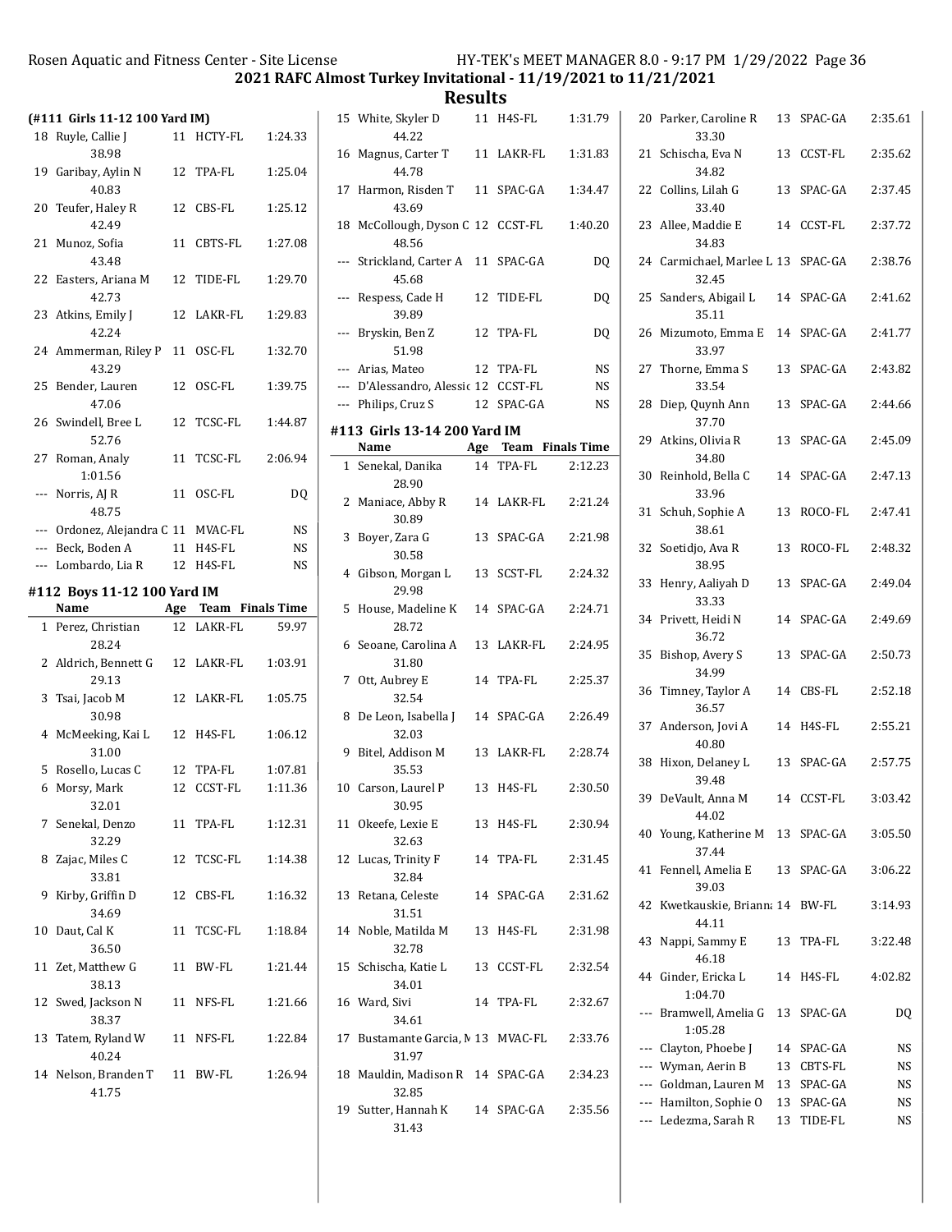## 2021 RAFC Almost Turkey Invitational - 11/19/2021 to 11/21/2021

## Results

### (#111 Girls 11-12 100 Yard IM)

| | Name | Age | Team | Finals Time |
|---|---|---|---|---|
| 18 | Ruyle, Callie J | 11 | HCTY-FL | 1:24.33 |
| | 38.98 | | | |
| 19 | Garibay, Aylin N | 12 | TPA-FL | 1:25.04 |
| | 40.83 | | | |
| 20 | Teufer, Haley R | 12 | CBS-FL | 1:25.12 |
| | 42.49 | | | |
| 21 | Munoz, Sofia | 11 | CBTS-FL | 1:27.08 |
| | 43.48 | | | |
| 22 | Easters, Ariana M | 12 | TIDE-FL | 1:29.70 |
| | 42.73 | | | |
| 23 | Atkins, Emily J | 12 | LAKR-FL | 1:29.83 |
| | 42.24 | | | |
| 24 | Ammerman, Riley P | 11 | OSC-FL | 1:32.70 |
| | 43.29 | | | |
| 25 | Bender, Lauren | 12 | OSC-FL | 1:39.75 |
| | 47.06 | | | |
| 26 | Swindell, Bree L | 12 | TCSC-FL | 1:44.87 |
| | 52.76 | | | |
| 27 | Roman, Analy | 11 | TCSC-FL | 2:06.94 |
| | 1:01.56 | | | |
| --- | Norris, AJ R | 11 | OSC-FL | DQ |
| | 48.75 | | | |
| --- | Ordonez, Alejandra C | 11 | MVAC-FL | NS |
| --- | Beck, Boden A | 11 | H4S-FL | NS |
| --- | Lombardo, Lia R | 12 | H4S-FL | NS |

### #112 Boys 11-12 100 Yard IM

| | Name | Age | Team | Finals Time |
|---|---|---|---|---|
| 1 | Perez, Christian | 12 | LAKR-FL | 59.97 |
| | 28.24 | | | |
| 2 | Aldrich, Bennett G | 12 | LAKR-FL | 1:03.91 |
| | 29.13 | | | |
| 3 | Tsai, Jacob M | 12 | LAKR-FL | 1:05.75 |
| | 30.98 | | | |
| 4 | McMeeking, Kai L | 12 | H4S-FL | 1:06.12 |
| | 31.00 | | | |
| 5 | Rosello, Lucas C | 12 | TPA-FL | 1:07.81 |
| 6 | Morsy, Mark | 12 | CCST-FL | 1:11.36 |
| | 32.01 | | | |
| 7 | Senekal, Denzo | 11 | TPA-FL | 1:12.31 |
| | 32.29 | | | |
| 8 | Zajac, Miles C | 12 | TCSC-FL | 1:14.38 |
| | 33.81 | | | |
| 9 | Kirby, Griffin D | 12 | CBS-FL | 1:16.32 |
| | 34.69 | | | |
| 10 | Daut, Cal K | 11 | TCSC-FL | 1:18.84 |
| | 36.50 | | | |
| 11 | Zet, Matthew G | 11 | BW-FL | 1:21.44 |
| | 38.13 | | | |
| 12 | Swed, Jackson N | 11 | NFS-FL | 1:21.66 |
| | 38.37 | | | |
| 13 | Tatem, Ryland W | 11 | NFS-FL | 1:22.84 |
| | 40.24 | | | |
| 14 | Nelson, Branden T | 11 | BW-FL | 1:26.94 |
| | 41.75 | | | |
| 15 | White, Skyler D | 11 | H4S-FL | 1:31.79 |
| | 44.22 | | | |
| 16 | Magnus, Carter T | 11 | LAKR-FL | 1:31.83 |
| | 44.78 | | | |
| 17 | Harmon, Risden T | 11 | SPAC-GA | 1:34.47 |
| | 43.69 | | | |
| 18 | McCollough, Dyson C | 12 | CCST-FL | 1:40.20 |
| | 48.56 | | | |
| --- | Strickland, Carter A | 11 | SPAC-GA | DQ |
| | 45.68 | | | |
| --- | Respess, Cade H | 12 | TIDE-FL | DQ |
| | 39.89 | | | |
| --- | Bryskin, Ben Z | 12 | TPA-FL | DQ |
| | 51.98 | | | |
| --- | Arias, Mateo | 12 | TPA-FL | NS |
| --- | D'Alessandro, Alessio | 12 | CCST-FL | NS |
| --- | Philips, Cruz S | 12 | SPAC-GA | NS |

### #113 Girls 13-14 200 Yard IM

| | Name | Age | Team | Finals Time |
|---|---|---|---|---|
| 1 | Senekal, Danika | 14 | TPA-FL | 2:12.23 |
| | 28.90 | | | |
| 2 | Maniace, Abby R | 14 | LAKR-FL | 2:21.24 |
| | 30.89 | | | |
| 3 | Boyer, Zara G | 13 | SPAC-GA | 2:21.98 |
| | 30.58 | | | |
| 4 | Gibson, Morgan L | 13 | SCST-FL | 2:24.32 |
| | 29.98 | | | |
| 5 | House, Madeline K | 14 | SPAC-GA | 2:24.71 |
| | 28.72 | | | |
| 6 | Seoane, Carolina A | 13 | LAKR-FL | 2:24.95 |
| | 31.80 | | | |
| 7 | Ott, Aubrey E | 14 | TPA-FL | 2:25.37 |
| | 32.54 | | | |
| 8 | De Leon, Isabella J | 14 | SPAC-GA | 2:26.49 |
| | 32.03 | | | |
| 9 | Bitel, Addison M | 13 | LAKR-FL | 2:28.74 |
| | 35.53 | | | |
| 10 | Carson, Laurel P | 13 | H4S-FL | 2:30.50 |
| | 30.95 | | | |
| 11 | Okeefe, Lexie E | 13 | H4S-FL | 2:30.94 |
| | 32.63 | | | |
| 12 | Lucas, Trinity F | 14 | TPA-FL | 2:31.45 |
| | 32.84 | | | |
| 13 | Retana, Celeste | 14 | SPAC-GA | 2:31.62 |
| | 31.51 | | | |
| 14 | Noble, Matilda M | 13 | H4S-FL | 2:31.98 |
| | 32.78 | | | |
| 15 | Schischa, Katie L | 13 | CCST-FL | 2:32.54 |
| | 34.01 | | | |
| 16 | Ward, Sivi | 14 | TPA-FL | 2:32.67 |
| | 34.61 | | | |
| 17 | Bustamante Garcia, M | 13 | MVAC-FL | 2:33.76 |
| | 31.97 | | | |
| 18 | Mauldin, Madison R | 14 | SPAC-GA | 2:34.23 |
| | 32.85 | | | |
| 19 | Sutter, Hannah K | 14 | SPAC-GA | 2:35.56 |
| | 31.43 | | | |
| 20 | Parker, Caroline R | 13 | SPAC-GA | 2:35.61 |
| | 33.30 | | | |
| 21 | Schischa, Eva N | 13 | CCST-FL | 2:35.62 |
| | 34.82 | | | |
| 22 | Collins, Lilah G | 13 | SPAC-GA | 2:37.45 |
| | 33.40 | | | |
| 23 | Allee, Maddie E | 14 | CCST-FL | 2:37.72 |
| | 34.83 | | | |
| 24 | Carmichael, Marlee L | 13 | SPAC-GA | 2:38.76 |
| | 32.45 | | | |
| 25 | Sanders, Abigail L | 14 | SPAC-GA | 2:41.62 |
| | 35.11 | | | |
| 26 | Mizumoto, Emma E | 14 | SPAC-GA | 2:41.77 |
| | 33.97 | | | |
| 27 | Thorne, Emma S | 13 | SPAC-GA | 2:43.82 |
| | 33.54 | | | |
| 28 | Diep, Quynh Ann | 13 | SPAC-GA | 2:44.66 |
| | 37.70 | | | |
| 29 | Atkins, Olivia R | 13 | SPAC-GA | 2:45.09 |
| | 34.80 | | | |
| 30 | Reinhold, Bella C | 14 | SPAC-GA | 2:47.13 |
| | 33.96 | | | |
| 31 | Schuh, Sophie A | 13 | ROCO-FL | 2:47.41 |
| | 38.61 | | | |
| 32 | Soetidjo, Ava R | 13 | ROCO-FL | 2:48.32 |
| | 38.95 | | | |
| 33 | Henry, Aaliyah D | 13 | SPAC-GA | 2:49.04 |
| | 33.33 | | | |
| 34 | Privett, Heidi N | 14 | SPAC-GA | 2:49.69 |
| | 36.72 | | | |
| 35 | Bishop, Avery S | 13 | SPAC-GA | 2:50.73 |
| | 34.99 | | | |
| 36 | Timney, Taylor A | 14 | CBS-FL | 2:52.18 |
| | 36.57 | | | |
| 37 | Anderson, Jovi A | 14 | H4S-FL | 2:55.21 |
| | 40.80 | | | |
| 38 | Hixon, Delaney L | 13 | SPAC-GA | 2:57.75 |
| | 39.48 | | | |
| 39 | DeVault, Anna M | 14 | CCST-FL | 3:03.42 |
| | 44.02 | | | |
| 40 | Young, Katherine M | 13 | SPAC-GA | 3:05.50 |
| | 37.44 | | | |
| 41 | Fennell, Amelia E | 13 | SPAC-GA | 3:06.22 |
| | 39.03 | | | |
| 42 | Kwetkauskie, Brianna | 14 | BW-FL | 3:14.93 |
| | 44.11 | | | |
| 43 | Nappi, Sammy E | 13 | TPA-FL | 3:22.48 |
| | 46.18 | | | |
| 44 | Ginder, Ericka L | 14 | H4S-FL | 4:02.82 |
| | 1:04.70 | | | |
| --- | Bramwell, Amelia G | 13 | SPAC-GA | DQ |
| | 1:05.28 | | | |
| --- | Clayton, Phoebe J | 14 | SPAC-GA | NS |
| --- | Wyman, Aerin B | 13 | CBTS-FL | NS |
| --- | Goldman, Lauren M | 13 | SPAC-GA | NS |
| --- | Hamilton, Sophie O | 13 | SPAC-GA | NS |
| --- | Ledezma, Sarah R | 13 | TIDE-FL | NS |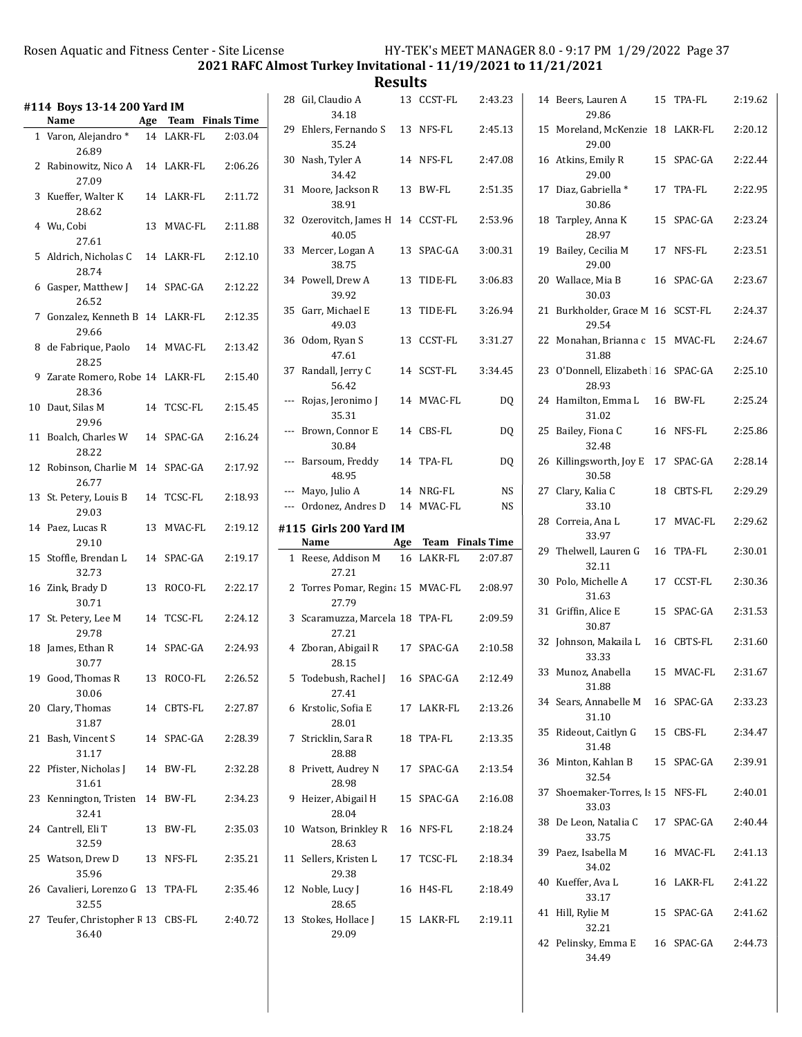Rosen Aquatic and Fitness Center - Site License HY-TEK's MEET MANAGER 8.0 - 9:17 PM 1/29/2022

## 2021 RAFC Almost Turkey Invitational - 11/19/2021 to 11/21/2021

## Results

### #114 Boys 13-14 200 Yard IM

| | Name | Age | Team | Finals Time |
|---|---|---|---|---|
| 1 | Varon, Alejandro * | 14 | LAKR-FL | 2:03.04 |
| | 26.89 | | | |
| 2 | Rabinowitz, Nico A | 14 | LAKR-FL | 2:06.26 |
| | 27.09 | | | |
| 3 | Kueffer, Walter K | 14 | LAKR-FL | 2:11.72 |
| | 28.62 | | | |
| 4 | Wu, Cobi | 13 | MVAC-FL | 2:11.88 |
| | 27.61 | | | |
| 5 | Aldrich, Nicholas C | 14 | LAKR-FL | 2:12.10 |
| | 28.74 | | | |
| 6 | Gasper, Matthew J | 14 | SPAC-GA | 2:12.22 |
| | 26.52 | | | |
| 7 | Gonzalez, Kenneth B | 14 | LAKR-FL | 2:12.35 |
| | 29.66 | | | |
| 8 | de Fabrique, Paolo | 14 | MVAC-FL | 2:13.42 |
| | 28.25 | | | |
| 9 | Zarate Romero, Robe | 14 | LAKR-FL | 2:15.40 |
| | 28.36 | | | |
| 10 | Daut, Silas M | 14 | TCSC-FL | 2:15.45 |
| | 29.96 | | | |
| 11 | Boalch, Charles W | 14 | SPAC-GA | 2:16.24 |
| | 28.22 | | | |
| 12 | Robinson, Charlie M | 14 | SPAC-GA | 2:17.92 |
| | 26.77 | | | |
| 13 | St. Petery, Louis B | 14 | TCSC-FL | 2:18.93 |
| | 29.03 | | | |
| 14 | Paez, Lucas R | 13 | MVAC-FL | 2:19.12 |
| | 29.10 | | | |
| 15 | Stoffle, Brendan L | 14 | SPAC-GA | 2:19.17 |
| | 32.73 | | | |
| 16 | Zink, Brady D | 13 | ROCO-FL | 2:22.17 |
| | 30.71 | | | |
| 17 | St. Petery, Lee M | 14 | TCSC-FL | 2:24.12 |
| | 29.78 | | | |
| 18 | James, Ethan R | 14 | SPAC-GA | 2:24.93 |
| | 30.77 | | | |
| 19 | Good, Thomas R | 13 | ROCO-FL | 2:26.52 |
| | 30.06 | | | |
| 20 | Clary, Thomas | 14 | CBTS-FL | 2:27.87 |
| | 31.87 | | | |
| 21 | Bash, Vincent S | 14 | SPAC-GA | 2:28.39 |
| | 31.17 | | | |
| 22 | Pfister, Nicholas J | 14 | BW-FL | 2:32.28 |
| | 31.61 | | | |
| 23 | Kennington, Tristen | 14 | BW-FL | 2:34.23 |
| | 32.41 | | | |
| 24 | Cantrell, Eli T | 13 | BW-FL | 2:35.03 |
| | 32.59 | | | |
| 25 | Watson, Drew D | 13 | NFS-FL | 2:35.21 |
| | 35.96 | | | |
| 26 | Cavalieri, Lorenzo G | 13 | TPA-FL | 2:35.46 |
| | 32.55 | | | |
| 27 | Teufer, Christopher R | 13 | CBS-FL | 2:40.72 |
| | 36.40 | | | |
| 28 | Gil, Claudio A | 13 | CCST-FL | 2:43.23 |
| | 34.18 | | | |
| 29 | Ehlers, Fernando S | 13 | NFS-FL | 2:45.13 |
| | 35.24 | | | |
| 30 | Nash, Tyler A | 14 | NFS-FL | 2:47.08 |
| | 34.42 | | | |
| 31 | Moore, Jackson R | 13 | BW-FL | 2:51.35 |
| | 38.91 | | | |
| 32 | Ozerovitch, James H | 14 | CCST-FL | 2:53.96 |
| | 40.05 | | | |
| 33 | Mercer, Logan A | 13 | SPAC-GA | 3:00.31 |
| | 38.75 | | | |
| 34 | Powell, Drew A | 13 | TIDE-FL | 3:06.83 |
| | 39.92 | | | |
| 35 | Garr, Michael E | 13 | TIDE-FL | 3:26.94 |
| | 49.03 | | | |
| 36 | Odom, Ryan S | 13 | CCST-FL | 3:31.27 |
| | 47.61 | | | |
| 37 | Randall, Jerry C | 14 | SCST-FL | 3:34.45 |
| | 56.42 | | | |
| --- | Rojas, Jeronimo J | 14 | MVAC-FL | DQ |
| | 35.31 | | | |
| --- | Brown, Connor E | 14 | CBS-FL | DQ |
| | 30.84 | | | |
| --- | Barsoum, Freddy | 14 | TPA-FL | DQ |
| | 48.95 | | | |
| --- | Mayo, Julio A | 14 | NRG-FL | NS |
| --- | Ordonez, Andres D | 14 | MVAC-FL | NS |

### #115 Girls 200 Yard IM

| | Name | Age | Team | Finals Time |
|---|---|---|---|---|
| 1 | Reese, Addison M | 16 | LAKR-FL | 2:07.87 |
| | 27.21 | | | |
| 2 | Torres Pomar, Regina | 15 | MVAC-FL | 2:08.97 |
| | 27.79 | | | |
| 3 | Scaramuzza, Marcela | 18 | TPA-FL | 2:09.59 |
| | 27.21 | | | |
| 4 | Zboran, Abigail R | 17 | SPAC-GA | 2:10.58 |
| | 28.15 | | | |
| 5 | Todebush, Rachel J | 16 | SPAC-GA | 2:12.49 |
| | 27.41 | | | |
| 6 | Krstolic, Sofia E | 17 | LAKR-FL | 2:13.26 |
| | 28.01 | | | |
| 7 | Stricklin, Sara R | 18 | TPA-FL | 2:13.35 |
| | 28.88 | | | |
| 8 | Privett, Audrey N | 17 | SPAC-GA | 2:13.54 |
| | 28.98 | | | |
| 9 | Heizer, Abigail H | 15 | SPAC-GA | 2:16.08 |
| | 28.04 | | | |
| 10 | Watson, Brinkley R | 16 | NFS-FL | 2:18.24 |
| | 28.63 | | | |
| 11 | Sellers, Kristen L | 17 | TCSC-FL | 2:18.34 |
| | 29.38 | | | |
| 12 | Noble, Lucy J | 16 | H4S-FL | 2:18.49 |
| | 28.65 | | | |
| 13 | Stokes, Hollace J | 15 | LAKR-FL | 2:19.11 |
| | 29.09 | | | |
| 14 | Beers, Lauren A | 15 | TPA-FL | 2:19.62 |
| | 29.86 | | | |
| 15 | Moreland, McKenzie | 18 | LAKR-FL | 2:20.12 |
| | 29.00 | | | |
| 16 | Atkins, Emily R | 15 | SPAC-GA | 2:22.44 |
| | 29.00 | | | |
| 17 | Diaz, Gabriella * | 17 | TPA-FL | 2:22.95 |
| | 30.86 | | | |
| 18 | Tarpley, Anna K | 15 | SPAC-GA | 2:23.24 |
| | 28.97 | | | |
| 19 | Bailey, Cecilia M | 17 | NFS-FL | 2:23.51 |
| | 29.00 | | | |
| 20 | Wallace, Mia B | 16 | SPAC-GA | 2:23.67 |
| | 30.03 | | | |
| 21 | Burkholder, Grace M | 16 | SCST-FL | 2:24.37 |
| | 29.54 | | | |
| 22 | Monahan, Brianna c | 15 | MVAC-FL | 2:24.67 |
| | 31.88 | | | |
| 23 | O'Donnell, Elizabeth | 16 | SPAC-GA | 2:25.10 |
| | 28.93 | | | |
| 24 | Hamilton, Emma L | 16 | BW-FL | 2:25.24 |
| | 31.02 | | | |
| 25 | Bailey, Fiona C | 16 | NFS-FL | 2:25.86 |
| | 32.48 | | | |
| 26 | Killingsworth, Joy E | 17 | SPAC-GA | 2:28.14 |
| | 30.58 | | | |
| 27 | Clary, Kalia C | 18 | CBTS-FL | 2:29.29 |
| | 33.10 | | | |
| 28 | Correia, Ana L | 17 | MVAC-FL | 2:29.62 |
| | 33.97 | | | |
| 29 | Thelwell, Lauren G | 16 | TPA-FL | 2:30.01 |
| | 32.11 | | | |
| 30 | Polo, Michelle A | 17 | CCST-FL | 2:30.36 |
| | 31.63 | | | |
| 31 | Griffin, Alice E | 15 | SPAC-GA | 2:31.53 |
| | 30.87 | | | |
| 32 | Johnson, Makaila L | 16 | CBTS-FL | 2:31.60 |
| | 33.33 | | | |
| 33 | Munoz, Anabella | 15 | MVAC-FL | 2:31.67 |
| | 31.88 | | | |
| 34 | Sears, Annabelle M | 16 | SPAC-GA | 2:33.23 |
| | 31.10 | | | |
| 35 | Rideout, Caitlyn G | 15 | CBS-FL | 2:34.47 |
| | 31.48 | | | |
| 36 | Minton, Kahlan B | 15 | SPAC-GA | 2:39.91 |
| | 32.54 | | | |
| 37 | Shoemaker-Torres, Is | 15 | NFS-FL | 2:40.01 |
| | 33.03 | | | |
| 38 | De Leon, Natalia C | 17 | SPAC-GA | 2:40.44 |
| | 33.75 | | | |
| 39 | Paez, Isabella M | 16 | MVAC-FL | 2:41.13 |
| | 34.02 | | | |
| 40 | Kueffer, Ava L | 16 | LAKR-FL | 2:41.22 |
| | 33.17 | | | |
| 41 | Hill, Rylie M | 15 | SPAC-GA | 2:41.62 |
| | 32.21 | | | |
| 42 | Pelinsky, Emma E | 16 | SPAC-GA | 2:44.73 |
| | 34.49 | | | |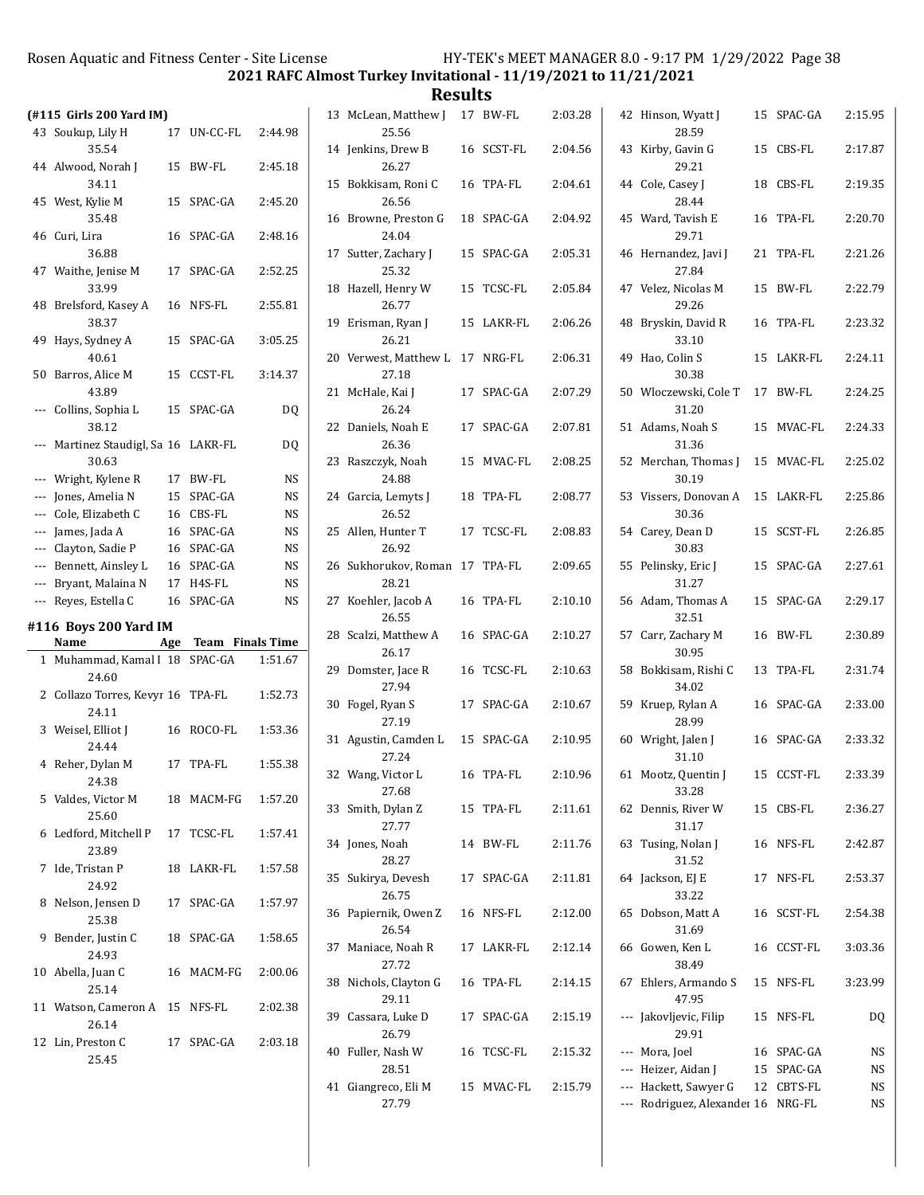## 2021 RAFC Almost Turkey Invitational - 11/19/2021 to 11/21/2021

## Results

### (#115 Girls 200 Yard IM)

| Place | Name | Age | Team | Finals Time |
|---|---|---|---|---|
| 43 | Soukup, Lily H | 17 | UN-CC-FL | 2:44.98 |
| | 35.54 | | | |
| 44 | Alwood, Norah J | 15 | BW-FL | 2:45.18 |
| | 34.11 | | | |
| 45 | West, Kylie M | 15 | SPAC-GA | 2:45.20 |
| | 35.48 | | | |
| 46 | Curi, Lira | 16 | SPAC-GA | 2:48.16 |
| | 36.88 | | | |
| 47 | Waithe, Jenise M | 17 | SPAC-GA | 2:52.25 |
| | 33.99 | | | |
| 48 | Brelsford, Kasey A | 16 | NFS-FL | 2:55.81 |
| | 38.37 | | | |
| 49 | Hays, Sydney A | 15 | SPAC-GA | 3:05.25 |
| | 40.61 | | | |
| 50 | Barros, Alice M | 15 | CCST-FL | 3:14.37 |
| | 43.89 | | | |
| --- | Collins, Sophia L | 15 | SPAC-GA | DQ |
| | 38.12 | | | |
| --- | Martinez Staudigl, Sa | 16 | LAKR-FL | DQ |
| | 30.63 | | | |
| --- | Wright, Kylene R | 17 | BW-FL | NS |
| --- | Jones, Amelia N | 15 | SPAC-GA | NS |
| --- | Cole, Elizabeth C | 16 | CBS-FL | NS |
| --- | James, Jada A | 16 | SPAC-GA | NS |
| --- | Clayton, Sadie P | 16 | SPAC-GA | NS |
| --- | Bennett, Ainsley L | 16 | SPAC-GA | NS |
| --- | Bryant, Malaina N | 17 | H4S-FL | NS |
| --- | Reyes, Estella C | 16 | SPAC-GA | NS |

### #116 Boys 200 Yard IM

| Place | Name | Age | Team | Finals Time |
|---|---|---|---|---|
| 1 | Muhammad, Kamal I | 18 | SPAC-GA | 1:51.67 |
| | 24.60 | | | |
| 2 | Collazo Torres, Kevyr | 16 | TPA-FL | 1:52.73 |
| | 24.11 | | | |
| 3 | Weisel, Elliot J | 16 | ROCO-FL | 1:53.36 |
| | 24.44 | | | |
| 4 | Reher, Dylan M | 17 | TPA-FL | 1:55.38 |
| | 24.38 | | | |
| 5 | Valdes, Victor M | 18 | MACM-FG | 1:57.20 |
| | 25.60 | | | |
| 6 | Ledford, Mitchell P | 17 | TCSC-FL | 1:57.41 |
| | 23.89 | | | |
| 7 | Ide, Tristan P | 18 | LAKR-FL | 1:57.58 |
| | 24.92 | | | |
| 8 | Nelson, Jensen D | 17 | SPAC-GA | 1:57.97 |
| | 25.38 | | | |
| 9 | Bender, Justin C | 18 | SPAC-GA | 1:58.65 |
| | 24.93 | | | |
| 10 | Abella, Juan C | 16 | MACM-FG | 2:00.06 |
| | 25.14 | | | |
| 11 | Watson, Cameron A | 15 | NFS-FL | 2:02.38 |
| | 26.14 | | | |
| 12 | Lin, Preston C | 17 | SPAC-GA | 2:03.18 |
| | 25.45 | | | |
| 13 | McLean, Matthew J | 17 | BW-FL | 2:03.28 |
| | 25.56 | | | |
| 14 | Jenkins, Drew B | 16 | SCST-FL | 2:04.56 |
| | 26.27 | | | |
| 15 | Bokkisam, Roni C | 16 | TPA-FL | 2:04.61 |
| | 26.56 | | | |
| 16 | Browne, Preston G | 18 | SPAC-GA | 2:04.92 |
| | 24.04 | | | |
| 17 | Sutter, Zachary J | 15 | SPAC-GA | 2:05.31 |
| | 25.32 | | | |
| 18 | Hazell, Henry W | 15 | TCSC-FL | 2:05.84 |
| | 26.77 | | | |
| 19 | Erisman, Ryan J | 15 | LAKR-FL | 2:06.26 |
| | 26.21 | | | |
| 20 | Verwest, Matthew L | 17 | NRG-FL | 2:06.31 |
| | 27.18 | | | |
| 21 | McHale, Kai J | 17 | SPAC-GA | 2:07.29 |
| | 26.24 | | | |
| 22 | Daniels, Noah E | 17 | SPAC-GA | 2:07.81 |
| | 26.36 | | | |
| 23 | Raszczyk, Noah | 15 | MVAC-FL | 2:08.25 |
| | 24.88 | | | |
| 24 | Garcia, Lemyts J | 18 | TPA-FL | 2:08.77 |
| | 26.52 | | | |
| 25 | Allen, Hunter T | 17 | TCSC-FL | 2:08.83 |
| | 26.92 | | | |
| 26 | Sukhorukov, Roman | 17 | TPA-FL | 2:09.65 |
| | 28.21 | | | |
| 27 | Koehler, Jacob A | 16 | TPA-FL | 2:10.10 |
| | 26.55 | | | |
| 28 | Scalzi, Matthew A | 16 | SPAC-GA | 2:10.27 |
| | 26.17 | | | |
| 29 | Domster, Jace R | 16 | TCSC-FL | 2:10.63 |
| | 27.94 | | | |
| 30 | Fogel, Ryan S | 17 | SPAC-GA | 2:10.67 |
| | 27.19 | | | |
| 31 | Agustin, Camden L | 15 | SPAC-GA | 2:10.95 |
| | 27.24 | | | |
| 32 | Wang, Victor L | 16 | TPA-FL | 2:10.96 |
| | 27.68 | | | |
| 33 | Smith, Dylan Z | 15 | TPA-FL | 2:11.61 |
| | 27.77 | | | |
| 34 | Jones, Noah | 14 | BW-FL | 2:11.76 |
| | 28.27 | | | |
| 35 | Sukirya, Devesh | 17 | SPAC-GA | 2:11.81 |
| | 26.75 | | | |
| 36 | Papiernik, Owen Z | 16 | NFS-FL | 2:12.00 |
| | 26.54 | | | |
| 37 | Maniace, Noah R | 17 | LAKR-FL | 2:12.14 |
| | 27.72 | | | |
| 38 | Nichols, Clayton G | 16 | TPA-FL | 2:14.15 |
| | 29.11 | | | |
| 39 | Cassara, Luke D | 17 | SPAC-GA | 2:15.19 |
| | 26.79 | | | |
| 40 | Fuller, Nash W | 16 | TCSC-FL | 2:15.32 |
| | 28.51 | | | |
| 41 | Giangreco, Eli M | 15 | MVAC-FL | 2:15.79 |
| | 27.79 | | | |
| 42 | Hinson, Wyatt J | 15 | SPAC-GA | 2:15.95 |
| | 28.59 | | | |
| 43 | Kirby, Gavin G | 15 | CBS-FL | 2:17.87 |
| | 29.21 | | | |
| 44 | Cole, Casey J | 18 | CBS-FL | 2:19.35 |
| | 28.44 | | | |
| 45 | Ward, Tavish E | 16 | TPA-FL | 2:20.70 |
| | 29.71 | | | |
| 46 | Hernandez, Javi J | 21 | TPA-FL | 2:21.26 |
| | 27.84 | | | |
| 47 | Velez, Nicolas M | 15 | BW-FL | 2:22.79 |
| | 29.26 | | | |
| 48 | Bryskin, David R | 16 | TPA-FL | 2:23.32 |
| | 33.10 | | | |
| 49 | Hao, Colin S | 15 | LAKR-FL | 2:24.11 |
| | 30.38 | | | |
| 50 | Wloczewski, Cole T | 17 | BW-FL | 2:24.25 |
| | 31.20 | | | |
| 51 | Adams, Noah S | 15 | MVAC-FL | 2:24.33 |
| | 31.36 | | | |
| 52 | Merchan, Thomas J | 15 | MVAC-FL | 2:25.02 |
| | 30.19 | | | |
| 53 | Vissers, Donovan A | 15 | LAKR-FL | 2:25.86 |
| | 30.36 | | | |
| 54 | Carey, Dean D | 15 | SCST-FL | 2:26.85 |
| | 30.83 | | | |
| 55 | Pelinsky, Eric J | 15 | SPAC-GA | 2:27.61 |
| | 31.27 | | | |
| 56 | Adam, Thomas A | 15 | SPAC-GA | 2:29.17 |
| | 32.51 | | | |
| 57 | Carr, Zachary M | 16 | BW-FL | 2:30.89 |
| | 30.95 | | | |
| 58 | Bokkisam, Rishi C | 13 | TPA-FL | 2:31.74 |
| | 34.02 | | | |
| 59 | Kruep, Rylan A | 16 | SPAC-GA | 2:33.00 |
| | 28.99 | | | |
| 60 | Wright, Jalen J | 16 | SPAC-GA | 2:33.32 |
| | 31.10 | | | |
| 61 | Mootz, Quentin J | 15 | CCST-FL | 2:33.39 |
| | 33.28 | | | |
| 62 | Dennis, River W | 15 | CBS-FL | 2:36.27 |
| | 31.17 | | | |
| 63 | Tusing, Nolan J | 16 | NFS-FL | 2:42.87 |
| | 31.52 | | | |
| 64 | Jackson, EJ E | 17 | NFS-FL | 2:53.37 |
| | 33.22 | | | |
| 65 | Dobson, Matt A | 16 | SCST-FL | 2:54.38 |
| | 31.69 | | | |
| 66 | Gowen, Ken L | 16 | CCST-FL | 3:03.36 |
| | 38.49 | | | |
| 67 | Ehlers, Armando S | 15 | NFS-FL | 3:23.99 |
| | 47.95 | | | |
| --- | Jakovljevic, Filip | 15 | NFS-FL | DQ |
| | 29.91 | | | |
| --- | Mora, Joel | 16 | SPAC-GA | NS |
| --- | Heizer, Aidan J | 15 | SPAC-GA | NS |
| --- | Hackett, Sawyer G | 12 | CBTS-FL | NS |
| --- | Rodriguez, Alexander | 16 | NRG-FL | NS |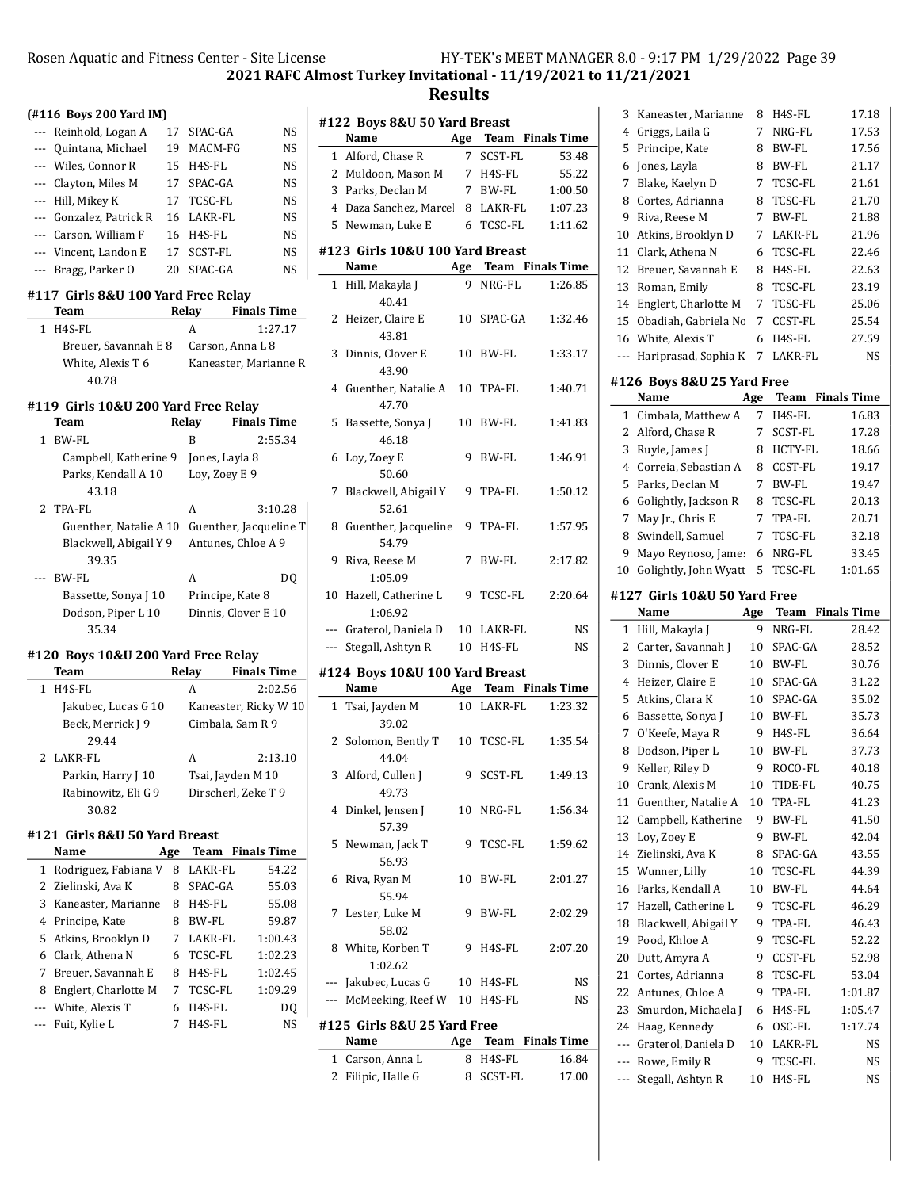## 2021 RAFC Almost Turkey Invitational - 11/19/2021 to 11/21/2021

## Results

### (#116 Boys 200 Yard IM)

| | Name | Age | Team | Finals Time |
|---|---|---|---|---|
| --- | Reinhold, Logan A | 17 | SPAC-GA | NS |
| --- | Quintana, Michael | 19 | MACM-FG | NS |
| --- | Wiles, Connor R | 15 | H4S-FL | NS |
| --- | Clayton, Miles M | 17 | SPAC-GA | NS |
| --- | Hill, Mikey K | 17 | TCSC-FL | NS |
| --- | Gonzalez, Patrick R | 16 | LAKR-FL | NS |
| --- | Carson, William F | 16 | H4S-FL | NS |
| --- | Vincent, Landon E | 17 | SCST-FL | NS |
| --- | Bragg, Parker O | 20 | SPAC-GA | NS |

### #117 Girls 8&U 100 Yard Free Relay

| | Team | Relay | Finals Time |
|---|---|---|---|
| 1 | H4S-FL | A | 1:27.17 |
| | Breuer, Savannah E 8 | Carson, Anna L 8 | |
| | White, Alexis T 6 | Kaneaster, Marianne R | |
| | 40.78 | | |

### #119 Girls 10&U 200 Yard Free Relay

| | Team | Relay | Finals Time |
|---|---|---|---|
| 1 | BW-FL | B | 2:55.34 |
| | Campbell, Katherine 9 | Jones, Layla 8 | |
| | Parks, Kendall A 10 | Loy, Zoey E 9 | |
| | 43.18 | | |
| 2 | TPA-FL | A | 3:10.28 |
| | Guenther, Natalie A 10 | Guenther, Jacqueline T | |
| | Blackwell, Abigail Y 9 | Antunes, Chloe A 9 | |
| | 39.35 | | |
| --- | BW-FL | A | DQ |
| | Bassette, Sonya J 10 | Principe, Kate 8 | |
| | Dodson, Piper L 10 | Dinnis, Clover E 10 | |
| | 35.34 | | |

### #120 Boys 10&U 200 Yard Free Relay

| | Team | Relay | Finals Time |
|---|---|---|---|
| 1 | H4S-FL | A | 2:02.56 |
| | Jakubec, Lucas G 10 | Kaneaster, Ricky W 10 | |
| | Beck, Merrick J 9 | Cimbala, Sam R 9 | |
| | 29.44 | | |
| 2 | LAKR-FL | A | 2:13.10 |
| | Parkin, Harry J 10 | Tsai, Jayden M 10 | |
| | Rabinowitz, Eli G 9 | Dirscherl, Zeke T 9 | |
| | 30.82 | | |

### #121 Girls 8&U 50 Yard Breast

| | Name | Age | Team | Finals Time |
|---|---|---|---|---|
| 1 | Rodriguez, Fabiana V | 8 | LAKR-FL | 54.22 |
| 2 | Zielinski, Ava K | 8 | SPAC-GA | 55.03 |
| 3 | Kaneaster, Marianne | 8 | H4S-FL | 55.08 |
| 4 | Principe, Kate | 8 | BW-FL | 59.87 |
| 5 | Atkins, Brooklyn D | 7 | LAKR-FL | 1:00.43 |
| 6 | Clark, Athena N | 6 | TCSC-FL | 1:02.23 |
| 7 | Breuer, Savannah E | 8 | H4S-FL | 1:02.45 |
| 8 | Englert, Charlotte M | 7 | TCSC-FL | 1:09.29 |
| --- | White, Alexis T | 6 | H4S-FL | DQ |
| --- | Fuit, Kylie L | 7 | H4S-FL | NS |

### #122 Boys 8&U 50 Yard Breast

| | Name | Age | Team | Finals Time |
|---|---|---|---|---|
| 1 | Alford, Chase R | 7 | SCST-FL | 53.48 |
| 2 | Muldoon, Mason M | 7 | H4S-FL | 55.22 |
| 3 | Parks, Declan M | 7 | BW-FL | 1:00.50 |
| 4 | Daza Sanchez, Marcel | 8 | LAKR-FL | 1:07.23 |
| 5 | Newman, Luke E | 6 | TCSC-FL | 1:11.62 |

### #123 Girls 10&U 100 Yard Breast

| | Name | Age | Team | Finals Time |
|---|---|---|---|---|
| 1 | Hill, Makayla J | 9 | NRG-FL | 1:26.85 |
| | 40.41 | | | |
| 2 | Heizer, Claire E | 10 | SPAC-GA | 1:32.46 |
| | 43.81 | | | |
| 3 | Dinnis, Clover E | 10 | BW-FL | 1:33.17 |
| | 43.90 | | | |
| 4 | Guenther, Natalie A | 10 | TPA-FL | 1:40.71 |
| | 47.70 | | | |
| 5 | Bassette, Sonya J | 10 | BW-FL | 1:41.83 |
| | 46.18 | | | |
| 6 | Loy, Zoey E | 9 | BW-FL | 1:46.91 |
| | 50.60 | | | |
| 7 | Blackwell, Abigail Y | 9 | TPA-FL | 1:50.12 |
| | 52.61 | | | |
| 8 | Guenther, Jacqueline | 9 | TPA-FL | 1:57.95 |
| | 54.79 | | | |
| 9 | Riva, Reese M | 7 | BW-FL | 2:17.82 |
| | 1:05.09 | | | |
| 10 | Hazell, Catherine L | 9 | TCSC-FL | 2:20.64 |
| | 1:06.92 | | | |
| --- | Graterol, Daniela D | 10 | LAKR-FL | NS |
| --- | Stegall, Ashtyn R | 10 | H4S-FL | NS |

### #124 Boys 10&U 100 Yard Breast

| | Name | Age | Team | Finals Time |
|---|---|---|---|---|
| 1 | Tsai, Jayden M | 10 | LAKR-FL | 1:23.32 |
| | 39.02 | | | |
| 2 | Solomon, Bently T | 10 | TCSC-FL | 1:35.54 |
| | 44.04 | | | |
| 3 | Alford, Cullen J | 9 | SCST-FL | 1:49.13 |
| | 49.73 | | | |
| 4 | Dinkel, Jensen J | 10 | NRG-FL | 1:56.34 |
| | 57.39 | | | |
| 5 | Newman, Jack T | 9 | TCSC-FL | 1:59.62 |
| | 56.93 | | | |
| 6 | Riva, Ryan M | 10 | BW-FL | 2:01.27 |
| | 55.94 | | | |
| 7 | Lester, Luke M | 9 | BW-FL | 2:02.29 |
| | 58.02 | | | |
| 8 | White, Korben T | 9 | H4S-FL | 2:07.20 |
| | 1:02.62 | | | |
| --- | Jakubec, Lucas G | 10 | H4S-FL | NS |
| --- | McMeeking, Reef W | 10 | H4S-FL | NS |

### #125 Girls 8&U 25 Yard Free

| | Name | Age | Team | Finals Time |
|---|---|---|---|---|
| 1 | Carson, Anna L | 8 | H4S-FL | 16.84 |
| 2 | Filipic, Halle G | 8 | SCST-FL | 17.00 |
| 3 | Kaneaster, Marianne | 8 | H4S-FL | 17.18 |
| 4 | Griggs, Laila G | 7 | NRG-FL | 17.53 |
| 5 | Principe, Kate | 8 | BW-FL | 17.56 |
| 6 | Jones, Layla | 8 | BW-FL | 21.17 |
| 7 | Blake, Kaelyn D | 7 | TCSC-FL | 21.61 |
| 8 | Cortes, Adrianna | 8 | TCSC-FL | 21.70 |
| 9 | Riva, Reese M | 7 | BW-FL | 21.88 |
| 10 | Atkins, Brooklyn D | 7 | LAKR-FL | 21.96 |
| 11 | Clark, Athena N | 6 | TCSC-FL | 22.46 |
| 12 | Breuer, Savannah E | 8 | H4S-FL | 22.63 |
| 13 | Roman, Emily | 8 | TCSC-FL | 23.19 |
| 14 | Englert, Charlotte M | 7 | TCSC-FL | 25.06 |
| 15 | Obadiah, Gabriela No | 7 | CCST-FL | 25.54 |
| 16 | White, Alexis T | 6 | H4S-FL | 27.59 |
| --- | Hariprasad, Sophia K | 7 | LAKR-FL | NS |

### #126 Boys 8&U 25 Yard Free

| | Name | Age | Team | Finals Time |
|---|---|---|---|---|
| 1 | Cimbala, Matthew A | 7 | H4S-FL | 16.83 |
| 2 | Alford, Chase R | 7 | SCST-FL | 17.28 |
| 3 | Ruyle, James J | 8 | HCTY-FL | 18.66 |
| 4 | Correia, Sebastian A | 8 | CCST-FL | 19.17 |
| 5 | Parks, Declan M | 7 | BW-FL | 19.47 |
| 6 | Golightly, Jackson R | 8 | TCSC-FL | 20.13 |
| 7 | May Jr., Chris E | 7 | TPA-FL | 20.71 |
| 8 | Swindell, Samuel | 7 | TCSC-FL | 32.18 |
| 9 | Mayo Reynoso, James | 6 | NRG-FL | 33.45 |
| 10 | Golightly, John Wyatt | 5 | TCSC-FL | 1:01.65 |

### #127 Girls 10&U 50 Yard Free

| | Name | Age | Team | Finals Time |
|---|---|---|---|---|
| 1 | Hill, Makayla J | 9 | NRG-FL | 28.42 |
| 2 | Carter, Savannah J | 10 | SPAC-GA | 28.52 |
| 3 | Dinnis, Clover E | 10 | BW-FL | 30.76 |
| 4 | Heizer, Claire E | 10 | SPAC-GA | 31.22 |
| 5 | Atkins, Clara K | 10 | SPAC-GA | 35.02 |
| 6 | Bassette, Sonya J | 10 | BW-FL | 35.73 |
| 7 | O'Keefe, Maya R | 9 | H4S-FL | 36.64 |
| 8 | Dodson, Piper L | 10 | BW-FL | 37.73 |
| 9 | Keller, Riley D | 9 | ROCO-FL | 40.18 |
| 10 | Crank, Alexis M | 10 | TIDE-FL | 40.75 |
| 11 | Guenther, Natalie A | 10 | TPA-FL | 41.23 |
| 12 | Campbell, Katherine | 9 | BW-FL | 41.50 |
| 13 | Loy, Zoey E | 9 | BW-FL | 42.04 |
| 14 | Zielinski, Ava K | 8 | SPAC-GA | 43.55 |
| 15 | Wunner, Lilly | 10 | TCSC-FL | 44.39 |
| 16 | Parks, Kendall A | 10 | BW-FL | 44.64 |
| 17 | Hazell, Catherine L | 9 | TCSC-FL | 46.29 |
| 18 | Blackwell, Abigail Y | 9 | TPA-FL | 46.43 |
| 19 | Pood, Khloe A | 9 | TCSC-FL | 52.22 |
| 20 | Dutt, Amyra A | 9 | CCST-FL | 52.98 |
| 21 | Cortes, Adrianna | 8 | TCSC-FL | 53.04 |
| 22 | Antunes, Chloe A | 9 | TPA-FL | 1:01.87 |
| 23 | Smurdon, Michaela J | 6 | H4S-FL | 1:05.47 |
| 24 | Haag, Kennedy | 6 | OSC-FL | 1:17.74 |
| --- | Graterol, Daniela D | 10 | LAKR-FL | NS |
| --- | Rowe, Emily R | 9 | TCSC-FL | NS |
| --- | Stegall, Ashtyn R | 10 | H4S-FL | NS |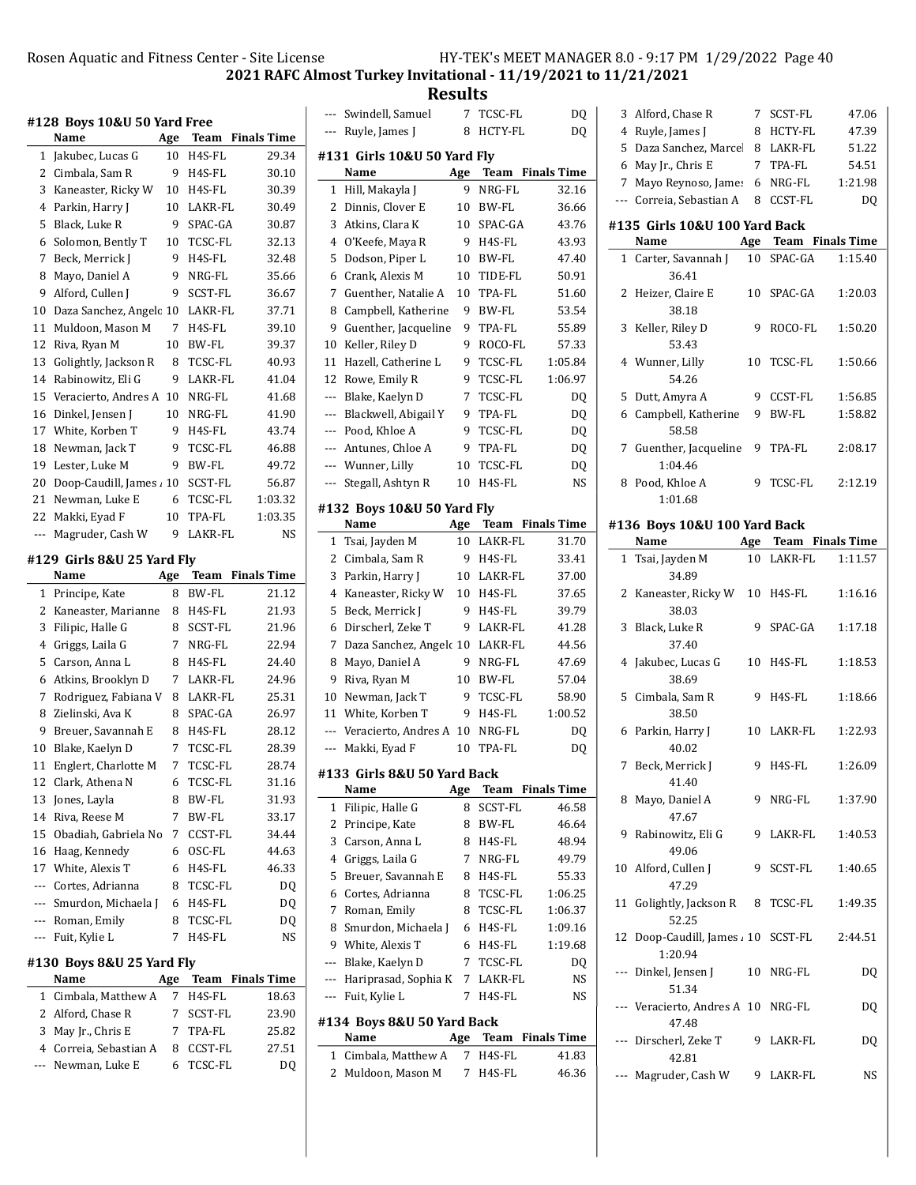## 2021 RAFC Almost Turkey Invitational - 11/19/2021 to 11/21/2021

## Results

### #128 Boys 10&U 50 Yard Free

| | Name | Age | Team | Finals Time |
|---|---|---|---|---|
| 1 | Jakubec, Lucas G | 10 | H4S-FL | 29.34 |
| 2 | Cimbala, Sam R | 9 | H4S-FL | 30.10 |
| 3 | Kaneaster, Ricky W | 10 | H4S-FL | 30.39 |
| 4 | Parkin, Harry J | 10 | LAKR-FL | 30.49 |
| 5 | Black, Luke R | 9 | SPAC-GA | 30.87 |
| 6 | Solomon, Bently T | 10 | TCSC-FL | 32.13 |
| 7 | Beck, Merrick J | 9 | H4S-FL | 32.48 |
| 8 | Mayo, Daniel A | 9 | NRG-FL | 35.66 |
| 9 | Alford, Cullen J | 9 | SCST-FL | 36.67 |
| 10 | Daza Sanchez, Angelo | 10 | LAKR-FL | 37.71 |
| 11 | Muldoon, Mason M | 7 | H4S-FL | 39.10 |
| 12 | Riva, Ryan M | 10 | BW-FL | 39.37 |
| 13 | Golightly, Jackson R | 8 | TCSC-FL | 40.93 |
| 14 | Rabinowitz, Eli G | 9 | LAKR-FL | 41.04 |
| 15 | Veracierto, Andres A | 10 | NRG-FL | 41.68 |
| 16 | Dinkel, Jensen J | 10 | NRG-FL | 41.90 |
| 17 | White, Korben T | 9 | H4S-FL | 43.74 |
| 18 | Newman, Jack T | 9 | TCSC-FL | 46.88 |
| 19 | Lester, Luke M | 9 | BW-FL | 49.72 |
| 20 | Doop-Caudill, James A | 10 | SCST-FL | 56.87 |
| 21 | Newman, Luke E | 6 | TCSC-FL | 1:03.32 |
| 22 | Makki, Eyad F | 10 | TPA-FL | 1:03.35 |
| --- | Magruder, Cash W | 9 | LAKR-FL | NS |

### #129 Girls 8&U 25 Yard Fly

| | Name | Age | Team | Finals Time |
|---|---|---|---|---|
| 1 | Principe, Kate | 8 | BW-FL | 21.12 |
| 2 | Kaneaster, Marianne | 8 | H4S-FL | 21.93 |
| 3 | Filipic, Halle G | 8 | SCST-FL | 21.96 |
| 4 | Griggs, Laila G | 7 | NRG-FL | 22.94 |
| 5 | Carson, Anna L | 8 | H4S-FL | 24.40 |
| 6 | Atkins, Brooklyn D | 7 | LAKR-FL | 24.96 |
| 7 | Rodriguez, Fabiana V | 8 | LAKR-FL | 25.31 |
| 8 | Zielinski, Ava K | 8 | SPAC-GA | 26.97 |
| 9 | Breuer, Savannah E | 8 | H4S-FL | 28.12 |
| 10 | Blake, Kaelyn D | 7 | TCSC-FL | 28.39 |
| 11 | Englert, Charlotte M | 7 | TCSC-FL | 28.74 |
| 12 | Clark, Athena N | 6 | TCSC-FL | 31.16 |
| 13 | Jones, Layla | 8 | BW-FL | 31.93 |
| 14 | Riva, Reese M | 7 | BW-FL | 33.17 |
| 15 | Obadiah, Gabriela No | 7 | CCST-FL | 34.44 |
| 16 | Haag, Kennedy | 6 | OSC-FL | 44.63 |
| 17 | White, Alexis T | 6 | H4S-FL | 46.33 |
| --- | Cortes, Adrianna | 8 | TCSC-FL | DQ |
| --- | Smurdon, Michaela J | 6 | H4S-FL | DQ |
| --- | Roman, Emily | 8 | TCSC-FL | DQ |
| --- | Fuit, Kylie L | 7 | H4S-FL | NS |

### #130 Boys 8&U 25 Yard Fly

| | Name | Age | Team | Finals Time |
|---|---|---|---|---|
| 1 | Cimbala, Matthew A | 7 | H4S-FL | 18.63 |
| 2 | Alford, Chase R | 7 | SCST-FL | 23.90 |
| 3 | May Jr., Chris E | 7 | TPA-FL | 25.82 |
| 4 | Correia, Sebastian A | 8 | CCST-FL | 27.51 |
| --- | Newman, Luke E | 6 | TCSC-FL | DQ |
| --- | Swindell, Samuel | 7 | TCSC-FL | DQ |
| --- | Ruyle, James J | 8 | HCTY-FL | DQ |

### #131 Girls 10&U 50 Yard Fly

| | Name | Age | Team | Finals Time |
|---|---|---|---|---|
| 1 | Hill, Makayla J | 9 | NRG-FL | 32.16 |
| 2 | Dinnis, Clover E | 10 | BW-FL | 36.66 |
| 3 | Atkins, Clara K | 10 | SPAC-GA | 43.76 |
| 4 | O'Keefe, Maya R | 9 | H4S-FL | 43.93 |
| 5 | Dodson, Piper L | 10 | BW-FL | 47.40 |
| 6 | Crank, Alexis M | 10 | TIDE-FL | 50.91 |
| 7 | Guenther, Natalie A | 10 | TPA-FL | 51.60 |
| 8 | Campbell, Katherine | 9 | BW-FL | 53.54 |
| 9 | Guenther, Jacqueline | 9 | TPA-FL | 55.89 |
| 10 | Keller, Riley D | 9 | ROCO-FL | 57.33 |
| 11 | Hazell, Catherine L | 9 | TCSC-FL | 1:05.84 |
| 12 | Rowe, Emily R | 9 | TCSC-FL | 1:06.97 |
| --- | Blake, Kaelyn D | 7 | TCSC-FL | DQ |
| --- | Blackwell, Abigail Y | 9 | TPA-FL | DQ |
| --- | Pood, Khloe A | 9 | TCSC-FL | DQ |
| --- | Antunes, Chloe A | 9 | TPA-FL | DQ |
| --- | Wunner, Lilly | 10 | TCSC-FL | DQ |
| --- | Stegall, Ashtyn R | 10 | H4S-FL | NS |

### #132 Boys 10&U 50 Yard Fly

| | Name | Age | Team | Finals Time |
|---|---|---|---|---|
| 1 | Tsai, Jayden M | 10 | LAKR-FL | 31.70 |
| 2 | Cimbala, Sam R | 9 | H4S-FL | 33.41 |
| 3 | Parkin, Harry J | 10 | LAKR-FL | 37.00 |
| 4 | Kaneaster, Ricky W | 10 | H4S-FL | 37.65 |
| 5 | Beck, Merrick J | 9 | H4S-FL | 39.79 |
| 6 | Dirscherl, Zeke T | 9 | LAKR-FL | 41.28 |
| 7 | Daza Sanchez, Angelo | 10 | LAKR-FL | 44.56 |
| 8 | Mayo, Daniel A | 9 | NRG-FL | 47.69 |
| 9 | Riva, Ryan M | 10 | BW-FL | 57.04 |
| 10 | Newman, Jack T | 9 | TCSC-FL | 58.90 |
| 11 | White, Korben T | 9 | H4S-FL | 1:00.52 |
| --- | Veracierto, Andres A | 10 | NRG-FL | DQ |
| --- | Makki, Eyad F | 10 | TPA-FL | DQ |

### #133 Girls 8&U 50 Yard Back

| | Name | Age | Team | Finals Time |
|---|---|---|---|---|
| 1 | Filipic, Halle G | 8 | SCST-FL | 46.58 |
| 2 | Principe, Kate | 8 | BW-FL | 46.64 |
| 3 | Carson, Anna L | 8 | H4S-FL | 48.94 |
| 4 | Griggs, Laila G | 7 | NRG-FL | 49.79 |
| 5 | Breuer, Savannah E | 8 | H4S-FL | 55.33 |
| 6 | Cortes, Adrianna | 8 | TCSC-FL | 1:06.25 |
| 7 | Roman, Emily | 8 | TCSC-FL | 1:06.37 |
| 8 | Smurdon, Michaela J | 6 | H4S-FL | 1:09.16 |
| 9 | White, Alexis T | 6 | H4S-FL | 1:19.68 |
| --- | Blake, Kaelyn D | 7 | TCSC-FL | DQ |
| --- | Hariprasad, Sophia K | 7 | LAKR-FL | NS |
| --- | Fuit, Kylie L | 7 | H4S-FL | NS |

### #134 Boys 8&U 50 Yard Back

| | Name | Age | Team | Finals Time |
|---|---|---|---|---|
| 1 | Cimbala, Matthew A | 7 | H4S-FL | 41.83 |
| 2 | Muldoon, Mason M | 7 | H4S-FL | 46.36 |
| 3 | Alford, Chase R | 7 | SCST-FL | 47.06 |
| 4 | Ruyle, James J | 8 | HCTY-FL | 47.39 |
| 5 | Daza Sanchez, Marcel | 8 | LAKR-FL | 51.22 |
| 6 | May Jr., Chris E | 7 | TPA-FL | 54.51 |
| 7 | Mayo Reynoso, James | 6 | NRG-FL | 1:21.98 |
| --- | Correia, Sebastian A | 8 | CCST-FL | DQ |

### #135 Girls 10&U 100 Yard Back

| | Name | Age | Team | Finals Time |
|---|---|---|---|---|
| 1 | Carter, Savannah J | 10 | SPAC-GA | 1:15.40 |
| | 36.41 | | | |
| 2 | Heizer, Claire E | 10 | SPAC-GA | 1:20.03 |
| | 38.18 | | | |
| 3 | Keller, Riley D | 9 | ROCO-FL | 1:50.20 |
| | 53.43 | | | |
| 4 | Wunner, Lilly | 10 | TCSC-FL | 1:50.66 |
| | 54.26 | | | |
| 5 | Dutt, Amyra A | 9 | CCST-FL | 1:56.85 |
| 6 | Campbell, Katherine | 9 | BW-FL | 1:58.82 |
| | 58.58 | | | |
| 7 | Guenther, Jacqueline | 9 | TPA-FL | 2:08.17 |
| | 1:04.46 | | | |
| 8 | Pood, Khloe A | 9 | TCSC-FL | 2:12.19 |
| | 1:01.68 | | | |

### #136 Boys 10&U 100 Yard Back

| | Name | Age | Team | Finals Time |
|---|---|---|---|---|
| 1 | Tsai, Jayden M | 10 | LAKR-FL | 1:11.57 |
| | 34.89 | | | |
| 2 | Kaneaster, Ricky W | 10 | H4S-FL | 1:16.16 |
| | 38.03 | | | |
| 3 | Black, Luke R | 9 | SPAC-GA | 1:17.18 |
| | 37.40 | | | |
| 4 | Jakubec, Lucas G | 10 | H4S-FL | 1:18.53 |
| | 38.69 | | | |
| 5 | Cimbala, Sam R | 9 | H4S-FL | 1:18.66 |
| | 38.50 | | | |
| 6 | Parkin, Harry J | 10 | LAKR-FL | 1:22.93 |
| | 40.02 | | | |
| 7 | Beck, Merrick J | 9 | H4S-FL | 1:26.09 |
| | 41.40 | | | |
| 8 | Mayo, Daniel A | 9 | NRG-FL | 1:37.90 |
| | 47.67 | | | |
| 9 | Rabinowitz, Eli G | 9 | LAKR-FL | 1:40.53 |
| | 49.06 | | | |
| 10 | Alford, Cullen J | 9 | SCST-FL | 1:40.65 |
| | 47.29 | | | |
| 11 | Golightly, Jackson R | 8 | TCSC-FL | 1:49.35 |
| | 52.25 | | | |
| 12 | Doop-Caudill, James A | 10 | SCST-FL | 2:44.51 |
| | 1:20.94 | | | |
| --- | Dinkel, Jensen J | 10 | NRG-FL | DQ |
| | 51.34 | | | |
| --- | Veracierto, Andres A | 10 | NRG-FL | DQ |
| | 47.48 | | | |
| --- | Dirscherl, Zeke T | 9 | LAKR-FL | DQ |
| | 42.81 | | | |
| --- | Magruder, Cash W | 9 | LAKR-FL | NS |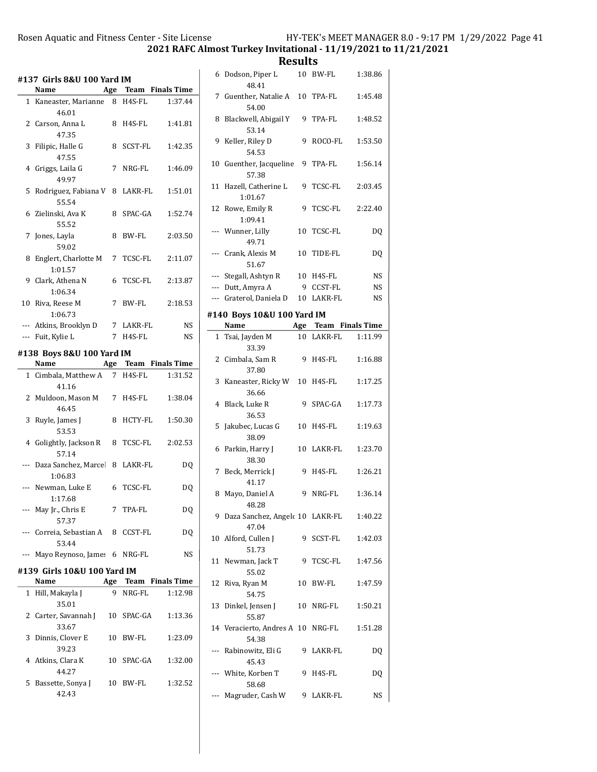## 2021 RAFC Almost Turkey Invitational - 11/19/2021 to 11/21/2021

## Results

### #137 Girls 8&U 100 Yard IM

| | Name | Age | Team | Finals Time |
|---|---|---|---|---|
| 1 | Kaneaster, Marianne | 8 | H4S-FL | 1:37.44 |
| | 46.01 | | | |
| 2 | Carson, Anna L | 8 | H4S-FL | 1:41.81 |
| | 47.35 | | | |
| 3 | Filipic, Halle G | 8 | SCST-FL | 1:42.35 |
| | 47.55 | | | |
| 4 | Griggs, Laila G | 7 | NRG-FL | 1:46.09 |
| | 49.97 | | | |
| 5 | Rodriguez, Fabiana V | 8 | LAKR-FL | 1:51.01 |
| | 55.54 | | | |
| 6 | Zielinski, Ava K | 8 | SPAC-GA | 1:52.74 |
| | 55.52 | | | |
| 7 | Jones, Layla | 8 | BW-FL | 2:03.50 |
| | 59.02 | | | |
| 8 | Englert, Charlotte M | 7 | TCSC-FL | 2:11.07 |
| | 1:01.57 | | | |
| 9 | Clark, Athena N | 6 | TCSC-FL | 2:13.87 |
| | 1:06.34 | | | |
| 10 | Riva, Reese M | 7 | BW-FL | 2:18.53 |
| | 1:06.73 | | | |
| --- | Atkins, Brooklyn D | 7 | LAKR-FL | NS |
| --- | Fuit, Kylie L | 7 | H4S-FL | NS |

### #138 Boys 8&U 100 Yard IM

| | Name | Age | Team | Finals Time |
|---|---|---|---|---|
| 1 | Cimbala, Matthew A | 7 | H4S-FL | 1:31.52 |
| | 41.16 | | | |
| 2 | Muldoon, Mason M | 7 | H4S-FL | 1:38.04 |
| | 46.45 | | | |
| 3 | Ruyle, James J | 8 | HCTY-FL | 1:50.30 |
| | 53.53 | | | |
| 4 | Golightly, Jackson R | 8 | TCSC-FL | 2:02.53 |
| | 57.14 | | | |
| --- | Daza Sanchez, Marcel | 8 | LAKR-FL | DQ |
| | 1:06.83 | | | |
| --- | Newman, Luke E | 6 | TCSC-FL | DQ |
| | 1:17.68 | | | |
| --- | May Jr., Chris E | 7 | TPA-FL | DQ |
| | 57.37 | | | |
| --- | Correia, Sebastian A | 8 | CCST-FL | DQ |
| | 53.44 | | | |
| --- | Mayo Reynoso, James | 6 | NRG-FL | NS |

### #139 Girls 10&U 100 Yard IM

| | Name | Age | Team | Finals Time |
|---|---|---|---|---|
| 1 | Hill, Makayla J | 9 | NRG-FL | 1:12.98 |
| | 35.01 | | | |
| 2 | Carter, Savannah J | 10 | SPAC-GA | 1:13.36 |
| | 33.67 | | | |
| 3 | Dinnis, Clover E | 10 | BW-FL | 1:23.09 |
| | 39.23 | | | |
| 4 | Atkins, Clara K | 10 | SPAC-GA | 1:32.00 |
| | 44.27 | | | |
| 5 | Bassette, Sonya J | 10 | BW-FL | 1:32.52 |
| | 42.43 | | | |
| 6 | Dodson, Piper L | 10 | BW-FL | 1:38.86 |
| | 48.41 | | | |
| 7 | Guenther, Natalie A | 10 | TPA-FL | 1:45.48 |
| | 54.00 | | | |
| 8 | Blackwell, Abigail Y | 9 | TPA-FL | 1:48.52 |
| | 53.14 | | | |
| 9 | Keller, Riley D | 9 | ROCO-FL | 1:53.50 |
| | 54.53 | | | |
| 10 | Guenther, Jacqueline | 9 | TPA-FL | 1:56.14 |
| | 57.38 | | | |
| 11 | Hazell, Catherine L | 9 | TCSC-FL | 2:03.45 |
| | 1:01.67 | | | |
| 12 | Rowe, Emily R | 9 | TCSC-FL | 2:22.40 |
| | 1:09.41 | | | |
| --- | Wunner, Lilly | 10 | TCSC-FL | DQ |
| | 49.71 | | | |
| --- | Crank, Alexis M | 10 | TIDE-FL | DQ |
| | 51.67 | | | |
| --- | Stegall, Ashtyn R | 10 | H4S-FL | NS |
| --- | Dutt, Amyra A | 9 | CCST-FL | NS |
| --- | Graterol, Daniela D | 10 | LAKR-FL | NS |

### #140 Boys 10&U 100 Yard IM

| | Name | Age | Team | Finals Time |
|---|---|---|---|---|
| 1 | Tsai, Jayden M | 10 | LAKR-FL | 1:11.99 |
| | 33.39 | | | |
| 2 | Cimbala, Sam R | 9 | H4S-FL | 1:16.88 |
| | 37.80 | | | |
| 3 | Kaneaster, Ricky W | 10 | H4S-FL | 1:17.25 |
| | 36.66 | | | |
| 4 | Black, Luke R | 9 | SPAC-GA | 1:17.73 |
| | 36.53 | | | |
| 5 | Jakubec, Lucas G | 10 | H4S-FL | 1:19.63 |
| | 38.09 | | | |
| 6 | Parkin, Harry J | 10 | LAKR-FL | 1:23.70 |
| | 38.30 | | | |
| 7 | Beck, Merrick J | 9 | H4S-FL | 1:26.21 |
| | 41.17 | | | |
| 8 | Mayo, Daniel A | 9 | NRG-FL | 1:36.14 |
| | 48.28 | | | |
| 9 | Daza Sanchez, Angelo | 10 | LAKR-FL | 1:40.22 |
| | 47.04 | | | |
| 10 | Alford, Cullen J | 9 | SCST-FL | 1:42.03 |
| | 51.73 | | | |
| 11 | Newman, Jack T | 9 | TCSC-FL | 1:47.56 |
| | 55.02 | | | |
| 12 | Riva, Ryan M | 10 | BW-FL | 1:47.59 |
| | 54.75 | | | |
| 13 | Dinkel, Jensen J | 10 | NRG-FL | 1:50.21 |
| | 55.87 | | | |
| 14 | Veracierto, Andres A | 10 | NRG-FL | 1:51.28 |
| | 54.38 | | | |
| --- | Rabinowitz, Eli G | 9 | LAKR-FL | DQ |
| | 45.43 | | | |
| --- | White, Korben T | 9 | H4S-FL | DQ |
| | 58.68 | | | |
| --- | Magruder, Cash W | 9 | LAKR-FL | NS |